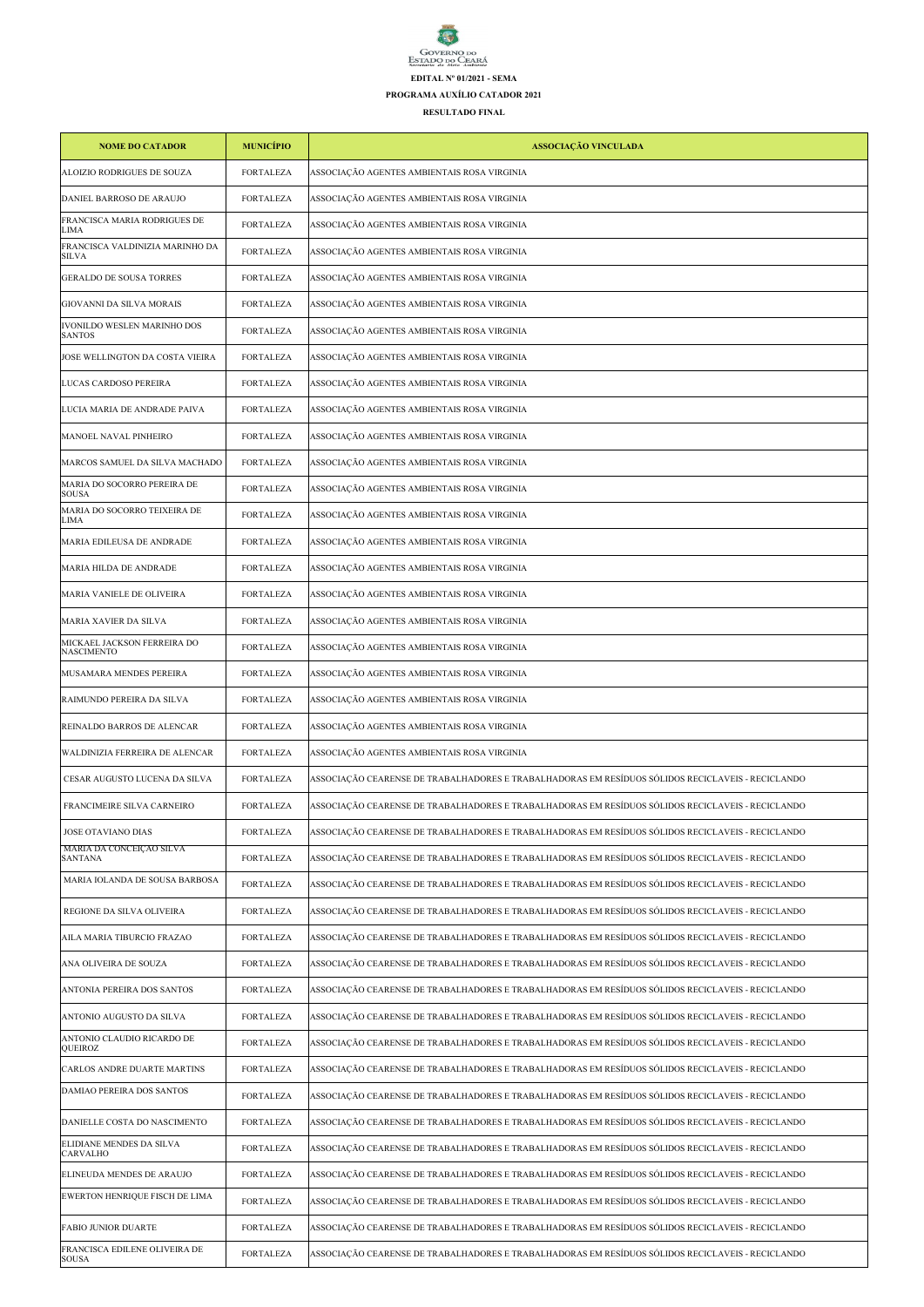GOVERNO DO ESTADO DO CEARÁ
Secretaria do Meio Ambiente

**EDITAL Nº 01/2021 - SEMA**

**PROGRAMA AUXÍLIO CATADOR 2021**

**RESULTADO FINAL**

| NOME DO CATADOR | MUNICÍPIO | ASSOCIAÇÃO VINCULADA |
|---|---|---|
| ALOIZIO RODRIGUES DE SOUZA | FORTALEZA | ASSOCIAÇÃO AGENTES AMBIENTAIS ROSA VIRGINIA |
| DANIEL BARROSO DE ARAUJO | FORTALEZA | ASSOCIAÇÃO AGENTES AMBIENTAIS ROSA VIRGINIA |
| FRANCISCA MARIA RODRIGUES DE LIMA | FORTALEZA | ASSOCIAÇÃO AGENTES AMBIENTAIS ROSA VIRGINIA |
| FRANCISCA VALDINIZIA MARINHO DA SILVA | FORTALEZA | ASSOCIAÇÃO AGENTES AMBIENTAIS ROSA VIRGINIA |
| GERALDO DE SOUSA TORRES | FORTALEZA | ASSOCIAÇÃO AGENTES AMBIENTAIS ROSA VIRGINIA |
| GIOVANNI DA SILVA MORAIS | FORTALEZA | ASSOCIAÇÃO AGENTES AMBIENTAIS ROSA VIRGINIA |
| IVONILDO WESLEN MARINHO DOS SANTOS | FORTALEZA | ASSOCIAÇÃO AGENTES AMBIENTAIS ROSA VIRGINIA |
| JOSE WELLINGTON DA COSTA VIEIRA | FORTALEZA | ASSOCIAÇÃO AGENTES AMBIENTAIS ROSA VIRGINIA |
| LUCAS CARDOSO PEREIRA | FORTALEZA | ASSOCIAÇÃO AGENTES AMBIENTAIS ROSA VIRGINIA |
| LUCIA MARIA DE ANDRADE PAIVA | FORTALEZA | ASSOCIAÇÃO AGENTES AMBIENTAIS ROSA VIRGINIA |
| MANOEL NAVAL PINHEIRO | FORTALEZA | ASSOCIAÇÃO AGENTES AMBIENTAIS ROSA VIRGINIA |
| MARCOS SAMUEL DA SILVA MACHADO | FORTALEZA | ASSOCIAÇÃO AGENTES AMBIENTAIS ROSA VIRGINIA |
| MARIA DO SOCORRO PEREIRA DE SOUSA | FORTALEZA | ASSOCIAÇÃO AGENTES AMBIENTAIS ROSA VIRGINIA |
| MARIA DO SOCORRO TEIXEIRA DE LIMA | FORTALEZA | ASSOCIAÇÃO AGENTES AMBIENTAIS ROSA VIRGINIA |
| MARIA EDILEUSA DE ANDRADE | FORTALEZA | ASSOCIAÇÃO AGENTES AMBIENTAIS ROSA VIRGINIA |
| MARIA HILDA DE ANDRADE | FORTALEZA | ASSOCIAÇÃO AGENTES AMBIENTAIS ROSA VIRGINIA |
| MARIA VANIELE DE OLIVEIRA | FORTALEZA | ASSOCIAÇÃO AGENTES AMBIENTAIS ROSA VIRGINIA |
| MARIA XAVIER DA SILVA | FORTALEZA | ASSOCIAÇÃO AGENTES AMBIENTAIS ROSA VIRGINIA |
| MICKAEL JACKSON FERREIRA DO NASCIMENTO | FORTALEZA | ASSOCIAÇÃO AGENTES AMBIENTAIS ROSA VIRGINIA |
| MUSAMARA MENDES PEREIRA | FORTALEZA | ASSOCIAÇÃO AGENTES AMBIENTAIS ROSA VIRGINIA |
| RAIMUNDO PEREIRA DA SILVA | FORTALEZA | ASSOCIAÇÃO AGENTES AMBIENTAIS ROSA VIRGINIA |
| REINALDO BARROS DE ALENCAR | FORTALEZA | ASSOCIAÇÃO AGENTES AMBIENTAIS ROSA VIRGINIA |
| WALDINIZIA FERREIRA DE ALENCAR | FORTALEZA | ASSOCIAÇÃO AGENTES AMBIENTAIS ROSA VIRGINIA |
| CESAR AUGUSTO LUCENA DA SILVA | FORTALEZA | ASSOCIAÇÃO CEARENSE DE TRABALHADORES E TRABALHADORAS EM RESÍDUOS SÓLIDOS RECICLAVEIS - RECICLANDO |
| FRANCIMEIRE SILVA CARNEIRO | FORTALEZA | ASSOCIAÇÃO CEARENSE DE TRABALHADORES E TRABALHADORAS EM RESÍDUOS SÓLIDOS RECICLAVEIS - RECICLANDO |
| JOSE OTAVIANO DIAS | FORTALEZA | ASSOCIAÇÃO CEARENSE DE TRABALHADORES E TRABALHADORAS EM RESÍDUOS SÓLIDOS RECICLAVEIS - RECICLANDO |
| MARIA DA CONCEIÇÃO SILVA SANTANA | FORTALEZA | ASSOCIAÇÃO CEARENSE DE TRABALHADORES E TRABALHADORAS EM RESÍDUOS SÓLIDOS RECICLAVEIS - RECICLANDO |
| MARIA IOLANDA DE SOUSA BARBOSA | FORTALEZA | ASSOCIAÇÃO CEARENSE DE TRABALHADORES E TRABALHADORAS EM RESÍDUOS SÓLIDOS RECICLAVEIS - RECICLANDO |
| REGIONE DA SILVA OLIVEIRA | FORTALEZA | ASSOCIAÇÃO CEARENSE DE TRABALHADORES E TRABALHADORAS EM RESÍDUOS SÓLIDOS RECICLAVEIS - RECICLANDO |
| AILA MARIA TIBURCIO FRAZAO | FORTALEZA | ASSOCIAÇÃO CEARENSE DE TRABALHADORES E TRABALHADORAS EM RESÍDUOS SÓLIDOS RECICLAVEIS - RECICLANDO |
| ANA OLIVEIRA DE SOUZA | FORTALEZA | ASSOCIAÇÃO CEARENSE DE TRABALHADORES E TRABALHADORAS EM RESÍDUOS SÓLIDOS RECICLAVEIS - RECICLANDO |
| ANTONIA PEREIRA DOS SANTOS | FORTALEZA | ASSOCIAÇÃO CEARENSE DE TRABALHADORES E TRABALHADORAS EM RESÍDUOS SÓLIDOS RECICLAVEIS - RECICLANDO |
| ANTONIO AUGUSTO DA SILVA | FORTALEZA | ASSOCIAÇÃO CEARENSE DE TRABALHADORES E TRABALHADORAS EM RESÍDUOS SÓLIDOS RECICLAVEIS - RECICLANDO |
| ANTONIO CLAUDIO RICARDO DE QUEIROZ | FORTALEZA | ASSOCIAÇÃO CEARENSE DE TRABALHADORES E TRABALHADORAS EM RESÍDUOS SÓLIDOS RECICLAVEIS - RECICLANDO |
| CARLOS ANDRE DUARTE MARTINS | FORTALEZA | ASSOCIAÇÃO CEARENSE DE TRABALHADORES E TRABALHADORAS EM RESÍDUOS SÓLIDOS RECICLAVEIS - RECICLANDO |
| DAMIAO PEREIRA DOS SANTOS | FORTALEZA | ASSOCIAÇÃO CEARENSE DE TRABALHADORES E TRABALHADORAS EM RESÍDUOS SÓLIDOS RECICLAVEIS - RECICLANDO |
| DANIELLE COSTA DO NASCIMENTO | FORTALEZA | ASSOCIAÇÃO CEARENSE DE TRABALHADORES E TRABALHADORAS EM RESÍDUOS SÓLIDOS RECICLAVEIS - RECICLANDO |
| ELIDIANE MENDES DA SILVA CARVALHO | FORTALEZA | ASSOCIAÇÃO CEARENSE DE TRABALHADORES E TRABALHADORAS EM RESÍDUOS SÓLIDOS RECICLAVEIS - RECICLANDO |
| ELINEUDA MENDES DE ARAUJO | FORTALEZA | ASSOCIAÇÃO CEARENSE DE TRABALHADORES E TRABALHADORAS EM RESÍDUOS SÓLIDOS RECICLAVEIS - RECICLANDO |
| EWERTON HENRIQUE FISCH DE LIMA | FORTALEZA | ASSOCIAÇÃO CEARENSE DE TRABALHADORES E TRABALHADORAS EM RESÍDUOS SÓLIDOS RECICLAVEIS - RECICLANDO |
| FABIO JUNIOR DUARTE | FORTALEZA | ASSOCIAÇÃO CEARENSE DE TRABALHADORES E TRABALHADORAS EM RESÍDUOS SÓLIDOS RECICLAVEIS - RECICLANDO |
| FRANCISCA EDILENE OLIVEIRA DE SOUSA | FORTALEZA | ASSOCIAÇÃO CEARENSE DE TRABALHADORES E TRABALHADORAS EM RESÍDUOS SÓLIDOS RECICLAVEIS - RECICLANDO |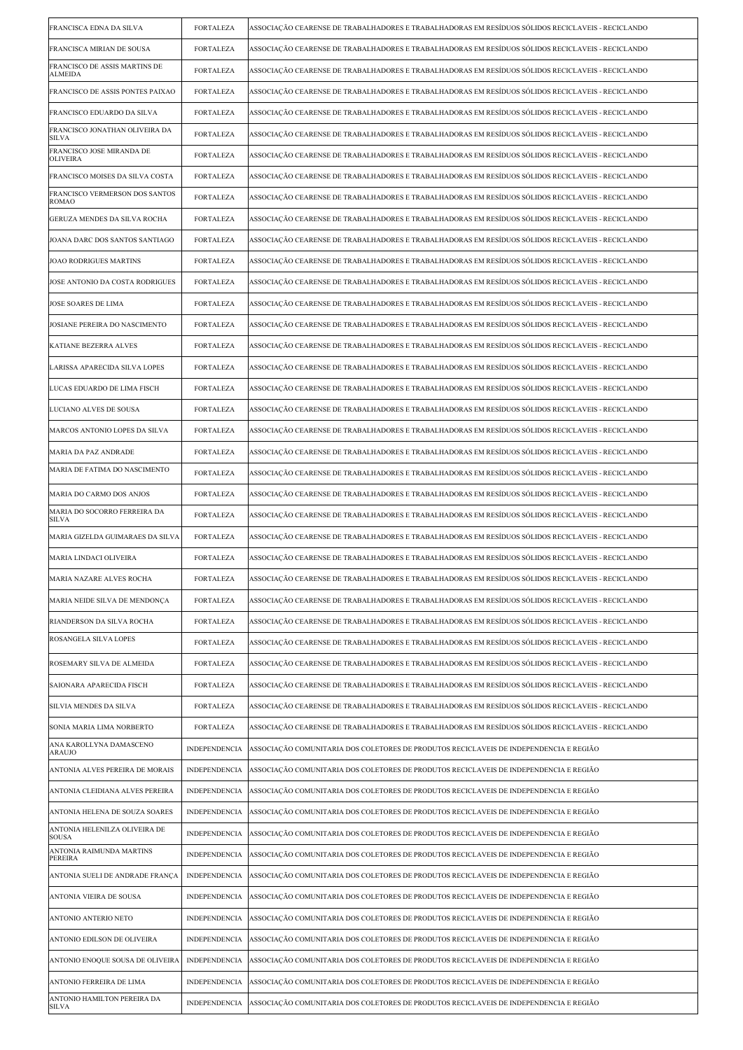| | | |
|---|---|---|
| FRANCISCA EDNA DA SILVA | FORTALEZA | ASSOCIAÇÃO CEARENSE DE TRABALHADORES E TRABALHADORAS EM RESÍDUOS SÓLIDOS RECICLAVEIS - RECICLANDO |
| FRANCISCA MIRIAN DE SOUSA | FORTALEZA | ASSOCIAÇÃO CEARENSE DE TRABALHADORES E TRABALHADORAS EM RESÍDUOS SÓLIDOS RECICLAVEIS - RECICLANDO |
| FRANCISCO DE ASSIS MARTINS DE ALMEIDA | FORTALEZA | ASSOCIAÇÃO CEARENSE DE TRABALHADORES E TRABALHADORAS EM RESÍDUOS SÓLIDOS RECICLAVEIS - RECICLANDO |
| FRANCISCO DE ASSIS PONTES PAIXAO | FORTALEZA | ASSOCIAÇÃO CEARENSE DE TRABALHADORES E TRABALHADORAS EM RESÍDUOS SÓLIDOS RECICLAVEIS - RECICLANDO |
| FRANCISCO EDUARDO DA SILVA | FORTALEZA | ASSOCIAÇÃO CEARENSE DE TRABALHADORES E TRABALHADORAS EM RESÍDUOS SÓLIDOS RECICLAVEIS - RECICLANDO |
| FRANCISCO JONATHAN OLIVEIRA DA SILVA | FORTALEZA | ASSOCIAÇÃO CEARENSE DE TRABALHADORES E TRABALHADORAS EM RESÍDUOS SÓLIDOS RECICLAVEIS - RECICLANDO |
| FRANCISCO JOSE MIRANDA DE OLIVEIRA | FORTALEZA | ASSOCIAÇÃO CEARENSE DE TRABALHADORES E TRABALHADORAS EM RESÍDUOS SÓLIDOS RECICLAVEIS - RECICLANDO |
| FRANCISCO MOISES DA SILVA COSTA | FORTALEZA | ASSOCIAÇÃO CEARENSE DE TRABALHADORES E TRABALHADORAS EM RESÍDUOS SÓLIDOS RECICLAVEIS - RECICLANDO |
| FRANCISCO VERMERSON DOS SANTOS ROMAO | FORTALEZA | ASSOCIAÇÃO CEARENSE DE TRABALHADORES E TRABALHADORAS EM RESÍDUOS SÓLIDOS RECICLAVEIS - RECICLANDO |
| GERUZA MENDES DA SILVA ROCHA | FORTALEZA | ASSOCIAÇÃO CEARENSE DE TRABALHADORES E TRABALHADORAS EM RESÍDUOS SÓLIDOS RECICLAVEIS - RECICLANDO |
| JOANA DARC DOS SANTOS SANTIAGO | FORTALEZA | ASSOCIAÇÃO CEARENSE DE TRABALHADORES E TRABALHADORAS EM RESÍDUOS SÓLIDOS RECICLAVEIS - RECICLANDO |
| JOAO RODRIGUES MARTINS | FORTALEZA | ASSOCIAÇÃO CEARENSE DE TRABALHADORES E TRABALHADORAS EM RESÍDUOS SÓLIDOS RECICLAVEIS - RECICLANDO |
| JOSE ANTONIO DA COSTA RODRIGUES | FORTALEZA | ASSOCIAÇÃO CEARENSE DE TRABALHADORES E TRABALHADORAS EM RESÍDUOS SÓLIDOS RECICLAVEIS - RECICLANDO |
| JOSE SOARES DE LIMA | FORTALEZA | ASSOCIAÇÃO CEARENSE DE TRABALHADORES E TRABALHADORAS EM RESÍDUOS SÓLIDOS RECICLAVEIS - RECICLANDO |
| JOSIANE PEREIRA DO NASCIMENTO | FORTALEZA | ASSOCIAÇÃO CEARENSE DE TRABALHADORES E TRABALHADORAS EM RESÍDUOS SÓLIDOS RECICLAVEIS - RECICLANDO |
| KATIANE BEZERRA ALVES | FORTALEZA | ASSOCIAÇÃO CEARENSE DE TRABALHADORES E TRABALHADORAS EM RESÍDUOS SÓLIDOS RECICLAVEIS - RECICLANDO |
| LARISSA APARECIDA SILVA LOPES | FORTALEZA | ASSOCIAÇÃO CEARENSE DE TRABALHADORES E TRABALHADORAS EM RESÍDUOS SÓLIDOS RECICLAVEIS - RECICLANDO |
| LUCAS EDUARDO DE LIMA FISCH | FORTALEZA | ASSOCIAÇÃO CEARENSE DE TRABALHADORES E TRABALHADORAS EM RESÍDUOS SÓLIDOS RECICLAVEIS - RECICLANDO |
| LUCIANO ALVES DE SOUSA | FORTALEZA | ASSOCIAÇÃO CEARENSE DE TRABALHADORES E TRABALHADORAS EM RESÍDUOS SÓLIDOS RECICLAVEIS - RECICLANDO |
| MARCOS ANTONIO LOPES DA SILVA | FORTALEZA | ASSOCIAÇÃO CEARENSE DE TRABALHADORES E TRABALHADORAS EM RESÍDUOS SÓLIDOS RECICLAVEIS - RECICLANDO |
| MARIA DA PAZ ANDRADE | FORTALEZA | ASSOCIAÇÃO CEARENSE DE TRABALHADORES E TRABALHADORAS EM RESÍDUOS SÓLIDOS RECICLAVEIS - RECICLANDO |
| MARIA DE FATIMA DO NASCIMENTO | FORTALEZA | ASSOCIAÇÃO CEARENSE DE TRABALHADORES E TRABALHADORAS EM RESÍDUOS SÓLIDOS RECICLAVEIS - RECICLANDO |
| MARIA DO CARMO DOS ANJOS | FORTALEZA | ASSOCIAÇÃO CEARENSE DE TRABALHADORES E TRABALHADORAS EM RESÍDUOS SÓLIDOS RECICLAVEIS - RECICLANDO |
| MARIA DO SOCORRO FERREIRA DA SILVA | FORTALEZA | ASSOCIAÇÃO CEARENSE DE TRABALHADORES E TRABALHADORAS EM RESÍDUOS SÓLIDOS RECICLAVEIS - RECICLANDO |
| MARIA GIZELDA GUIMARAES DA SILVA | FORTALEZA | ASSOCIAÇÃO CEARENSE DE TRABALHADORES E TRABALHADORAS EM RESÍDUOS SÓLIDOS RECICLAVEIS - RECICLANDO |
| MARIA LINDACI OLIVEIRA | FORTALEZA | ASSOCIAÇÃO CEARENSE DE TRABALHADORES E TRABALHADORAS EM RESÍDUOS SÓLIDOS RECICLAVEIS - RECICLANDO |
| MARIA NAZARE ALVES ROCHA | FORTALEZA | ASSOCIAÇÃO CEARENSE DE TRABALHADORES E TRABALHADORAS EM RESÍDUOS SÓLIDOS RECICLAVEIS - RECICLANDO |
| MARIA NEIDE SILVA DE MENDONÇA | FORTALEZA | ASSOCIAÇÃO CEARENSE DE TRABALHADORES E TRABALHADORAS EM RESÍDUOS SÓLIDOS RECICLAVEIS - RECICLANDO |
| RIANDERSON DA SILVA ROCHA | FORTALEZA | ASSOCIAÇÃO CEARENSE DE TRABALHADORES E TRABALHADORAS EM RESÍDUOS SÓLIDOS RECICLAVEIS - RECICLANDO |
| ROSANGELA SILVA LOPES | FORTALEZA | ASSOCIAÇÃO CEARENSE DE TRABALHADORES E TRABALHADORAS EM RESÍDUOS SÓLIDOS RECICLAVEIS - RECICLANDO |
| ROSEMARY SILVA DE ALMEIDA | FORTALEZA | ASSOCIAÇÃO CEARENSE DE TRABALHADORES E TRABALHADORAS EM RESÍDUOS SÓLIDOS RECICLAVEIS - RECICLANDO |
| SAIONARA APARECIDA FISCH | FORTALEZA | ASSOCIAÇÃO CEARENSE DE TRABALHADORES E TRABALHADORAS EM RESÍDUOS SÓLIDOS RECICLAVEIS - RECICLANDO |
| SILVIA MENDES DA SILVA | FORTALEZA | ASSOCIAÇÃO CEARENSE DE TRABALHADORES E TRABALHADORAS EM RESÍDUOS SÓLIDOS RECICLAVEIS - RECICLANDO |
| SONIA MARIA LIMA NORBERTO | FORTALEZA | ASSOCIAÇÃO CEARENSE DE TRABALHADORES E TRABALHADORAS EM RESÍDUOS SÓLIDOS RECICLAVEIS - RECICLANDO |
| ANA KAROLLYNA DAMASCENO ARAUJO | INDEPENDENCIA | ASSOCIAÇÃO COMUNITARIA DOS COLETORES DE PRODUTOS RECICLAVEIS DE INDEPENDENCIA E REGIÃO |
| ANTONIA ALVES PEREIRA DE MORAIS | INDEPENDENCIA | ASSOCIAÇÃO COMUNITARIA DOS COLETORES DE PRODUTOS RECICLAVEIS DE INDEPENDENCIA E REGIÃO |
| ANTONIA CLEIDIANA ALVES PEREIRA | INDEPENDENCIA | ASSOCIAÇÃO COMUNITARIA DOS COLETORES DE PRODUTOS RECICLAVEIS DE INDEPENDENCIA E REGIÃO |
| ANTONIA HELENA DE SOUZA SOARES | INDEPENDENCIA | ASSOCIAÇÃO COMUNITARIA DOS COLETORES DE PRODUTOS RECICLAVEIS DE INDEPENDENCIA E REGIÃO |
| ANTONIA HELENILZA OLIVEIRA DE SOUSA | INDEPENDENCIA | ASSOCIAÇÃO COMUNITARIA DOS COLETORES DE PRODUTOS RECICLAVEIS DE INDEPENDENCIA E REGIÃO |
| ANTONIA RAIMUNDA MARTINS PEREIRA | INDEPENDENCIA | ASSOCIAÇÃO COMUNITARIA DOS COLETORES DE PRODUTOS RECICLAVEIS DE INDEPENDENCIA E REGIÃO |
| ANTONIA SUELI DE ANDRADE FRANÇA | INDEPENDENCIA | ASSOCIAÇÃO COMUNITARIA DOS COLETORES DE PRODUTOS RECICLAVEIS DE INDEPENDENCIA E REGIÃO |
| ANTONIA VIEIRA DE SOUSA | INDEPENDENCIA | ASSOCIAÇÃO COMUNITARIA DOS COLETORES DE PRODUTOS RECICLAVEIS DE INDEPENDENCIA E REGIÃO |
| ANTONIO ANTERIO NETO | INDEPENDENCIA | ASSOCIAÇÃO COMUNITARIA DOS COLETORES DE PRODUTOS RECICLAVEIS DE INDEPENDENCIA E REGIÃO |
| ANTONIO EDILSON DE OLIVEIRA | INDEPENDENCIA | ASSOCIAÇÃO COMUNITARIA DOS COLETORES DE PRODUTOS RECICLAVEIS DE INDEPENDENCIA E REGIÃO |
| ANTONIO ENOQUE SOUSA DE OLIVEIRA | INDEPENDENCIA | ASSOCIAÇÃO COMUNITARIA DOS COLETORES DE PRODUTOS RECICLAVEIS DE INDEPENDENCIA E REGIÃO |
| ANTONIO FERREIRA DE LIMA | INDEPENDENCIA | ASSOCIAÇÃO COMUNITARIA DOS COLETORES DE PRODUTOS RECICLAVEIS DE INDEPENDENCIA E REGIÃO |
| ANTONIO HAMILTON PEREIRA DA SILVA | INDEPENDENCIA | ASSOCIAÇÃO COMUNITARIA DOS COLETORES DE PRODUTOS RECICLAVEIS DE INDEPENDENCIA E REGIÃO |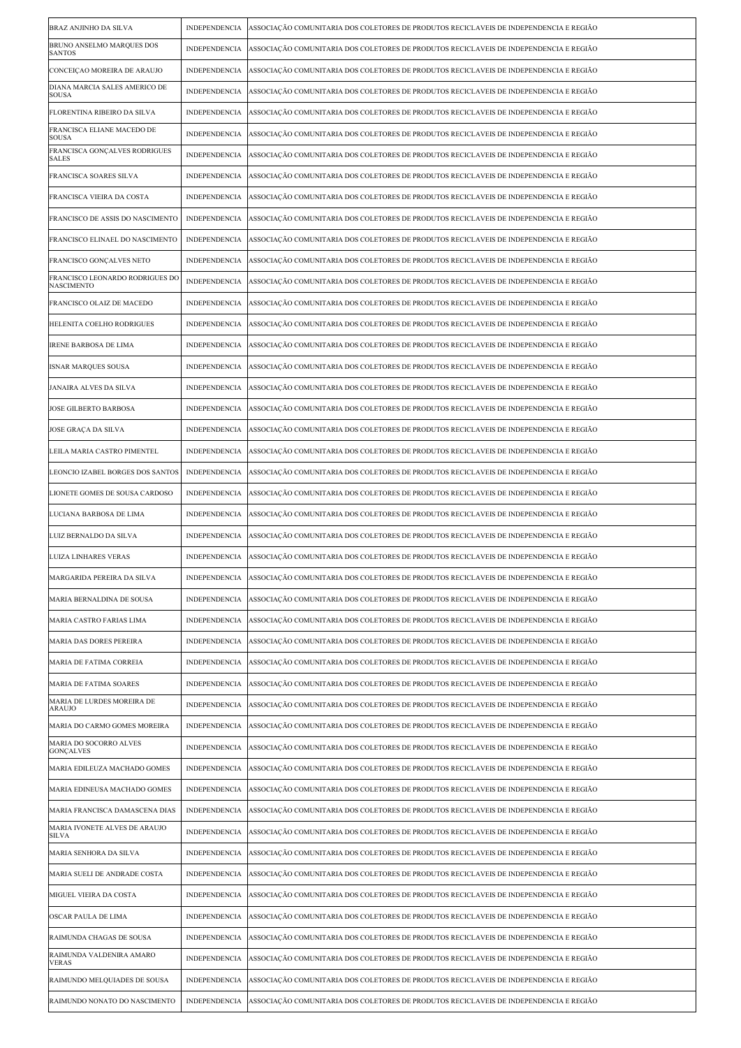| | | |
|---|---|---|
| BRAZ ANJINHO DA SILVA | INDEPENDENCIA | ASSOCIAÇÃO COMUNITARIA DOS COLETORES DE PRODUTOS RECICLAVEIS DE INDEPENDENCIA E REGIÃO |
| BRUNO ANSELMO MARQUES DOS SANTOS | INDEPENDENCIA | ASSOCIAÇÃO COMUNITARIA DOS COLETORES DE PRODUTOS RECICLAVEIS DE INDEPENDENCIA E REGIÃO |
| CONCEIÇAO MOREIRA DE ARAUJO | INDEPENDENCIA | ASSOCIAÇÃO COMUNITARIA DOS COLETORES DE PRODUTOS RECICLAVEIS DE INDEPENDENCIA E REGIÃO |
| DIANA MARCIA SALES AMERICO DE SOUSA | INDEPENDENCIA | ASSOCIAÇÃO COMUNITARIA DOS COLETORES DE PRODUTOS RECICLAVEIS DE INDEPENDENCIA E REGIÃO |
| FLORENTINA RIBEIRO DA SILVA | INDEPENDENCIA | ASSOCIAÇÃO COMUNITARIA DOS COLETORES DE PRODUTOS RECICLAVEIS DE INDEPENDENCIA E REGIÃO |
| FRANCISCA ELIANE MACEDO DE SOUSA | INDEPENDENCIA | ASSOCIAÇÃO COMUNITARIA DOS COLETORES DE PRODUTOS RECICLAVEIS DE INDEPENDENCIA E REGIÃO |
| FRANCISCA GONÇALVES RODRIGUES SALES | INDEPENDENCIA | ASSOCIAÇÃO COMUNITARIA DOS COLETORES DE PRODUTOS RECICLAVEIS DE INDEPENDENCIA E REGIÃO |
| FRANCISCA SOARES SILVA | INDEPENDENCIA | ASSOCIAÇÃO COMUNITARIA DOS COLETORES DE PRODUTOS RECICLAVEIS DE INDEPENDENCIA E REGIÃO |
| FRANCISCA VIEIRA DA COSTA | INDEPENDENCIA | ASSOCIAÇÃO COMUNITARIA DOS COLETORES DE PRODUTOS RECICLAVEIS DE INDEPENDENCIA E REGIÃO |
| FRANCISCO DE ASSIS DO NASCIMENTO | INDEPENDENCIA | ASSOCIAÇÃO COMUNITARIA DOS COLETORES DE PRODUTOS RECICLAVEIS DE INDEPENDENCIA E REGIÃO |
| FRANCISCO ELINAEL DO NASCIMENTO | INDEPENDENCIA | ASSOCIAÇÃO COMUNITARIA DOS COLETORES DE PRODUTOS RECICLAVEIS DE INDEPENDENCIA E REGIÃO |
| FRANCISCO GONÇALVES NETO | INDEPENDENCIA | ASSOCIAÇÃO COMUNITARIA DOS COLETORES DE PRODUTOS RECICLAVEIS DE INDEPENDENCIA E REGIÃO |
| FRANCISCO LEONARDO RODRIGUES DO NASCIMENTO | INDEPENDENCIA | ASSOCIAÇÃO COMUNITARIA DOS COLETORES DE PRODUTOS RECICLAVEIS DE INDEPENDENCIA E REGIÃO |
| FRANCISCO OLAIZ DE MACEDO | INDEPENDENCIA | ASSOCIAÇÃO COMUNITARIA DOS COLETORES DE PRODUTOS RECICLAVEIS DE INDEPENDENCIA E REGIÃO |
| HELENITA COELHO RODRIGUES | INDEPENDENCIA | ASSOCIAÇÃO COMUNITARIA DOS COLETORES DE PRODUTOS RECICLAVEIS DE INDEPENDENCIA E REGIÃO |
| IRENE BARBOSA DE LIMA | INDEPENDENCIA | ASSOCIAÇÃO COMUNITARIA DOS COLETORES DE PRODUTOS RECICLAVEIS DE INDEPENDENCIA E REGIÃO |
| ISNAR MARQUES SOUSA | INDEPENDENCIA | ASSOCIAÇÃO COMUNITARIA DOS COLETORES DE PRODUTOS RECICLAVEIS DE INDEPENDENCIA E REGIÃO |
| JANAIRA ALVES DA SILVA | INDEPENDENCIA | ASSOCIAÇÃO COMUNITARIA DOS COLETORES DE PRODUTOS RECICLAVEIS DE INDEPENDENCIA E REGIÃO |
| JOSE GILBERTO BARBOSA | INDEPENDENCIA | ASSOCIAÇÃO COMUNITARIA DOS COLETORES DE PRODUTOS RECICLAVEIS DE INDEPENDENCIA E REGIÃO |
| JOSE GRAÇA DA SILVA | INDEPENDENCIA | ASSOCIAÇÃO COMUNITARIA DOS COLETORES DE PRODUTOS RECICLAVEIS DE INDEPENDENCIA E REGIÃO |
| LEILA MARIA CASTRO PIMENTEL | INDEPENDENCIA | ASSOCIAÇÃO COMUNITARIA DOS COLETORES DE PRODUTOS RECICLAVEIS DE INDEPENDENCIA E REGIÃO |
| LEONCIO IZABEL BORGES DOS SANTOS | INDEPENDENCIA | ASSOCIAÇÃO COMUNITARIA DOS COLETORES DE PRODUTOS RECICLAVEIS DE INDEPENDENCIA E REGIÃO |
| LIONETE GOMES DE SOUSA CARDOSO | INDEPENDENCIA | ASSOCIAÇÃO COMUNITARIA DOS COLETORES DE PRODUTOS RECICLAVEIS DE INDEPENDENCIA E REGIÃO |
| LUCIANA BARBOSA DE LIMA | INDEPENDENCIA | ASSOCIAÇÃO COMUNITARIA DOS COLETORES DE PRODUTOS RECICLAVEIS DE INDEPENDENCIA E REGIÃO |
| LUIZ BERNALDO DA SILVA | INDEPENDENCIA | ASSOCIAÇÃO COMUNITARIA DOS COLETORES DE PRODUTOS RECICLAVEIS DE INDEPENDENCIA E REGIÃO |
| LUIZA LINHARES VERAS | INDEPENDENCIA | ASSOCIAÇÃO COMUNITARIA DOS COLETORES DE PRODUTOS RECICLAVEIS DE INDEPENDENCIA E REGIÃO |
| MARGARIDA PEREIRA DA SILVA | INDEPENDENCIA | ASSOCIAÇÃO COMUNITARIA DOS COLETORES DE PRODUTOS RECICLAVEIS DE INDEPENDENCIA E REGIÃO |
| MARIA BERNALDINA DE SOUSA | INDEPENDENCIA | ASSOCIAÇÃO COMUNITARIA DOS COLETORES DE PRODUTOS RECICLAVEIS DE INDEPENDENCIA E REGIÃO |
| MARIA CASTRO FARIAS LIMA | INDEPENDENCIA | ASSOCIAÇÃO COMUNITARIA DOS COLETORES DE PRODUTOS RECICLAVEIS DE INDEPENDENCIA E REGIÃO |
| MARIA DAS DORES PEREIRA | INDEPENDENCIA | ASSOCIAÇÃO COMUNITARIA DOS COLETORES DE PRODUTOS RECICLAVEIS DE INDEPENDENCIA E REGIÃO |
| MARIA DE FATIMA CORREIA | INDEPENDENCIA | ASSOCIAÇÃO COMUNITARIA DOS COLETORES DE PRODUTOS RECICLAVEIS DE INDEPENDENCIA E REGIÃO |
| MARIA DE FATIMA SOARES | INDEPENDENCIA | ASSOCIAÇÃO COMUNITARIA DOS COLETORES DE PRODUTOS RECICLAVEIS DE INDEPENDENCIA E REGIÃO |
| MARIA DE LURDES MOREIRA DE ARAUJO | INDEPENDENCIA | ASSOCIAÇÃO COMUNITARIA DOS COLETORES DE PRODUTOS RECICLAVEIS DE INDEPENDENCIA E REGIÃO |
| MARIA DO CARMO GOMES MOREIRA | INDEPENDENCIA | ASSOCIAÇÃO COMUNITARIA DOS COLETORES DE PRODUTOS RECICLAVEIS DE INDEPENDENCIA E REGIÃO |
| MARIA DO SOCORRO ALVES GONÇALVES | INDEPENDENCIA | ASSOCIAÇÃO COMUNITARIA DOS COLETORES DE PRODUTOS RECICLAVEIS DE INDEPENDENCIA E REGIÃO |
| MARIA EDILEUZA MACHADO GOMES | INDEPENDENCIA | ASSOCIAÇÃO COMUNITARIA DOS COLETORES DE PRODUTOS RECICLAVEIS DE INDEPENDENCIA E REGIÃO |
| MARIA EDINEUSA MACHADO GOMES | INDEPENDENCIA | ASSOCIAÇÃO COMUNITARIA DOS COLETORES DE PRODUTOS RECICLAVEIS DE INDEPENDENCIA E REGIÃO |
| MARIA FRANCISCA DAMASCENA DIAS | INDEPENDENCIA | ASSOCIAÇÃO COMUNITARIA DOS COLETORES DE PRODUTOS RECICLAVEIS DE INDEPENDENCIA E REGIÃO |
| MARIA IVONETE ALVES DE ARAUJO SILVA | INDEPENDENCIA | ASSOCIAÇÃO COMUNITARIA DOS COLETORES DE PRODUTOS RECICLAVEIS DE INDEPENDENCIA E REGIÃO |
| MARIA SENHORA DA SILVA | INDEPENDENCIA | ASSOCIAÇÃO COMUNITARIA DOS COLETORES DE PRODUTOS RECICLAVEIS DE INDEPENDENCIA E REGIÃO |
| MARIA SUELI DE ANDRADE COSTA | INDEPENDENCIA | ASSOCIAÇÃO COMUNITARIA DOS COLETORES DE PRODUTOS RECICLAVEIS DE INDEPENDENCIA E REGIÃO |
| MIGUEL VIEIRA DA COSTA | INDEPENDENCIA | ASSOCIAÇÃO COMUNITARIA DOS COLETORES DE PRODUTOS RECICLAVEIS DE INDEPENDENCIA E REGIÃO |
| OSCAR PAULA DE LIMA | INDEPENDENCIA | ASSOCIAÇÃO COMUNITARIA DOS COLETORES DE PRODUTOS RECICLAVEIS DE INDEPENDENCIA E REGIÃO |
| RAIMUNDA CHAGAS DE SOUSA | INDEPENDENCIA | ASSOCIAÇÃO COMUNITARIA DOS COLETORES DE PRODUTOS RECICLAVEIS DE INDEPENDENCIA E REGIÃO |
| RAIMUNDA VALDENIRA AMARO VERAS | INDEPENDENCIA | ASSOCIAÇÃO COMUNITARIA DOS COLETORES DE PRODUTOS RECICLAVEIS DE INDEPENDENCIA E REGIÃO |
| RAIMUNDO MELQUIADES DE SOUSA | INDEPENDENCIA | ASSOCIAÇÃO COMUNITARIA DOS COLETORES DE PRODUTOS RECICLAVEIS DE INDEPENDENCIA E REGIÃO |
| RAIMUNDO NONATO DO NASCIMENTO | INDEPENDENCIA | ASSOCIAÇÃO COMUNITARIA DOS COLETORES DE PRODUTOS RECICLAVEIS DE INDEPENDENCIA E REGIÃO |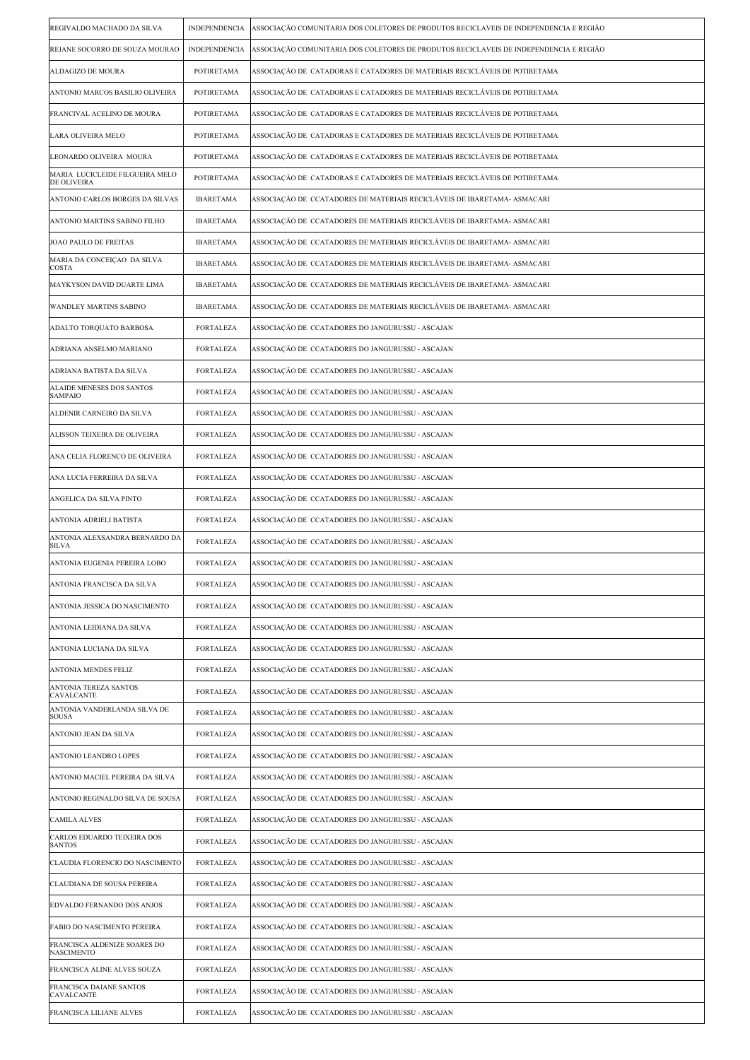| | | |
|---|---|---|
| REGIVALDO MACHADO DA SILVA | INDEPENDENCIA | ASSOCIAÇÃO COMUNITARIA DOS COLETORES DE PRODUTOS RECICLAVEIS DE INDEPENDENCIA E REGIÃO |
| REJANE SOCORRO DE SOUZA MOURAO | INDEPENDENCIA | ASSOCIAÇÃO COMUNITARIA DOS COLETORES DE PRODUTOS RECICLAVEIS DE INDEPENDENCIA E REGIÃO |
| ALDAGIZO DE MOURA | POTIRETAMA | ASSOCIAÇÃO DE CATADORAS E CATADORES DE MATERIAIS RECICLÁVEIS DE POTIRETAMA |
| ANTONIO MARCOS BASILIO OLIVEIRA | POTIRETAMA | ASSOCIAÇÃO DE CATADORAS E CATADORES DE MATERIAIS RECICLÁVEIS DE POTIRETAMA |
| FRANCIVAL ACELINO DE MOURA | POTIRETAMA | ASSOCIAÇÃO DE CATADORAS E CATADORES DE MATERIAIS RECICLÁVEIS DE POTIRETAMA |
| LARA OLIVEIRA MELO | POTIRETAMA | ASSOCIAÇÃO DE CATADORAS E CATADORES DE MATERIAIS RECICLÁVEIS DE POTIRETAMA |
| LEONARDO OLIVEIRA MOURA | POTIRETAMA | ASSOCIAÇÃO DE CATADORAS E CATADORES DE MATERIAIS RECICLÁVEIS DE POTIRETAMA |
| MARIA LUCICLEIDE FILGUEIRA MELO DE OLIVEIRA | POTIRETAMA | ASSOCIAÇÃO DE CATADORAS E CATADORES DE MATERIAIS RECICLÁVEIS DE POTIRETAMA |
| ANTONIO CARLOS BORGES DA SILVAS | IBARETAMA | ASSOCIAÇÃO DE CCATADORES DE MATERIAIS RECICLÁVEIS DE IBARETAMA- ASMACARI |
| ANTONIO MARTINS SABINO FILHO | IBARETAMA | ASSOCIAÇÃO DE CCATADORES DE MATERIAIS RECICLÁVEIS DE IBARETAMA- ASMACARI |
| JOAO PAULO DE FREITAS | IBARETAMA | ASSOCIAÇÃO DE CCATADORES DE MATERIAIS RECICLÁVEIS DE IBARETAMA- ASMACARI |
| MARIA DA CONCEIÇAO DA SILVA COSTA | IBARETAMA | ASSOCIAÇÃO DE CCATADORES DE MATERIAIS RECICLÁVEIS DE IBARETAMA- ASMACARI |
| MAYKYSON DAVID DUARTE LIMA | IBARETAMA | ASSOCIAÇÃO DE CCATADORES DE MATERIAIS RECICLÁVEIS DE IBARETAMA- ASMACARI |
| WANDLEY MARTINS SABINO | IBARETAMA | ASSOCIAÇÃO DE CCATADORES DE MATERIAIS RECICLÁVEIS DE IBARETAMA- ASMACARI |
| ADALTO TORQUATO BARBOSA | FORTALEZA | ASSOCIAÇÃO DE CCATADORES DO JANGURUSSU - ASCAJAN |
| ADRIANA ANSELMO MARIANO | FORTALEZA | ASSOCIAÇÃO DE CCATADORES DO JANGURUSSU - ASCAJAN |
| ADRIANA BATISTA DA SILVA | FORTALEZA | ASSOCIAÇÃO DE CCATADORES DO JANGURUSSU - ASCAJAN |
| ALAIDE MENESES DOS SANTOS SAMPAIO | FORTALEZA | ASSOCIAÇÃO DE CCATADORES DO JANGURUSSU - ASCAJAN |
| ALDENIR CARNEIRO DA SILVA | FORTALEZA | ASSOCIAÇÃO DE CCATADORES DO JANGURUSSU - ASCAJAN |
| ALISSON TEIXEIRA DE OLIVEIRA | FORTALEZA | ASSOCIAÇÃO DE CCATADORES DO JANGURUSSU - ASCAJAN |
| ANA CELIA FLORENCO DE OLIVEIRA | FORTALEZA | ASSOCIAÇÃO DE CCATADORES DO JANGURUSSU - ASCAJAN |
| ANA LUCIA FERREIRA DA SILVA | FORTALEZA | ASSOCIAÇÃO DE CCATADORES DO JANGURUSSU - ASCAJAN |
| ANGELICA DA SILVA PINTO | FORTALEZA | ASSOCIAÇÃO DE CCATADORES DO JANGURUSSU - ASCAJAN |
| ANTONIA ADRIELI BATISTA | FORTALEZA | ASSOCIAÇÃO DE CCATADORES DO JANGURUSSU - ASCAJAN |
| ANTONIA ALEXSANDRA BERNARDO DA SILVA | FORTALEZA | ASSOCIAÇÃO DE CCATADORES DO JANGURUSSU - ASCAJAN |
| ANTONIA EUGENIA PEREIRA LOBO | FORTALEZA | ASSOCIAÇÃO DE CCATADORES DO JANGURUSSU - ASCAJAN |
| ANTONIA FRANCISCA DA SILVA | FORTALEZA | ASSOCIAÇÃO DE CCATADORES DO JANGURUSSU - ASCAJAN |
| ANTONIA JESSICA DO NASCIMENTO | FORTALEZA | ASSOCIAÇÃO DE CCATADORES DO JANGURUSSU - ASCAJAN |
| ANTONIA LEIDIANA DA SILVA | FORTALEZA | ASSOCIAÇÃO DE CCATADORES DO JANGURUSSU - ASCAJAN |
| ANTONIA LUCIANA DA SILVA | FORTALEZA | ASSOCIAÇÃO DE CCATADORES DO JANGURUSSU - ASCAJAN |
| ANTONIA MENDES FELIZ | FORTALEZA | ASSOCIAÇÃO DE CCATADORES DO JANGURUSSU - ASCAJAN |
| ANTONIA TEREZA SANTOS CAVALCANTE | FORTALEZA | ASSOCIAÇÃO DE CCATADORES DO JANGURUSSU - ASCAJAN |
| ANTONIA VANDERLANDA SILVA DE SOUSA | FORTALEZA | ASSOCIAÇÃO DE CCATADORES DO JANGURUSSU - ASCAJAN |
| ANTONIO JEAN DA SILVA | FORTALEZA | ASSOCIAÇÃO DE CCATADORES DO JANGURUSSU - ASCAJAN |
| ANTONIO LEANDRO LOPES | FORTALEZA | ASSOCIAÇÃO DE CCATADORES DO JANGURUSSU - ASCAJAN |
| ANTONIO MACIEL PEREIRA DA SILVA | FORTALEZA | ASSOCIAÇÃO DE CCATADORES DO JANGURUSSU - ASCAJAN |
| ANTONIO REGINALDO SILVA DE SOUSA | FORTALEZA | ASSOCIAÇÃO DE CCATADORES DO JANGURUSSU - ASCAJAN |
| CAMILA ALVES | FORTALEZA | ASSOCIAÇÃO DE CCATADORES DO JANGURUSSU - ASCAJAN |
| CARLOS EDUARDO TEIXEIRA DOS SANTOS | FORTALEZA | ASSOCIAÇÃO DE CCATADORES DO JANGURUSSU - ASCAJAN |
| CLAUDIA FLORENCIO DO NASCIMENTO | FORTALEZA | ASSOCIAÇÃO DE CCATADORES DO JANGURUSSU - ASCAJAN |
| CLAUDIANA DE SOUSA PEREIRA | FORTALEZA | ASSOCIAÇÃO DE CCATADORES DO JANGURUSSU - ASCAJAN |
| EDVALDO FERNANDO DOS ANJOS | FORTALEZA | ASSOCIAÇÃO DE CCATADORES DO JANGURUSSU - ASCAJAN |
| FABIO DO NASCIMENTO PEREIRA | FORTALEZA | ASSOCIAÇÃO DE CCATADORES DO JANGURUSSU - ASCAJAN |
| FRANCISCA ALDENIZE SOARES DO NASCIMENTO | FORTALEZA | ASSOCIAÇÃO DE CCATADORES DO JANGURUSSU - ASCAJAN |
| FRANCISCA ALINE ALVES SOUZA | FORTALEZA | ASSOCIAÇÃO DE CCATADORES DO JANGURUSSU - ASCAJAN |
| FRANCISCA DAIANE SANTOS CAVALCANTE | FORTALEZA | ASSOCIAÇÃO DE CCATADORES DO JANGURUSSU - ASCAJAN |
| FRANCISCA LILIANE ALVES | FORTALEZA | ASSOCIAÇÃO DE CCATADORES DO JANGURUSSU - ASCAJAN |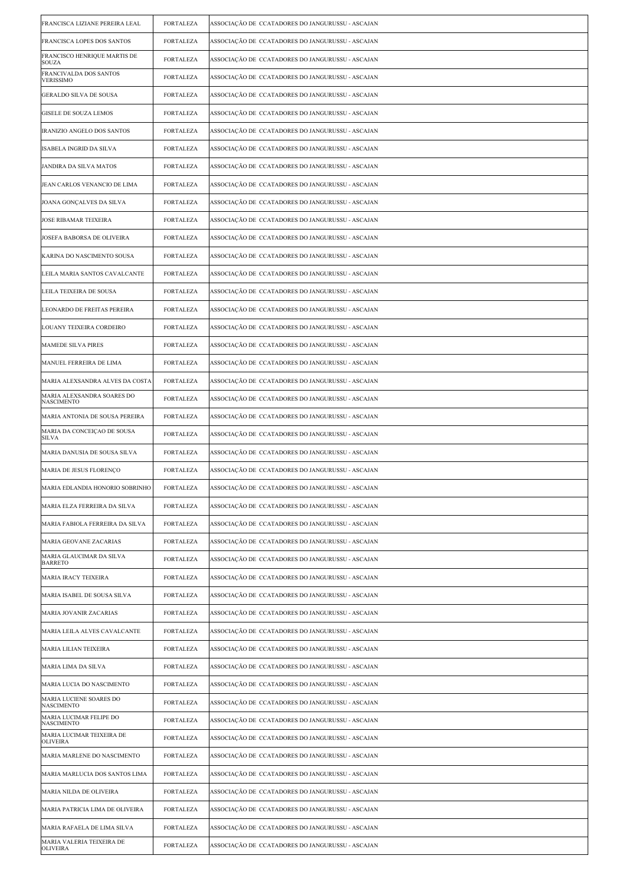| | | |
|---|---|---|
| FRANCISCA LIZIANE PEREIRA LEAL | FORTALEZA | ASSOCIAÇÃO DE CCATADORES DO JANGURUSSU - ASCAJAN |
| FRANCISCA LOPES DOS SANTOS | FORTALEZA | ASSOCIAÇÃO DE CCATADORES DO JANGURUSSU - ASCAJAN |
| FRANCISCO HENRIQUE MARTIS DE SOUZA | FORTALEZA | ASSOCIAÇÃO DE CCATADORES DO JANGURUSSU - ASCAJAN |
| FRANCIVALDA DOS SANTOS VERISSIMO | FORTALEZA | ASSOCIAÇÃO DE CCATADORES DO JANGURUSSU - ASCAJAN |
| GERALDO SILVA DE SOUSA | FORTALEZA | ASSOCIAÇÃO DE CCATADORES DO JANGURUSSU - ASCAJAN |
| GISELE DE SOUZA LEMOS | FORTALEZA | ASSOCIAÇÃO DE CCATADORES DO JANGURUSSU - ASCAJAN |
| IRANIZIO ANGELO DOS SANTOS | FORTALEZA | ASSOCIAÇÃO DE CCATADORES DO JANGURUSSU - ASCAJAN |
| ISABELA INGRID DA SILVA | FORTALEZA | ASSOCIAÇÃO DE CCATADORES DO JANGURUSSU - ASCAJAN |
| JANDIRA DA SILVA MATOS | FORTALEZA | ASSOCIAÇÃO DE CCATADORES DO JANGURUSSU - ASCAJAN |
| JEAN CARLOS VENANCIO DE LIMA | FORTALEZA | ASSOCIAÇÃO DE CCATADORES DO JANGURUSSU - ASCAJAN |
| JOANA GONÇALVES DA SILVA | FORTALEZA | ASSOCIAÇÃO DE CCATADORES DO JANGURUSSU - ASCAJAN |
| JOSE RIBAMAR TEIXEIRA | FORTALEZA | ASSOCIAÇÃO DE CCATADORES DO JANGURUSSU - ASCAJAN |
| JOSEFA BABORSA DE OLIVEIRA | FORTALEZA | ASSOCIAÇÃO DE CCATADORES DO JANGURUSSU - ASCAJAN |
| KARINA DO NASCIMENTO SOUSA | FORTALEZA | ASSOCIAÇÃO DE CCATADORES DO JANGURUSSU - ASCAJAN |
| LEILA MARIA SANTOS CAVALCANTE | FORTALEZA | ASSOCIAÇÃO DE CCATADORES DO JANGURUSSU - ASCAJAN |
| LEILA TEIXEIRA DE SOUSA | FORTALEZA | ASSOCIAÇÃO DE CCATADORES DO JANGURUSSU - ASCAJAN |
| LEONARDO DE FREITAS PEREIRA | FORTALEZA | ASSOCIAÇÃO DE CCATADORES DO JANGURUSSU - ASCAJAN |
| LOUANY TEIXEIRA CORDEIRO | FORTALEZA | ASSOCIAÇÃO DE CCATADORES DO JANGURUSSU - ASCAJAN |
| MAMEDE SILVA PIRES | FORTALEZA | ASSOCIAÇÃO DE CCATADORES DO JANGURUSSU - ASCAJAN |
| MANUEL FERREIRA DE LIMA | FORTALEZA | ASSOCIAÇÃO DE CCATADORES DO JANGURUSSU - ASCAJAN |
| MARIA ALEXSANDRA ALVES DA COSTA | FORTALEZA | ASSOCIAÇÃO DE CCATADORES DO JANGURUSSU - ASCAJAN |
| MARIA ALEXSANDRA SOARES DO NASCIMENTO | FORTALEZA | ASSOCIAÇÃO DE CCATADORES DO JANGURUSSU - ASCAJAN |
| MARIA ANTONIA DE SOUSA PEREIRA | FORTALEZA | ASSOCIAÇÃO DE CCATADORES DO JANGURUSSU - ASCAJAN |
| MARIA DA CONCEIÇAO DE SOUSA SILVA | FORTALEZA | ASSOCIAÇÃO DE CCATADORES DO JANGURUSSU - ASCAJAN |
| MARIA DANUSIA DE SOUSA SILVA | FORTALEZA | ASSOCIAÇÃO DE CCATADORES DO JANGURUSSU - ASCAJAN |
| MARIA DE JESUS FLORENÇO | FORTALEZA | ASSOCIAÇÃO DE CCATADORES DO JANGURUSSU - ASCAJAN |
| MARIA EDLANDIA HONORIO SOBRINHO | FORTALEZA | ASSOCIAÇÃO DE CCATADORES DO JANGURUSSU - ASCAJAN |
| MARIA ELZA FERREIRA DA SILVA | FORTALEZA | ASSOCIAÇÃO DE CCATADORES DO JANGURUSSU - ASCAJAN |
| MARIA FABIOLA FERREIRA DA SILVA | FORTALEZA | ASSOCIAÇÃO DE CCATADORES DO JANGURUSSU - ASCAJAN |
| MARIA GEOVANE ZACARIAS | FORTALEZA | ASSOCIAÇÃO DE CCATADORES DO JANGURUSSU - ASCAJAN |
| MARIA GLAUCIMAR DA SILVA BARRETO | FORTALEZA | ASSOCIAÇÃO DE CCATADORES DO JANGURUSSU - ASCAJAN |
| MARIA IRACY TEIXEIRA | FORTALEZA | ASSOCIAÇÃO DE CCATADORES DO JANGURUSSU - ASCAJAN |
| MARIA ISABEL DE SOUSA SILVA | FORTALEZA | ASSOCIAÇÃO DE CCATADORES DO JANGURUSSU - ASCAJAN |
| MARIA JOVANIR ZACARIAS | FORTALEZA | ASSOCIAÇÃO DE CCATADORES DO JANGURUSSU - ASCAJAN |
| MARIA LEILA ALVES CAVALCANTE | FORTALEZA | ASSOCIAÇÃO DE CCATADORES DO JANGURUSSU - ASCAJAN |
| MARIA LILIAN TEIXEIRA | FORTALEZA | ASSOCIAÇÃO DE CCATADORES DO JANGURUSSU - ASCAJAN |
| MARIA LIMA DA SILVA | FORTALEZA | ASSOCIAÇÃO DE CCATADORES DO JANGURUSSU - ASCAJAN |
| MARIA LUCIA DO NASCIMENTO | FORTALEZA | ASSOCIAÇÃO DE CCATADORES DO JANGURUSSU - ASCAJAN |
| MARIA LUCIENE SOARES DO NASCIMENTO | FORTALEZA | ASSOCIAÇÃO DE CCATADORES DO JANGURUSSU - ASCAJAN |
| MARIA LUCIMAR FELIPE DO NASCIMENTO | FORTALEZA | ASSOCIAÇÃO DE CCATADORES DO JANGURUSSU - ASCAJAN |
| MARIA LUCIMAR TEIXEIRA DE OLIVEIRA | FORTALEZA | ASSOCIAÇÃO DE CCATADORES DO JANGURUSSU - ASCAJAN |
| MARIA MARLENE DO NASCIMENTO | FORTALEZA | ASSOCIAÇÃO DE CCATADORES DO JANGURUSSU - ASCAJAN |
| MARIA MARLUCIA DOS SANTOS LIMA | FORTALEZA | ASSOCIAÇÃO DE CCATADORES DO JANGURUSSU - ASCAJAN |
| MARIA NILDA DE OLIVEIRA | FORTALEZA | ASSOCIAÇÃO DE CCATADORES DO JANGURUSSU - ASCAJAN |
| MARIA PATRICIA LIMA DE OLIVEIRA | FORTALEZA | ASSOCIAÇÃO DE CCATADORES DO JANGURUSSU - ASCAJAN |
| MARIA RAFAELA DE LIMA SILVA | FORTALEZA | ASSOCIAÇÃO DE CCATADORES DO JANGURUSSU - ASCAJAN |
| MARIA VALERIA TEIXEIRA DE OLIVEIRA | FORTALEZA | ASSOCIAÇÃO DE CCATADORES DO JANGURUSSU - ASCAJAN |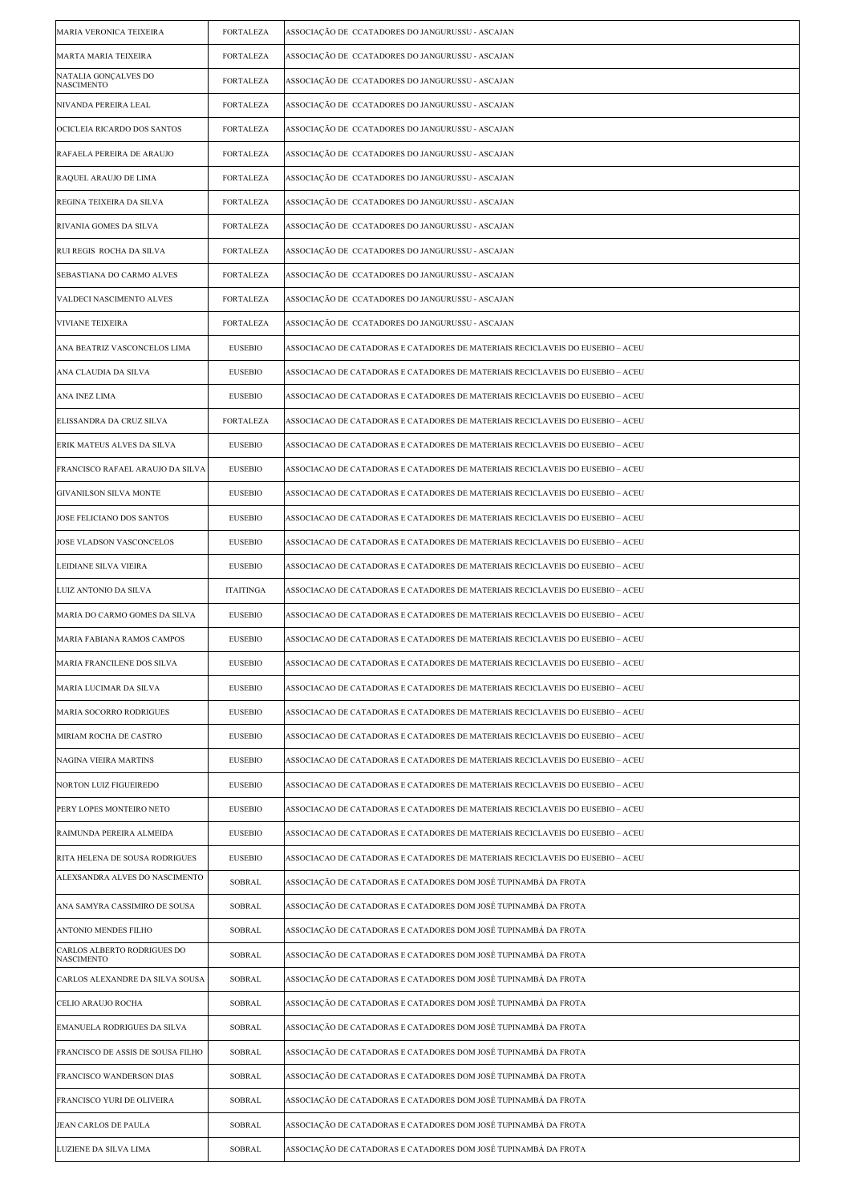| | | |
|---|---|---|
| MARIA VERONICA TEIXEIRA | FORTALEZA | ASSOCIAÇÃO DE CCATADORES DO JANGURUSSU - ASCAJAN |
| MARTA MARIA TEIXEIRA | FORTALEZA | ASSOCIAÇÃO DE CCATADORES DO JANGURUSSU - ASCAJAN |
| NATALIA GONÇALVES DO NASCIMENTO | FORTALEZA | ASSOCIAÇÃO DE CCATADORES DO JANGURUSSU - ASCAJAN |
| NIVANDA PEREIRA LEAL | FORTALEZA | ASSOCIAÇÃO DE CCATADORES DO JANGURUSSU - ASCAJAN |
| OCICLEIA RICARDO DOS SANTOS | FORTALEZA | ASSOCIAÇÃO DE CCATADORES DO JANGURUSSU - ASCAJAN |
| RAFAELA PEREIRA DE ARAUJO | FORTALEZA | ASSOCIAÇÃO DE CCATADORES DO JANGURUSSU - ASCAJAN |
| RAQUEL ARAUJO DE LIMA | FORTALEZA | ASSOCIAÇÃO DE CCATADORES DO JANGURUSSU - ASCAJAN |
| REGINA TEIXEIRA DA SILVA | FORTALEZA | ASSOCIAÇÃO DE CCATADORES DO JANGURUSSU - ASCAJAN |
| RIVANIA GOMES DA SILVA | FORTALEZA | ASSOCIAÇÃO DE CCATADORES DO JANGURUSSU - ASCAJAN |
| RUI REGIS ROCHA DA SILVA | FORTALEZA | ASSOCIAÇÃO DE CCATADORES DO JANGURUSSU - ASCAJAN |
| SEBASTIANA DO CARMO ALVES | FORTALEZA | ASSOCIAÇÃO DE CCATADORES DO JANGURUSSU - ASCAJAN |
| VALDECI NASCIMENTO ALVES | FORTALEZA | ASSOCIAÇÃO DE CCATADORES DO JANGURUSSU - ASCAJAN |
| VIVIANE TEIXEIRA | FORTALEZA | ASSOCIAÇÃO DE CCATADORES DO JANGURUSSU - ASCAJAN |
| ANA BEATRIZ VASCONCELOS LIMA | EUSEBIO | ASSOCIACAO DE CATADORAS E CATADORES DE MATERIAIS RECICLAVEIS DO EUSEBIO – ACEU |
| ANA CLAUDIA DA SILVA | EUSEBIO | ASSOCIACAO DE CATADORAS E CATADORES DE MATERIAIS RECICLAVEIS DO EUSEBIO – ACEU |
| ANA INEZ LIMA | EUSEBIO | ASSOCIACAO DE CATADORAS E CATADORES DE MATERIAIS RECICLAVEIS DO EUSEBIO – ACEU |
| ELISSANDRA DA CRUZ SILVA | FORTALEZA | ASSOCIACAO DE CATADORAS E CATADORES DE MATERIAIS RECICLAVEIS DO EUSEBIO – ACEU |
| ERIK MATEUS ALVES DA SILVA | EUSEBIO | ASSOCIACAO DE CATADORAS E CATADORES DE MATERIAIS RECICLAVEIS DO EUSEBIO – ACEU |
| FRANCISCO RAFAEL ARAUJO DA SILVA | EUSEBIO | ASSOCIACAO DE CATADORAS E CATADORES DE MATERIAIS RECICLAVEIS DO EUSEBIO – ACEU |
| GIVANILSON SILVA MONTE | EUSEBIO | ASSOCIACAO DE CATADORAS E CATADORES DE MATERIAIS RECICLAVEIS DO EUSEBIO – ACEU |
| JOSE FELICIANO DOS SANTOS | EUSEBIO | ASSOCIACAO DE CATADORAS E CATADORES DE MATERIAIS RECICLAVEIS DO EUSEBIO – ACEU |
| JOSE VLADSON VASCONCELOS | EUSEBIO | ASSOCIACAO DE CATADORAS E CATADORES DE MATERIAIS RECICLAVEIS DO EUSEBIO – ACEU |
| LEIDIANE SILVA VIEIRA | EUSEBIO | ASSOCIACAO DE CATADORAS E CATADORES DE MATERIAIS RECICLAVEIS DO EUSEBIO – ACEU |
| LUIZ ANTONIO DA SILVA | ITAITINGA | ASSOCIACAO DE CATADORAS E CATADORES DE MATERIAIS RECICLAVEIS DO EUSEBIO – ACEU |
| MARIA DO CARMO GOMES DA SILVA | EUSEBIO | ASSOCIACAO DE CATADORAS E CATADORES DE MATERIAIS RECICLAVEIS DO EUSEBIO – ACEU |
| MARIA FABIANA RAMOS CAMPOS | EUSEBIO | ASSOCIACAO DE CATADORAS E CATADORES DE MATERIAIS RECICLAVEIS DO EUSEBIO – ACEU |
| MARIA FRANCILENE DOS SILVA | EUSEBIO | ASSOCIACAO DE CATADORAS E CATADORES DE MATERIAIS RECICLAVEIS DO EUSEBIO – ACEU |
| MARIA LUCIMAR DA SILVA | EUSEBIO | ASSOCIACAO DE CATADORAS E CATADORES DE MATERIAIS RECICLAVEIS DO EUSEBIO – ACEU |
| MARIA SOCORRO RODRIGUES | EUSEBIO | ASSOCIACAO DE CATADORAS E CATADORES DE MATERIAIS RECICLAVEIS DO EUSEBIO – ACEU |
| MIRIAM ROCHA DE CASTRO | EUSEBIO | ASSOCIACAO DE CATADORAS E CATADORES DE MATERIAIS RECICLAVEIS DO EUSEBIO – ACEU |
| NAGINA VIEIRA MARTINS | EUSEBIO | ASSOCIACAO DE CATADORAS E CATADORES DE MATERIAIS RECICLAVEIS DO EUSEBIO – ACEU |
| NORTON LUIZ FIGUEIREDO | EUSEBIO | ASSOCIACAO DE CATADORAS E CATADORES DE MATERIAIS RECICLAVEIS DO EUSEBIO – ACEU |
| PERY LOPES MONTEIRO NETO | EUSEBIO | ASSOCIACAO DE CATADORAS E CATADORES DE MATERIAIS RECICLAVEIS DO EUSEBIO – ACEU |
| RAIMUNDA PEREIRA ALMEIDA | EUSEBIO | ASSOCIACAO DE CATADORAS E CATADORES DE MATERIAIS RECICLAVEIS DO EUSEBIO – ACEU |
| RITA HELENA DE SOUSA RODRIGUES | EUSEBIO | ASSOCIACAO DE CATADORAS E CATADORES DE MATERIAIS RECICLAVEIS DO EUSEBIO – ACEU |
| ALEXSANDRA ALVES DO NASCIMENTO | SOBRAL | ASSOCIAÇÃO DE CATADORAS E CATADORES DOM JOSÉ TUPINAMBÁ DA FROTA |
| ANA SAMYRA CASSIMIRO DE SOUSA | SOBRAL | ASSOCIAÇÃO DE CATADORAS E CATADORES DOM JOSÉ TUPINAMBÁ DA FROTA |
| ANTONIO MENDES FILHO | SOBRAL | ASSOCIAÇÃO DE CATADORAS E CATADORES DOM JOSÉ TUPINAMBÁ DA FROTA |
| CARLOS ALBERTO RODRIGUES DO NASCIMENTO | SOBRAL | ASSOCIAÇÃO DE CATADORAS E CATADORES DOM JOSÉ TUPINAMBÁ DA FROTA |
| CARLOS ALEXANDRE DA SILVA SOUSA | SOBRAL | ASSOCIAÇÃO DE CATADORAS E CATADORES DOM JOSÉ TUPINAMBÁ DA FROTA |
| CELIO ARAUJO ROCHA | SOBRAL | ASSOCIAÇÃO DE CATADORAS E CATADORES DOM JOSÉ TUPINAMBÁ DA FROTA |
| EMANUELA RODRIGUES DA SILVA | SOBRAL | ASSOCIAÇÃO DE CATADORAS E CATADORES DOM JOSÉ TUPINAMBÁ DA FROTA |
| FRANCISCO DE ASSIS DE SOUSA FILHO | SOBRAL | ASSOCIAÇÃO DE CATADORAS E CATADORES DOM JOSÉ TUPINAMBÁ DA FROTA |
| FRANCISCO WANDERSON DIAS | SOBRAL | ASSOCIAÇÃO DE CATADORAS E CATADORES DOM JOSÉ TUPINAMBÁ DA FROTA |
| FRANCISCO YURI DE OLIVEIRA | SOBRAL | ASSOCIAÇÃO DE CATADORAS E CATADORES DOM JOSÉ TUPINAMBÁ DA FROTA |
| JEAN CARLOS DE PAULA | SOBRAL | ASSOCIAÇÃO DE CATADORAS E CATADORES DOM JOSÉ TUPINAMBÁ DA FROTA |
| LUZIENE DA SILVA LIMA | SOBRAL | ASSOCIAÇÃO DE CATADORAS E CATADORES DOM JOSÉ TUPINAMBÁ DA FROTA |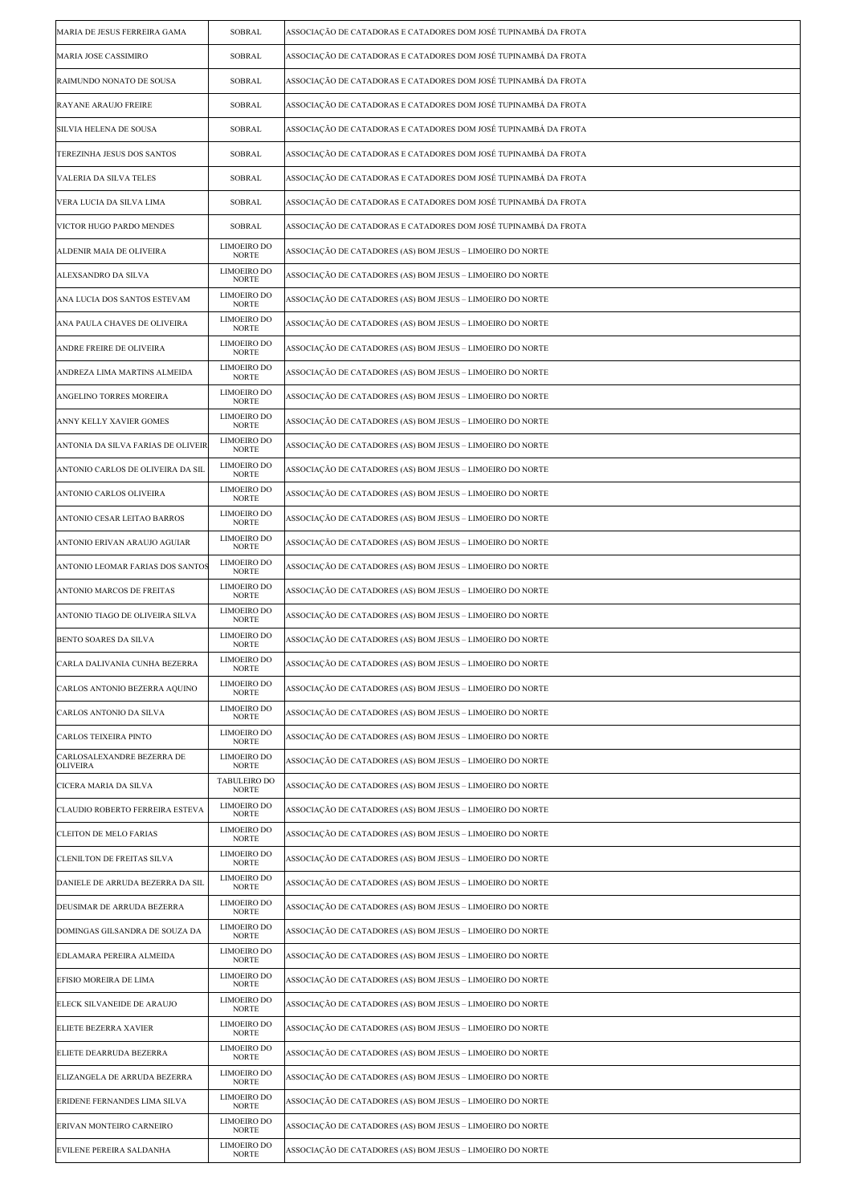| | | |
|---|---|---|
| MARIA DE JESUS FERREIRA GAMA | SOBRAL | ASSOCIAÇÃO DE CATADORAS E CATADORES DOM JOSÉ TUPINAMBÁ DA FROTA |
| MARIA JOSE CASSIMIRO | SOBRAL | ASSOCIAÇÃO DE CATADORAS E CATADORES DOM JOSÉ TUPINAMBÁ DA FROTA |
| RAIMUNDO NONATO DE SOUSA | SOBRAL | ASSOCIAÇÃO DE CATADORAS E CATADORES DOM JOSÉ TUPINAMBÁ DA FROTA |
| RAYANE ARAUJO FREIRE | SOBRAL | ASSOCIAÇÃO DE CATADORAS E CATADORES DOM JOSÉ TUPINAMBÁ DA FROTA |
| SILVIA HELENA DE SOUSA | SOBRAL | ASSOCIAÇÃO DE CATADORAS E CATADORES DOM JOSÉ TUPINAMBÁ DA FROTA |
| TEREZINHA JESUS DOS SANTOS | SOBRAL | ASSOCIAÇÃO DE CATADORAS E CATADORES DOM JOSÉ TUPINAMBÁ DA FROTA |
| VALERIA DA SILVA TELES | SOBRAL | ASSOCIAÇÃO DE CATADORAS E CATADORES DOM JOSÉ TUPINAMBÁ DA FROTA |
| VERA LUCIA DA SILVA LIMA | SOBRAL | ASSOCIAÇÃO DE CATADORAS E CATADORES DOM JOSÉ TUPINAMBÁ DA FROTA |
| VICTOR HUGO PARDO MENDES | SOBRAL | ASSOCIAÇÃO DE CATADORAS E CATADORES DOM JOSÉ TUPINAMBÁ DA FROTA |
| ALDENIR MAIA DE OLIVEIRA | LIMOEIRO DO NORTE | ASSOCIAÇÃO DE CATADORES (AS) BOM JESUS – LIMOEIRO DO NORTE |
| ALEXSANDRO DA SILVA | LIMOEIRO DO NORTE | ASSOCIAÇÃO DE CATADORES (AS) BOM JESUS – LIMOEIRO DO NORTE |
| ANA LUCIA DOS SANTOS ESTEVAM | LIMOEIRO DO NORTE | ASSOCIAÇÃO DE CATADORES (AS) BOM JESUS – LIMOEIRO DO NORTE |
| ANA PAULA CHAVES DE OLIVEIRA | LIMOEIRO DO NORTE | ASSOCIAÇÃO DE CATADORES (AS) BOM JESUS – LIMOEIRO DO NORTE |
| ANDRE FREIRE DE OLIVEIRA | LIMOEIRO DO NORTE | ASSOCIAÇÃO DE CATADORES (AS) BOM JESUS – LIMOEIRO DO NORTE |
| ANDREZA LIMA MARTINS ALMEIDA | LIMOEIRO DO NORTE | ASSOCIAÇÃO DE CATADORES (AS) BOM JESUS – LIMOEIRO DO NORTE |
| ANGELINO TORRES MOREIRA | LIMOEIRO DO NORTE | ASSOCIAÇÃO DE CATADORES (AS) BOM JESUS – LIMOEIRO DO NORTE |
| ANNY KELLY XAVIER GOMES | LIMOEIRO DO NORTE | ASSOCIAÇÃO DE CATADORES (AS) BOM JESUS – LIMOEIRO DO NORTE |
| ANTONIA DA SILVA FARIAS DE OLIVEIR | LIMOEIRO DO NORTE | ASSOCIAÇÃO DE CATADORES (AS) BOM JESUS – LIMOEIRO DO NORTE |
| ANTONIO CARLOS DE OLIVEIRA DA SIL | LIMOEIRO DO NORTE | ASSOCIAÇÃO DE CATADORES (AS) BOM JESUS – LIMOEIRO DO NORTE |
| ANTONIO CARLOS OLIVEIRA | LIMOEIRO DO NORTE | ASSOCIAÇÃO DE CATADORES (AS) BOM JESUS – LIMOEIRO DO NORTE |
| ANTONIO CESAR LEITAO BARROS | LIMOEIRO DO NORTE | ASSOCIAÇÃO DE CATADORES (AS) BOM JESUS – LIMOEIRO DO NORTE |
| ANTONIO ERIVAN ARAUJO AGUIAR | LIMOEIRO DO NORTE | ASSOCIAÇÃO DE CATADORES (AS) BOM JESUS – LIMOEIRO DO NORTE |
| ANTONIO LEOMAR FARIAS DOS SANTOS | LIMOEIRO DO NORTE | ASSOCIAÇÃO DE CATADORES (AS) BOM JESUS – LIMOEIRO DO NORTE |
| ANTONIO MARCOS DE FREITAS | LIMOEIRO DO NORTE | ASSOCIAÇÃO DE CATADORES (AS) BOM JESUS – LIMOEIRO DO NORTE |
| ANTONIO TIAGO DE OLIVEIRA SILVA | LIMOEIRO DO NORTE | ASSOCIAÇÃO DE CATADORES (AS) BOM JESUS – LIMOEIRO DO NORTE |
| BENTO SOARES DA SILVA | LIMOEIRO DO NORTE | ASSOCIAÇÃO DE CATADORES (AS) BOM JESUS – LIMOEIRO DO NORTE |
| CARLA DALIVANIA CUNHA BEZERRA | LIMOEIRO DO NORTE | ASSOCIAÇÃO DE CATADORES (AS) BOM JESUS – LIMOEIRO DO NORTE |
| CARLOS ANTONIO BEZERRA AQUINO | LIMOEIRO DO NORTE | ASSOCIAÇÃO DE CATADORES (AS) BOM JESUS – LIMOEIRO DO NORTE |
| CARLOS ANTONIO DA SILVA | LIMOEIRO DO NORTE | ASSOCIAÇÃO DE CATADORES (AS) BOM JESUS – LIMOEIRO DO NORTE |
| CARLOS TEIXEIRA PINTO | LIMOEIRO DO NORTE | ASSOCIAÇÃO DE CATADORES (AS) BOM JESUS – LIMOEIRO DO NORTE |
| CARLOSALEXANDRE BEZERRA DE OLIVEIRA | LIMOEIRO DO NORTE | ASSOCIAÇÃO DE CATADORES (AS) BOM JESUS – LIMOEIRO DO NORTE |
| CICERA MARIA DA SILVA | TABULEIRO DO NORTE | ASSOCIAÇÃO DE CATADORES (AS) BOM JESUS – LIMOEIRO DO NORTE |
| CLAUDIO ROBERTO FERREIRA ESTEVA | LIMOEIRO DO NORTE | ASSOCIAÇÃO DE CATADORES (AS) BOM JESUS – LIMOEIRO DO NORTE |
| CLEITON DE MELO FARIAS | LIMOEIRO DO NORTE | ASSOCIAÇÃO DE CATADORES (AS) BOM JESUS – LIMOEIRO DO NORTE |
| CLENILTON DE FREITAS SILVA | LIMOEIRO DO NORTE | ASSOCIAÇÃO DE CATADORES (AS) BOM JESUS – LIMOEIRO DO NORTE |
| DANIELE DE ARRUDA BEZERRA DA SIL | LIMOEIRO DO NORTE | ASSOCIAÇÃO DE CATADORES (AS) BOM JESUS – LIMOEIRO DO NORTE |
| DEUSIMAR DE ARRUDA BEZERRA | LIMOEIRO DO NORTE | ASSOCIAÇÃO DE CATADORES (AS) BOM JESUS – LIMOEIRO DO NORTE |
| DOMINGAS GILSANDRA DE SOUZA DA | LIMOEIRO DO NORTE | ASSOCIAÇÃO DE CATADORES (AS) BOM JESUS – LIMOEIRO DO NORTE |
| EDLAMARA PEREIRA ALMEIDA | LIMOEIRO DO NORTE | ASSOCIAÇÃO DE CATADORES (AS) BOM JESUS – LIMOEIRO DO NORTE |
| EFISIO MOREIRA DE LIMA | LIMOEIRO DO NORTE | ASSOCIAÇÃO DE CATADORES (AS) BOM JESUS – LIMOEIRO DO NORTE |
| ELECK SILVANEIDE DE ARAUJO | LIMOEIRO DO NORTE | ASSOCIAÇÃO DE CATADORES (AS) BOM JESUS – LIMOEIRO DO NORTE |
| ELIETE BEZERRA XAVIER | LIMOEIRO DO NORTE | ASSOCIAÇÃO DE CATADORES (AS) BOM JESUS – LIMOEIRO DO NORTE |
| ELIETE DEARRUDA BEZERRA | LIMOEIRO DO NORTE | ASSOCIAÇÃO DE CATADORES (AS) BOM JESUS – LIMOEIRO DO NORTE |
| ELIZANGELA DE ARRUDA BEZERRA | LIMOEIRO DO NORTE | ASSOCIAÇÃO DE CATADORES (AS) BOM JESUS – LIMOEIRO DO NORTE |
| ERIDENE FERNANDES LIMA SILVA | LIMOEIRO DO NORTE | ASSOCIAÇÃO DE CATADORES (AS) BOM JESUS – LIMOEIRO DO NORTE |
| ERIVAN MONTEIRO CARNEIRO | LIMOEIRO DO NORTE | ASSOCIAÇÃO DE CATADORES (AS) BOM JESUS – LIMOEIRO DO NORTE |
| EVILENE PEREIRA SALDANHA | LIMOEIRO DO NORTE | ASSOCIAÇÃO DE CATADORES (AS) BOM JESUS – LIMOEIRO DO NORTE |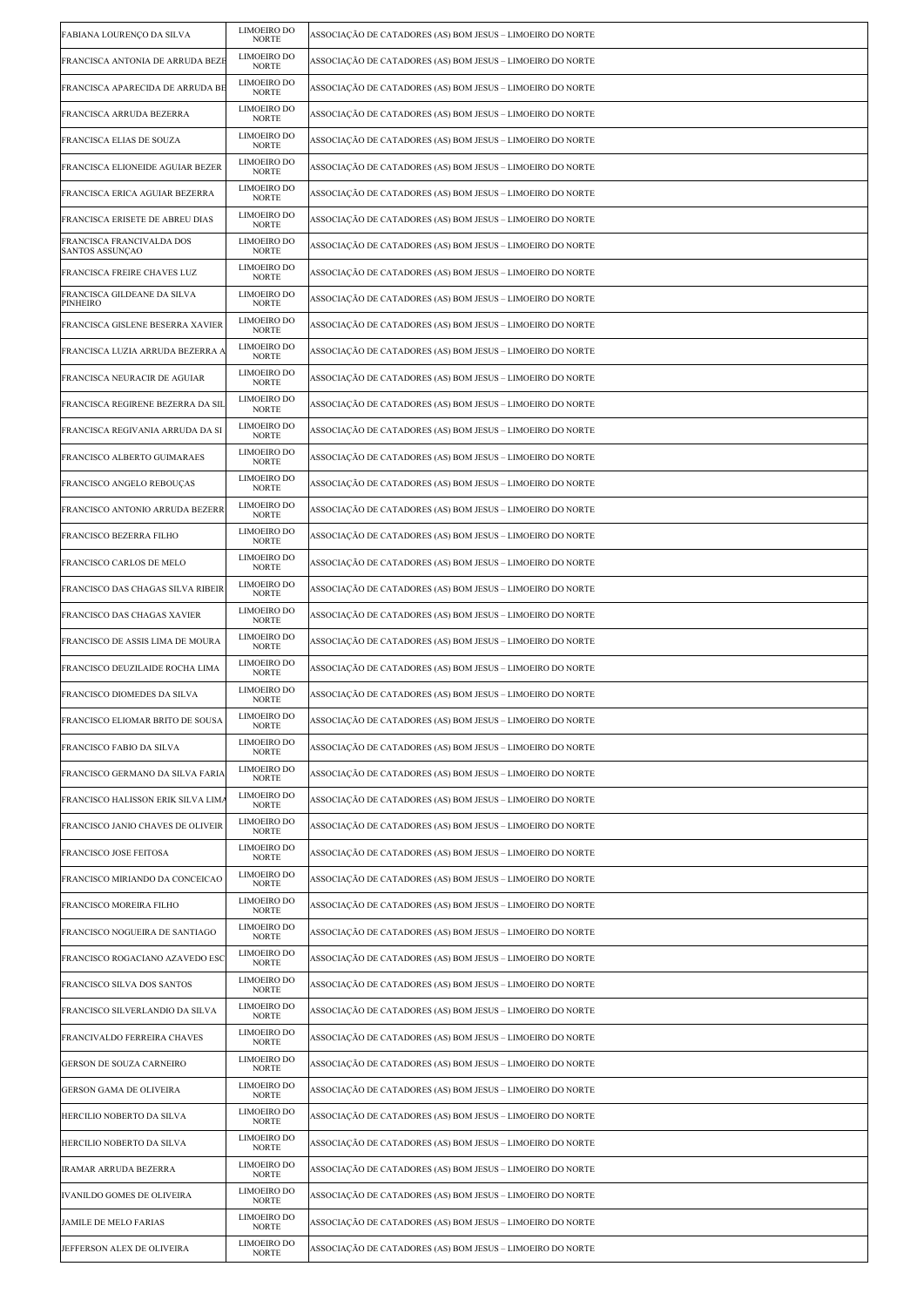| | | |
|---|---|---|
| FABIANA LOURENÇO DA SILVA | LIMOEIRO DO NORTE | ASSOCIAÇÃO DE CATADORES (AS) BOM JESUS – LIMOEIRO DO NORTE |
| FRANCISCA ANTONIA DE ARRUDA BEZE | LIMOEIRO DO NORTE | ASSOCIAÇÃO DE CATADORES (AS) BOM JESUS – LIMOEIRO DO NORTE |
| FRANCISCA APARECIDA DE ARRUDA BE | LIMOEIRO DO NORTE | ASSOCIAÇÃO DE CATADORES (AS) BOM JESUS – LIMOEIRO DO NORTE |
| FRANCISCA ARRUDA BEZERRA | LIMOEIRO DO NORTE | ASSOCIAÇÃO DE CATADORES (AS) BOM JESUS – LIMOEIRO DO NORTE |
| FRANCISCA ELIAS DE SOUZA | LIMOEIRO DO NORTE | ASSOCIAÇÃO DE CATADORES (AS) BOM JESUS – LIMOEIRO DO NORTE |
| FRANCISCA ELIONEIDE AGUIAR BEZER | LIMOEIRO DO NORTE | ASSOCIAÇÃO DE CATADORES (AS) BOM JESUS – LIMOEIRO DO NORTE |
| FRANCISCA ERICA AGUIAR BEZERRA | LIMOEIRO DO NORTE | ASSOCIAÇÃO DE CATADORES (AS) BOM JESUS – LIMOEIRO DO NORTE |
| FRANCISCA ERISETE DE ABREU DIAS | LIMOEIRO DO NORTE | ASSOCIAÇÃO DE CATADORES (AS) BOM JESUS – LIMOEIRO DO NORTE |
| FRANCISCA FRANCIVALDA DOS SANTOS ASSUNÇAO | LIMOEIRO DO NORTE | ASSOCIAÇÃO DE CATADORES (AS) BOM JESUS – LIMOEIRO DO NORTE |
| FRANCISCA FREIRE CHAVES LUZ | LIMOEIRO DO NORTE | ASSOCIAÇÃO DE CATADORES (AS) BOM JESUS – LIMOEIRO DO NORTE |
| FRANCISCA GILDEANE DA SILVA PINHEIRO | LIMOEIRO DO NORTE | ASSOCIAÇÃO DE CATADORES (AS) BOM JESUS – LIMOEIRO DO NORTE |
| FRANCISCA GISLENE BESERRA XAVIER | LIMOEIRO DO NORTE | ASSOCIAÇÃO DE CATADORES (AS) BOM JESUS – LIMOEIRO DO NORTE |
| FRANCISCA LUZIA ARRUDA BEZERRA A | LIMOEIRO DO NORTE | ASSOCIAÇÃO DE CATADORES (AS) BOM JESUS – LIMOEIRO DO NORTE |
| FRANCISCA NEURACIR DE AGUIAR | LIMOEIRO DO NORTE | ASSOCIAÇÃO DE CATADORES (AS) BOM JESUS – LIMOEIRO DO NORTE |
| FRANCISCA REGIRENE BEZERRA DA SIL | LIMOEIRO DO NORTE | ASSOCIAÇÃO DE CATADORES (AS) BOM JESUS – LIMOEIRO DO NORTE |
| FRANCISCA REGIVANIA ARRUDA DA SI | LIMOEIRO DO NORTE | ASSOCIAÇÃO DE CATADORES (AS) BOM JESUS – LIMOEIRO DO NORTE |
| FRANCISCO ALBERTO GUIMARAES | LIMOEIRO DO NORTE | ASSOCIAÇÃO DE CATADORES (AS) BOM JESUS – LIMOEIRO DO NORTE |
| FRANCISCO ANGELO REBOUÇAS | LIMOEIRO DO NORTE | ASSOCIAÇÃO DE CATADORES (AS) BOM JESUS – LIMOEIRO DO NORTE |
| FRANCISCO ANTONIO ARRUDA BEZERR | LIMOEIRO DO NORTE | ASSOCIAÇÃO DE CATADORES (AS) BOM JESUS – LIMOEIRO DO NORTE |
| FRANCISCO BEZERRA FILHO | LIMOEIRO DO NORTE | ASSOCIAÇÃO DE CATADORES (AS) BOM JESUS – LIMOEIRO DO NORTE |
| FRANCISCO CARLOS DE MELO | LIMOEIRO DO NORTE | ASSOCIAÇÃO DE CATADORES (AS) BOM JESUS – LIMOEIRO DO NORTE |
| FRANCISCO DAS CHAGAS SILVA RIBEIR | LIMOEIRO DO NORTE | ASSOCIAÇÃO DE CATADORES (AS) BOM JESUS – LIMOEIRO DO NORTE |
| FRANCISCO DAS CHAGAS XAVIER | LIMOEIRO DO NORTE | ASSOCIAÇÃO DE CATADORES (AS) BOM JESUS – LIMOEIRO DO NORTE |
| FRANCISCO DE ASSIS LIMA DE MOURA | LIMOEIRO DO NORTE | ASSOCIAÇÃO DE CATADORES (AS) BOM JESUS – LIMOEIRO DO NORTE |
| FRANCISCO DEUZILAIDE ROCHA LIMA | LIMOEIRO DO NORTE | ASSOCIAÇÃO DE CATADORES (AS) BOM JESUS – LIMOEIRO DO NORTE |
| FRANCISCO DIOMEDES DA SILVA | LIMOEIRO DO NORTE | ASSOCIAÇÃO DE CATADORES (AS) BOM JESUS – LIMOEIRO DO NORTE |
| FRANCISCO ELIOMAR BRITO DE SOUSA | LIMOEIRO DO NORTE | ASSOCIAÇÃO DE CATADORES (AS) BOM JESUS – LIMOEIRO DO NORTE |
| FRANCISCO FABIO DA SILVA | LIMOEIRO DO NORTE | ASSOCIAÇÃO DE CATADORES (AS) BOM JESUS – LIMOEIRO DO NORTE |
| FRANCISCO GERMANO DA SILVA FARIA | LIMOEIRO DO NORTE | ASSOCIAÇÃO DE CATADORES (AS) BOM JESUS – LIMOEIRO DO NORTE |
| FRANCISCO HALISSON ERIK SILVA LIMA | LIMOEIRO DO NORTE | ASSOCIAÇÃO DE CATADORES (AS) BOM JESUS – LIMOEIRO DO NORTE |
| FRANCISCO JANIO CHAVES DE OLIVEIR | LIMOEIRO DO NORTE | ASSOCIAÇÃO DE CATADORES (AS) BOM JESUS – LIMOEIRO DO NORTE |
| FRANCISCO JOSE FEITOSA | LIMOEIRO DO NORTE | ASSOCIAÇÃO DE CATADORES (AS) BOM JESUS – LIMOEIRO DO NORTE |
| FRANCISCO MIRIANDO DA CONCEICAO | LIMOEIRO DO NORTE | ASSOCIAÇÃO DE CATADORES (AS) BOM JESUS – LIMOEIRO DO NORTE |
| FRANCISCO MOREIRA FILHO | LIMOEIRO DO NORTE | ASSOCIAÇÃO DE CATADORES (AS) BOM JESUS – LIMOEIRO DO NORTE |
| FRANCISCO NOGUEIRA DE SANTIAGO | LIMOEIRO DO NORTE | ASSOCIAÇÃO DE CATADORES (AS) BOM JESUS – LIMOEIRO DO NORTE |
| FRANCISCO ROGACIANO AZAVEDO ESC | LIMOEIRO DO NORTE | ASSOCIAÇÃO DE CATADORES (AS) BOM JESUS – LIMOEIRO DO NORTE |
| FRANCISCO SILVA DOS SANTOS | LIMOEIRO DO NORTE | ASSOCIAÇÃO DE CATADORES (AS) BOM JESUS – LIMOEIRO DO NORTE |
| FRANCISCO SILVERLANDIO DA SILVA | LIMOEIRO DO NORTE | ASSOCIAÇÃO DE CATADORES (AS) BOM JESUS – LIMOEIRO DO NORTE |
| FRANCIVALDO FERREIRA CHAVES | LIMOEIRO DO NORTE | ASSOCIAÇÃO DE CATADORES (AS) BOM JESUS – LIMOEIRO DO NORTE |
| GERSON DE SOUZA CARNEIRO | LIMOEIRO DO NORTE | ASSOCIAÇÃO DE CATADORES (AS) BOM JESUS – LIMOEIRO DO NORTE |
| GERSON GAMA DE OLIVEIRA | LIMOEIRO DO NORTE | ASSOCIAÇÃO DE CATADORES (AS) BOM JESUS – LIMOEIRO DO NORTE |
| HERCILIO NOBERTO DA SILVA | LIMOEIRO DO NORTE | ASSOCIAÇÃO DE CATADORES (AS) BOM JESUS – LIMOEIRO DO NORTE |
| HERCILIO NOBERTO DA SILVA | LIMOEIRO DO NORTE | ASSOCIAÇÃO DE CATADORES (AS) BOM JESUS – LIMOEIRO DO NORTE |
| IRAMAR ARRUDA BEZERRA | LIMOEIRO DO NORTE | ASSOCIAÇÃO DE CATADORES (AS) BOM JESUS – LIMOEIRO DO NORTE |
| IVANILDO GOMES DE OLIVEIRA | LIMOEIRO DO NORTE | ASSOCIAÇÃO DE CATADORES (AS) BOM JESUS – LIMOEIRO DO NORTE |
| JAMILE DE MELO FARIAS | LIMOEIRO DO NORTE | ASSOCIAÇÃO DE CATADORES (AS) BOM JESUS – LIMOEIRO DO NORTE |
| JEFFERSON ALEX DE OLIVEIRA | LIMOEIRO DO NORTE | ASSOCIAÇÃO DE CATADORES (AS) BOM JESUS – LIMOEIRO DO NORTE |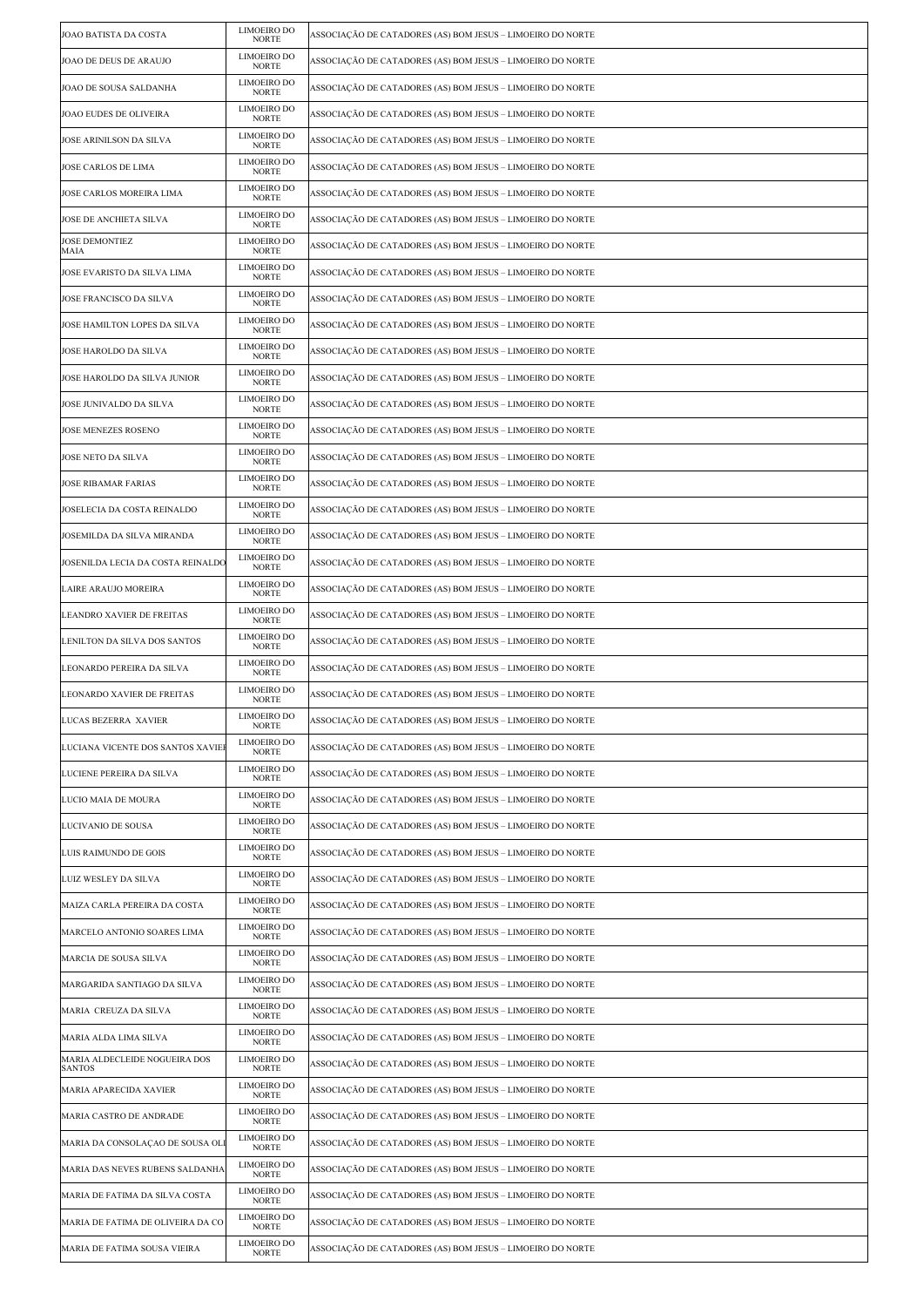| | | |
|---|---|---|
| JOAO BATISTA DA COSTA | LIMOEIRO DO NORTE | ASSOCIAÇÃO DE CATADORES (AS) BOM JESUS – LIMOEIRO DO NORTE |
| JOAO DE DEUS DE ARAUJO | LIMOEIRO DO NORTE | ASSOCIAÇÃO DE CATADORES (AS) BOM JESUS – LIMOEIRO DO NORTE |
| JOAO DE SOUSA SALDANHA | LIMOEIRO DO NORTE | ASSOCIAÇÃO DE CATADORES (AS) BOM JESUS – LIMOEIRO DO NORTE |
| JOAO EUDES DE OLIVEIRA | LIMOEIRO DO NORTE | ASSOCIAÇÃO DE CATADORES (AS) BOM JESUS – LIMOEIRO DO NORTE |
| JOSE ARINILSON DA SILVA | LIMOEIRO DO NORTE | ASSOCIAÇÃO DE CATADORES (AS) BOM JESUS – LIMOEIRO DO NORTE |
| JOSE CARLOS DE LIMA | LIMOEIRO DO NORTE | ASSOCIAÇÃO DE CATADORES (AS) BOM JESUS – LIMOEIRO DO NORTE |
| JOSE CARLOS MOREIRA LIMA | LIMOEIRO DO NORTE | ASSOCIAÇÃO DE CATADORES (AS) BOM JESUS – LIMOEIRO DO NORTE |
| JOSE DE ANCHIETA SILVA | LIMOEIRO DO NORTE | ASSOCIAÇÃO DE CATADORES (AS) BOM JESUS – LIMOEIRO DO NORTE |
| JOSE DEMONTIEZ MAIA | LIMOEIRO DO NORTE | ASSOCIAÇÃO DE CATADORES (AS) BOM JESUS – LIMOEIRO DO NORTE |
| JOSE EVARISTO DA SILVA LIMA | LIMOEIRO DO NORTE | ASSOCIAÇÃO DE CATADORES (AS) BOM JESUS – LIMOEIRO DO NORTE |
| JOSE FRANCISCO DA SILVA | LIMOEIRO DO NORTE | ASSOCIAÇÃO DE CATADORES (AS) BOM JESUS – LIMOEIRO DO NORTE |
| JOSE HAMILTON LOPES DA SILVA | LIMOEIRO DO NORTE | ASSOCIAÇÃO DE CATADORES (AS) BOM JESUS – LIMOEIRO DO NORTE |
| JOSE HAROLDO DA SILVA | LIMOEIRO DO NORTE | ASSOCIAÇÃO DE CATADORES (AS) BOM JESUS – LIMOEIRO DO NORTE |
| JOSE HAROLDO DA SILVA JUNIOR | LIMOEIRO DO NORTE | ASSOCIAÇÃO DE CATADORES (AS) BOM JESUS – LIMOEIRO DO NORTE |
| JOSE JUNIVALDO DA SILVA | LIMOEIRO DO NORTE | ASSOCIAÇÃO DE CATADORES (AS) BOM JESUS – LIMOEIRO DO NORTE |
| JOSE MENEZES ROSENO | LIMOEIRO DO NORTE | ASSOCIAÇÃO DE CATADORES (AS) BOM JESUS – LIMOEIRO DO NORTE |
| JOSE NETO DA SILVA | LIMOEIRO DO NORTE | ASSOCIAÇÃO DE CATADORES (AS) BOM JESUS – LIMOEIRO DO NORTE |
| JOSE RIBAMAR FARIAS | LIMOEIRO DO NORTE | ASSOCIAÇÃO DE CATADORES (AS) BOM JESUS – LIMOEIRO DO NORTE |
| JOSELECIA DA COSTA REINALDO | LIMOEIRO DO NORTE | ASSOCIAÇÃO DE CATADORES (AS) BOM JESUS – LIMOEIRO DO NORTE |
| JOSEMILDA DA SILVA MIRANDA | LIMOEIRO DO NORTE | ASSOCIAÇÃO DE CATADORES (AS) BOM JESUS – LIMOEIRO DO NORTE |
| JOSENILDA LECIA DA COSTA REINALDO | LIMOEIRO DO NORTE | ASSOCIAÇÃO DE CATADORES (AS) BOM JESUS – LIMOEIRO DO NORTE |
| LAIRE ARAUJO MOREIRA | LIMOEIRO DO NORTE | ASSOCIAÇÃO DE CATADORES (AS) BOM JESUS – LIMOEIRO DO NORTE |
| LEANDRO XAVIER DE FREITAS | LIMOEIRO DO NORTE | ASSOCIAÇÃO DE CATADORES (AS) BOM JESUS – LIMOEIRO DO NORTE |
| LENILTON DA SILVA DOS SANTOS | LIMOEIRO DO NORTE | ASSOCIAÇÃO DE CATADORES (AS) BOM JESUS – LIMOEIRO DO NORTE |
| LEONARDO PEREIRA DA SILVA | LIMOEIRO DO NORTE | ASSOCIAÇÃO DE CATADORES (AS) BOM JESUS – LIMOEIRO DO NORTE |
| LEONARDO XAVIER DE FREITAS | LIMOEIRO DO NORTE | ASSOCIAÇÃO DE CATADORES (AS) BOM JESUS – LIMOEIRO DO NORTE |
| LUCAS BEZERRA XAVIER | LIMOEIRO DO NORTE | ASSOCIAÇÃO DE CATADORES (AS) BOM JESUS – LIMOEIRO DO NORTE |
| LUCIANA VICENTE DOS SANTOS XAVIER | LIMOEIRO DO NORTE | ASSOCIAÇÃO DE CATADORES (AS) BOM JESUS – LIMOEIRO DO NORTE |
| LUCIENE PEREIRA DA SILVA | LIMOEIRO DO NORTE | ASSOCIAÇÃO DE CATADORES (AS) BOM JESUS – LIMOEIRO DO NORTE |
| LUCIO MAIA DE MOURA | LIMOEIRO DO NORTE | ASSOCIAÇÃO DE CATADORES (AS) BOM JESUS – LIMOEIRO DO NORTE |
| LUCIVANIO DE SOUSA | LIMOEIRO DO NORTE | ASSOCIAÇÃO DE CATADORES (AS) BOM JESUS – LIMOEIRO DO NORTE |
| LUIS RAIMUNDO DE GOIS | LIMOEIRO DO NORTE | ASSOCIAÇÃO DE CATADORES (AS) BOM JESUS – LIMOEIRO DO NORTE |
| LUIZ WESLEY DA SILVA | LIMOEIRO DO NORTE | ASSOCIAÇÃO DE CATADORES (AS) BOM JESUS – LIMOEIRO DO NORTE |
| MAIZA CARLA PEREIRA DA COSTA | LIMOEIRO DO NORTE | ASSOCIAÇÃO DE CATADORES (AS) BOM JESUS – LIMOEIRO DO NORTE |
| MARCELO ANTONIO SOARES LIMA | LIMOEIRO DO NORTE | ASSOCIAÇÃO DE CATADORES (AS) BOM JESUS – LIMOEIRO DO NORTE |
| MARCIA DE SOUSA SILVA | LIMOEIRO DO NORTE | ASSOCIAÇÃO DE CATADORES (AS) BOM JESUS – LIMOEIRO DO NORTE |
| MARGARIDA SANTIAGO DA SILVA | LIMOEIRO DO NORTE | ASSOCIAÇÃO DE CATADORES (AS) BOM JESUS – LIMOEIRO DO NORTE |
| MARIA CREUZA DA SILVA | LIMOEIRO DO NORTE | ASSOCIAÇÃO DE CATADORES (AS) BOM JESUS – LIMOEIRO DO NORTE |
| MARIA ALDA LIMA SILVA | LIMOEIRO DO NORTE | ASSOCIAÇÃO DE CATADORES (AS) BOM JESUS – LIMOEIRO DO NORTE |
| MARIA ALDECLEIDE NOGUEIRA DOS SANTOS | LIMOEIRO DO NORTE | ASSOCIAÇÃO DE CATADORES (AS) BOM JESUS – LIMOEIRO DO NORTE |
| MARIA APARECIDA XAVIER | LIMOEIRO DO NORTE | ASSOCIAÇÃO DE CATADORES (AS) BOM JESUS – LIMOEIRO DO NORTE |
| MARIA CASTRO DE ANDRADE | LIMOEIRO DO NORTE | ASSOCIAÇÃO DE CATADORES (AS) BOM JESUS – LIMOEIRO DO NORTE |
| MARIA DA CONSOLAÇAO DE SOUSA OLI | LIMOEIRO DO NORTE | ASSOCIAÇÃO DE CATADORES (AS) BOM JESUS – LIMOEIRO DO NORTE |
| MARIA DAS NEVES RUBENS SALDANHA | LIMOEIRO DO NORTE | ASSOCIAÇÃO DE CATADORES (AS) BOM JESUS – LIMOEIRO DO NORTE |
| MARIA DE FATIMA DA SILVA COSTA | LIMOEIRO DO NORTE | ASSOCIAÇÃO DE CATADORES (AS) BOM JESUS – LIMOEIRO DO NORTE |
| MARIA DE FATIMA DE OLIVEIRA DA CO | LIMOEIRO DO NORTE | ASSOCIAÇÃO DE CATADORES (AS) BOM JESUS – LIMOEIRO DO NORTE |
| MARIA DE FATIMA SOUSA VIEIRA | LIMOEIRO DO NORTE | ASSOCIAÇÃO DE CATADORES (AS) BOM JESUS – LIMOEIRO DO NORTE |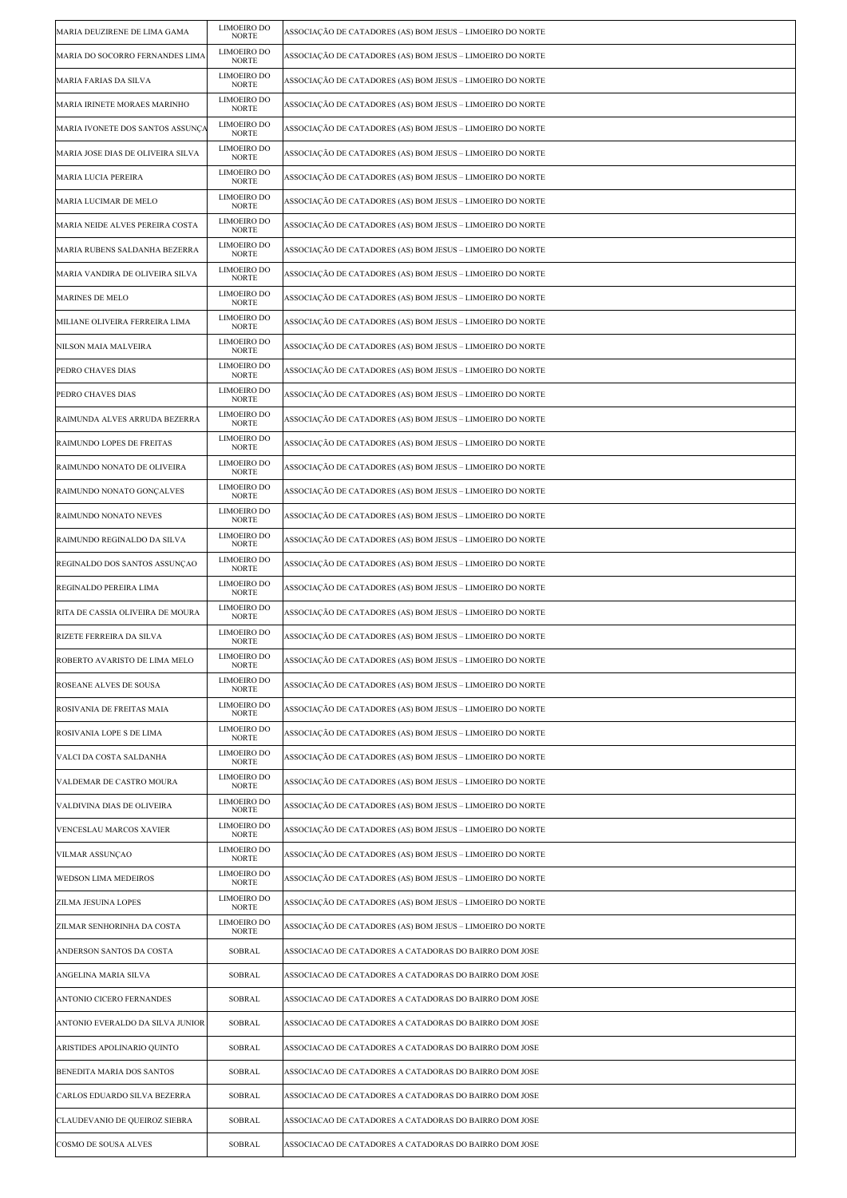| | | |
|---|---|---|
| MARIA DEUZIRENE DE LIMA GAMA | LIMOEIRO DO NORTE | ASSOCIAÇÃO DE CATADORES (AS) BOM JESUS – LIMOEIRO DO NORTE |
| MARIA DO SOCORRO FERNANDES LIMA | LIMOEIRO DO NORTE | ASSOCIAÇÃO DE CATADORES (AS) BOM JESUS – LIMOEIRO DO NORTE |
| MARIA FARIAS DA SILVA | LIMOEIRO DO NORTE | ASSOCIAÇÃO DE CATADORES (AS) BOM JESUS – LIMOEIRO DO NORTE |
| MARIA IRINETE MORAES MARINHO | LIMOEIRO DO NORTE | ASSOCIAÇÃO DE CATADORES (AS) BOM JESUS – LIMOEIRO DO NORTE |
| MARIA IVONETE DOS SANTOS ASSUNÇA | LIMOEIRO DO NORTE | ASSOCIAÇÃO DE CATADORES (AS) BOM JESUS – LIMOEIRO DO NORTE |
| MARIA JOSE DIAS DE OLIVEIRA SILVA | LIMOEIRO DO NORTE | ASSOCIAÇÃO DE CATADORES (AS) BOM JESUS – LIMOEIRO DO NORTE |
| MARIA LUCIA PEREIRA | LIMOEIRO DO NORTE | ASSOCIAÇÃO DE CATADORES (AS) BOM JESUS – LIMOEIRO DO NORTE |
| MARIA LUCIMAR DE MELO | LIMOEIRO DO NORTE | ASSOCIAÇÃO DE CATADORES (AS) BOM JESUS – LIMOEIRO DO NORTE |
| MARIA NEIDE ALVES PEREIRA COSTA | LIMOEIRO DO NORTE | ASSOCIAÇÃO DE CATADORES (AS) BOM JESUS – LIMOEIRO DO NORTE |
| MARIA RUBENS SALDANHA BEZERRA | LIMOEIRO DO NORTE | ASSOCIAÇÃO DE CATADORES (AS) BOM JESUS – LIMOEIRO DO NORTE |
| MARIA VANDIRA DE OLIVEIRA SILVA | LIMOEIRO DO NORTE | ASSOCIAÇÃO DE CATADORES (AS) BOM JESUS – LIMOEIRO DO NORTE |
| MARINES DE MELO | LIMOEIRO DO NORTE | ASSOCIAÇÃO DE CATADORES (AS) BOM JESUS – LIMOEIRO DO NORTE |
| MILIANE OLIVEIRA FERREIRA LIMA | LIMOEIRO DO NORTE | ASSOCIAÇÃO DE CATADORES (AS) BOM JESUS – LIMOEIRO DO NORTE |
| NILSON MAIA MALVEIRA | LIMOEIRO DO NORTE | ASSOCIAÇÃO DE CATADORES (AS) BOM JESUS – LIMOEIRO DO NORTE |
| PEDRO CHAVES DIAS | LIMOEIRO DO NORTE | ASSOCIAÇÃO DE CATADORES (AS) BOM JESUS – LIMOEIRO DO NORTE |
| PEDRO CHAVES DIAS | LIMOEIRO DO NORTE | ASSOCIAÇÃO DE CATADORES (AS) BOM JESUS – LIMOEIRO DO NORTE |
| RAIMUNDA ALVES ARRUDA BEZERRA | LIMOEIRO DO NORTE | ASSOCIAÇÃO DE CATADORES (AS) BOM JESUS – LIMOEIRO DO NORTE |
| RAIMUNDO LOPES DE FREITAS | LIMOEIRO DO NORTE | ASSOCIAÇÃO DE CATADORES (AS) BOM JESUS – LIMOEIRO DO NORTE |
| RAIMUNDO NONATO DE OLIVEIRA | LIMOEIRO DO NORTE | ASSOCIAÇÃO DE CATADORES (AS) BOM JESUS – LIMOEIRO DO NORTE |
| RAIMUNDO NONATO GONÇALVES | LIMOEIRO DO NORTE | ASSOCIAÇÃO DE CATADORES (AS) BOM JESUS – LIMOEIRO DO NORTE |
| RAIMUNDO NONATO NEVES | LIMOEIRO DO NORTE | ASSOCIAÇÃO DE CATADORES (AS) BOM JESUS – LIMOEIRO DO NORTE |
| RAIMUNDO REGINALDO DA SILVA | LIMOEIRO DO NORTE | ASSOCIAÇÃO DE CATADORES (AS) BOM JESUS – LIMOEIRO DO NORTE |
| REGINALDO DOS SANTOS ASSUNÇAO | LIMOEIRO DO NORTE | ASSOCIAÇÃO DE CATADORES (AS) BOM JESUS – LIMOEIRO DO NORTE |
| REGINALDO PEREIRA LIMA | LIMOEIRO DO NORTE | ASSOCIAÇÃO DE CATADORES (AS) BOM JESUS – LIMOEIRO DO NORTE |
| RITA DE CASSIA OLIVEIRA DE MOURA | LIMOEIRO DO NORTE | ASSOCIAÇÃO DE CATADORES (AS) BOM JESUS – LIMOEIRO DO NORTE |
| RIZETE FERREIRA DA SILVA | LIMOEIRO DO NORTE | ASSOCIAÇÃO DE CATADORES (AS) BOM JESUS – LIMOEIRO DO NORTE |
| ROBERTO AVARISTO DE LIMA MELO | LIMOEIRO DO NORTE | ASSOCIAÇÃO DE CATADORES (AS) BOM JESUS – LIMOEIRO DO NORTE |
| ROSEANE ALVES DE SOUSA | LIMOEIRO DO NORTE | ASSOCIAÇÃO DE CATADORES (AS) BOM JESUS – LIMOEIRO DO NORTE |
| ROSIVANIA DE FREITAS MAIA | LIMOEIRO DO NORTE | ASSOCIAÇÃO DE CATADORES (AS) BOM JESUS – LIMOEIRO DO NORTE |
| ROSIVANIA LOPE S DE LIMA | LIMOEIRO DO NORTE | ASSOCIAÇÃO DE CATADORES (AS) BOM JESUS – LIMOEIRO DO NORTE |
| VALCI DA COSTA SALDANHA | LIMOEIRO DO NORTE | ASSOCIAÇÃO DE CATADORES (AS) BOM JESUS – LIMOEIRO DO NORTE |
| VALDEMAR DE CASTRO MOURA | LIMOEIRO DO NORTE | ASSOCIAÇÃO DE CATADORES (AS) BOM JESUS – LIMOEIRO DO NORTE |
| VALDIVINA DIAS DE OLIVEIRA | LIMOEIRO DO NORTE | ASSOCIAÇÃO DE CATADORES (AS) BOM JESUS – LIMOEIRO DO NORTE |
| VENCESLAU MARCOS XAVIER | LIMOEIRO DO NORTE | ASSOCIAÇÃO DE CATADORES (AS) BOM JESUS – LIMOEIRO DO NORTE |
| VILMAR ASSUNÇAO | LIMOEIRO DO NORTE | ASSOCIAÇÃO DE CATADORES (AS) BOM JESUS – LIMOEIRO DO NORTE |
| WEDSON LIMA MEDEIROS | LIMOEIRO DO NORTE | ASSOCIAÇÃO DE CATADORES (AS) BOM JESUS – LIMOEIRO DO NORTE |
| ZILMA JESUINA LOPES | LIMOEIRO DO NORTE | ASSOCIAÇÃO DE CATADORES (AS) BOM JESUS – LIMOEIRO DO NORTE |
| ZILMAR SENHORINHA DA COSTA | LIMOEIRO DO NORTE | ASSOCIAÇÃO DE CATADORES (AS) BOM JESUS – LIMOEIRO DO NORTE |
| ANDERSON SANTOS DA COSTA | SOBRAL | ASSOCIACAO DE CATADORES A CATADORAS DO BAIRRO DOM JOSE |
| ANGELINA MARIA SILVA | SOBRAL | ASSOCIACAO DE CATADORES A CATADORAS DO BAIRRO DOM JOSE |
| ANTONIO CICERO FERNANDES | SOBRAL | ASSOCIACAO DE CATADORES A CATADORAS DO BAIRRO DOM JOSE |
| ANTONIO EVERALDO DA SILVA JUNIOR | SOBRAL | ASSOCIACAO DE CATADORES A CATADORAS DO BAIRRO DOM JOSE |
| ARISTIDES APOLINARIO QUINTO | SOBRAL | ASSOCIACAO DE CATADORES A CATADORAS DO BAIRRO DOM JOSE |
| BENEDITA MARIA DOS SANTOS | SOBRAL | ASSOCIACAO DE CATADORES A CATADORAS DO BAIRRO DOM JOSE |
| CARLOS EDUARDO SILVA BEZERRA | SOBRAL | ASSOCIACAO DE CATADORES A CATADORAS DO BAIRRO DOM JOSE |
| CLAUDEVANIO DE QUEIROZ SIEBRA | SOBRAL | ASSOCIACAO DE CATADORES A CATADORAS DO BAIRRO DOM JOSE |
| COSMO DE SOUSA ALVES | SOBRAL | ASSOCIACAO DE CATADORES A CATADORAS DO BAIRRO DOM JOSE |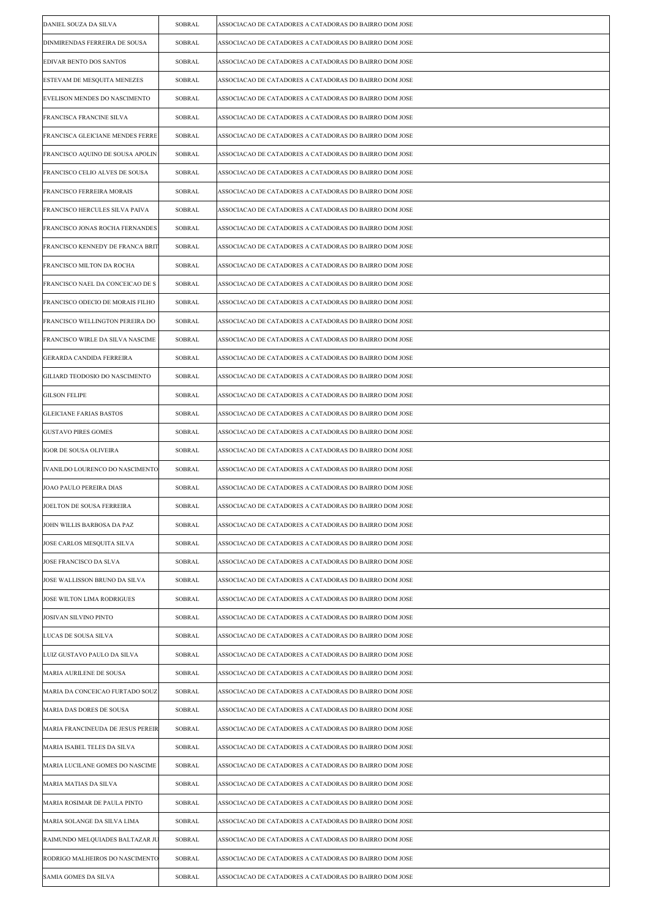| | | |
|---|---|---|
| DANIEL SOUZA DA SILVA | SOBRAL | ASSOCIACAO DE CATADORES A CATADORAS DO BAIRRO DOM JOSE |
| DINMIRENDAS FERREIRA DE SOUSA | SOBRAL | ASSOCIACAO DE CATADORES A CATADORAS DO BAIRRO DOM JOSE |
| EDIVAR BENTO DOS SANTOS | SOBRAL | ASSOCIACAO DE CATADORES A CATADORAS DO BAIRRO DOM JOSE |
| ESTEVAM DE MESQUITA MENEZES | SOBRAL | ASSOCIACAO DE CATADORES A CATADORAS DO BAIRRO DOM JOSE |
| EVELISON MENDES DO NASCIMENTO | SOBRAL | ASSOCIACAO DE CATADORES A CATADORAS DO BAIRRO DOM JOSE |
| FRANCISCA FRANCINE SILVA | SOBRAL | ASSOCIACAO DE CATADORES A CATADORAS DO BAIRRO DOM JOSE |
| FRANCISCA GLEICIANE MENDES FERRE | SOBRAL | ASSOCIACAO DE CATADORES A CATADORAS DO BAIRRO DOM JOSE |
| FRANCISCO AQUINO DE SOUSA APOLIN | SOBRAL | ASSOCIACAO DE CATADORES A CATADORAS DO BAIRRO DOM JOSE |
| FRANCISCO CELIO ALVES DE SOUSA | SOBRAL | ASSOCIACAO DE CATADORES A CATADORAS DO BAIRRO DOM JOSE |
| FRANCISCO FERREIRA MORAIS | SOBRAL | ASSOCIACAO DE CATADORES A CATADORAS DO BAIRRO DOM JOSE |
| FRANCISCO HERCULES SILVA PAIVA | SOBRAL | ASSOCIACAO DE CATADORES A CATADORAS DO BAIRRO DOM JOSE |
| FRANCISCO JONAS ROCHA FERNANDES | SOBRAL | ASSOCIACAO DE CATADORES A CATADORAS DO BAIRRO DOM JOSE |
| FRANCISCO KENNEDY DE FRANCA BRIT | SOBRAL | ASSOCIACAO DE CATADORES A CATADORAS DO BAIRRO DOM JOSE |
| FRANCISCO MILTON DA ROCHA | SOBRAL | ASSOCIACAO DE CATADORES A CATADORAS DO BAIRRO DOM JOSE |
| FRANCISCO NAEL DA CONCEICAO DE S | SOBRAL | ASSOCIACAO DE CATADORES A CATADORAS DO BAIRRO DOM JOSE |
| FRANCISCO ODECIO DE MORAIS FILHO | SOBRAL | ASSOCIACAO DE CATADORES A CATADORAS DO BAIRRO DOM JOSE |
| FRANCISCO WELLINGTON PEREIRA DO | SOBRAL | ASSOCIACAO DE CATADORES A CATADORAS DO BAIRRO DOM JOSE |
| FRANCISCO WIRLE DA SILVA NASCIME | SOBRAL | ASSOCIACAO DE CATADORES A CATADORAS DO BAIRRO DOM JOSE |
| GERARDA CANDIDA FERREIRA | SOBRAL | ASSOCIACAO DE CATADORES A CATADORAS DO BAIRRO DOM JOSE |
| GILIARD TEODOSIO DO NASCIMENTO | SOBRAL | ASSOCIACAO DE CATADORES A CATADORAS DO BAIRRO DOM JOSE |
| GILSON FELIPE | SOBRAL | ASSOCIACAO DE CATADORES A CATADORAS DO BAIRRO DOM JOSE |
| GLEICIANE FARIAS BASTOS | SOBRAL | ASSOCIACAO DE CATADORES A CATADORAS DO BAIRRO DOM JOSE |
| GUSTAVO PIRES GOMES | SOBRAL | ASSOCIACAO DE CATADORES A CATADORAS DO BAIRRO DOM JOSE |
| IGOR DE SOUSA OLIVEIRA | SOBRAL | ASSOCIACAO DE CATADORES A CATADORAS DO BAIRRO DOM JOSE |
| IVANILDO LOURENCO DO NASCIMENTO | SOBRAL | ASSOCIACAO DE CATADORES A CATADORAS DO BAIRRO DOM JOSE |
| JOAO PAULO PEREIRA DIAS | SOBRAL | ASSOCIACAO DE CATADORES A CATADORAS DO BAIRRO DOM JOSE |
| JOELTON DE SOUSA FERREIRA | SOBRAL | ASSOCIACAO DE CATADORES A CATADORAS DO BAIRRO DOM JOSE |
| JOHN WILLIS BARBOSA DA PAZ | SOBRAL | ASSOCIACAO DE CATADORES A CATADORAS DO BAIRRO DOM JOSE |
| JOSE CARLOS MESQUITA SILVA | SOBRAL | ASSOCIACAO DE CATADORES A CATADORAS DO BAIRRO DOM JOSE |
| JOSE FRANCISCO DA SLVA | SOBRAL | ASSOCIACAO DE CATADORES A CATADORAS DO BAIRRO DOM JOSE |
| JOSE WALLISSON BRUNO DA SILVA | SOBRAL | ASSOCIACAO DE CATADORES A CATADORAS DO BAIRRO DOM JOSE |
| JOSE WILTON LIMA RODRIGUES | SOBRAL | ASSOCIACAO DE CATADORES A CATADORAS DO BAIRRO DOM JOSE |
| JOSIVAN SILVINO PINTO | SOBRAL | ASSOCIACAO DE CATADORES A CATADORAS DO BAIRRO DOM JOSE |
| LUCAS DE SOUSA SILVA | SOBRAL | ASSOCIACAO DE CATADORES A CATADORAS DO BAIRRO DOM JOSE |
| LUIZ GUSTAVO PAULO DA SILVA | SOBRAL | ASSOCIACAO DE CATADORES A CATADORAS DO BAIRRO DOM JOSE |
| MARIA AURILENE DE SOUSA | SOBRAL | ASSOCIACAO DE CATADORES A CATADORAS DO BAIRRO DOM JOSE |
| MARIA DA CONCEICAO FURTADO SOUZ | SOBRAL | ASSOCIACAO DE CATADORES A CATADORAS DO BAIRRO DOM JOSE |
| MARIA DAS DORES DE SOUSA | SOBRAL | ASSOCIACAO DE CATADORES A CATADORAS DO BAIRRO DOM JOSE |
| MARIA FRANCINEUDA DE JESUS PEREIR | SOBRAL | ASSOCIACAO DE CATADORES A CATADORAS DO BAIRRO DOM JOSE |
| MARIA ISABEL TELES DA SILVA | SOBRAL | ASSOCIACAO DE CATADORES A CATADORAS DO BAIRRO DOM JOSE |
| MARIA LUCILANE GOMES DO NASCIME | SOBRAL | ASSOCIACAO DE CATADORES A CATADORAS DO BAIRRO DOM JOSE |
| MARIA MATIAS DA SILVA | SOBRAL | ASSOCIACAO DE CATADORES A CATADORAS DO BAIRRO DOM JOSE |
| MARIA ROSIMAR DE PAULA PINTO | SOBRAL | ASSOCIACAO DE CATADORES A CATADORAS DO BAIRRO DOM JOSE |
| MARIA SOLANGE DA SILVA LIMA | SOBRAL | ASSOCIACAO DE CATADORES A CATADORAS DO BAIRRO DOM JOSE |
| RAIMUNDO MELQUIADES BALTAZAR JU | SOBRAL | ASSOCIACAO DE CATADORES A CATADORAS DO BAIRRO DOM JOSE |
| RODRIGO MALHEIROS DO NASCIMENTO | SOBRAL | ASSOCIACAO DE CATADORES A CATADORAS DO BAIRRO DOM JOSE |
| SAMIA GOMES DA SILVA | SOBRAL | ASSOCIACAO DE CATADORES A CATADORAS DO BAIRRO DOM JOSE |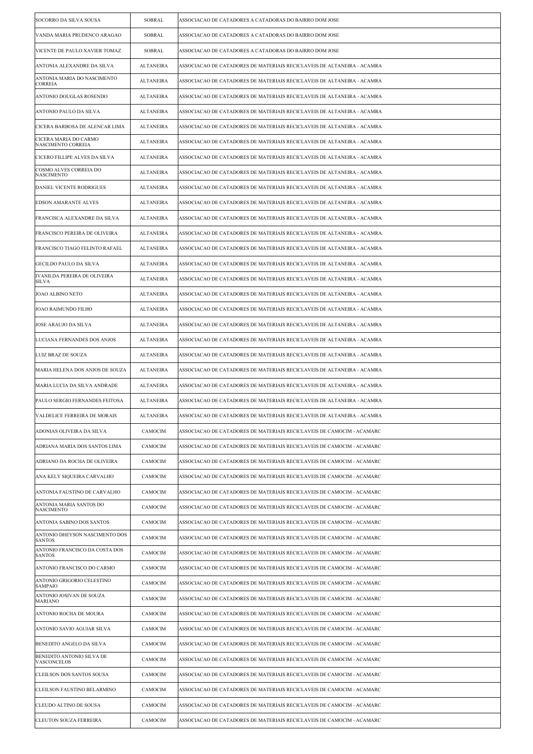| | | |
|---|---|---|
| SOCORRO DA SILVA SOUSA | SOBRAL | ASSOCIACAO DE CATADORES A CATADORAS DO BAIRRO DOM JOSE |
| VANDA MARIA PRUDENCO ARAGAO | SOBRAL | ASSOCIACAO DE CATADORES A CATADORAS DO BAIRRO DOM JOSE |
| VICENTE DE PAULO XAVIER TOMAZ | SOBRAL | ASSOCIACAO DE CATADORES A CATADORAS DO BAIRRO DOM JOSE |
| ANTONIA ALEXANDRE DA SILVA | ALTANEIRA | ASSOCIACAO DE CATADORES DE MATERIAIS RECICLAVEIS DE ALTANEIRA - ACAMRA |
| ANTONIA MARIA DO NASCIMENTO CORREIA | ALTANEIRA | ASSOCIACAO DE CATADORES DE MATERIAIS RECICLAVEIS DE ALTANEIRA - ACAMRA |
| ANTONIO DOUGLAS ROSENDO | ALTANEIRA | ASSOCIACAO DE CATADORES DE MATERIAIS RECICLAVEIS DE ALTANEIRA - ACAMRA |
| ANTONIO PAULO DA SILVA | ALTANEIRA | ASSOCIACAO DE CATADORES DE MATERIAIS RECICLAVEIS DE ALTANEIRA - ACAMRA |
| CICERA BARBOSA DE ALENCAR LIMA | ALTANEIRA | ASSOCIACAO DE CATADORES DE MATERIAIS RECICLAVEIS DE ALTANEIRA - ACAMRA |
| CICERA MARIA DO CARMO NASCIMENTO CORREIA | ALTANEIRA | ASSOCIACAO DE CATADORES DE MATERIAIS RECICLAVEIS DE ALTANEIRA - ACAMRA |
| CICERO FILLIPE ALVES DA SILVA | ALTANEIRA | ASSOCIACAO DE CATADORES DE MATERIAIS RECICLAVEIS DE ALTANEIRA - ACAMRA |
| COSMO ALVES CORREIA DO NASCIMENTO | ALTANEIRA | ASSOCIACAO DE CATADORES DE MATERIAIS RECICLAVEIS DE ALTANEIRA - ACAMRA |
| DANIEL VICENTE RODRIGUES | ALTANEIRA | ASSOCIACAO DE CATADORES DE MATERIAIS RECICLAVEIS DE ALTANEIRA - ACAMRA |
| EDSON AMARANTE ALVES | ALTANEIRA | ASSOCIACAO DE CATADORES DE MATERIAIS RECICLAVEIS DE ALTANEIRA - ACAMRA |
| FRANCISCA ALEXANDRE DA SILVA | ALTANEIRA | ASSOCIACAO DE CATADORES DE MATERIAIS RECICLAVEIS DE ALTANEIRA - ACAMRA |
| FRANCISCO PEREIRA DE OLIVEIRA | ALTANEIRA | ASSOCIACAO DE CATADORES DE MATERIAIS RECICLAVEIS DE ALTANEIRA - ACAMRA |
| FRANCISCO TIAGO FELINTO RAFAEL | ALTANEIRA | ASSOCIACAO DE CATADORES DE MATERIAIS RECICLAVEIS DE ALTANEIRA - ACAMRA |
| GECILDO PAULO DA SILVA | ALTANEIRA | ASSOCIACAO DE CATADORES DE MATERIAIS RECICLAVEIS DE ALTANEIRA - ACAMRA |
| IVANILDA PEREIRA DE OLIVEIRA SILVA | ALTANEIRA | ASSOCIACAO DE CATADORES DE MATERIAIS RECICLAVEIS DE ALTANEIRA - ACAMRA |
| JOAO ALBINO NETO | ALTANEIRA | ASSOCIACAO DE CATADORES DE MATERIAIS RECICLAVEIS DE ALTANEIRA - ACAMRA |
| JOAO RAIMUNDO FILHO | ALTANEIRA | ASSOCIACAO DE CATADORES DE MATERIAIS RECICLAVEIS DE ALTANEIRA - ACAMRA |
| JOSE ARAUJO DA SILVA | ALTANEIRA | ASSOCIACAO DE CATADORES DE MATERIAIS RECICLAVEIS DE ALTANEIRA - ACAMRA |
| LUCIANA FERNANDES DOS ANJOS | ALTANEIRA | ASSOCIACAO DE CATADORES DE MATERIAIS RECICLAVEIS DE ALTANEIRA - ACAMRA |
| LUIZ BRAZ DE SOUZA | ALTANEIRA | ASSOCIACAO DE CATADORES DE MATERIAIS RECICLAVEIS DE ALTANEIRA - ACAMRA |
| MARIA HELENA DOS ANJOS DE SOUZA | ALTANEIRA | ASSOCIACAO DE CATADORES DE MATERIAIS RECICLAVEIS DE ALTANEIRA - ACAMRA |
| MARIA LUCIA DA SILVA ANDRADE | ALTANEIRA | ASSOCIACAO DE CATADORES DE MATERIAIS RECICLAVEIS DE ALTANEIRA - ACAMRA |
| PAULO SERGIO FERNANDES FEITOSA | ALTANEIRA | ASSOCIACAO DE CATADORES DE MATERIAIS RECICLAVEIS DE ALTANEIRA - ACAMRA |
| VALDELICE FERREIRA DE MORAIS | ALTANEIRA | ASSOCIACAO DE CATADORES DE MATERIAIS RECICLAVEIS DE ALTANEIRA - ACAMRA |
| ADONIAS OLIVEIRA DA SILVA | CAMOCIM | ASSOCIACAO DE CATADORES DE MATERIAIS RECICLAVEIS DE CAMOCIM - ACAMARC |
| ADRIANA MARIA DOS SANTOS LIMA | CAMOCIM | ASSOCIACAO DE CATADORES DE MATERIAIS RECICLAVEIS DE CAMOCIM - ACAMARC |
| ADRIANO DA ROCHA DE OLIVEIRA | CAMOCIM | ASSOCIACAO DE CATADORES DE MATERIAIS RECICLAVEIS DE CAMOCIM - ACAMARC |
| ANA KELY SIQUEIRA CARVALHO | CAMOCIM | ASSOCIACAO DE CATADORES DE MATERIAIS RECICLAVEIS DE CAMOCIM - ACAMARC |
| ANTONIA FAUSTINO DE CARVALHO | CAMOCIM | ASSOCIACAO DE CATADORES DE MATERIAIS RECICLAVEIS DE CAMOCIM - ACAMARC |
| ANTONIA MARIA SANTOS DO NASCIMENTO | CAMOCIM | ASSOCIACAO DE CATADORES DE MATERIAIS RECICLAVEIS DE CAMOCIM - ACAMARC |
| ANTONIA SABINO DOS SANTOS | CAMOCIM | ASSOCIACAO DE CATADORES DE MATERIAIS RECICLAVEIS DE CAMOCIM - ACAMARC |
| ANTONIO DHEYSON NASCIMENTO DOS SANTOS | CAMOCIM | ASSOCIACAO DE CATADORES DE MATERIAIS RECICLAVEIS DE CAMOCIM - ACAMARC |
| ANTONIO FRANCISCO DA COSTA DOS SANTOS | CAMOCIM | ASSOCIACAO DE CATADORES DE MATERIAIS RECICLAVEIS DE CAMOCIM - ACAMARC |
| ANTONIO FRANCISCO DO CARMO | CAMOCIM | ASSOCIACAO DE CATADORES DE MATERIAIS RECICLAVEIS DE CAMOCIM - ACAMARC |
| ANTONIO GRIGORIO CELESTINO SAMPAIO | CAMOCIM | ASSOCIACAO DE CATADORES DE MATERIAIS RECICLAVEIS DE CAMOCIM - ACAMARC |
| ANTONIO JOSIVAN DE SOUZA MARIANO | CAMOCIM | ASSOCIACAO DE CATADORES DE MATERIAIS RECICLAVEIS DE CAMOCIM - ACAMARC |
| ANTONIO ROCHA DE MOURA | CAMOCIM | ASSOCIACAO DE CATADORES DE MATERIAIS RECICLAVEIS DE CAMOCIM - ACAMARC |
| ANTONIO SAVIO AGUIAR SILVA | CAMOCIM | ASSOCIACAO DE CATADORES DE MATERIAIS RECICLAVEIS DE CAMOCIM - ACAMARC |
| BENEDITO ANGELO DA SILVA | CAMOCIM | ASSOCIACAO DE CATADORES DE MATERIAIS RECICLAVEIS DE CAMOCIM - ACAMARC |
| BENEDITO ANTONIO SILVA DE VASCONCELOS | CAMOCIM | ASSOCIACAO DE CATADORES DE MATERIAIS RECICLAVEIS DE CAMOCIM - ACAMARC |
| CLEILSON DOS SANTOS SOUSA | CAMOCIM | ASSOCIACAO DE CATADORES DE MATERIAIS RECICLAVEIS DE CAMOCIM - ACAMARC |
| CLEILSON FAUSTINO BELARMINO | CAMOCIM | ASSOCIACAO DE CATADORES DE MATERIAIS RECICLAVEIS DE CAMOCIM - ACAMARC |
| CLEUDO ALTINO DE SOUSA | CAMOCIM | ASSOCIACAO DE CATADORES DE MATERIAIS RECICLAVEIS DE CAMOCIM - ACAMARC |
| CLEUTON SOUZA FERREIRA | CAMOCIM | ASSOCIACAO DE CATADORES DE MATERIAIS RECICLAVEIS DE CAMOCIM - ACAMARC |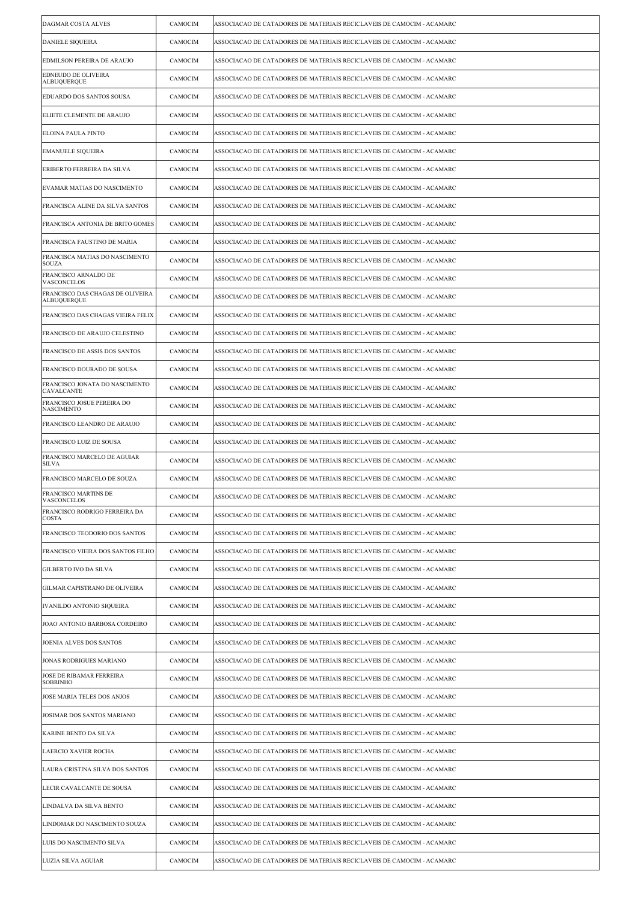| | | |
|---|---|---|
| DAGMAR COSTA ALVES | CAMOCIM | ASSOCIACAO DE CATADORES DE MATERIAIS RECICLAVEIS DE CAMOCIM - ACAMARC |
| DANIELE SIQUEIRA | CAMOCIM | ASSOCIACAO DE CATADORES DE MATERIAIS RECICLAVEIS DE CAMOCIM - ACAMARC |
| EDMILSON PEREIRA DE ARAUJO | CAMOCIM | ASSOCIACAO DE CATADORES DE MATERIAIS RECICLAVEIS DE CAMOCIM - ACAMARC |
| EDNEUDO DE OLIVEIRA ALBUQUERQUE | CAMOCIM | ASSOCIACAO DE CATADORES DE MATERIAIS RECICLAVEIS DE CAMOCIM - ACAMARC |
| EDUARDO DOS SANTOS SOUSA | CAMOCIM | ASSOCIACAO DE CATADORES DE MATERIAIS RECICLAVEIS DE CAMOCIM - ACAMARC |
| ELIETE CLEMENTE DE ARAUJO | CAMOCIM | ASSOCIACAO DE CATADORES DE MATERIAIS RECICLAVEIS DE CAMOCIM - ACAMARC |
| ELOINA PAULA PINTO | CAMOCIM | ASSOCIACAO DE CATADORES DE MATERIAIS RECICLAVEIS DE CAMOCIM - ACAMARC |
| EMANUELE SIQUEIRA | CAMOCIM | ASSOCIACAO DE CATADORES DE MATERIAIS RECICLAVEIS DE CAMOCIM - ACAMARC |
| ERIBERTO FERREIRA DA SILVA | CAMOCIM | ASSOCIACAO DE CATADORES DE MATERIAIS RECICLAVEIS DE CAMOCIM - ACAMARC |
| EVAMAR MATIAS DO NASCIMENTO | CAMOCIM | ASSOCIACAO DE CATADORES DE MATERIAIS RECICLAVEIS DE CAMOCIM - ACAMARC |
| FRANCISCA ALINE DA SILVA SANTOS | CAMOCIM | ASSOCIACAO DE CATADORES DE MATERIAIS RECICLAVEIS DE CAMOCIM - ACAMARC |
| FRANCISCA ANTONIA DE BRITO GOMES | CAMOCIM | ASSOCIACAO DE CATADORES DE MATERIAIS RECICLAVEIS DE CAMOCIM - ACAMARC |
| FRANCISCA FAUSTINO DE MARIA | CAMOCIM | ASSOCIACAO DE CATADORES DE MATERIAIS RECICLAVEIS DE CAMOCIM - ACAMARC |
| FRANCISCA MATIAS DO NASCIMENTO SOUZA | CAMOCIM | ASSOCIACAO DE CATADORES DE MATERIAIS RECICLAVEIS DE CAMOCIM - ACAMARC |
| FRANCISCO ARNALDO DE VASCONCELOS | CAMOCIM | ASSOCIACAO DE CATADORES DE MATERIAIS RECICLAVEIS DE CAMOCIM - ACAMARC |
| FRANCISCO DAS CHAGAS DE OLIVEIRA ALBUQUERQUE | CAMOCIM | ASSOCIACAO DE CATADORES DE MATERIAIS RECICLAVEIS DE CAMOCIM - ACAMARC |
| FRANCISCO DAS CHAGAS VIEIRA FELIX | CAMOCIM | ASSOCIACAO DE CATADORES DE MATERIAIS RECICLAVEIS DE CAMOCIM - ACAMARC |
| FRANCISCO DE ARAUJO CELESTINO | CAMOCIM | ASSOCIACAO DE CATADORES DE MATERIAIS RECICLAVEIS DE CAMOCIM - ACAMARC |
| FRANCISCO DE ASSIS DOS SANTOS | CAMOCIM | ASSOCIACAO DE CATADORES DE MATERIAIS RECICLAVEIS DE CAMOCIM - ACAMARC |
| FRANCISCO DOURADO DE SOUSA | CAMOCIM | ASSOCIACAO DE CATADORES DE MATERIAIS RECICLAVEIS DE CAMOCIM - ACAMARC |
| FRANCISCO JONATA DO NASCIMENTO CAVALCANTE | CAMOCIM | ASSOCIACAO DE CATADORES DE MATERIAIS RECICLAVEIS DE CAMOCIM - ACAMARC |
| FRANCISCO JOSUE PEREIRA DO NASCIMENTO | CAMOCIM | ASSOCIACAO DE CATADORES DE MATERIAIS RECICLAVEIS DE CAMOCIM - ACAMARC |
| FRANCISCO LEANDRO DE ARAUJO | CAMOCIM | ASSOCIACAO DE CATADORES DE MATERIAIS RECICLAVEIS DE CAMOCIM - ACAMARC |
| FRANCISCO LUIZ DE SOUSA | CAMOCIM | ASSOCIACAO DE CATADORES DE MATERIAIS RECICLAVEIS DE CAMOCIM - ACAMARC |
| FRANCISCO MARCELO DE AGUIAR SILVA | CAMOCIM | ASSOCIACAO DE CATADORES DE MATERIAIS RECICLAVEIS DE CAMOCIM - ACAMARC |
| FRANCISCO MARCELO DE SOUZA | CAMOCIM | ASSOCIACAO DE CATADORES DE MATERIAIS RECICLAVEIS DE CAMOCIM - ACAMARC |
| FRANCISCO MARTINS DE VASCONCELOS | CAMOCIM | ASSOCIACAO DE CATADORES DE MATERIAIS RECICLAVEIS DE CAMOCIM - ACAMARC |
| FRANCISCO RODRIGO FERREIRA DA COSTA | CAMOCIM | ASSOCIACAO DE CATADORES DE MATERIAIS RECICLAVEIS DE CAMOCIM - ACAMARC |
| FRANCISCO TEODORIO DOS SANTOS | CAMOCIM | ASSOCIACAO DE CATADORES DE MATERIAIS RECICLAVEIS DE CAMOCIM - ACAMARC |
| FRANCISCO VIEIRA DOS SANTOS FILHO | CAMOCIM | ASSOCIACAO DE CATADORES DE MATERIAIS RECICLAVEIS DE CAMOCIM - ACAMARC |
| GILBERTO IVO DA SILVA | CAMOCIM | ASSOCIACAO DE CATADORES DE MATERIAIS RECICLAVEIS DE CAMOCIM - ACAMARC |
| GILMAR CAPISTRANO DE OLIVEIRA | CAMOCIM | ASSOCIACAO DE CATADORES DE MATERIAIS RECICLAVEIS DE CAMOCIM - ACAMARC |
| IVANILDO ANTONIO SIQUEIRA | CAMOCIM | ASSOCIACAO DE CATADORES DE MATERIAIS RECICLAVEIS DE CAMOCIM - ACAMARC |
| JOAO ANTONIO BARBOSA CORDEIRO | CAMOCIM | ASSOCIACAO DE CATADORES DE MATERIAIS RECICLAVEIS DE CAMOCIM - ACAMARC |
| JOENIA ALVES DOS SANTOS | CAMOCIM | ASSOCIACAO DE CATADORES DE MATERIAIS RECICLAVEIS DE CAMOCIM - ACAMARC |
| JONAS RODRIGUES MARIANO | CAMOCIM | ASSOCIACAO DE CATADORES DE MATERIAIS RECICLAVEIS DE CAMOCIM - ACAMARC |
| JOSE DE RIBAMAR FERREIRA SOBRINHO | CAMOCIM | ASSOCIACAO DE CATADORES DE MATERIAIS RECICLAVEIS DE CAMOCIM - ACAMARC |
| JOSE MARIA TELES DOS ANJOS | CAMOCIM | ASSOCIACAO DE CATADORES DE MATERIAIS RECICLAVEIS DE CAMOCIM - ACAMARC |
| JOSIMAR DOS SANTOS MARIANO | CAMOCIM | ASSOCIACAO DE CATADORES DE MATERIAIS RECICLAVEIS DE CAMOCIM - ACAMARC |
| KARINE BENTO DA SILVA | CAMOCIM | ASSOCIACAO DE CATADORES DE MATERIAIS RECICLAVEIS DE CAMOCIM - ACAMARC |
| LAERCIO XAVIER ROCHA | CAMOCIM | ASSOCIACAO DE CATADORES DE MATERIAIS RECICLAVEIS DE CAMOCIM - ACAMARC |
| LAURA CRISTINA SILVA DOS SANTOS | CAMOCIM | ASSOCIACAO DE CATADORES DE MATERIAIS RECICLAVEIS DE CAMOCIM - ACAMARC |
| LECIR CAVALCANTE DE SOUSA | CAMOCIM | ASSOCIACAO DE CATADORES DE MATERIAIS RECICLAVEIS DE CAMOCIM - ACAMARC |
| LINDALVA DA SILVA BENTO | CAMOCIM | ASSOCIACAO DE CATADORES DE MATERIAIS RECICLAVEIS DE CAMOCIM - ACAMARC |
| LINDOMAR DO NASCIMENTO SOUZA | CAMOCIM | ASSOCIACAO DE CATADORES DE MATERIAIS RECICLAVEIS DE CAMOCIM - ACAMARC |
| LUIS DO NASCIMENTO SILVA | CAMOCIM | ASSOCIACAO DE CATADORES DE MATERIAIS RECICLAVEIS DE CAMOCIM - ACAMARC |
| LUZIA SILVA AGUIAR | CAMOCIM | ASSOCIACAO DE CATADORES DE MATERIAIS RECICLAVEIS DE CAMOCIM - ACAMARC |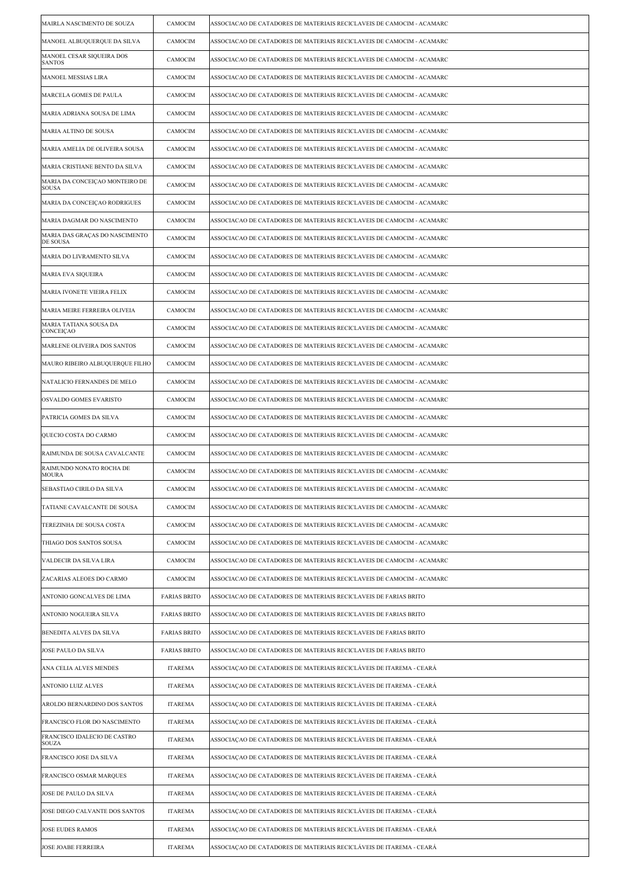| | | |
|---|---|---|
| MAIRLA NASCIMENTO DE SOUZA | CAMOCIM | ASSOCIACAO DE CATADORES DE MATERIAIS RECICLAVEIS DE CAMOCIM - ACAMARC |
| MANOEL ALBUQUERQUE DA SILVA | CAMOCIM | ASSOCIACAO DE CATADORES DE MATERIAIS RECICLAVEIS DE CAMOCIM - ACAMARC |
| MANOEL CESAR SIQUEIRA DOS SANTOS | CAMOCIM | ASSOCIACAO DE CATADORES DE MATERIAIS RECICLAVEIS DE CAMOCIM - ACAMARC |
| MANOEL MESSIAS LIRA | CAMOCIM | ASSOCIACAO DE CATADORES DE MATERIAIS RECICLAVEIS DE CAMOCIM - ACAMARC |
| MARCELA GOMES DE PAULA | CAMOCIM | ASSOCIACAO DE CATADORES DE MATERIAIS RECICLAVEIS DE CAMOCIM - ACAMARC |
| MARIA ADRIANA SOUSA DE LIMA | CAMOCIM | ASSOCIACAO DE CATADORES DE MATERIAIS RECICLAVEIS DE CAMOCIM - ACAMARC |
| MARIA ALTINO DE SOUSA | CAMOCIM | ASSOCIACAO DE CATADORES DE MATERIAIS RECICLAVEIS DE CAMOCIM - ACAMARC |
| MARIA AMELIA DE OLIVEIRA SOUSA | CAMOCIM | ASSOCIACAO DE CATADORES DE MATERIAIS RECICLAVEIS DE CAMOCIM - ACAMARC |
| MARIA CRISTIANE BENTO DA SILVA | CAMOCIM | ASSOCIACAO DE CATADORES DE MATERIAIS RECICLAVEIS DE CAMOCIM - ACAMARC |
| MARIA DA CONCEIÇAO MONTEIRO DE SOUSA | CAMOCIM | ASSOCIACAO DE CATADORES DE MATERIAIS RECICLAVEIS DE CAMOCIM - ACAMARC |
| MARIA DA CONCEIÇAO RODRIGUES | CAMOCIM | ASSOCIACAO DE CATADORES DE MATERIAIS RECICLAVEIS DE CAMOCIM - ACAMARC |
| MARIA DAGMAR DO NASCIMENTO | CAMOCIM | ASSOCIACAO DE CATADORES DE MATERIAIS RECICLAVEIS DE CAMOCIM - ACAMARC |
| MARIA DAS GRAÇAS DO NASCIMENTO DE SOUSA | CAMOCIM | ASSOCIACAO DE CATADORES DE MATERIAIS RECICLAVEIS DE CAMOCIM - ACAMARC |
| MARIA DO LIVRAMENTO SILVA | CAMOCIM | ASSOCIACAO DE CATADORES DE MATERIAIS RECICLAVEIS DE CAMOCIM - ACAMARC |
| MARIA EVA SIQUEIRA | CAMOCIM | ASSOCIACAO DE CATADORES DE MATERIAIS RECICLAVEIS DE CAMOCIM - ACAMARC |
| MARIA IVONETE VIEIRA FELIX | CAMOCIM | ASSOCIACAO DE CATADORES DE MATERIAIS RECICLAVEIS DE CAMOCIM - ACAMARC |
| MARIA MEIRE FERREIRA OLIVEIA | CAMOCIM | ASSOCIACAO DE CATADORES DE MATERIAIS RECICLAVEIS DE CAMOCIM - ACAMARC |
| MARIA TATIANA SOUSA DA CONCEIÇAO | CAMOCIM | ASSOCIACAO DE CATADORES DE MATERIAIS RECICLAVEIS DE CAMOCIM - ACAMARC |
| MARLENE OLIVEIRA DOS SANTOS | CAMOCIM | ASSOCIACAO DE CATADORES DE MATERIAIS RECICLAVEIS DE CAMOCIM - ACAMARC |
| MAURO RIBEIRO ALBUQUERQUE FILHO | CAMOCIM | ASSOCIACAO DE CATADORES DE MATERIAIS RECICLAVEIS DE CAMOCIM - ACAMARC |
| NATALICIO FERNANDES DE MELO | CAMOCIM | ASSOCIACAO DE CATADORES DE MATERIAIS RECICLAVEIS DE CAMOCIM - ACAMARC |
| OSVALDO GOMES EVARISTO | CAMOCIM | ASSOCIACAO DE CATADORES DE MATERIAIS RECICLAVEIS DE CAMOCIM - ACAMARC |
| PATRICIA GOMES DA SILVA | CAMOCIM | ASSOCIACAO DE CATADORES DE MATERIAIS RECICLAVEIS DE CAMOCIM - ACAMARC |
| QUECIO COSTA DO CARMO | CAMOCIM | ASSOCIACAO DE CATADORES DE MATERIAIS RECICLAVEIS DE CAMOCIM - ACAMARC |
| RAIMUNDA DE SOUSA CAVALCANTE | CAMOCIM | ASSOCIACAO DE CATADORES DE MATERIAIS RECICLAVEIS DE CAMOCIM - ACAMARC |
| RAIMUNDO NONATO ROCHA DE MOURA | CAMOCIM | ASSOCIACAO DE CATADORES DE MATERIAIS RECICLAVEIS DE CAMOCIM - ACAMARC |
| SEBASTIAO CIRILO DA SILVA | CAMOCIM | ASSOCIACAO DE CATADORES DE MATERIAIS RECICLAVEIS DE CAMOCIM - ACAMARC |
| TATIANE CAVALCANTE DE SOUSA | CAMOCIM | ASSOCIACAO DE CATADORES DE MATERIAIS RECICLAVEIS DE CAMOCIM - ACAMARC |
| TEREZINHA DE SOUSA COSTA | CAMOCIM | ASSOCIACAO DE CATADORES DE MATERIAIS RECICLAVEIS DE CAMOCIM - ACAMARC |
| THIAGO DOS SANTOS SOUSA | CAMOCIM | ASSOCIACAO DE CATADORES DE MATERIAIS RECICLAVEIS DE CAMOCIM - ACAMARC |
| VALDECIR DA SILVA LIRA | CAMOCIM | ASSOCIACAO DE CATADORES DE MATERIAIS RECICLAVEIS DE CAMOCIM - ACAMARC |
| ZACARIAS ALEOES DO CARMO | CAMOCIM | ASSOCIACAO DE CATADORES DE MATERIAIS RECICLAVEIS DE CAMOCIM - ACAMARC |
| ANTONIO GONCALVES DE LIMA | FARIAS BRITO | ASSOCIACAO DE CATADORES DE MATERIAIS RECICLAVEIS DE FARIAS BRITO |
| ANTONIO NOGUEIRA SILVA | FARIAS BRITO | ASSOCIACAO DE CATADORES DE MATERIAIS RECICLAVEIS DE FARIAS BRITO |
| BENEDITA ALVES DA SILVA | FARIAS BRITO | ASSOCIACAO DE CATADORES DE MATERIAIS RECICLAVEIS DE FARIAS BRITO |
| JOSE PAULO DA SILVA | FARIAS BRITO | ASSOCIACAO DE CATADORES DE MATERIAIS RECICLAVEIS DE FARIAS BRITO |
| ANA CELIA ALVES MENDES | ITAREMA | ASSOCIAÇAO DE CATADORES DE MATERIAIS RECICLÁVEIS DE ITAREMA - CEARÁ |
| ANTONIO LUIZ ALVES | ITAREMA | ASSOCIAÇAO DE CATADORES DE MATERIAIS RECICLÁVEIS DE ITAREMA - CEARÁ |
| AROLDO BERNARDINO DOS SANTOS | ITAREMA | ASSOCIAÇAO DE CATADORES DE MATERIAIS RECICLÁVEIS DE ITAREMA - CEARÁ |
| FRANCISCO FLOR DO NASCIMENTO | ITAREMA | ASSOCIAÇAO DE CATADORES DE MATERIAIS RECICLÁVEIS DE ITAREMA - CEARÁ |
| FRANCISCO IDALECIO DE CASTRO SOUZA | ITAREMA | ASSOCIAÇAO DE CATADORES DE MATERIAIS RECICLÁVEIS DE ITAREMA - CEARÁ |
| FRANCISCO JOSE DA SILVA | ITAREMA | ASSOCIAÇAO DE CATADORES DE MATERIAIS RECICLÁVEIS DE ITAREMA - CEARÁ |
| FRANCISCO OSMAR MARQUES | ITAREMA | ASSOCIAÇAO DE CATADORES DE MATERIAIS RECICLÁVEIS DE ITAREMA - CEARÁ |
| JOSE DE PAULO DA SILVA | ITAREMA | ASSOCIAÇAO DE CATADORES DE MATERIAIS RECICLÁVEIS DE ITAREMA - CEARÁ |
| JOSE DIEGO CALVANTE DOS SANTOS | ITAREMA | ASSOCIAÇAO DE CATADORES DE MATERIAIS RECICLÁVEIS DE ITAREMA - CEARÁ |
| JOSE EUDES RAMOS | ITAREMA | ASSOCIAÇAO DE CATADORES DE MATERIAIS RECICLÁVEIS DE ITAREMA - CEARÁ |
| JOSE JOABE FERREIRA | ITAREMA | ASSOCIAÇAO DE CATADORES DE MATERIAIS RECICLÁVEIS DE ITAREMA - CEARÁ |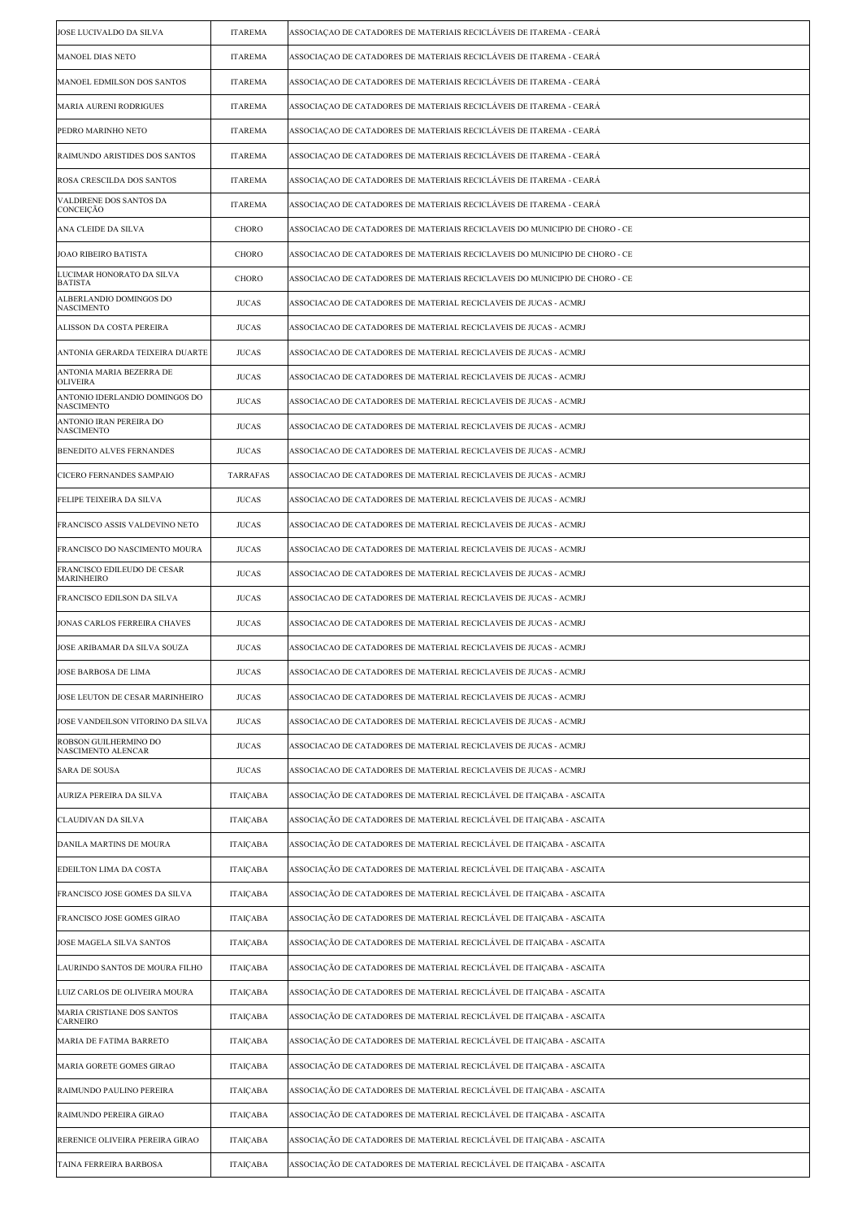| | | |
|---|---|---|
| JOSE LUCIVALDO DA SILVA | ITAREMA | ASSOCIAÇAO DE CATADORES DE MATERIAIS RECICLÁVEIS DE ITAREMA - CEARÁ |
| MANOEL DIAS NETO | ITAREMA | ASSOCIAÇAO DE CATADORES DE MATERIAIS RECICLÁVEIS DE ITAREMA - CEARÁ |
| MANOEL EDMILSON DOS SANTOS | ITAREMA | ASSOCIAÇAO DE CATADORES DE MATERIAIS RECICLÁVEIS DE ITAREMA - CEARÁ |
| MARIA AURENI RODRIGUES | ITAREMA | ASSOCIAÇAO DE CATADORES DE MATERIAIS RECICLÁVEIS DE ITAREMA - CEARÁ |
| PEDRO MARINHO NETO | ITAREMA | ASSOCIAÇAO DE CATADORES DE MATERIAIS RECICLÁVEIS DE ITAREMA - CEARÁ |
| RAIMUNDO ARISTIDES DOS SANTOS | ITAREMA | ASSOCIAÇAO DE CATADORES DE MATERIAIS RECICLÁVEIS DE ITAREMA - CEARÁ |
| ROSA CRESCILDA DOS SANTOS | ITAREMA | ASSOCIAÇAO DE CATADORES DE MATERIAIS RECICLÁVEIS DE ITAREMA - CEARÁ |
| VALDIRENE DOS SANTOS DA CONCEIÇÃO | ITAREMA | ASSOCIAÇAO DE CATADORES DE MATERIAIS RECICLÁVEIS DE ITAREMA - CEARÁ |
| ANA CLEIDE DA SILVA | CHORO | ASSOCIACAO DE CATADORES DE MATERIAIS RECICLAVEIS DO MUNICIPIO DE CHORO - CE |
| JOAO RIBEIRO BATISTA | CHORO | ASSOCIACAO DE CATADORES DE MATERIAIS RECICLAVEIS DO MUNICIPIO DE CHORO - CE |
| LUCIMAR HONORATO DA SILVA BATISTA | CHORO | ASSOCIACAO DE CATADORES DE MATERIAIS RECICLAVEIS DO MUNICIPIO DE CHORO - CE |
| ALBERLANDIO DOMINGOS DO NASCIMENTO | JUCAS | ASSOCIACAO DE CATADORES DE MATERIAL RECICLAVEIS DE JUCAS - ACMRJ |
| ALISSON DA COSTA PEREIRA | JUCAS | ASSOCIACAO DE CATADORES DE MATERIAL RECICLAVEIS DE JUCAS - ACMRJ |
| ANTONIA GERARDA TEIXEIRA DUARTE | JUCAS | ASSOCIACAO DE CATADORES DE MATERIAL RECICLAVEIS DE JUCAS - ACMRJ |
| ANTONIA MARIA BEZERRA DE OLIVEIRA | JUCAS | ASSOCIACAO DE CATADORES DE MATERIAL RECICLAVEIS DE JUCAS - ACMRJ |
| ANTONIO IDERLANDIO DOMINGOS DO NASCIMENTO | JUCAS | ASSOCIACAO DE CATADORES DE MATERIAL RECICLAVEIS DE JUCAS - ACMRJ |
| ANTONIO IRAN PEREIRA DO NASCIMENTO | JUCAS | ASSOCIACAO DE CATADORES DE MATERIAL RECICLAVEIS DE JUCAS - ACMRJ |
| BENEDITO ALVES FERNANDES | JUCAS | ASSOCIACAO DE CATADORES DE MATERIAL RECICLAVEIS DE JUCAS - ACMRJ |
| CICERO FERNANDES SAMPAIO | TARRAFAS | ASSOCIACAO DE CATADORES DE MATERIAL RECICLAVEIS DE JUCAS - ACMRJ |
| FELIPE TEIXEIRA DA SILVA | JUCAS | ASSOCIACAO DE CATADORES DE MATERIAL RECICLAVEIS DE JUCAS - ACMRJ |
| FRANCISCO ASSIS VALDEVINO NETO | JUCAS | ASSOCIACAO DE CATADORES DE MATERIAL RECICLAVEIS DE JUCAS - ACMRJ |
| FRANCISCO DO NASCIMENTO MOURA | JUCAS | ASSOCIACAO DE CATADORES DE MATERIAL RECICLAVEIS DE JUCAS - ACMRJ |
| FRANCISCO EDILEUDO DE CESAR MARINHEIRO | JUCAS | ASSOCIACAO DE CATADORES DE MATERIAL RECICLAVEIS DE JUCAS - ACMRJ |
| FRANCISCO EDILSON DA SILVA | JUCAS | ASSOCIACAO DE CATADORES DE MATERIAL RECICLAVEIS DE JUCAS - ACMRJ |
| JONAS CARLOS FERREIRA CHAVES | JUCAS | ASSOCIACAO DE CATADORES DE MATERIAL RECICLAVEIS DE JUCAS - ACMRJ |
| JOSE ARIBAMAR DA SILVA SOUZA | JUCAS | ASSOCIACAO DE CATADORES DE MATERIAL RECICLAVEIS DE JUCAS - ACMRJ |
| JOSE BARBOSA DE LIMA | JUCAS | ASSOCIACAO DE CATADORES DE MATERIAL RECICLAVEIS DE JUCAS - ACMRJ |
| JOSE LEUTON DE CESAR MARINHEIRO | JUCAS | ASSOCIACAO DE CATADORES DE MATERIAL RECICLAVEIS DE JUCAS - ACMRJ |
| JOSE VANDEILSON VITORINO DA SILVA | JUCAS | ASSOCIACAO DE CATADORES DE MATERIAL RECICLAVEIS DE JUCAS - ACMRJ |
| ROBSON GUILHERMINO DO NASCIMENTO ALENCAR | JUCAS | ASSOCIACAO DE CATADORES DE MATERIAL RECICLAVEIS DE JUCAS - ACMRJ |
| SARA DE SOUSA | JUCAS | ASSOCIACAO DE CATADORES DE MATERIAL RECICLAVEIS DE JUCAS - ACMRJ |
| AURIZA PEREIRA DA SILVA | ITAIÇABA | ASSOCIAÇÃO DE CATADORES DE MATERIAL RECICLÁVEL DE ITAIÇABA - ASCAITA |
| CLAUDIVAN DA SILVA | ITAIÇABA | ASSOCIAÇÃO DE CATADORES DE MATERIAL RECICLÁVEL DE ITAIÇABA - ASCAITA |
| DANILA MARTINS DE MOURA | ITAIÇABA | ASSOCIAÇÃO DE CATADORES DE MATERIAL RECICLÁVEL DE ITAIÇABA - ASCAITA |
| EDEILTON LIMA DA COSTA | ITAIÇABA | ASSOCIAÇÃO DE CATADORES DE MATERIAL RECICLÁVEL DE ITAIÇABA - ASCAITA |
| FRANCISCO JOSE GOMES DA SILVA | ITAIÇABA | ASSOCIAÇÃO DE CATADORES DE MATERIAL RECICLÁVEL DE ITAIÇABA - ASCAITA |
| FRANCISCO JOSE GOMES GIRAO | ITAIÇABA | ASSOCIAÇÃO DE CATADORES DE MATERIAL RECICLÁVEL DE ITAIÇABA - ASCAITA |
| JOSE MAGELA SILVA SANTOS | ITAIÇABA | ASSOCIAÇÃO DE CATADORES DE MATERIAL RECICLÁVEL DE ITAIÇABA - ASCAITA |
| LAURINDO SANTOS DE MOURA FILHO | ITAIÇABA | ASSOCIAÇÃO DE CATADORES DE MATERIAL RECICLÁVEL DE ITAIÇABA - ASCAITA |
| LUIZ CARLOS DE OLIVEIRA MOURA | ITAIÇABA | ASSOCIAÇÃO DE CATADORES DE MATERIAL RECICLÁVEL DE ITAIÇABA - ASCAITA |
| MARIA CRISTIANE DOS SANTOS CARNEIRO | ITAIÇABA | ASSOCIAÇÃO DE CATADORES DE MATERIAL RECICLÁVEL DE ITAIÇABA - ASCAITA |
| MARIA DE FATIMA BARRETO | ITAIÇABA | ASSOCIAÇÃO DE CATADORES DE MATERIAL RECICLÁVEL DE ITAIÇABA - ASCAITA |
| MARIA GORETE GOMES GIRAO | ITAIÇABA | ASSOCIAÇÃO DE CATADORES DE MATERIAL RECICLÁVEL DE ITAIÇABA - ASCAITA |
| RAIMUNDO PAULINO PEREIRA | ITAIÇABA | ASSOCIAÇÃO DE CATADORES DE MATERIAL RECICLÁVEL DE ITAIÇABA - ASCAITA |
| RAIMUNDO PEREIRA GIRAO | ITAIÇABA | ASSOCIAÇÃO DE CATADORES DE MATERIAL RECICLÁVEL DE ITAIÇABA - ASCAITA |
| RERENICE OLIVEIRA PEREIRA GIRAO | ITAIÇABA | ASSOCIAÇÃO DE CATADORES DE MATERIAL RECICLÁVEL DE ITAIÇABA - ASCAITA |
| TAINA FERREIRA BARBOSA | ITAIÇABA | ASSOCIAÇÃO DE CATADORES DE MATERIAL RECICLÁVEL DE ITAIÇABA - ASCAITA |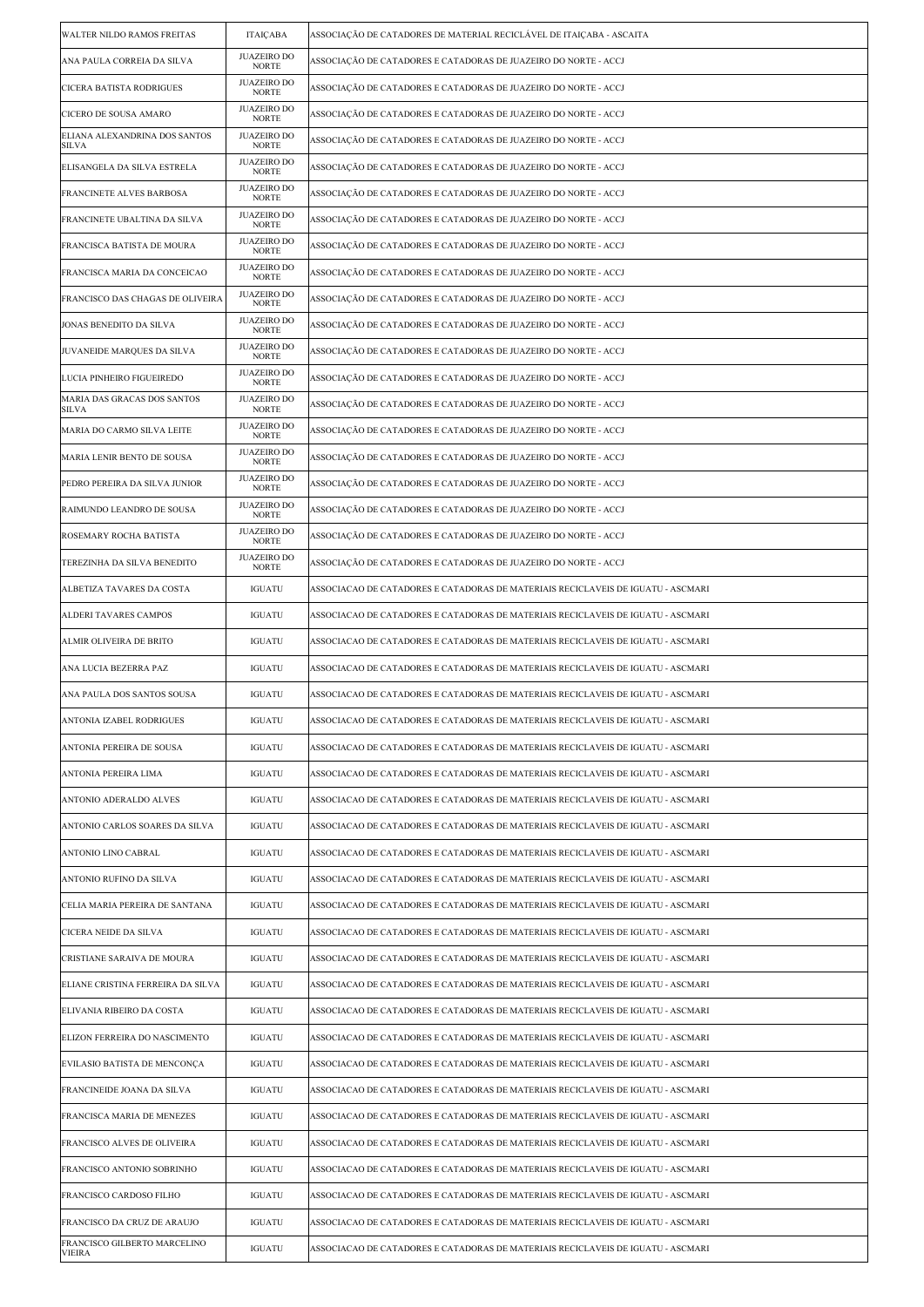| | | |
|---|---|---|
| WALTER NILDO RAMOS FREITAS | ITAIÇABA | ASSOCIAÇÃO DE CATADORES DE MATERIAL RECICLÁVEL DE ITAIÇABA - ASCAITA |
| ANA PAULA CORREIA DA SILVA | JUAZEIRO DO NORTE | ASSOCIAÇÃO DE CATADORES E CATADORAS DE JUAZEIRO DO NORTE - ACCJ |
| CICERA BATISTA RODRIGUES | JUAZEIRO DO NORTE | ASSOCIAÇÃO DE CATADORES E CATADORAS DE JUAZEIRO DO NORTE - ACCJ |
| CICERO DE SOUSA AMARO | JUAZEIRO DO NORTE | ASSOCIAÇÃO DE CATADORES E CATADORAS DE JUAZEIRO DO NORTE - ACCJ |
| ELIANA ALEXANDRINA DOS SANTOS SILVA | JUAZEIRO DO NORTE | ASSOCIAÇÃO DE CATADORES E CATADORAS DE JUAZEIRO DO NORTE - ACCJ |
| ELISANGELA DA SILVA ESTRELA | JUAZEIRO DO NORTE | ASSOCIAÇÃO DE CATADORES E CATADORAS DE JUAZEIRO DO NORTE - ACCJ |
| FRANCINETE ALVES BARBOSA | JUAZEIRO DO NORTE | ASSOCIAÇÃO DE CATADORES E CATADORAS DE JUAZEIRO DO NORTE - ACCJ |
| FRANCINETE UBALTINA DA SILVA | JUAZEIRO DO NORTE | ASSOCIAÇÃO DE CATADORES E CATADORAS DE JUAZEIRO DO NORTE - ACCJ |
| FRANCISCA BATISTA DE MOURA | JUAZEIRO DO NORTE | ASSOCIAÇÃO DE CATADORES E CATADORAS DE JUAZEIRO DO NORTE - ACCJ |
| FRANCISCA MARIA DA CONCEICAO | JUAZEIRO DO NORTE | ASSOCIAÇÃO DE CATADORES E CATADORAS DE JUAZEIRO DO NORTE - ACCJ |
| FRANCISCO DAS CHAGAS DE OLIVEIRA | JUAZEIRO DO NORTE | ASSOCIAÇÃO DE CATADORES E CATADORAS DE JUAZEIRO DO NORTE - ACCJ |
| JONAS BENEDITO DA SILVA | JUAZEIRO DO NORTE | ASSOCIAÇÃO DE CATADORES E CATADORAS DE JUAZEIRO DO NORTE - ACCJ |
| JUVANEIDE MARQUES DA SILVA | JUAZEIRO DO NORTE | ASSOCIAÇÃO DE CATADORES E CATADORAS DE JUAZEIRO DO NORTE - ACCJ |
| LUCIA PINHEIRO FIGUEIREDO | JUAZEIRO DO NORTE | ASSOCIAÇÃO DE CATADORES E CATADORAS DE JUAZEIRO DO NORTE - ACCJ |
| MARIA DAS GRACAS DOS SANTOS SILVA | JUAZEIRO DO NORTE | ASSOCIAÇÃO DE CATADORES E CATADORAS DE JUAZEIRO DO NORTE - ACCJ |
| MARIA DO CARMO SILVA LEITE | JUAZEIRO DO NORTE | ASSOCIAÇÃO DE CATADORES E CATADORAS DE JUAZEIRO DO NORTE - ACCJ |
| MARIA LENIR BENTO DE SOUSA | JUAZEIRO DO NORTE | ASSOCIAÇÃO DE CATADORES E CATADORAS DE JUAZEIRO DO NORTE - ACCJ |
| PEDRO PEREIRA DA SILVA JUNIOR | JUAZEIRO DO NORTE | ASSOCIAÇÃO DE CATADORES E CATADORAS DE JUAZEIRO DO NORTE - ACCJ |
| RAIMUNDO LEANDRO DE SOUSA | JUAZEIRO DO NORTE | ASSOCIAÇÃO DE CATADORES E CATADORAS DE JUAZEIRO DO NORTE - ACCJ |
| ROSEMARY ROCHA BATISTA | JUAZEIRO DO NORTE | ASSOCIAÇÃO DE CATADORES E CATADORAS DE JUAZEIRO DO NORTE - ACCJ |
| TEREZINHA DA SILVA BENEDITO | JUAZEIRO DO NORTE | ASSOCIAÇÃO DE CATADORES E CATADORAS DE JUAZEIRO DO NORTE - ACCJ |
| ALBETIZA TAVARES DA COSTA | IGUATU | ASSOCIACAO DE CATADORES E CATADORAS DE MATERIAIS RECICLAVEIS DE IGUATU - ASCMARI |
| ALDERI TAVARES CAMPOS | IGUATU | ASSOCIACAO DE CATADORES E CATADORAS DE MATERIAIS RECICLAVEIS DE IGUATU - ASCMARI |
| ALMIR OLIVEIRA DE BRITO | IGUATU | ASSOCIACAO DE CATADORES E CATADORAS DE MATERIAIS RECICLAVEIS DE IGUATU - ASCMARI |
| ANA LUCIA BEZERRA PAZ | IGUATU | ASSOCIACAO DE CATADORES E CATADORAS DE MATERIAIS RECICLAVEIS DE IGUATU - ASCMARI |
| ANA PAULA DOS SANTOS SOUSA | IGUATU | ASSOCIACAO DE CATADORES E CATADORAS DE MATERIAIS RECICLAVEIS DE IGUATU - ASCMARI |
| ANTONIA IZABEL RODRIGUES | IGUATU | ASSOCIACAO DE CATADORES E CATADORAS DE MATERIAIS RECICLAVEIS DE IGUATU - ASCMARI |
| ANTONIA PEREIRA DE SOUSA | IGUATU | ASSOCIACAO DE CATADORES E CATADORAS DE MATERIAIS RECICLAVEIS DE IGUATU - ASCMARI |
| ANTONIA PEREIRA LIMA | IGUATU | ASSOCIACAO DE CATADORES E CATADORAS DE MATERIAIS RECICLAVEIS DE IGUATU - ASCMARI |
| ANTONIO ADERALDO ALVES | IGUATU | ASSOCIACAO DE CATADORES E CATADORAS DE MATERIAIS RECICLAVEIS DE IGUATU - ASCMARI |
| ANTONIO CARLOS SOARES DA SILVA | IGUATU | ASSOCIACAO DE CATADORES E CATADORAS DE MATERIAIS RECICLAVEIS DE IGUATU - ASCMARI |
| ANTONIO LINO CABRAL | IGUATU | ASSOCIACAO DE CATADORES E CATADORAS DE MATERIAIS RECICLAVEIS DE IGUATU - ASCMARI |
| ANTONIO RUFINO DA SILVA | IGUATU | ASSOCIACAO DE CATADORES E CATADORAS DE MATERIAIS RECICLAVEIS DE IGUATU - ASCMARI |
| CELIA MARIA PEREIRA DE SANTANA | IGUATU | ASSOCIACAO DE CATADORES E CATADORAS DE MATERIAIS RECICLAVEIS DE IGUATU - ASCMARI |
| CICERA NEIDE DA SILVA | IGUATU | ASSOCIACAO DE CATADORES E CATADORAS DE MATERIAIS RECICLAVEIS DE IGUATU - ASCMARI |
| CRISTIANE SARAIVA DE MOURA | IGUATU | ASSOCIACAO DE CATADORES E CATADORAS DE MATERIAIS RECICLAVEIS DE IGUATU - ASCMARI |
| ELIANE CRISTINA FERREIRA DA SILVA | IGUATU | ASSOCIACAO DE CATADORES E CATADORAS DE MATERIAIS RECICLAVEIS DE IGUATU - ASCMARI |
| ELIVANIA RIBEIRO DA COSTA | IGUATU | ASSOCIACAO DE CATADORES E CATADORAS DE MATERIAIS RECICLAVEIS DE IGUATU - ASCMARI |
| ELIZON FERREIRA DO NASCIMENTO | IGUATU | ASSOCIACAO DE CATADORES E CATADORAS DE MATERIAIS RECICLAVEIS DE IGUATU - ASCMARI |
| EVILASIO BATISTA DE MENCONÇA | IGUATU | ASSOCIACAO DE CATADORES E CATADORAS DE MATERIAIS RECICLAVEIS DE IGUATU - ASCMARI |
| FRANCINEIDE JOANA DA SILVA | IGUATU | ASSOCIACAO DE CATADORES E CATADORAS DE MATERIAIS RECICLAVEIS DE IGUATU - ASCMARI |
| FRANCISCA MARIA DE MENEZES | IGUATU | ASSOCIACAO DE CATADORES E CATADORAS DE MATERIAIS RECICLAVEIS DE IGUATU - ASCMARI |
| FRANCISCO ALVES DE OLIVEIRA | IGUATU | ASSOCIACAO DE CATADORES E CATADORAS DE MATERIAIS RECICLAVEIS DE IGUATU - ASCMARI |
| FRANCISCO ANTONIO SOBRINHO | IGUATU | ASSOCIACAO DE CATADORES E CATADORAS DE MATERIAIS RECICLAVEIS DE IGUATU - ASCMARI |
| FRANCISCO CARDOSO FILHO | IGUATU | ASSOCIACAO DE CATADORES E CATADORAS DE MATERIAIS RECICLAVEIS DE IGUATU - ASCMARI |
| FRANCISCO DA CRUZ DE ARAUJO | IGUATU | ASSOCIACAO DE CATADORES E CATADORAS DE MATERIAIS RECICLAVEIS DE IGUATU - ASCMARI |
| FRANCISCO GILBERTO MARCELINO VIEIRA | IGUATU | ASSOCIACAO DE CATADORES E CATADORAS DE MATERIAIS RECICLAVEIS DE IGUATU - ASCMARI |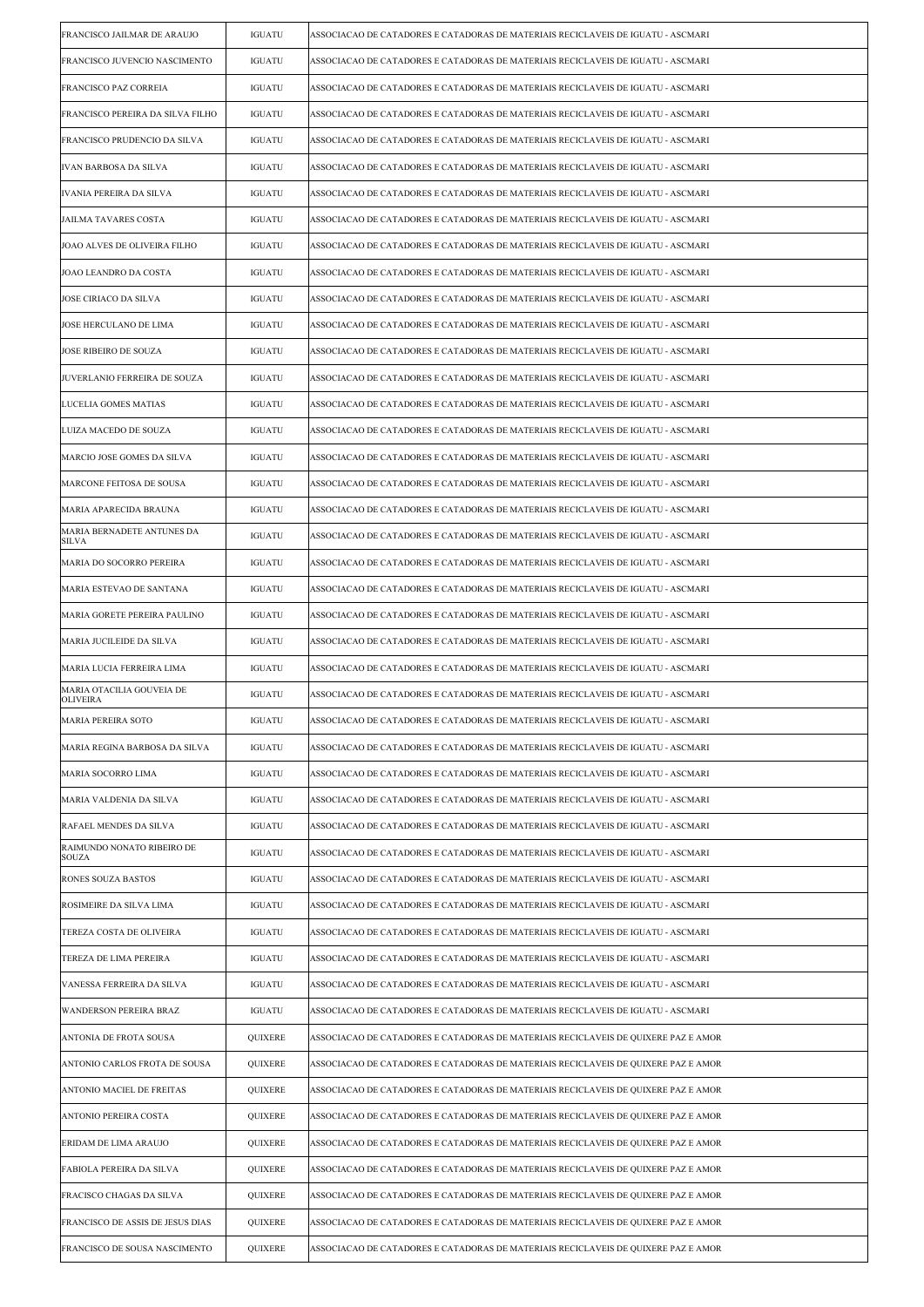| | | |
|---|---|---|
| FRANCISCO JAILMAR DE ARAUJO | IGUATU | ASSOCIACAO DE CATADORES E CATADORAS DE MATERIAIS RECICLAVEIS DE IGUATU - ASCMARI |
| FRANCISCO JUVENCIO NASCIMENTO | IGUATU | ASSOCIACAO DE CATADORES E CATADORAS DE MATERIAIS RECICLAVEIS DE IGUATU - ASCMARI |
| FRANCISCO PAZ CORREIA | IGUATU | ASSOCIACAO DE CATADORES E CATADORAS DE MATERIAIS RECICLAVEIS DE IGUATU - ASCMARI |
| FRANCISCO PEREIRA DA SILVA FILHO | IGUATU | ASSOCIACAO DE CATADORES E CATADORAS DE MATERIAIS RECICLAVEIS DE IGUATU - ASCMARI |
| FRANCISCO PRUDENCIO DA SILVA | IGUATU | ASSOCIACAO DE CATADORES E CATADORAS DE MATERIAIS RECICLAVEIS DE IGUATU - ASCMARI |
| IVAN BARBOSA DA SILVA | IGUATU | ASSOCIACAO DE CATADORES E CATADORAS DE MATERIAIS RECICLAVEIS DE IGUATU - ASCMARI |
| IVANIA PEREIRA DA SILVA | IGUATU | ASSOCIACAO DE CATADORES E CATADORAS DE MATERIAIS RECICLAVEIS DE IGUATU - ASCMARI |
| JAILMA TAVARES COSTA | IGUATU | ASSOCIACAO DE CATADORES E CATADORAS DE MATERIAIS RECICLAVEIS DE IGUATU - ASCMARI |
| JOAO ALVES DE OLIVEIRA FILHO | IGUATU | ASSOCIACAO DE CATADORES E CATADORAS DE MATERIAIS RECICLAVEIS DE IGUATU - ASCMARI |
| JOAO LEANDRO DA COSTA | IGUATU | ASSOCIACAO DE CATADORES E CATADORAS DE MATERIAIS RECICLAVEIS DE IGUATU - ASCMARI |
| JOSE CIRIACO DA SILVA | IGUATU | ASSOCIACAO DE CATADORES E CATADORAS DE MATERIAIS RECICLAVEIS DE IGUATU - ASCMARI |
| JOSE HERCULANO DE LIMA | IGUATU | ASSOCIACAO DE CATADORES E CATADORAS DE MATERIAIS RECICLAVEIS DE IGUATU - ASCMARI |
| JOSE RIBEIRO DE SOUZA | IGUATU | ASSOCIACAO DE CATADORES E CATADORAS DE MATERIAIS RECICLAVEIS DE IGUATU - ASCMARI |
| JUVERLANIO FERREIRA DE SOUZA | IGUATU | ASSOCIACAO DE CATADORES E CATADORAS DE MATERIAIS RECICLAVEIS DE IGUATU - ASCMARI |
| LUCELIA GOMES MATIAS | IGUATU | ASSOCIACAO DE CATADORES E CATADORAS DE MATERIAIS RECICLAVEIS DE IGUATU - ASCMARI |
| LUIZA MACEDO DE SOUZA | IGUATU | ASSOCIACAO DE CATADORES E CATADORAS DE MATERIAIS RECICLAVEIS DE IGUATU - ASCMARI |
| MARCIO JOSE GOMES DA SILVA | IGUATU | ASSOCIACAO DE CATADORES E CATADORAS DE MATERIAIS RECICLAVEIS DE IGUATU - ASCMARI |
| MARCONE FEITOSA DE SOUSA | IGUATU | ASSOCIACAO DE CATADORES E CATADORAS DE MATERIAIS RECICLAVEIS DE IGUATU - ASCMARI |
| MARIA APARECIDA BRAUNA | IGUATU | ASSOCIACAO DE CATADORES E CATADORAS DE MATERIAIS RECICLAVEIS DE IGUATU - ASCMARI |
| MARIA BERNADETE ANTUNES DA SILVA | IGUATU | ASSOCIACAO DE CATADORES E CATADORAS DE MATERIAIS RECICLAVEIS DE IGUATU - ASCMARI |
| MARIA DO SOCORRO PEREIRA | IGUATU | ASSOCIACAO DE CATADORES E CATADORAS DE MATERIAIS RECICLAVEIS DE IGUATU - ASCMARI |
| MARIA ESTEVAO DE SANTANA | IGUATU | ASSOCIACAO DE CATADORES E CATADORAS DE MATERIAIS RECICLAVEIS DE IGUATU - ASCMARI |
| MARIA GORETE PEREIRA PAULINO | IGUATU | ASSOCIACAO DE CATADORES E CATADORAS DE MATERIAIS RECICLAVEIS DE IGUATU - ASCMARI |
| MARIA JUCILEIDE DA SILVA | IGUATU | ASSOCIACAO DE CATADORES E CATADORAS DE MATERIAIS RECICLAVEIS DE IGUATU - ASCMARI |
| MARIA LUCIA FERREIRA LIMA | IGUATU | ASSOCIACAO DE CATADORES E CATADORAS DE MATERIAIS RECICLAVEIS DE IGUATU - ASCMARI |
| MARIA OTACILIA GOUVEIA DE OLIVEIRA | IGUATU | ASSOCIACAO DE CATADORES E CATADORAS DE MATERIAIS RECICLAVEIS DE IGUATU - ASCMARI |
| MARIA PEREIRA SOTO | IGUATU | ASSOCIACAO DE CATADORES E CATADORAS DE MATERIAIS RECICLAVEIS DE IGUATU - ASCMARI |
| MARIA REGINA BARBOSA DA SILVA | IGUATU | ASSOCIACAO DE CATADORES E CATADORAS DE MATERIAIS RECICLAVEIS DE IGUATU - ASCMARI |
| MARIA SOCORRO LIMA | IGUATU | ASSOCIACAO DE CATADORES E CATADORAS DE MATERIAIS RECICLAVEIS DE IGUATU - ASCMARI |
| MARIA VALDENIA DA SILVA | IGUATU | ASSOCIACAO DE CATADORES E CATADORAS DE MATERIAIS RECICLAVEIS DE IGUATU - ASCMARI |
| RAFAEL MENDES DA SILVA | IGUATU | ASSOCIACAO DE CATADORES E CATADORAS DE MATERIAIS RECICLAVEIS DE IGUATU - ASCMARI |
| RAIMUNDO NONATO RIBEIRO DE SOUZA | IGUATU | ASSOCIACAO DE CATADORES E CATADORAS DE MATERIAIS RECICLAVEIS DE IGUATU - ASCMARI |
| RONES SOUZA BASTOS | IGUATU | ASSOCIACAO DE CATADORES E CATADORAS DE MATERIAIS RECICLAVEIS DE IGUATU - ASCMARI |
| ROSIMEIRE DA SILVA LIMA | IGUATU | ASSOCIACAO DE CATADORES E CATADORAS DE MATERIAIS RECICLAVEIS DE IGUATU - ASCMARI |
| TEREZA COSTA DE OLIVEIRA | IGUATU | ASSOCIACAO DE CATADORES E CATADORAS DE MATERIAIS RECICLAVEIS DE IGUATU - ASCMARI |
| TEREZA DE LIMA PEREIRA | IGUATU | ASSOCIACAO DE CATADORES E CATADORAS DE MATERIAIS RECICLAVEIS DE IGUATU - ASCMARI |
| VANESSA FERREIRA DA SILVA | IGUATU | ASSOCIACAO DE CATADORES E CATADORAS DE MATERIAIS RECICLAVEIS DE IGUATU - ASCMARI |
| WANDERSON PEREIRA BRAZ | IGUATU | ASSOCIACAO DE CATADORES E CATADORAS DE MATERIAIS RECICLAVEIS DE IGUATU - ASCMARI |
| ANTONIA DE FROTA SOUSA | QUIXERE | ASSOCIACAO DE CATADORES E CATADORAS DE MATERIAIS RECICLAVEIS DE QUIXERE PAZ E AMOR |
| ANTONIO CARLOS FROTA DE SOUSA | QUIXERE | ASSOCIACAO DE CATADORES E CATADORAS DE MATERIAIS RECICLAVEIS DE QUIXERE PAZ E AMOR |
| ANTONIO MACIEL DE FREITAS | QUIXERE | ASSOCIACAO DE CATADORES E CATADORAS DE MATERIAIS RECICLAVEIS DE QUIXERE PAZ E AMOR |
| ANTONIO PEREIRA COSTA | QUIXERE | ASSOCIACAO DE CATADORES E CATADORAS DE MATERIAIS RECICLAVEIS DE QUIXERE PAZ E AMOR |
| ERIDAM DE LIMA ARAUJO | QUIXERE | ASSOCIACAO DE CATADORES E CATADORAS DE MATERIAIS RECICLAVEIS DE QUIXERE PAZ E AMOR |
| FABIOLA PEREIRA DA SILVA | QUIXERE | ASSOCIACAO DE CATADORES E CATADORAS DE MATERIAIS RECICLAVEIS DE QUIXERE PAZ E AMOR |
| FRACISCO CHAGAS DA SILVA | QUIXERE | ASSOCIACAO DE CATADORES E CATADORAS DE MATERIAIS RECICLAVEIS DE QUIXERE PAZ E AMOR |
| FRANCISCO DE ASSIS DE JESUS DIAS | QUIXERE | ASSOCIACAO DE CATADORES E CATADORAS DE MATERIAIS RECICLAVEIS DE QUIXERE PAZ E AMOR |
| FRANCISCO DE SOUSA NASCIMENTO | QUIXERE | ASSOCIACAO DE CATADORES E CATADORAS DE MATERIAIS RECICLAVEIS DE QUIXERE PAZ E AMOR |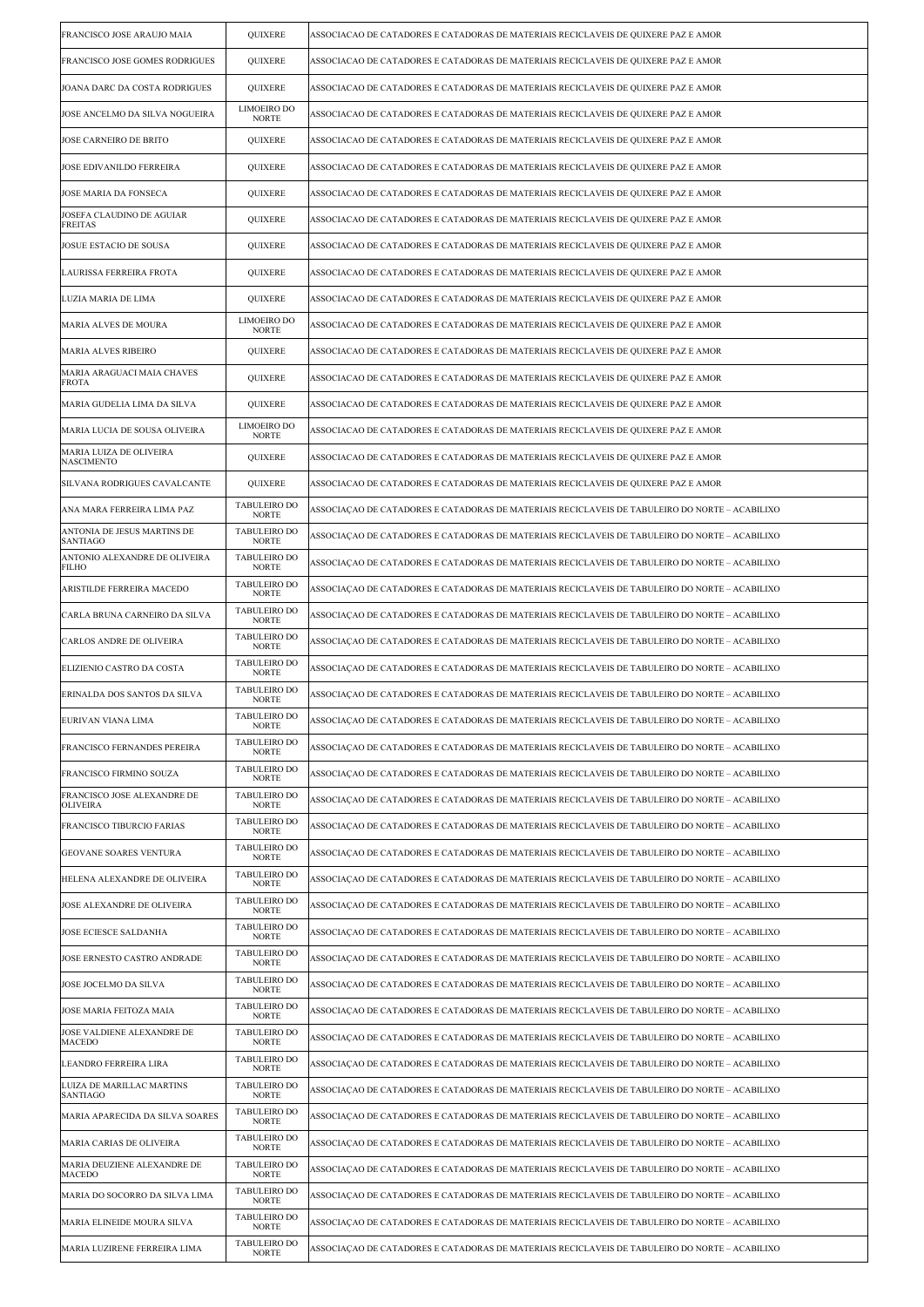| | | |
|---|---|---|
| FRANCISCO JOSE ARAUJO MAIA | QUIXERE | ASSOCIACAO DE CATADORES E CATADORAS DE MATERIAIS RECICLAVEIS DE QUIXERE PAZ E AMOR |
| FRANCISCO JOSE GOMES RODRIGUES | QUIXERE | ASSOCIACAO DE CATADORES E CATADORAS DE MATERIAIS RECICLAVEIS DE QUIXERE PAZ E AMOR |
| JOANA DARC DA COSTA RODRIGUES | QUIXERE | ASSOCIACAO DE CATADORES E CATADORAS DE MATERIAIS RECICLAVEIS DE QUIXERE PAZ E AMOR |
| JOSE ANCELMO DA SILVA NOGUEIRA | LIMOEIRO DO NORTE | ASSOCIACAO DE CATADORES E CATADORAS DE MATERIAIS RECICLAVEIS DE QUIXERE PAZ E AMOR |
| JOSE CARNEIRO DE BRITO | QUIXERE | ASSOCIACAO DE CATADORES E CATADORAS DE MATERIAIS RECICLAVEIS DE QUIXERE PAZ E AMOR |
| JOSE EDIVANILDO FERREIRA | QUIXERE | ASSOCIACAO DE CATADORES E CATADORAS DE MATERIAIS RECICLAVEIS DE QUIXERE PAZ E AMOR |
| JOSE MARIA DA FONSECA | QUIXERE | ASSOCIACAO DE CATADORES E CATADORAS DE MATERIAIS RECICLAVEIS DE QUIXERE PAZ E AMOR |
| JOSEFA CLAUDINO DE AGUIAR FREITAS | QUIXERE | ASSOCIACAO DE CATADORES E CATADORAS DE MATERIAIS RECICLAVEIS DE QUIXERE PAZ E AMOR |
| JOSUE ESTACIO DE SOUSA | QUIXERE | ASSOCIACAO DE CATADORES E CATADORAS DE MATERIAIS RECICLAVEIS DE QUIXERE PAZ E AMOR |
| LAURISSA FERREIRA FROTA | QUIXERE | ASSOCIACAO DE CATADORES E CATADORAS DE MATERIAIS RECICLAVEIS DE QUIXERE PAZ E AMOR |
| LUZIA MARIA DE LIMA | QUIXERE | ASSOCIACAO DE CATADORES E CATADORAS DE MATERIAIS RECICLAVEIS DE QUIXERE PAZ E AMOR |
| MARIA ALVES DE MOURA | LIMOEIRO DO NORTE | ASSOCIACAO DE CATADORES E CATADORAS DE MATERIAIS RECICLAVEIS DE QUIXERE PAZ E AMOR |
| MARIA ALVES RIBEIRO | QUIXERE | ASSOCIACAO DE CATADORES E CATADORAS DE MATERIAIS RECICLAVEIS DE QUIXERE PAZ E AMOR |
| MARIA ARAGUACI MAIA CHAVES FROTA | QUIXERE | ASSOCIACAO DE CATADORES E CATADORAS DE MATERIAIS RECICLAVEIS DE QUIXERE PAZ E AMOR |
| MARIA GUDELIA LIMA DA SILVA | QUIXERE | ASSOCIACAO DE CATADORES E CATADORAS DE MATERIAIS RECICLAVEIS DE QUIXERE PAZ E AMOR |
| MARIA LUCIA DE SOUSA OLIVEIRA | LIMOEIRO DO NORTE | ASSOCIACAO DE CATADORES E CATADORAS DE MATERIAIS RECICLAVEIS DE QUIXERE PAZ E AMOR |
| MARIA LUIZA DE OLIVEIRA NASCIMENTO | QUIXERE | ASSOCIACAO DE CATADORES E CATADORAS DE MATERIAIS RECICLAVEIS DE QUIXERE PAZ E AMOR |
| SILVANA RODRIGUES CAVALCANTE | QUIXERE | ASSOCIACAO DE CATADORES E CATADORAS DE MATERIAIS RECICLAVEIS DE QUIXERE PAZ E AMOR |
| ANA MARA FERREIRA LIMA PAZ | TABULEIRO DO NORTE | ASSOCIAÇAO DE CATADORES E CATADORAS DE MATERIAIS RECICLAVEIS DE TABULEIRO DO NORTE – ACABILIXO |
| ANTONIA DE JESUS MARTINS DE SANTIAGO | TABULEIRO DO NORTE | ASSOCIAÇAO DE CATADORES E CATADORAS DE MATERIAIS RECICLAVEIS DE TABULEIRO DO NORTE – ACABILIXO |
| ANTONIO ALEXANDRE DE OLIVEIRA FILHO | TABULEIRO DO NORTE | ASSOCIAÇAO DE CATADORES E CATADORAS DE MATERIAIS RECICLAVEIS DE TABULEIRO DO NORTE – ACABILIXO |
| ARISTILDE FERREIRA MACEDO | TABULEIRO DO NORTE | ASSOCIAÇAO DE CATADORES E CATADORAS DE MATERIAIS RECICLAVEIS DE TABULEIRO DO NORTE – ACABILIXO |
| CARLA BRUNA CARNEIRO DA SILVA | TABULEIRO DO NORTE | ASSOCIAÇAO DE CATADORES E CATADORAS DE MATERIAIS RECICLAVEIS DE TABULEIRO DO NORTE – ACABILIXO |
| CARLOS ANDRE DE OLIVEIRA | TABULEIRO DO NORTE | ASSOCIAÇAO DE CATADORES E CATADORAS DE MATERIAIS RECICLAVEIS DE TABULEIRO DO NORTE – ACABILIXO |
| ELIZIENIO CASTRO DA COSTA | TABULEIRO DO NORTE | ASSOCIAÇAO DE CATADORES E CATADORAS DE MATERIAIS RECICLAVEIS DE TABULEIRO DO NORTE – ACABILIXO |
| ERINALDA DOS SANTOS DA SILVA | TABULEIRO DO NORTE | ASSOCIAÇAO DE CATADORES E CATADORAS DE MATERIAIS RECICLAVEIS DE TABULEIRO DO NORTE – ACABILIXO |
| EURIVAN VIANA LIMA | TABULEIRO DO NORTE | ASSOCIAÇAO DE CATADORES E CATADORAS DE MATERIAIS RECICLAVEIS DE TABULEIRO DO NORTE – ACABILIXO |
| FRANCISCO FERNANDES PEREIRA | TABULEIRO DO NORTE | ASSOCIAÇAO DE CATADORES E CATADORAS DE MATERIAIS RECICLAVEIS DE TABULEIRO DO NORTE – ACABILIXO |
| FRANCISCO FIRMINO SOUZA | TABULEIRO DO NORTE | ASSOCIAÇAO DE CATADORES E CATADORAS DE MATERIAIS RECICLAVEIS DE TABULEIRO DO NORTE – ACABILIXO |
| FRANCISCO JOSE ALEXANDRE DE OLIVEIRA | TABULEIRO DO NORTE | ASSOCIAÇAO DE CATADORES E CATADORAS DE MATERIAIS RECICLAVEIS DE TABULEIRO DO NORTE – ACABILIXO |
| FRANCISCO TIBURCIO FARIAS | TABULEIRO DO NORTE | ASSOCIAÇAO DE CATADORES E CATADORAS DE MATERIAIS RECICLAVEIS DE TABULEIRO DO NORTE – ACABILIXO |
| GEOVANE SOARES VENTURA | TABULEIRO DO NORTE | ASSOCIAÇAO DE CATADORES E CATADORAS DE MATERIAIS RECICLAVEIS DE TABULEIRO DO NORTE – ACABILIXO |
| HELENA ALEXANDRE DE OLIVEIRA | TABULEIRO DO NORTE | ASSOCIAÇAO DE CATADORES E CATADORAS DE MATERIAIS RECICLAVEIS DE TABULEIRO DO NORTE – ACABILIXO |
| JOSE ALEXANDRE DE OLIVEIRA | TABULEIRO DO NORTE | ASSOCIAÇAO DE CATADORES E CATADORAS DE MATERIAIS RECICLAVEIS DE TABULEIRO DO NORTE – ACABILIXO |
| JOSE ECIESCE SALDANHA | TABULEIRO DO NORTE | ASSOCIAÇAO DE CATADORES E CATADORAS DE MATERIAIS RECICLAVEIS DE TABULEIRO DO NORTE – ACABILIXO |
| JOSE ERNESTO CASTRO ANDRADE | TABULEIRO DO NORTE | ASSOCIAÇAO DE CATADORES E CATADORAS DE MATERIAIS RECICLAVEIS DE TABULEIRO DO NORTE – ACABILIXO |
| JOSE JOCELMO DA SILVA | TABULEIRO DO NORTE | ASSOCIAÇAO DE CATADORES E CATADORAS DE MATERIAIS RECICLAVEIS DE TABULEIRO DO NORTE – ACABILIXO |
| JOSE MARIA FEITOZA MAIA | TABULEIRO DO NORTE | ASSOCIAÇAO DE CATADORES E CATADORAS DE MATERIAIS RECICLAVEIS DE TABULEIRO DO NORTE – ACABILIXO |
| JOSE VALDIENE ALEXANDRE DE MACEDO | TABULEIRO DO NORTE | ASSOCIAÇAO DE CATADORES E CATADORAS DE MATERIAIS RECICLAVEIS DE TABULEIRO DO NORTE – ACABILIXO |
| LEANDRO FERREIRA LIRA | TABULEIRO DO NORTE | ASSOCIAÇAO DE CATADORES E CATADORAS DE MATERIAIS RECICLAVEIS DE TABULEIRO DO NORTE – ACABILIXO |
| LUIZA DE MARILLAC MARTINS SANTIAGO | TABULEIRO DO NORTE | ASSOCIAÇAO DE CATADORES E CATADORAS DE MATERIAIS RECICLAVEIS DE TABULEIRO DO NORTE – ACABILIXO |
| MARIA APARECIDA DA SILVA SOARES | TABULEIRO DO NORTE | ASSOCIAÇAO DE CATADORES E CATADORAS DE MATERIAIS RECICLAVEIS DE TABULEIRO DO NORTE – ACABILIXO |
| MARIA CARIAS DE OLIVEIRA | TABULEIRO DO NORTE | ASSOCIAÇAO DE CATADORES E CATADORAS DE MATERIAIS RECICLAVEIS DE TABULEIRO DO NORTE – ACABILIXO |
| MARIA DEUZIENE ALEXANDRE DE MACEDO | TABULEIRO DO NORTE | ASSOCIAÇAO DE CATADORES E CATADORAS DE MATERIAIS RECICLAVEIS DE TABULEIRO DO NORTE – ACABILIXO |
| MARIA DO SOCORRO DA SILVA LIMA | TABULEIRO DO NORTE | ASSOCIAÇAO DE CATADORES E CATADORAS DE MATERIAIS RECICLAVEIS DE TABULEIRO DO NORTE – ACABILIXO |
| MARIA ELINEIDE MOURA SILVA | TABULEIRO DO NORTE | ASSOCIAÇAO DE CATADORES E CATADORAS DE MATERIAIS RECICLAVEIS DE TABULEIRO DO NORTE – ACABILIXO |
| MARIA LUZIRENE FERREIRA LIMA | TABULEIRO DO NORTE | ASSOCIAÇAO DE CATADORES E CATADORAS DE MATERIAIS RECICLAVEIS DE TABULEIRO DO NORTE – ACABILIXO |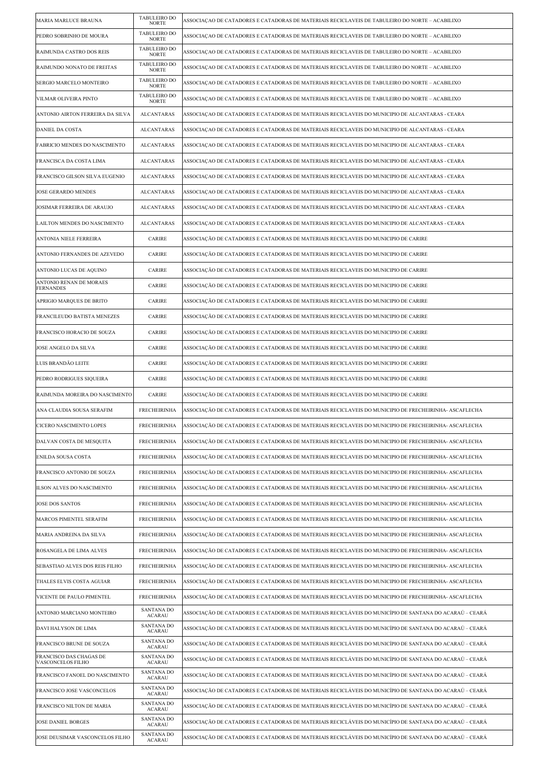| | | |
|---|---|---|
| MARIA MARLUCE BRAUNA | TABULEIRO DO NORTE | ASSOCIAÇAO DE CATADORES E CATADORAS DE MATERIAIS RECICLAVEIS DE TABULEIRO DO NORTE – ACABILIXO |
| PEDRO SOBRINHO DE MOURA | TABULEIRO DO NORTE | ASSOCIAÇAO DE CATADORES E CATADORAS DE MATERIAIS RECICLAVEIS DE TABULEIRO DO NORTE – ACABILIXO |
| RAIMUNDA CASTRO DOS REIS | TABULEIRO DO NORTE | ASSOCIAÇAO DE CATADORES E CATADORAS DE MATERIAIS RECICLAVEIS DE TABULEIRO DO NORTE – ACABILIXO |
| RAIMUNDO NONATO DE FREITAS | TABULEIRO DO NORTE | ASSOCIAÇAO DE CATADORES E CATADORAS DE MATERIAIS RECICLAVEIS DE TABULEIRO DO NORTE – ACABILIXO |
| SERGIO MARCELO MONTEIRO | TABULEIRO DO NORTE | ASSOCIAÇAO DE CATADORES E CATADORAS DE MATERIAIS RECICLAVEIS DE TABULEIRO DO NORTE – ACABILIXO |
| VILMAR OLIVEIRA PINTO | TABULEIRO DO NORTE | ASSOCIAÇAO DE CATADORES E CATADORAS DE MATERIAIS RECICLAVEIS DE TABULEIRO DO NORTE – ACABILIXO |
| ANTONIO AIRTON FERREIRA DA SILVA | ALCANTARAS | ASSOCIAÇAO DE CATADORES E CATADORAS DE MATERIAIS RECICLAVEIS DO MUNICIPIO DE ALCANTARAS - CEARA |
| DANIEL DA COSTA | ALCANTARAS | ASSOCIAÇAO DE CATADORES E CATADORAS DE MATERIAIS RECICLAVEIS DO MUNICIPIO DE ALCANTARAS - CEARA |
| FABRICIO MENDES DO NASCIMENTO | ALCANTARAS | ASSOCIAÇAO DE CATADORES E CATADORAS DE MATERIAIS RECICLAVEIS DO MUNICIPIO DE ALCANTARAS - CEARA |
| FRANCISCA DA COSTA LIMA | ALCANTARAS | ASSOCIAÇAO DE CATADORES E CATADORAS DE MATERIAIS RECICLAVEIS DO MUNICIPIO DE ALCANTARAS - CEARA |
| FRANCISCO GILSON SILVA EUGENIO | ALCANTARAS | ASSOCIAÇAO DE CATADORES E CATADORAS DE MATERIAIS RECICLAVEIS DO MUNICIPIO DE ALCANTARAS - CEARA |
| JOSE GERARDO MENDES | ALCANTARAS | ASSOCIAÇAO DE CATADORES E CATADORAS DE MATERIAIS RECICLAVEIS DO MUNICIPIO DE ALCANTARAS - CEARA |
| JOSIMAR FERREIRA DE ARAUJO | ALCANTARAS | ASSOCIAÇAO DE CATADORES E CATADORAS DE MATERIAIS RECICLAVEIS DO MUNICIPIO DE ALCANTARAS - CEARA |
| LAILTON MENDES DO NASCIMENTO | ALCANTARAS | ASSOCIAÇAO DE CATADORES E CATADORAS DE MATERIAIS RECICLAVEIS DO MUNICIPIO DE ALCANTARAS - CEARA |
| ANTONIA NIELE FERREIRA | CARIRE | ASSOCIAÇÃO DE CATADORES E CATADORAS DE MATERIAIS RECICLAVEIS DO MUNICIPIO DE CARIRE |
| ANTONIO FERNANDES DE AZEVEDO | CARIRE | ASSOCIAÇÃO DE CATADORES E CATADORAS DE MATERIAIS RECICLAVEIS DO MUNICIPIO DE CARIRE |
| ANTONIO LUCAS DE AQUINO | CARIRE | ASSOCIAÇÃO DE CATADORES E CATADORAS DE MATERIAIS RECICLAVEIS DO MUNICIPIO DE CARIRE |
| ANTONIO RENAN DE MORAES FERNANDES | CARIRE | ASSOCIAÇÃO DE CATADORES E CATADORAS DE MATERIAIS RECICLAVEIS DO MUNICIPIO DE CARIRE |
| APRIGIO MARQUES DE BRITO | CARIRE | ASSOCIAÇÃO DE CATADORES E CATADORAS DE MATERIAIS RECICLAVEIS DO MUNICIPIO DE CARIRE |
| FRANCILEUDO BATISTA MENEZES | CARIRE | ASSOCIAÇÃO DE CATADORES E CATADORAS DE MATERIAIS RECICLAVEIS DO MUNICIPIO DE CARIRE |
| FRANCISCO HORACIO DE SOUZA | CARIRE | ASSOCIAÇÃO DE CATADORES E CATADORAS DE MATERIAIS RECICLAVEIS DO MUNICIPIO DE CARIRE |
| JOSE ANGELO DA SILVA | CARIRE | ASSOCIAÇÃO DE CATADORES E CATADORAS DE MATERIAIS RECICLAVEIS DO MUNICIPIO DE CARIRE |
| LUIS BRANDÃO LEITE | CARIRE | ASSOCIAÇÃO DE CATADORES E CATADORAS DE MATERIAIS RECICLAVEIS DO MUNICIPIO DE CARIRE |
| PEDRO RODRIGUES SIQUEIRA | CARIRE | ASSOCIAÇÃO DE CATADORES E CATADORAS DE MATERIAIS RECICLAVEIS DO MUNICIPIO DE CARIRE |
| RAIMUNDA MOREIRA DO NASCIMENTO | CARIRE | ASSOCIAÇÃO DE CATADORES E CATADORAS DE MATERIAIS RECICLAVEIS DO MUNICIPIO DE CARIRE |
| ANA CLAUDIA SOUSA SERAFIM | FRECHEIRINHA | ASSOCIAÇÃO DE CATADORES E CATADORAS DE MATERIAIS RECICLAVEIS DO MUNICIPIO DE FRECHEIRINHA- ASCAFLECHA |
| CICERO NASCIMENTO LOPES | FRECHEIRINHA | ASSOCIAÇÃO DE CATADORES E CATADORAS DE MATERIAIS RECICLAVEIS DO MUNICIPIO DE FRECHEIRINHA- ASCAFLECHA |
| DALVAN COSTA DE MESQUITA | FRECHEIRINHA | ASSOCIAÇÃO DE CATADORES E CATADORAS DE MATERIAIS RECICLAVEIS DO MUNICIPIO DE FRECHEIRINHA- ASCAFLECHA |
| ENILDA SOUSA COSTA | FRECHEIRINHA | ASSOCIAÇÃO DE CATADORES E CATADORAS DE MATERIAIS RECICLAVEIS DO MUNICIPIO DE FRECHEIRINHA- ASCAFLECHA |
| FRANCISCO ANTONIO DE SOUZA | FRECHEIRINHA | ASSOCIAÇÃO DE CATADORES E CATADORAS DE MATERIAIS RECICLAVEIS DO MUNICIPIO DE FRECHEIRINHA- ASCAFLECHA |
| ILSON ALVES DO NASCIMENTO | FRECHEIRINHA | ASSOCIAÇÃO DE CATADORES E CATADORAS DE MATERIAIS RECICLAVEIS DO MUNICIPIO DE FRECHEIRINHA- ASCAFLECHA |
| JOSE DOS SANTOS | FRECHEIRINHA | ASSOCIAÇÃO DE CATADORES E CATADORAS DE MATERIAIS RECICLAVEIS DO MUNICIPIO DE FRECHEIRINHA- ASCAFLECHA |
| MARCOS PIMENTEL SERAFIM | FRECHEIRINHA | ASSOCIAÇÃO DE CATADORES E CATADORAS DE MATERIAIS RECICLAVEIS DO MUNICIPIO DE FRECHEIRINHA- ASCAFLECHA |
| MARIA ANDREINA DA SILVA | FRECHEIRINHA | ASSOCIAÇÃO DE CATADORES E CATADORAS DE MATERIAIS RECICLAVEIS DO MUNICIPIO DE FRECHEIRINHA- ASCAFLECHA |
| ROSANGELA DE LIMA ALVES | FRECHEIRINHA | ASSOCIAÇÃO DE CATADORES E CATADORAS DE MATERIAIS RECICLAVEIS DO MUNICIPIO DE FRECHEIRINHA- ASCAFLECHA |
| SEBASTIAO ALVES DOS REIS FILHO | FRECHEIRINHA | ASSOCIAÇÃO DE CATADORES E CATADORAS DE MATERIAIS RECICLAVEIS DO MUNICIPIO DE FRECHEIRINHA- ASCAFLECHA |
| THALES ELVIS COSTA AGUIAR | FRECHEIRINHA | ASSOCIAÇÃO DE CATADORES E CATADORAS DE MATERIAIS RECICLAVEIS DO MUNICIPIO DE FRECHEIRINHA- ASCAFLECHA |
| VICENTE DE PAULO PIMENTEL | FRECHEIRINHA | ASSOCIAÇÃO DE CATADORES E CATADORAS DE MATERIAIS RECICLAVEIS DO MUNICIPIO DE FRECHEIRINHA- ASCAFLECHA |
| ANTONIO MARCIANO MONTEIRO | SANTANA DO ACARAU | ASSOCIAÇÃO DE CATADORES E CATADORAS DE MATERIAIS RECICLÁVEIS DO MUNICÍPIO DE SANTANA DO ACARAÚ – CEARÁ |
| DAVI HALYSON DE LIMA | SANTANA DO ACARAU | ASSOCIAÇÃO DE CATADORES E CATADORAS DE MATERIAIS RECICLÁVEIS DO MUNICÍPIO DE SANTANA DO ACARAÚ – CEARÁ |
| FRANCISCO BRUNE DE SOUZA | SANTANA DO ACARAU | ASSOCIAÇÃO DE CATADORES E CATADORAS DE MATERIAIS RECICLÁVEIS DO MUNICÍPIO DE SANTANA DO ACARAÚ – CEARÁ |
| FRANCISCO DAS CHAGAS DE VASCONCELOS FILHO | SANTANA DO ACARAU | ASSOCIAÇÃO DE CATADORES E CATADORAS DE MATERIAIS RECICLÁVEIS DO MUNICÍPIO DE SANTANA DO ACARAÚ – CEARÁ |
| FRANCISCO FANOEL DO NASCIMENTO | SANTANA DO ACARAU | ASSOCIAÇÃO DE CATADORES E CATADORAS DE MATERIAIS RECICLÁVEIS DO MUNICÍPIO DE SANTANA DO ACARAÚ – CEARÁ |
| FRANCISCO JOSE VASCONCELOS | SANTANA DO ACARAU | ASSOCIAÇÃO DE CATADORES E CATADORAS DE MATERIAIS RECICLÁVEIS DO MUNICÍPIO DE SANTANA DO ACARAÚ – CEARÁ |
| FRANCISCO NILTON DE MARIA | SANTANA DO ACARAU | ASSOCIAÇÃO DE CATADORES E CATADORAS DE MATERIAIS RECICLÁVEIS DO MUNICÍPIO DE SANTANA DO ACARAÚ – CEARÁ |
| JOSE DANIEL BORGES | SANTANA DO ACARAU | ASSOCIAÇÃO DE CATADORES E CATADORAS DE MATERIAIS RECICLÁVEIS DO MUNICÍPIO DE SANTANA DO ACARAÚ – CEARÁ |
| JOSE DEUSIMAR VASCONCELOS FILHO | SANTANA DO ACARAU | ASSOCIAÇÃO DE CATADORES E CATADORAS DE MATERIAIS RECICLÁVEIS DO MUNICÍPIO DE SANTANA DO ACARAÚ – CEARÁ |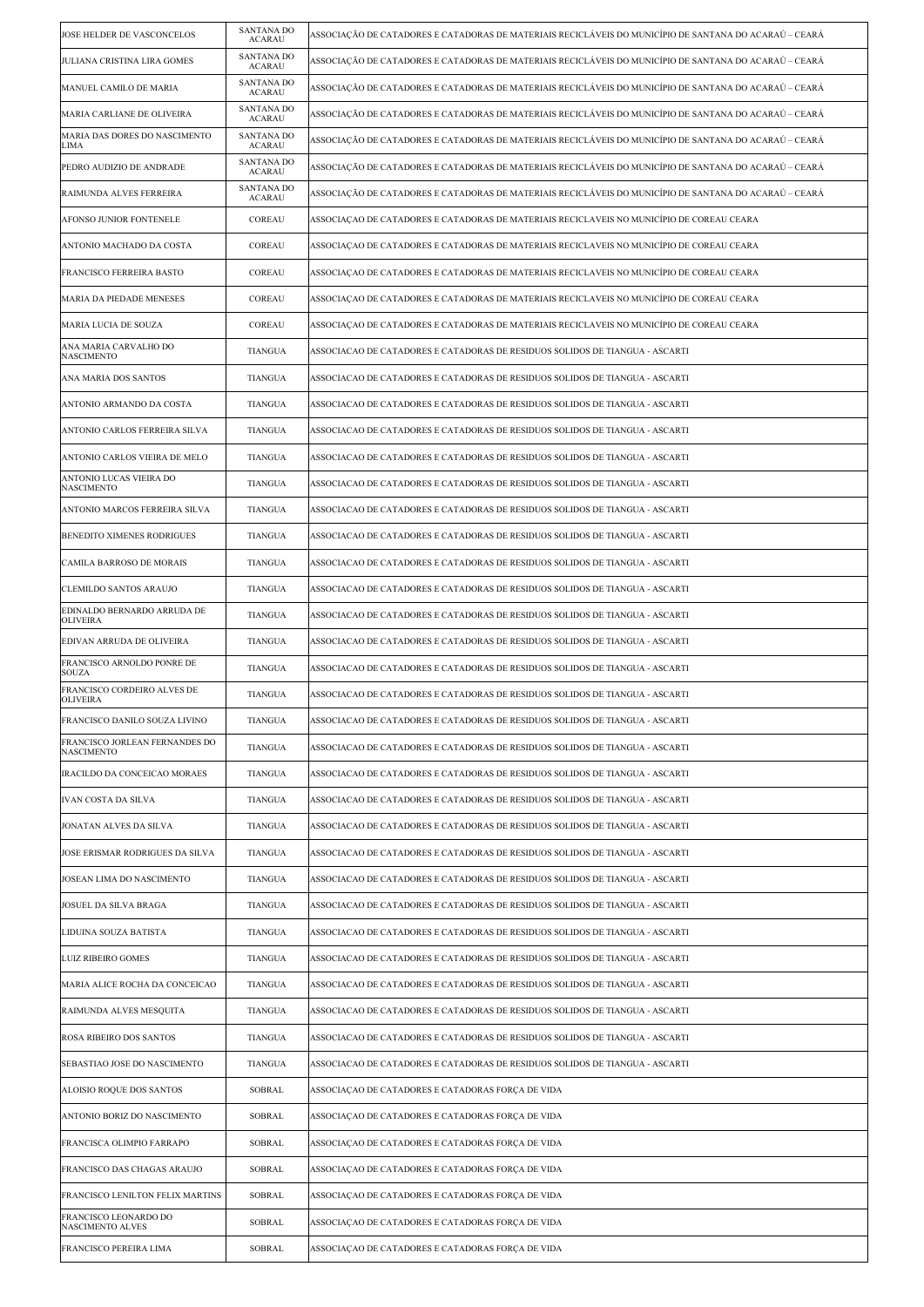| | | |
|---|---|---|
| JOSE HELDER DE VASCONCELOS | SANTANA DO ACARAU | ASSOCIAÇÃO DE CATADORES E CATADORAS DE MATERIAIS RECICLÁVEIS DO MUNICÍPIO DE SANTANA DO ACARAÚ – CEARÁ |
| JULIANA CRISTINA LIRA GOMES | SANTANA DO ACARAU | ASSOCIAÇÃO DE CATADORES E CATADORAS DE MATERIAIS RECICLÁVEIS DO MUNICÍPIO DE SANTANA DO ACARAÚ – CEARÁ |
| MANUEL CAMILO DE MARIA | SANTANA DO ACARAU | ASSOCIAÇÃO DE CATADORES E CATADORAS DE MATERIAIS RECICLÁVEIS DO MUNICÍPIO DE SANTANA DO ACARAÚ – CEARÁ |
| MARIA CARLIANE DE OLIVEIRA | SANTANA DO ACARAU | ASSOCIAÇÃO DE CATADORES E CATADORAS DE MATERIAIS RECICLÁVEIS DO MUNICÍPIO DE SANTANA DO ACARAÚ – CEARÁ |
| MARIA DAS DORES DO NASCIMENTO LIMA | SANTANA DO ACARAU | ASSOCIAÇÃO DE CATADORES E CATADORAS DE MATERIAIS RECICLÁVEIS DO MUNICÍPIO DE SANTANA DO ACARAÚ – CEARÁ |
| PEDRO AUDIZIO DE ANDRADE | SANTANA DO ACARAU | ASSOCIAÇÃO DE CATADORES E CATADORAS DE MATERIAIS RECICLÁVEIS DO MUNICÍPIO DE SANTANA DO ACARAÚ – CEARÁ |
| RAIMUNDA ALVES FERREIRA | SANTANA DO ACARAU | ASSOCIAÇÃO DE CATADORES E CATADORAS DE MATERIAIS RECICLÁVEIS DO MUNICÍPIO DE SANTANA DO ACARAÚ – CEARÁ |
| AFONSO JUNIOR FONTENELE | COREAU | ASSOCIAÇAO DE CATADORES E CATADORAS DE MATERIAIS RECICLAVEIS NO MUNICÍPIO DE COREAU CEARA |
| ANTONIO MACHADO DA COSTA | COREAU | ASSOCIAÇAO DE CATADORES E CATADORAS DE MATERIAIS RECICLAVEIS NO MUNICÍPIO DE COREAU CEARA |
| FRANCISCO FERREIRA BASTO | COREAU | ASSOCIAÇAO DE CATADORES E CATADORAS DE MATERIAIS RECICLAVEIS NO MUNICÍPIO DE COREAU CEARA |
| MARIA DA PIEDADE MENESES | COREAU | ASSOCIAÇAO DE CATADORES E CATADORAS DE MATERIAIS RECICLAVEIS NO MUNICÍPIO DE COREAU CEARA |
| MARIA LUCIA DE SOUZA | COREAU | ASSOCIAÇAO DE CATADORES E CATADORAS DE MATERIAIS RECICLAVEIS NO MUNICÍPIO DE COREAU CEARA |
| ANA MARIA CARVALHO DO NASCIMENTO | TIANGUA | ASSOCIACAO DE CATADORES E CATADORAS DE RESIDUOS SOLIDOS DE TIANGUA - ASCARTI |
| ANA MARIA DOS SANTOS | TIANGUA | ASSOCIACAO DE CATADORES E CATADORAS DE RESIDUOS SOLIDOS DE TIANGUA - ASCARTI |
| ANTONIO ARMANDO DA COSTA | TIANGUA | ASSOCIACAO DE CATADORES E CATADORAS DE RESIDUOS SOLIDOS DE TIANGUA - ASCARTI |
| ANTONIO CARLOS FERREIRA SILVA | TIANGUA | ASSOCIACAO DE CATADORES E CATADORAS DE RESIDUOS SOLIDOS DE TIANGUA - ASCARTI |
| ANTONIO CARLOS VIEIRA DE MELO | TIANGUA | ASSOCIACAO DE CATADORES E CATADORAS DE RESIDUOS SOLIDOS DE TIANGUA - ASCARTI |
| ANTONIO LUCAS VIEIRA DO NASCIMENTO | TIANGUA | ASSOCIACAO DE CATADORES E CATADORAS DE RESIDUOS SOLIDOS DE TIANGUA - ASCARTI |
| ANTONIO MARCOS FERREIRA SILVA | TIANGUA | ASSOCIACAO DE CATADORES E CATADORAS DE RESIDUOS SOLIDOS DE TIANGUA - ASCARTI |
| BENEDITO XIMENES RODRIGUES | TIANGUA | ASSOCIACAO DE CATADORES E CATADORAS DE RESIDUOS SOLIDOS DE TIANGUA - ASCARTI |
| CAMILA BARROSO DE MORAIS | TIANGUA | ASSOCIACAO DE CATADORES E CATADORAS DE RESIDUOS SOLIDOS DE TIANGUA - ASCARTI |
| CLEMILDO SANTOS ARAUJO | TIANGUA | ASSOCIACAO DE CATADORES E CATADORAS DE RESIDUOS SOLIDOS DE TIANGUA - ASCARTI |
| EDINALDO BERNARDO ARRUDA DE OLIVEIRA | TIANGUA | ASSOCIACAO DE CATADORES E CATADORAS DE RESIDUOS SOLIDOS DE TIANGUA - ASCARTI |
| EDIVAN ARRUDA DE OLIVEIRA | TIANGUA | ASSOCIACAO DE CATADORES E CATADORAS DE RESIDUOS SOLIDOS DE TIANGUA - ASCARTI |
| FRANCISCO ARNOLDO PONRE DE SOUZA | TIANGUA | ASSOCIACAO DE CATADORES E CATADORAS DE RESIDUOS SOLIDOS DE TIANGUA - ASCARTI |
| FRANCISCO CORDEIRO ALVES DE OLIVEIRA | TIANGUA | ASSOCIACAO DE CATADORES E CATADORAS DE RESIDUOS SOLIDOS DE TIANGUA - ASCARTI |
| FRANCISCO DANILO SOUZA LIVINO | TIANGUA | ASSOCIACAO DE CATADORES E CATADORAS DE RESIDUOS SOLIDOS DE TIANGUA - ASCARTI |
| FRANCISCO JORLEAN FERNANDES DO NASCIMENTO | TIANGUA | ASSOCIACAO DE CATADORES E CATADORAS DE RESIDUOS SOLIDOS DE TIANGUA - ASCARTI |
| IRACILDO DA CONCEICAO MORAES | TIANGUA | ASSOCIACAO DE CATADORES E CATADORAS DE RESIDUOS SOLIDOS DE TIANGUA - ASCARTI |
| IVAN COSTA DA SILVA | TIANGUA | ASSOCIACAO DE CATADORES E CATADORAS DE RESIDUOS SOLIDOS DE TIANGUA - ASCARTI |
| JONATAN ALVES DA SILVA | TIANGUA | ASSOCIACAO DE CATADORES E CATADORAS DE RESIDUOS SOLIDOS DE TIANGUA - ASCARTI |
| JOSE ERISMAR RODRIGUES DA SILVA | TIANGUA | ASSOCIACAO DE CATADORES E CATADORAS DE RESIDUOS SOLIDOS DE TIANGUA - ASCARTI |
| JOSEAN LIMA DO NASCIMENTO | TIANGUA | ASSOCIACAO DE CATADORES E CATADORAS DE RESIDUOS SOLIDOS DE TIANGUA - ASCARTI |
| JOSUEL DA SILVA BRAGA | TIANGUA | ASSOCIACAO DE CATADORES E CATADORAS DE RESIDUOS SOLIDOS DE TIANGUA - ASCARTI |
| LIDUINA SOUZA BATISTA | TIANGUA | ASSOCIACAO DE CATADORES E CATADORAS DE RESIDUOS SOLIDOS DE TIANGUA - ASCARTI |
| LUIZ RIBEIRO GOMES | TIANGUA | ASSOCIACAO DE CATADORES E CATADORAS DE RESIDUOS SOLIDOS DE TIANGUA - ASCARTI |
| MARIA ALICE ROCHA DA CONCEICAO | TIANGUA | ASSOCIACAO DE CATADORES E CATADORAS DE RESIDUOS SOLIDOS DE TIANGUA - ASCARTI |
| RAIMUNDA ALVES MESQUITA | TIANGUA | ASSOCIACAO DE CATADORES E CATADORAS DE RESIDUOS SOLIDOS DE TIANGUA - ASCARTI |
| ROSA RIBEIRO DOS SANTOS | TIANGUA | ASSOCIACAO DE CATADORES E CATADORAS DE RESIDUOS SOLIDOS DE TIANGUA - ASCARTI |
| SEBASTIAO JOSE DO NASCIMENTO | TIANGUA | ASSOCIACAO DE CATADORES E CATADORAS DE RESIDUOS SOLIDOS DE TIANGUA - ASCARTI |
| ALOISIO ROQUE DOS SANTOS | SOBRAL | ASSOCIAÇAO DE CATADORES E CATADORAS FORÇA DE VIDA |
| ANTONIO BORIZ DO NASCIMENTO | SOBRAL | ASSOCIAÇAO DE CATADORES E CATADORAS FORÇA DE VIDA |
| FRANCISCA OLIMPIO FARRAPO | SOBRAL | ASSOCIAÇAO DE CATADORES E CATADORAS FORÇA DE VIDA |
| FRANCISCO DAS CHAGAS ARAUJO | SOBRAL | ASSOCIAÇAO DE CATADORES E CATADORAS FORÇA DE VIDA |
| FRANCISCO LENILTON FELIX MARTINS | SOBRAL | ASSOCIAÇAO DE CATADORES E CATADORAS FORÇA DE VIDA |
| FRANCISCO LEONARDO DO NASCIMENTO ALVES | SOBRAL | ASSOCIAÇAO DE CATADORES E CATADORAS FORÇA DE VIDA |
| FRANCISCO PEREIRA LIMA | SOBRAL | ASSOCIAÇAO DE CATADORES E CATADORAS FORÇA DE VIDA |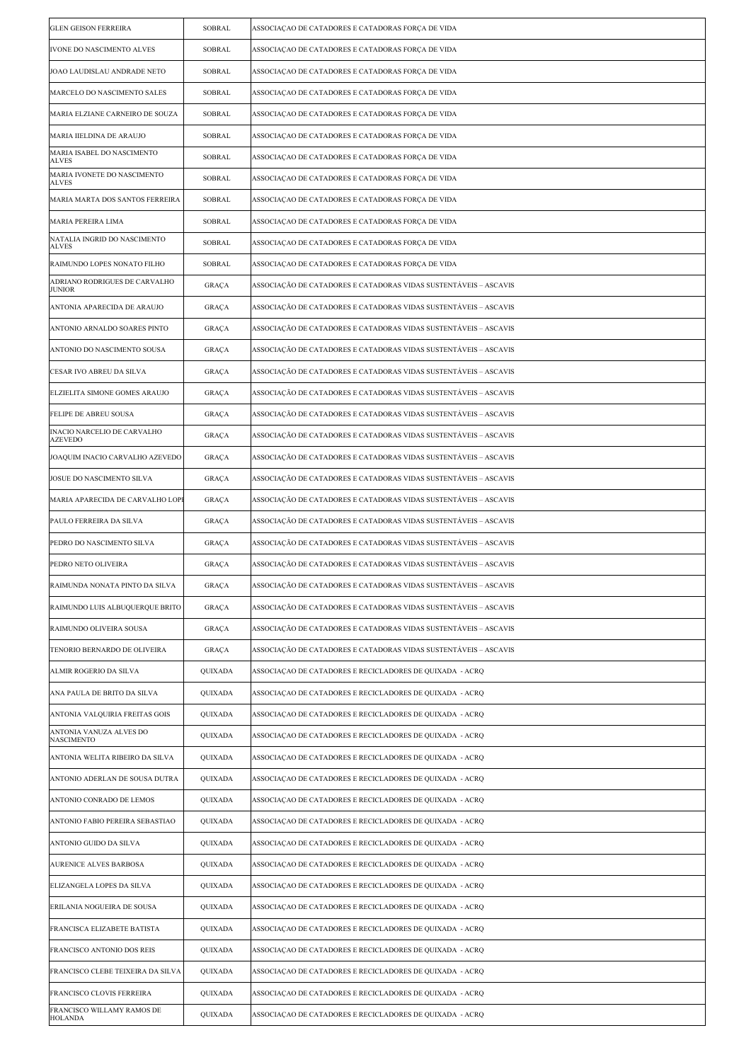| GLEN GEISON FERREIRA | SOBRAL | ASSOCIAÇAO DE CATADORES E CATADORAS FORÇA DE VIDA |
|---|---|---|
| IVONE DO NASCIMENTO ALVES | SOBRAL | ASSOCIAÇAO DE CATADORES E CATADORAS FORÇA DE VIDA |
| JOAO LAUDISLAU ANDRADE NETO | SOBRAL | ASSOCIAÇAO DE CATADORES E CATADORAS FORÇA DE VIDA |
| MARCELO DO NASCIMENTO SALES | SOBRAL | ASSOCIAÇAO DE CATADORES E CATADORAS FORÇA DE VIDA |
| MARIA ELZIANE CARNEIRO DE SOUZA | SOBRAL | ASSOCIAÇAO DE CATADORES E CATADORAS FORÇA DE VIDA |
| MARIA IIELDINA DE ARAUJO | SOBRAL | ASSOCIAÇAO DE CATADORES E CATADORAS FORÇA DE VIDA |
| MARIA ISABEL DO NASCIMENTO ALVES | SOBRAL | ASSOCIAÇAO DE CATADORES E CATADORAS FORÇA DE VIDA |
| MARIA IVONETE DO NASCIMENTO ALVES | SOBRAL | ASSOCIAÇAO DE CATADORES E CATADORAS FORÇA DE VIDA |
| MARIA MARTA DOS SANTOS FERREIRA | SOBRAL | ASSOCIAÇAO DE CATADORES E CATADORAS FORÇA DE VIDA |
| MARIA PEREIRA LIMA | SOBRAL | ASSOCIAÇAO DE CATADORES E CATADORAS FORÇA DE VIDA |
| NATALIA INGRID DO NASCIMENTO ALVES | SOBRAL | ASSOCIAÇAO DE CATADORES E CATADORAS FORÇA DE VIDA |
| RAIMUNDO LOPES NONATO FILHO | SOBRAL | ASSOCIAÇAO DE CATADORES E CATADORAS FORÇA DE VIDA |
| ADRIANO RODRIGUES DE CARVALHO JUNIOR | GRAÇA | ASSOCIAÇÃO DE CATADORES E CATADORAS VIDAS SUSTENTÁVEIS – ASCAVIS |
| ANTONIA APARECIDA DE ARAUJO | GRAÇA | ASSOCIAÇÃO DE CATADORES E CATADORAS VIDAS SUSTENTÁVEIS – ASCAVIS |
| ANTONIO ARNALDO SOARES PINTO | GRAÇA | ASSOCIAÇÃO DE CATADORES E CATADORAS VIDAS SUSTENTÁVEIS – ASCAVIS |
| ANTONIO DO NASCIMENTO SOUSA | GRAÇA | ASSOCIAÇÃO DE CATADORES E CATADORAS VIDAS SUSTENTÁVEIS – ASCAVIS |
| CESAR IVO ABREU DA SILVA | GRAÇA | ASSOCIAÇÃO DE CATADORES E CATADORAS VIDAS SUSTENTÁVEIS – ASCAVIS |
| ELZIELITA SIMONE GOMES ARAUJO | GRAÇA | ASSOCIAÇÃO DE CATADORES E CATADORAS VIDAS SUSTENTÁVEIS – ASCAVIS |
| FELIPE DE ABREU SOUSA | GRAÇA | ASSOCIAÇÃO DE CATADORES E CATADORAS VIDAS SUSTENTÁVEIS – ASCAVIS |
| INACIO NARCELIO DE CARVALHO AZEVEDO | GRAÇA | ASSOCIAÇÃO DE CATADORES E CATADORAS VIDAS SUSTENTÁVEIS – ASCAVIS |
| JOAQUIM INACIO CARVALHO AZEVEDO | GRAÇA | ASSOCIAÇÃO DE CATADORES E CATADORAS VIDAS SUSTENTÁVEIS – ASCAVIS |
| JOSUE DO NASCIMENTO SILVA | GRAÇA | ASSOCIAÇÃO DE CATADORES E CATADORAS VIDAS SUSTENTÁVEIS – ASCAVIS |
| MARIA APARECIDA DE CARVALHO LOPI | GRAÇA | ASSOCIAÇÃO DE CATADORES E CATADORAS VIDAS SUSTENTÁVEIS – ASCAVIS |
| PAULO FERREIRA DA SILVA | GRAÇA | ASSOCIAÇÃO DE CATADORES E CATADORAS VIDAS SUSTENTÁVEIS – ASCAVIS |
| PEDRO DO NASCIMENTO SILVA | GRAÇA | ASSOCIAÇÃO DE CATADORES E CATADORAS VIDAS SUSTENTÁVEIS – ASCAVIS |
| PEDRO NETO OLIVEIRA | GRAÇA | ASSOCIAÇÃO DE CATADORES E CATADORAS VIDAS SUSTENTÁVEIS – ASCAVIS |
| RAIMUNDA NONATA PINTO DA SILVA | GRAÇA | ASSOCIAÇÃO DE CATADORES E CATADORAS VIDAS SUSTENTÁVEIS – ASCAVIS |
| RAIMUNDO LUIS ALBUQUERQUE BRITO | GRAÇA | ASSOCIAÇÃO DE CATADORES E CATADORAS VIDAS SUSTENTÁVEIS – ASCAVIS |
| RAIMUNDO OLIVEIRA SOUSA | GRAÇA | ASSOCIAÇÃO DE CATADORES E CATADORAS VIDAS SUSTENTÁVEIS – ASCAVIS |
| TENORIO BERNARDO DE OLIVEIRA | GRAÇA | ASSOCIAÇÃO DE CATADORES E CATADORAS VIDAS SUSTENTÁVEIS – ASCAVIS |
| ALMIR ROGERIO DA SILVA | QUIXADA | ASSOCIAÇAO DE CATADORES E RECICLADORES DE QUIXADA - ACRQ |
| ANA PAULA DE BRITO DA SILVA | QUIXADA | ASSOCIAÇAO DE CATADORES E RECICLADORES DE QUIXADA - ACRQ |
| ANTONIA VALQUIRIA FREITAS GOIS | QUIXADA | ASSOCIAÇAO DE CATADORES E RECICLADORES DE QUIXADA - ACRQ |
| ANTONIA VANUZA ALVES DO NASCIMENTO | QUIXADA | ASSOCIAÇAO DE CATADORES E RECICLADORES DE QUIXADA - ACRQ |
| ANTONIA WELITA RIBEIRO DA SILVA | QUIXADA | ASSOCIAÇAO DE CATADORES E RECICLADORES DE QUIXADA - ACRQ |
| ANTONIO ADERLAN DE SOUSA DUTRA | QUIXADA | ASSOCIAÇAO DE CATADORES E RECICLADORES DE QUIXADA - ACRQ |
| ANTONIO CONRADO DE LEMOS | QUIXADA | ASSOCIAÇAO DE CATADORES E RECICLADORES DE QUIXADA - ACRQ |
| ANTONIO FABIO PEREIRA SEBASTIAO | QUIXADA | ASSOCIAÇAO DE CATADORES E RECICLADORES DE QUIXADA - ACRQ |
| ANTONIO GUIDO DA SILVA | QUIXADA | ASSOCIAÇAO DE CATADORES E RECICLADORES DE QUIXADA - ACRQ |
| AURENICE ALVES BARBOSA | QUIXADA | ASSOCIAÇAO DE CATADORES E RECICLADORES DE QUIXADA - ACRQ |
| ELIZANGELA LOPES DA SILVA | QUIXADA | ASSOCIAÇAO DE CATADORES E RECICLADORES DE QUIXADA - ACRQ |
| ERILANIA NOGUEIRA DE SOUSA | QUIXADA | ASSOCIAÇAO DE CATADORES E RECICLADORES DE QUIXADA - ACRQ |
| FRANCISCA ELIZABETE BATISTA | QUIXADA | ASSOCIAÇAO DE CATADORES E RECICLADORES DE QUIXADA - ACRQ |
| FRANCISCO ANTONIO DOS REIS | QUIXADA | ASSOCIAÇAO DE CATADORES E RECICLADORES DE QUIXADA - ACRQ |
| FRANCISCO CLEBE TEIXEIRA DA SILVA | QUIXADA | ASSOCIAÇAO DE CATADORES E RECICLADORES DE QUIXADA - ACRQ |
| FRANCISCO CLOVIS FERREIRA | QUIXADA | ASSOCIAÇAO DE CATADORES E RECICLADORES DE QUIXADA - ACRQ |
| FRANCISCO WILLAMY RAMOS DE HOLANDA | QUIXADA | ASSOCIAÇAO DE CATADORES E RECICLADORES DE QUIXADA - ACRQ |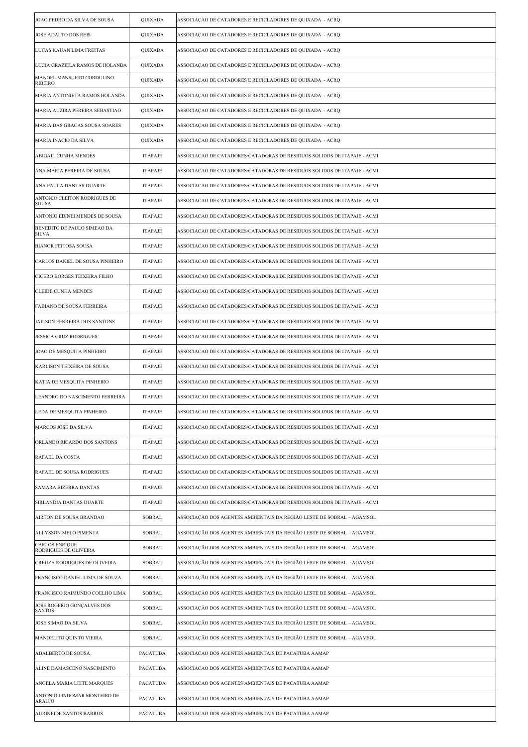| | | |
|---|---|---|
| JOAO PEDRO DA SILVA DE SOUSA | QUIXADA | ASSOCIAÇAO DE CATADORES E RECICLADORES DE QUIXADA - ACRQ |
| JOSE ADALTO DOS REIS | QUIXADA | ASSOCIAÇAO DE CATADORES E RECICLADORES DE QUIXADA - ACRQ |
| LUCAS KAUAN LIMA FREITAS | QUIXADA | ASSOCIAÇAO DE CATADORES E RECICLADORES DE QUIXADA - ACRQ |
| LUCIA GRAZIELA RAMOS DE HOLANDA | QUIXADA | ASSOCIAÇAO DE CATADORES E RECICLADORES DE QUIXADA - ACRQ |
| MANOEL MANSUETO CORDULINO RIBEIRO | QUIXADA | ASSOCIAÇAO DE CATADORES E RECICLADORES DE QUIXADA - ACRQ |
| MARIA ANTONIETA RAMOS HOLANDA | QUIXADA | ASSOCIAÇAO DE CATADORES E RECICLADORES DE QUIXADA - ACRQ |
| MARIA AUZIRA PEREIRA SEBASTIAO | QUIXADA | ASSOCIAÇAO DE CATADORES E RECICLADORES DE QUIXADA - ACRQ |
| MARIA DAS GRACAS SOUSA SOARES | QUIXADA | ASSOCIAÇAO DE CATADORES E RECICLADORES DE QUIXADA - ACRQ |
| MARIA INACIO DA SILVA | QUIXADA | ASSOCIAÇAO DE CATADORES E RECICLADORES DE QUIXADA - ACRQ |
| ABIGAIL CUNHA MENDES | ITAPAJE | ASSOCIACAO DE CATADORES/CATADORAS DE RESIDUOS SOLIDOS DE ITAPAJE - ACMI |
| ANA MARIA PEREIRA DE SOUSA | ITAPAJE | ASSOCIACAO DE CATADORES/CATADORAS DE RESIDUOS SOLIDOS DE ITAPAJE - ACMI |
| ANA PAULA DANTAS DUARTE | ITAPAJE | ASSOCIACAO DE CATADORES/CATADORAS DE RESIDUOS SOLIDOS DE ITAPAJE - ACMI |
| ANTONIO CLEITON RODRIGUES DE SOUSA | ITAPAJE | ASSOCIACAO DE CATADORES/CATADORAS DE RESIDUOS SOLIDOS DE ITAPAJE - ACMI |
| ANTONIO EDINEI MENDES DE SOUSA | ITAPAJE | ASSOCIACAO DE CATADORES/CATADORAS DE RESIDUOS SOLIDOS DE ITAPAJE - ACMI |
| BENEDITO DE PAULO SIMEAO DA SILVA | ITAPAJE | ASSOCIACAO DE CATADORES/CATADORAS DE RESIDUOS SOLIDOS DE ITAPAJE - ACMI |
| BIANOR FEITOSA SOUSA | ITAPAJE | ASSOCIACAO DE CATADORES/CATADORAS DE RESIDUOS SOLIDOS DE ITAPAJE - ACMI |
| CARLOS DANIEL DE SOUSA PINHEIRO | ITAPAJE | ASSOCIACAO DE CATADORES/CATADORAS DE RESIDUOS SOLIDOS DE ITAPAJE - ACMI |
| CICERO BORGES TEIXEIRA FILHO | ITAPAJE | ASSOCIACAO DE CATADORES/CATADORAS DE RESIDUOS SOLIDOS DE ITAPAJE - ACMI |
| CLEIDE CUNHA MENDES | ITAPAJE | ASSOCIACAO DE CATADORES/CATADORAS DE RESIDUOS SOLIDOS DE ITAPAJE - ACMI |
| FABIANO DE SOUSA FERREIRA | ITAPAJE | ASSOCIACAO DE CATADORES/CATADORAS DE RESIDUOS SOLIDOS DE ITAPAJE - ACMI |
| JAILSON FERREIRA DOS SANTONS | ITAPAJE | ASSOCIACAO DE CATADORES/CATADORAS DE RESIDUOS SOLIDOS DE ITAPAJE - ACMI |
| JESSICA CRUZ RODRIGUES | ITAPAJE | ASSOCIACAO DE CATADORES/CATADORAS DE RESIDUOS SOLIDOS DE ITAPAJE - ACMI |
| JOAO DE MESQUITA PINHEIRO | ITAPAJE | ASSOCIACAO DE CATADORES/CATADORAS DE RESIDUOS SOLIDOS DE ITAPAJE - ACMI |
| KARLISON TEIXEIRA DE SOUSA | ITAPAJE | ASSOCIACAO DE CATADORES/CATADORAS DE RESIDUOS SOLIDOS DE ITAPAJE - ACMI |
| KATIA DE MESQUITA PINHEIRO | ITAPAJE | ASSOCIACAO DE CATADORES/CATADORAS DE RESIDUOS SOLIDOS DE ITAPAJE - ACMI |
| LEANDRO DO NASCIMENTO FERREIRA | ITAPAJE | ASSOCIACAO DE CATADORES/CATADORAS DE RESIDUOS SOLIDOS DE ITAPAJE - ACMI |
| LEDA DE MESQUITA PINHEIRO | ITAPAJE | ASSOCIACAO DE CATADORES/CATADORAS DE RESIDUOS SOLIDOS DE ITAPAJE - ACMI |
| MARCOS JOSE DA SILVA | ITAPAJE | ASSOCIACAO DE CATADORES/CATADORAS DE RESIDUOS SOLIDOS DE ITAPAJE - ACMI |
| ORLANDO RICARDO DOS SANTONS | ITAPAJE | ASSOCIACAO DE CATADORES/CATADORAS DE RESIDUOS SOLIDOS DE ITAPAJE - ACMI |
| RAFAEL DA COSTA | ITAPAJE | ASSOCIACAO DE CATADORES/CATADORAS DE RESIDUOS SOLIDOS DE ITAPAJE - ACMI |
| RAFAEL DE SOUSA RODRIGUES | ITAPAJE | ASSOCIACAO DE CATADORES/CATADORAS DE RESIDUOS SOLIDOS DE ITAPAJE - ACMI |
| SAMARA BIZERRA DANTAS | ITAPAJE | ASSOCIACAO DE CATADORES/CATADORAS DE RESIDUOS SOLIDOS DE ITAPAJE - ACMI |
| SIRLANDIA DANTAS DUARTE | ITAPAJE | ASSOCIACAO DE CATADORES/CATADORAS DE RESIDUOS SOLIDOS DE ITAPAJE - ACMI |
| AIRTON DE SOUSA BRANDAO | SOBRAL | ASSOCIAÇÃO DOS AGENTES AMBIENTAIS DA REGIÃO LESTE DE SOBRAL – AGAMSOL |
| ALLYSSON MELO PIMENTA | SOBRAL | ASSOCIAÇÃO DOS AGENTES AMBIENTAIS DA REGIÃO LESTE DE SOBRAL – AGAMSOL |
| CARLOS ENRIQUE RODRIGUES DE OLIVEIRA | SOBRAL | ASSOCIAÇÃO DOS AGENTES AMBIENTAIS DA REGIÃO LESTE DE SOBRAL – AGAMSOL |
| CREUZA RODRIGUES DE OLIVEIRA | SOBRAL | ASSOCIAÇÃO DOS AGENTES AMBIENTAIS DA REGIÃO LESTE DE SOBRAL – AGAMSOL |
| FRANCISCO DANIEL LIMA DE SOUZA | SOBRAL | ASSOCIAÇÃO DOS AGENTES AMBIENTAIS DA REGIÃO LESTE DE SOBRAL – AGAMSOL |
| FRANCISCO RAIMUNDO COELHO LIMA | SOBRAL | ASSOCIAÇÃO DOS AGENTES AMBIENTAIS DA REGIÃO LESTE DE SOBRAL – AGAMSOL |
| JOSE ROGERIO GONÇALVES DOS SANTOS | SOBRAL | ASSOCIAÇÃO DOS AGENTES AMBIENTAIS DA REGIÃO LESTE DE SOBRAL – AGAMSOL |
| JOSE SIMAO DA SILVA | SOBRAL | ASSOCIAÇÃO DOS AGENTES AMBIENTAIS DA REGIÃO LESTE DE SOBRAL – AGAMSOL |
| MANOELITO QUINTO VIEIRA | SOBRAL | ASSOCIAÇÃO DOS AGENTES AMBIENTAIS DA REGIÃO LESTE DE SOBRAL – AGAMSOL |
| ADALBERTO DE SOUSA | PACATUBA | ASSOCIACAO DOS AGENTES AMBIENTAIS DE PACATUBA AAMAP |
| ALINE DAMASCENO NASCIMENTO | PACATUBA | ASSOCIACAO DOS AGENTES AMBIENTAIS DE PACATUBA AAMAP |
| ANGELA MARIA LEITE MARQUES | PACATUBA | ASSOCIACAO DOS AGENTES AMBIENTAIS DE PACATUBA AAMAP |
| ANTONIO LINDOMAR MONTEIRO DE ARAUJO | PACATUBA | ASSOCIACAO DOS AGENTES AMBIENTAIS DE PACATUBA AAMAP |
| AURINEIDE SANTOS BARROS | PACATUBA | ASSOCIACAO DOS AGENTES AMBIENTAIS DE PACATUBA AAMAP |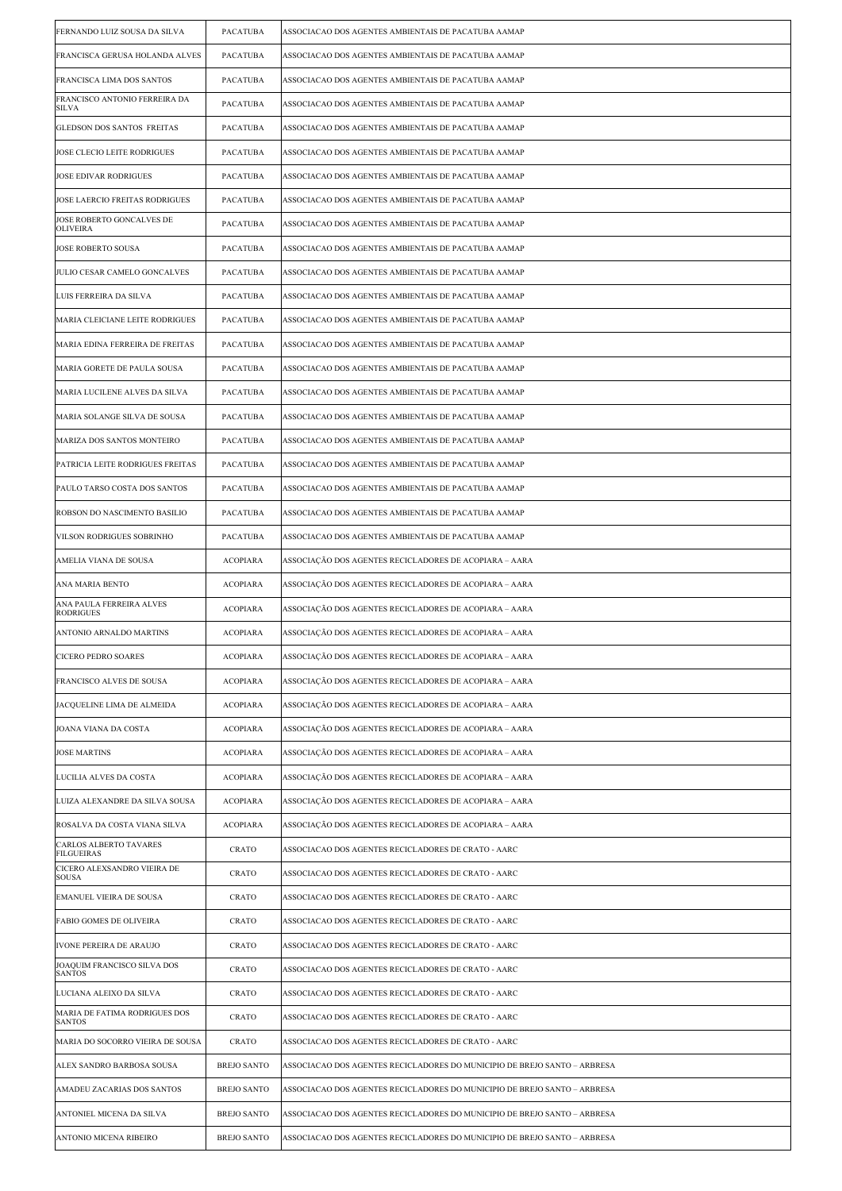| | | |
|---|---|---|
| FERNANDO LUIZ SOUSA DA SILVA | PACATUBA | ASSOCIACAO DOS AGENTES AMBIENTAIS DE PACATUBA AAMAP |
| FRANCISCA GERUSA HOLANDA ALVES | PACATUBA | ASSOCIACAO DOS AGENTES AMBIENTAIS DE PACATUBA AAMAP |
| FRANCISCA LIMA DOS SANTOS | PACATUBA | ASSOCIACAO DOS AGENTES AMBIENTAIS DE PACATUBA AAMAP |
| FRANCISCO ANTONIO FERREIRA DA SILVA | PACATUBA | ASSOCIACAO DOS AGENTES AMBIENTAIS DE PACATUBA AAMAP |
| GLEDSON DOS SANTOS FREITAS | PACATUBA | ASSOCIACAO DOS AGENTES AMBIENTAIS DE PACATUBA AAMAP |
| JOSE CLECIO LEITE RODRIGUES | PACATUBA | ASSOCIACAO DOS AGENTES AMBIENTAIS DE PACATUBA AAMAP |
| JOSE EDIVAR RODRIGUES | PACATUBA | ASSOCIACAO DOS AGENTES AMBIENTAIS DE PACATUBA AAMAP |
| JOSE LAERCIO FREITAS RODRIGUES | PACATUBA | ASSOCIACAO DOS AGENTES AMBIENTAIS DE PACATUBA AAMAP |
| JOSE ROBERTO GONCALVES DE OLIVEIRA | PACATUBA | ASSOCIACAO DOS AGENTES AMBIENTAIS DE PACATUBA AAMAP |
| JOSE ROBERTO SOUSA | PACATUBA | ASSOCIACAO DOS AGENTES AMBIENTAIS DE PACATUBA AAMAP |
| JULIO CESAR CAMELO GONCALVES | PACATUBA | ASSOCIACAO DOS AGENTES AMBIENTAIS DE PACATUBA AAMAP |
| LUIS FERREIRA DA SILVA | PACATUBA | ASSOCIACAO DOS AGENTES AMBIENTAIS DE PACATUBA AAMAP |
| MARIA CLEICIANE LEITE RODRIGUES | PACATUBA | ASSOCIACAO DOS AGENTES AMBIENTAIS DE PACATUBA AAMAP |
| MARIA EDINA FERREIRA DE FREITAS | PACATUBA | ASSOCIACAO DOS AGENTES AMBIENTAIS DE PACATUBA AAMAP |
| MARIA GORETE DE PAULA SOUSA | PACATUBA | ASSOCIACAO DOS AGENTES AMBIENTAIS DE PACATUBA AAMAP |
| MARIA LUCILENE ALVES DA SILVA | PACATUBA | ASSOCIACAO DOS AGENTES AMBIENTAIS DE PACATUBA AAMAP |
| MARIA SOLANGE SILVA DE SOUSA | PACATUBA | ASSOCIACAO DOS AGENTES AMBIENTAIS DE PACATUBA AAMAP |
| MARIZA DOS SANTOS MONTEIRO | PACATUBA | ASSOCIACAO DOS AGENTES AMBIENTAIS DE PACATUBA AAMAP |
| PATRICIA LEITE RODRIGUES FREITAS | PACATUBA | ASSOCIACAO DOS AGENTES AMBIENTAIS DE PACATUBA AAMAP |
| PAULO TARSO COSTA DOS SANTOS | PACATUBA | ASSOCIACAO DOS AGENTES AMBIENTAIS DE PACATUBA AAMAP |
| ROBSON DO NASCIMENTO BASILIO | PACATUBA | ASSOCIACAO DOS AGENTES AMBIENTAIS DE PACATUBA AAMAP |
| VILSON RODRIGUES SOBRINHO | PACATUBA | ASSOCIACAO DOS AGENTES AMBIENTAIS DE PACATUBA AAMAP |
| AMELIA VIANA DE SOUSA | ACOPIARA | ASSOCIAÇÃO DOS AGENTES RECICLADORES DE ACOPIARA – AARA |
| ANA MARIA BENTO | ACOPIARA | ASSOCIAÇÃO DOS AGENTES RECICLADORES DE ACOPIARA – AARA |
| ANA PAULA FERREIRA ALVES RODRIGUES | ACOPIARA | ASSOCIAÇÃO DOS AGENTES RECICLADORES DE ACOPIARA – AARA |
| ANTONIO ARNALDO MARTINS | ACOPIARA | ASSOCIAÇÃO DOS AGENTES RECICLADORES DE ACOPIARA – AARA |
| CICERO PEDRO SOARES | ACOPIARA | ASSOCIAÇÃO DOS AGENTES RECICLADORES DE ACOPIARA – AARA |
| FRANCISCO ALVES DE SOUSA | ACOPIARA | ASSOCIAÇÃO DOS AGENTES RECICLADORES DE ACOPIARA – AARA |
| JACQUELINE LIMA DE ALMEIDA | ACOPIARA | ASSOCIAÇÃO DOS AGENTES RECICLADORES DE ACOPIARA – AARA |
| JOANA VIANA DA COSTA | ACOPIARA | ASSOCIAÇÃO DOS AGENTES RECICLADORES DE ACOPIARA – AARA |
| JOSE MARTINS | ACOPIARA | ASSOCIAÇÃO DOS AGENTES RECICLADORES DE ACOPIARA – AARA |
| LUCILIA ALVES DA COSTA | ACOPIARA | ASSOCIAÇÃO DOS AGENTES RECICLADORES DE ACOPIARA – AARA |
| LUIZA ALEXANDRE DA SILVA SOUSA | ACOPIARA | ASSOCIAÇÃO DOS AGENTES RECICLADORES DE ACOPIARA – AARA |
| ROSALVA DA COSTA VIANA SILVA | ACOPIARA | ASSOCIAÇÃO DOS AGENTES RECICLADORES DE ACOPIARA – AARA |
| CARLOS ALBERTO TAVARES FILGUEIRAS | CRATO | ASSOCIACAO DOS AGENTES RECICLADORES DE CRATO - AARC |
| CICERO ALEXSANDRO VIEIRA DE SOUSA | CRATO | ASSOCIACAO DOS AGENTES RECICLADORES DE CRATO - AARC |
| EMANUEL VIEIRA DE SOUSA | CRATO | ASSOCIACAO DOS AGENTES RECICLADORES DE CRATO - AARC |
| FABIO GOMES DE OLIVEIRA | CRATO | ASSOCIACAO DOS AGENTES RECICLADORES DE CRATO - AARC |
| IVONE PEREIRA DE ARAUJO | CRATO | ASSOCIACAO DOS AGENTES RECICLADORES DE CRATO - AARC |
| JOAQUIM FRANCISCO SILVA DOS SANTOS | CRATO | ASSOCIACAO DOS AGENTES RECICLADORES DE CRATO - AARC |
| LUCIANA ALEIXO DA SILVA | CRATO | ASSOCIACAO DOS AGENTES RECICLADORES DE CRATO - AARC |
| MARIA DE FATIMA RODRIGUES DOS SANTOS | CRATO | ASSOCIACAO DOS AGENTES RECICLADORES DE CRATO - AARC |
| MARIA DO SOCORRO VIEIRA DE SOUSA | CRATO | ASSOCIACAO DOS AGENTES RECICLADORES DE CRATO - AARC |
| ALEX SANDRO BARBOSA SOUSA | BREJO SANTO | ASSOCIACAO DOS AGENTES RECICLADORES DO MUNICIPIO DE BREJO SANTO – ARBRESA |
| AMADEU ZACARIAS DOS SANTOS | BREJO SANTO | ASSOCIACAO DOS AGENTES RECICLADORES DO MUNICIPIO DE BREJO SANTO – ARBRESA |
| ANTONIEL MICENA DA SILVA | BREJO SANTO | ASSOCIACAO DOS AGENTES RECICLADORES DO MUNICIPIO DE BREJO SANTO – ARBRESA |
| ANTONIO MICENA RIBEIRO | BREJO SANTO | ASSOCIACAO DOS AGENTES RECICLADORES DO MUNICIPIO DE BREJO SANTO – ARBRESA |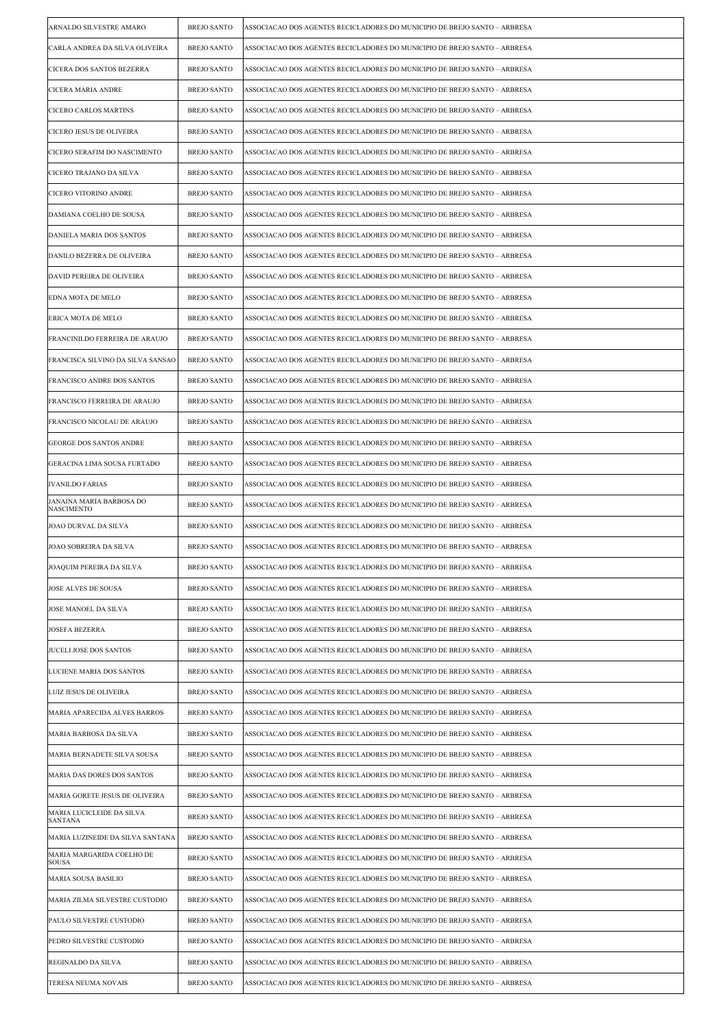| | | |
|---|---|---|
| ARNALDO SILVESTRE AMARO | BREJO SANTO | ASSOCIACAO DOS AGENTES RECICLADORES DO MUNICIPIO DE BREJO SANTO – ARBRESA |
| CARLA ANDREA DA SILVA OLIVEIRA | BREJO SANTO | ASSOCIACAO DOS AGENTES RECICLADORES DO MUNICIPIO DE BREJO SANTO – ARBRESA |
| CICERA DOS SANTOS BEZERRA | BREJO SANTO | ASSOCIACAO DOS AGENTES RECICLADORES DO MUNICIPIO DE BREJO SANTO – ARBRESA |
| CICERA MARIA ANDRE | BREJO SANTO | ASSOCIACAO DOS AGENTES RECICLADORES DO MUNICIPIO DE BREJO SANTO – ARBRESA |
| CICERO CARLOS MARTINS | BREJO SANTO | ASSOCIACAO DOS AGENTES RECICLADORES DO MUNICIPIO DE BREJO SANTO – ARBRESA |
| CICERO JESUS DE OLIVEIRA | BREJO SANTO | ASSOCIACAO DOS AGENTES RECICLADORES DO MUNICIPIO DE BREJO SANTO – ARBRESA |
| CICERO SERAFIM DO NASCIMENTO | BREJO SANTO | ASSOCIACAO DOS AGENTES RECICLADORES DO MUNICIPIO DE BREJO SANTO – ARBRESA |
| CICERO TRAJANO DA SILVA | BREJO SANTO | ASSOCIACAO DOS AGENTES RECICLADORES DO MUNICIPIO DE BREJO SANTO – ARBRESA |
| CICERO VITORINO ANDRE | BREJO SANTO | ASSOCIACAO DOS AGENTES RECICLADORES DO MUNICIPIO DE BREJO SANTO – ARBRESA |
| DAMIANA COELHO DE SOUSA | BREJO SANTO | ASSOCIACAO DOS AGENTES RECICLADORES DO MUNICIPIO DE BREJO SANTO – ARBRESA |
| DANIELA MARIA DOS SANTOS | BREJO SANTO | ASSOCIACAO DOS AGENTES RECICLADORES DO MUNICIPIO DE BREJO SANTO – ARBRESA |
| DANILO BEZERRA DE OLIVEIRA | BREJO SANTO | ASSOCIACAO DOS AGENTES RECICLADORES DO MUNICIPIO DE BREJO SANTO – ARBRESA |
| DAVID PEREIRA DE OLIVEIRA | BREJO SANTO | ASSOCIACAO DOS AGENTES RECICLADORES DO MUNICIPIO DE BREJO SANTO – ARBRESA |
| EDNA MOTA DE MELO | BREJO SANTO | ASSOCIACAO DOS AGENTES RECICLADORES DO MUNICIPIO DE BREJO SANTO – ARBRESA |
| ERICA MOTA DE MELO | BREJO SANTO | ASSOCIACAO DOS AGENTES RECICLADORES DO MUNICIPIO DE BREJO SANTO – ARBRESA |
| FRANCINILDO FERREIRA DE ARAUJO | BREJO SANTO | ASSOCIACAO DOS AGENTES RECICLADORES DO MUNICIPIO DE BREJO SANTO – ARBRESA |
| FRANCISCA SILVINO DA SILVA SANSAO | BREJO SANTO | ASSOCIACAO DOS AGENTES RECICLADORES DO MUNICIPIO DE BREJO SANTO – ARBRESA |
| FRANCISCO ANDRE DOS SANTOS | BREJO SANTO | ASSOCIACAO DOS AGENTES RECICLADORES DO MUNICIPIO DE BREJO SANTO – ARBRESA |
| FRANCISCO FERREIRA DE ARAUJO | BREJO SANTO | ASSOCIACAO DOS AGENTES RECICLADORES DO MUNICIPIO DE BREJO SANTO – ARBRESA |
| FRANCISCO NICOLAU DE ARAUJO | BREJO SANTO | ASSOCIACAO DOS AGENTES RECICLADORES DO MUNICIPIO DE BREJO SANTO – ARBRESA |
| GEORGE DOS SANTOS ANDRE | BREJO SANTO | ASSOCIACAO DOS AGENTES RECICLADORES DO MUNICIPIO DE BREJO SANTO – ARBRESA |
| GERACINA LIMA SOUSA FURTADO | BREJO SANTO | ASSOCIACAO DOS AGENTES RECICLADORES DO MUNICIPIO DE BREJO SANTO – ARBRESA |
| IVANILDO FARIAS | BREJO SANTO | ASSOCIACAO DOS AGENTES RECICLADORES DO MUNICIPIO DE BREJO SANTO – ARBRESA |
| JANAINA MARIA BARBOSA DO NASCIMENTO | BREJO SANTO | ASSOCIACAO DOS AGENTES RECICLADORES DO MUNICIPIO DE BREJO SANTO – ARBRESA |
| JOAO DURVAL DA SILVA | BREJO SANTO | ASSOCIACAO DOS AGENTES RECICLADORES DO MUNICIPIO DE BREJO SANTO – ARBRESA |
| JOAO SOBREIRA DA SILVA | BREJO SANTO | ASSOCIACAO DOS AGENTES RECICLADORES DO MUNICIPIO DE BREJO SANTO – ARBRESA |
| JOAQUIM PEREIRA DA SILVA | BREJO SANTO | ASSOCIACAO DOS AGENTES RECICLADORES DO MUNICIPIO DE BREJO SANTO – ARBRESA |
| JOSE ALVES DE SOUSA | BREJO SANTO | ASSOCIACAO DOS AGENTES RECICLADORES DO MUNICIPIO DE BREJO SANTO – ARBRESA |
| JOSE MANOEL DA SILVA | BREJO SANTO | ASSOCIACAO DOS AGENTES RECICLADORES DO MUNICIPIO DE BREJO SANTO – ARBRESA |
| JOSEFA BEZERRA | BREJO SANTO | ASSOCIACAO DOS AGENTES RECICLADORES DO MUNICIPIO DE BREJO SANTO – ARBRESA |
| JUCELI JOSE DOS SANTOS | BREJO SANTO | ASSOCIACAO DOS AGENTES RECICLADORES DO MUNICIPIO DE BREJO SANTO – ARBRESA |
| LUCIENE MARIA DOS SANTOS | BREJO SANTO | ASSOCIACAO DOS AGENTES RECICLADORES DO MUNICIPIO DE BREJO SANTO – ARBRESA |
| LUIZ JESUS DE OLIVEIRA | BREJO SANTO | ASSOCIACAO DOS AGENTES RECICLADORES DO MUNICIPIO DE BREJO SANTO – ARBRESA |
| MARIA APARECIDA ALVES BARROS | BREJO SANTO | ASSOCIACAO DOS AGENTES RECICLADORES DO MUNICIPIO DE BREJO SANTO – ARBRESA |
| MARIA BARBOSA DA SILVA | BREJO SANTO | ASSOCIACAO DOS AGENTES RECICLADORES DO MUNICIPIO DE BREJO SANTO – ARBRESA |
| MARIA BERNADETE SILVA SOUSA | BREJO SANTO | ASSOCIACAO DOS AGENTES RECICLADORES DO MUNICIPIO DE BREJO SANTO – ARBRESA |
| MARIA DAS DORES DOS SANTOS | BREJO SANTO | ASSOCIACAO DOS AGENTES RECICLADORES DO MUNICIPIO DE BREJO SANTO – ARBRESA |
| MARIA GORETE JESUS DE OLIVEIRA | BREJO SANTO | ASSOCIACAO DOS AGENTES RECICLADORES DO MUNICIPIO DE BREJO SANTO – ARBRESA |
| MARIA LUCICLEIDE DA SILVA SANTANA | BREJO SANTO | ASSOCIACAO DOS AGENTES RECICLADORES DO MUNICIPIO DE BREJO SANTO – ARBRESA |
| MARIA LUZINEIDE DA SILVA SANTANA | BREJO SANTO | ASSOCIACAO DOS AGENTES RECICLADORES DO MUNICIPIO DE BREJO SANTO – ARBRESA |
| MARIA MARGARIDA COELHO DE SOUSA | BREJO SANTO | ASSOCIACAO DOS AGENTES RECICLADORES DO MUNICIPIO DE BREJO SANTO – ARBRESA |
| MARIA SOUSA BASILIO | BREJO SANTO | ASSOCIACAO DOS AGENTES RECICLADORES DO MUNICIPIO DE BREJO SANTO – ARBRESA |
| MARIA ZILMA SILVESTRE CUSTODIO | BREJO SANTO | ASSOCIACAO DOS AGENTES RECICLADORES DO MUNICIPIO DE BREJO SANTO – ARBRESA |
| PAULO SILVESTRE CUSTODIO | BREJO SANTO | ASSOCIACAO DOS AGENTES RECICLADORES DO MUNICIPIO DE BREJO SANTO – ARBRESA |
| PEDRO SILVESTRE CUSTODIO | BREJO SANTO | ASSOCIACAO DOS AGENTES RECICLADORES DO MUNICIPIO DE BREJO SANTO – ARBRESA |
| REGINALDO DA SILVA | BREJO SANTO | ASSOCIACAO DOS AGENTES RECICLADORES DO MUNICIPIO DE BREJO SANTO – ARBRESA |
| TERESA NEUMA NOVAIS | BREJO SANTO | ASSOCIACAO DOS AGENTES RECICLADORES DO MUNICIPIO DE BREJO SANTO – ARBRESA |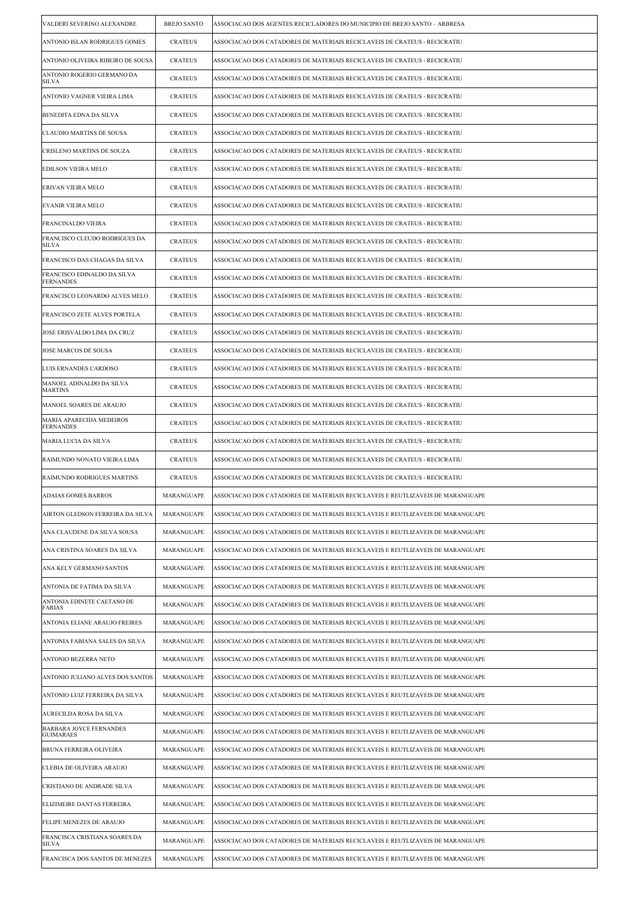| | | |
|---|---|---|
| VALDERI SEVERINO ALEXANDRE | BREJO SANTO | ASSOCIACAO DOS AGENTES RECICLADORES DO MUNICIPIO DE BREJO SANTO – ARBRESA |
| ANTONIO ISLAN RODRIGUES GOMES | CRATEUS | ASSOCIACAO DOS CATADORES DE MATERIAIS RECICLAVEIS DE CRATEUS - RECICRATIU |
| ANTONIO OLIVEIRA RIBEIRO DE SOUSA | CRATEUS | ASSOCIACAO DOS CATADORES DE MATERIAIS RECICLAVEIS DE CRATEUS - RECICRATIU |
| ANTONIO ROGERIO GERMANO DA SILVA | CRATEUS | ASSOCIACAO DOS CATADORES DE MATERIAIS RECICLAVEIS DE CRATEUS - RECICRATIU |
| ANTONIO VAGNER VIEIRA LIMA | CRATEUS | ASSOCIACAO DOS CATADORES DE MATERIAIS RECICLAVEIS DE CRATEUS - RECICRATIU |
| BENEDITA EDNA DA SILVA | CRATEUS | ASSOCIACAO DOS CATADORES DE MATERIAIS RECICLAVEIS DE CRATEUS - RECICRATIU |
| CLAUDIO MARTINS DE SOUSA | CRATEUS | ASSOCIACAO DOS CATADORES DE MATERIAIS RECICLAVEIS DE CRATEUS - RECICRATIU |
| CRISLENO MARTINS DE SOUZA | CRATEUS | ASSOCIACAO DOS CATADORES DE MATERIAIS RECICLAVEIS DE CRATEUS - RECICRATIU |
| EDILSON VIEIRA MELO | CRATEUS | ASSOCIACAO DOS CATADORES DE MATERIAIS RECICLAVEIS DE CRATEUS - RECICRATIU |
| ERIVAN VIEIRA MELO | CRATEUS | ASSOCIACAO DOS CATADORES DE MATERIAIS RECICLAVEIS DE CRATEUS - RECICRATIU |
| EVANIR VIEIRA MELO | CRATEUS | ASSOCIACAO DOS CATADORES DE MATERIAIS RECICLAVEIS DE CRATEUS - RECICRATIU |
| FRANCINALDO VIEIRA | CRATEUS | ASSOCIACAO DOS CATADORES DE MATERIAIS RECICLAVEIS DE CRATEUS - RECICRATIU |
| FRANCISCO CLEUDO RODRIGUES DA SILVA | CRATEUS | ASSOCIACAO DOS CATADORES DE MATERIAIS RECICLAVEIS DE CRATEUS - RECICRATIU |
| FRANCISCO DAS CHAGAS DA SILVA | CRATEUS | ASSOCIACAO DOS CATADORES DE MATERIAIS RECICLAVEIS DE CRATEUS - RECICRATIU |
| FRANCISCO EDINALDO DA SILVA FERNANDES | CRATEUS | ASSOCIACAO DOS CATADORES DE MATERIAIS RECICLAVEIS DE CRATEUS - RECICRATIU |
| FRANCISCO LEONARDO ALVES MELO | CRATEUS | ASSOCIACAO DOS CATADORES DE MATERIAIS RECICLAVEIS DE CRATEUS - RECICRATIU |
| FRANCISCO ZETE ALVES PORTELA | CRATEUS | ASSOCIACAO DOS CATADORES DE MATERIAIS RECICLAVEIS DE CRATEUS - RECICRATIU |
| JOSE ERISVALDO LIMA DA CRUZ | CRATEUS | ASSOCIACAO DOS CATADORES DE MATERIAIS RECICLAVEIS DE CRATEUS - RECICRATIU |
| JOSE MARCOS DE SOUSA | CRATEUS | ASSOCIACAO DOS CATADORES DE MATERIAIS RECICLAVEIS DE CRATEUS - RECICRATIU |
| LUIS ERNANDES CARDOSO | CRATEUS | ASSOCIACAO DOS CATADORES DE MATERIAIS RECICLAVEIS DE CRATEUS - RECICRATIU |
| MANOEL ADINALDO DA SILVA MARTINS | CRATEUS | ASSOCIACAO DOS CATADORES DE MATERIAIS RECICLAVEIS DE CRATEUS - RECICRATIU |
| MANOEL SOARES DE ARAUJO | CRATEUS | ASSOCIACAO DOS CATADORES DE MATERIAIS RECICLAVEIS DE CRATEUS - RECICRATIU |
| MARIA APARECIDA MEDEIROS FERNANDES | CRATEUS | ASSOCIACAO DOS CATADORES DE MATERIAIS RECICLAVEIS DE CRATEUS - RECICRATIU |
| MARIA LUCIA DA SILVA | CRATEUS | ASSOCIACAO DOS CATADORES DE MATERIAIS RECICLAVEIS DE CRATEUS - RECICRATIU |
| RAIMUNDO NONATO VIEIRA LIMA | CRATEUS | ASSOCIACAO DOS CATADORES DE MATERIAIS RECICLAVEIS DE CRATEUS - RECICRATIU |
| RAIMUNDO RODRIGUES MARTINS | CRATEUS | ASSOCIACAO DOS CATADORES DE MATERIAIS RECICLAVEIS DE CRATEUS - RECICRATIU |
| ADAIAS GOMES BARROS | MARANGUAPE | ASSOCIACAO DOS CATADORES DE MATERIAIS RECICLAVEIS E REUTLIZAVEIS DE MARANGUAPE |
| AIRTON GLEDSON FERREIRA DA SILVA | MARANGUAPE | ASSOCIACAO DOS CATADORES DE MATERIAIS RECICLAVEIS E REUTLIZAVEIS DE MARANGUAPE |
| ANA CLAUDENE DA SILVA SOUSA | MARANGUAPE | ASSOCIACAO DOS CATADORES DE MATERIAIS RECICLAVEIS E REUTLIZAVEIS DE MARANGUAPE |
| ANA CRISTINA SOARES DA SILVA | MARANGUAPE | ASSOCIACAO DOS CATADORES DE MATERIAIS RECICLAVEIS E REUTLIZAVEIS DE MARANGUAPE |
| ANA KELY GERMANO SANTOS | MARANGUAPE | ASSOCIACAO DOS CATADORES DE MATERIAIS RECICLAVEIS E REUTLIZAVEIS DE MARANGUAPE |
| ANTONIA DE FATIMA DA SILVA | MARANGUAPE | ASSOCIACAO DOS CATADORES DE MATERIAIS RECICLAVEIS E REUTLIZAVEIS DE MARANGUAPE |
| ANTONIA EDINETE CAETANO DE FARIAS | MARANGUAPE | ASSOCIACAO DOS CATADORES DE MATERIAIS RECICLAVEIS E REUTLIZAVEIS DE MARANGUAPE |
| ANTONIA ELIANE ARAUJO FREIRES | MARANGUAPE | ASSOCIACAO DOS CATADORES DE MATERIAIS RECICLAVEIS E REUTLIZAVEIS DE MARANGUAPE |
| ANTONIA FABIANA SALES DA SILVA | MARANGUAPE | ASSOCIACAO DOS CATADORES DE MATERIAIS RECICLAVEIS E REUTLIZAVEIS DE MARANGUAPE |
| ANTONIO BEZERRA NETO | MARANGUAPE | ASSOCIACAO DOS CATADORES DE MATERIAIS RECICLAVEIS E REUTLIZAVEIS DE MARANGUAPE |
| ANTONIO JULIANO ALVES DOS SANTOS | MARANGUAPE | ASSOCIACAO DOS CATADORES DE MATERIAIS RECICLAVEIS E REUTLIZAVEIS DE MARANGUAPE |
| ANTONIO LUIZ FERREIRA DA SILVA | MARANGUAPE | ASSOCIACAO DOS CATADORES DE MATERIAIS RECICLAVEIS E REUTLIZAVEIS DE MARANGUAPE |
| AURECILDA ROSA DA SILVA | MARANGUAPE | ASSOCIACAO DOS CATADORES DE MATERIAIS RECICLAVEIS E REUTLIZAVEIS DE MARANGUAPE |
| BARBARA JOYCE FERNANDES GUIMARAES | MARANGUAPE | ASSOCIACAO DOS CATADORES DE MATERIAIS RECICLAVEIS E REUTLIZAVEIS DE MARANGUAPE |
| BRUNA FERREIRA OLIVEIRA | MARANGUAPE | ASSOCIACAO DOS CATADORES DE MATERIAIS RECICLAVEIS E REUTLIZAVEIS DE MARANGUAPE |
| CLEBIA DE OLIVEIRA ARAUJO | MARANGUAPE | ASSOCIACAO DOS CATADORES DE MATERIAIS RECICLAVEIS E REUTLIZAVEIS DE MARANGUAPE |
| CRISTIANO DE ANDRADE SILVA | MARANGUAPE | ASSOCIACAO DOS CATADORES DE MATERIAIS RECICLAVEIS E REUTLIZAVEIS DE MARANGUAPE |
| ELIZIMEIRE DANTAS FERREIRA | MARANGUAPE | ASSOCIACAO DOS CATADORES DE MATERIAIS RECICLAVEIS E REUTLIZAVEIS DE MARANGUAPE |
| FELIPE MENEZES DE ARAUJO | MARANGUAPE | ASSOCIACAO DOS CATADORES DE MATERIAIS RECICLAVEIS E REUTLIZAVEIS DE MARANGUAPE |
| FRANCISCA CRISTIANA SOARES DA SILVA | MARANGUAPE | ASSOCIACAO DOS CATADORES DE MATERIAIS RECICLAVEIS E REUTLIZAVEIS DE MARANGUAPE |
| FRANCISCA DOS SANTOS DE MENEZES | MARANGUAPE | ASSOCIACAO DOS CATADORES DE MATERIAIS RECICLAVEIS E REUTLIZAVEIS DE MARANGUAPE |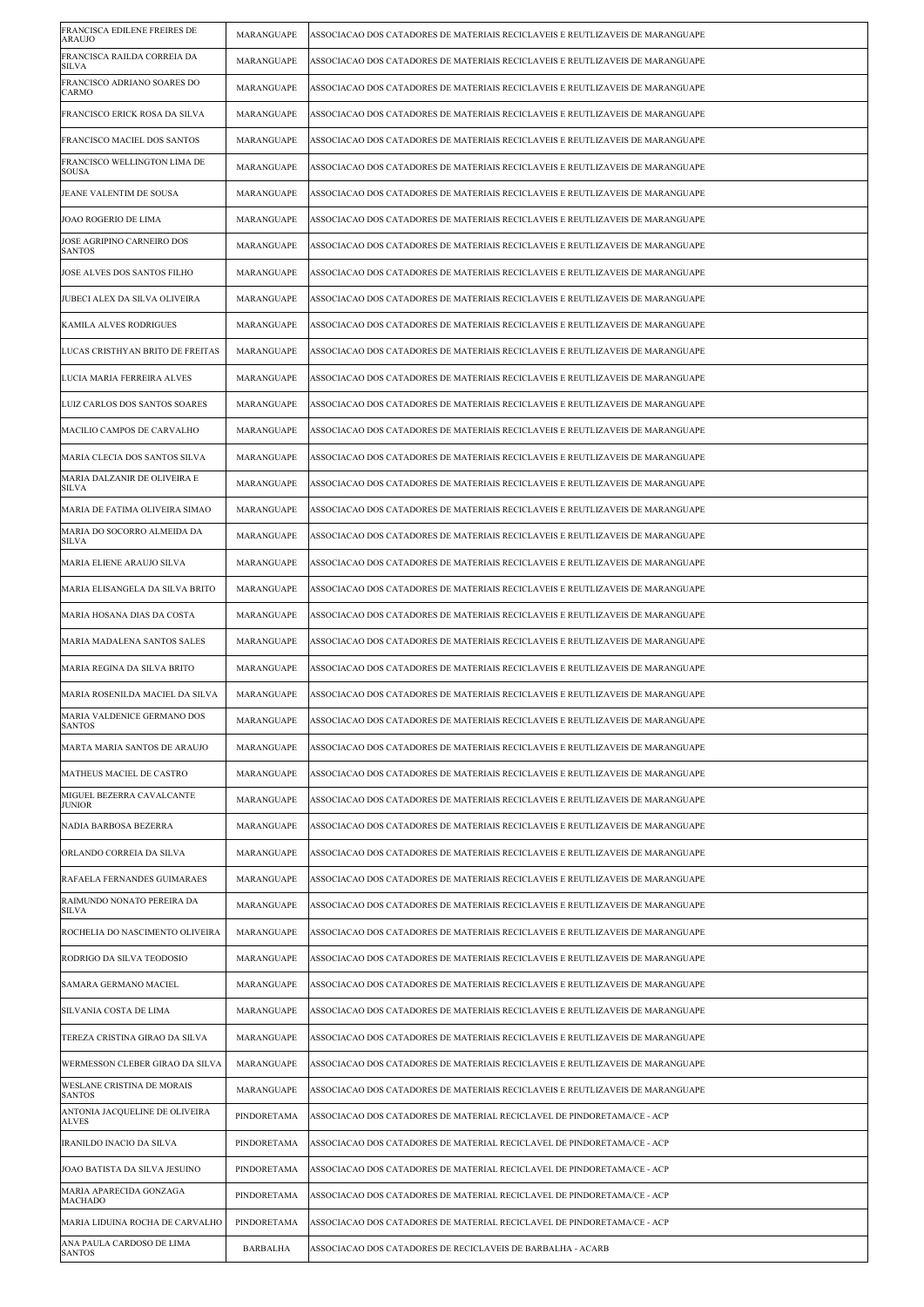| | | |
|---|---|---|
| FRANCISCA EDILENE FREIRES DE ARAUJO | MARANGUAPE | ASSOCIACAO DOS CATADORES DE MATERIAIS RECICLAVEIS E REUTLIZAVEIS DE MARANGUAPE |
| FRANCISCA RAILDA CORREIA DA SILVA | MARANGUAPE | ASSOCIACAO DOS CATADORES DE MATERIAIS RECICLAVEIS E REUTLIZAVEIS DE MARANGUAPE |
| FRANCISCO ADRIANO SOARES DO CARMO | MARANGUAPE | ASSOCIACAO DOS CATADORES DE MATERIAIS RECICLAVEIS E REUTLIZAVEIS DE MARANGUAPE |
| FRANCISCO ERICK ROSA DA SILVA | MARANGUAPE | ASSOCIACAO DOS CATADORES DE MATERIAIS RECICLAVEIS E REUTLIZAVEIS DE MARANGUAPE |
| FRANCISCO MACIEL DOS SANTOS | MARANGUAPE | ASSOCIACAO DOS CATADORES DE MATERIAIS RECICLAVEIS E REUTLIZAVEIS DE MARANGUAPE |
| FRANCISCO WELLINGTON LIMA DE SOUSA | MARANGUAPE | ASSOCIACAO DOS CATADORES DE MATERIAIS RECICLAVEIS E REUTLIZAVEIS DE MARANGUAPE |
| JEANE VALENTIM DE SOUSA | MARANGUAPE | ASSOCIACAO DOS CATADORES DE MATERIAIS RECICLAVEIS E REUTLIZAVEIS DE MARANGUAPE |
| JOAO ROGERIO DE LIMA | MARANGUAPE | ASSOCIACAO DOS CATADORES DE MATERIAIS RECICLAVEIS E REUTLIZAVEIS DE MARANGUAPE |
| JOSE AGRIPINO CARNEIRO DOS SANTOS | MARANGUAPE | ASSOCIACAO DOS CATADORES DE MATERIAIS RECICLAVEIS E REUTLIZAVEIS DE MARANGUAPE |
| JOSE ALVES DOS SANTOS FILHO | MARANGUAPE | ASSOCIACAO DOS CATADORES DE MATERIAIS RECICLAVEIS E REUTLIZAVEIS DE MARANGUAPE |
| JUBECI ALEX DA SILVA OLIVEIRA | MARANGUAPE | ASSOCIACAO DOS CATADORES DE MATERIAIS RECICLAVEIS E REUTLIZAVEIS DE MARANGUAPE |
| KAMILA ALVES RODRIGUES | MARANGUAPE | ASSOCIACAO DOS CATADORES DE MATERIAIS RECICLAVEIS E REUTLIZAVEIS DE MARANGUAPE |
| LUCAS CRISTHYAN BRITO DE FREITAS | MARANGUAPE | ASSOCIACAO DOS CATADORES DE MATERIAIS RECICLAVEIS E REUTLIZAVEIS DE MARANGUAPE |
| LUCIA MARIA FERREIRA ALVES | MARANGUAPE | ASSOCIACAO DOS CATADORES DE MATERIAIS RECICLAVEIS E REUTLIZAVEIS DE MARANGUAPE |
| LUIZ CARLOS DOS SANTOS SOARES | MARANGUAPE | ASSOCIACAO DOS CATADORES DE MATERIAIS RECICLAVEIS E REUTLIZAVEIS DE MARANGUAPE |
| MACILIO CAMPOS DE CARVALHO | MARANGUAPE | ASSOCIACAO DOS CATADORES DE MATERIAIS RECICLAVEIS E REUTLIZAVEIS DE MARANGUAPE |
| MARIA CLECIA DOS SANTOS SILVA | MARANGUAPE | ASSOCIACAO DOS CATADORES DE MATERIAIS RECICLAVEIS E REUTLIZAVEIS DE MARANGUAPE |
| MARIA DALZANIR DE OLIVEIRA E SILVA | MARANGUAPE | ASSOCIACAO DOS CATADORES DE MATERIAIS RECICLAVEIS E REUTLIZAVEIS DE MARANGUAPE |
| MARIA DE FATIMA OLIVEIRA SIMAO | MARANGUAPE | ASSOCIACAO DOS CATADORES DE MATERIAIS RECICLAVEIS E REUTLIZAVEIS DE MARANGUAPE |
| MARIA DO SOCORRO ALMEIDA DA SILVA | MARANGUAPE | ASSOCIACAO DOS CATADORES DE MATERIAIS RECICLAVEIS E REUTLIZAVEIS DE MARANGUAPE |
| MARIA ELIENE ARAUJO SILVA | MARANGUAPE | ASSOCIACAO DOS CATADORES DE MATERIAIS RECICLAVEIS E REUTLIZAVEIS DE MARANGUAPE |
| MARIA ELISANGELA DA SILVA BRITO | MARANGUAPE | ASSOCIACAO DOS CATADORES DE MATERIAIS RECICLAVEIS E REUTLIZAVEIS DE MARANGUAPE |
| MARIA HOSANA DIAS DA COSTA | MARANGUAPE | ASSOCIACAO DOS CATADORES DE MATERIAIS RECICLAVEIS E REUTLIZAVEIS DE MARANGUAPE |
| MARIA MADALENA SANTOS SALES | MARANGUAPE | ASSOCIACAO DOS CATADORES DE MATERIAIS RECICLAVEIS E REUTLIZAVEIS DE MARANGUAPE |
| MARIA REGINA DA SILVA BRITO | MARANGUAPE | ASSOCIACAO DOS CATADORES DE MATERIAIS RECICLAVEIS E REUTLIZAVEIS DE MARANGUAPE |
| MARIA ROSENILDA MACIEL DA SILVA | MARANGUAPE | ASSOCIACAO DOS CATADORES DE MATERIAIS RECICLAVEIS E REUTLIZAVEIS DE MARANGUAPE |
| MARIA VALDENICE GERMANO DOS SANTOS | MARANGUAPE | ASSOCIACAO DOS CATADORES DE MATERIAIS RECICLAVEIS E REUTLIZAVEIS DE MARANGUAPE |
| MARTA MARIA SANTOS DE ARAUJO | MARANGUAPE | ASSOCIACAO DOS CATADORES DE MATERIAIS RECICLAVEIS E REUTLIZAVEIS DE MARANGUAPE |
| MATHEUS MACIEL DE CASTRO | MARANGUAPE | ASSOCIACAO DOS CATADORES DE MATERIAIS RECICLAVEIS E REUTLIZAVEIS DE MARANGUAPE |
| MIGUEL BEZERRA CAVALCANTE JUNIOR | MARANGUAPE | ASSOCIACAO DOS CATADORES DE MATERIAIS RECICLAVEIS E REUTLIZAVEIS DE MARANGUAPE |
| NADIA BARBOSA BEZERRA | MARANGUAPE | ASSOCIACAO DOS CATADORES DE MATERIAIS RECICLAVEIS E REUTLIZAVEIS DE MARANGUAPE |
| ORLANDO CORREIA DA SILVA | MARANGUAPE | ASSOCIACAO DOS CATADORES DE MATERIAIS RECICLAVEIS E REUTLIZAVEIS DE MARANGUAPE |
| RAFAELA FERNANDES GUIMARAES | MARANGUAPE | ASSOCIACAO DOS CATADORES DE MATERIAIS RECICLAVEIS E REUTLIZAVEIS DE MARANGUAPE |
| RAIMUNDO NONATO PEREIRA DA SILVA | MARANGUAPE | ASSOCIACAO DOS CATADORES DE MATERIAIS RECICLAVEIS E REUTLIZAVEIS DE MARANGUAPE |
| ROCHELIA DO NASCIMENTO OLIVEIRA | MARANGUAPE | ASSOCIACAO DOS CATADORES DE MATERIAIS RECICLAVEIS E REUTLIZAVEIS DE MARANGUAPE |
| RODRIGO DA SILVA TEODOSIO | MARANGUAPE | ASSOCIACAO DOS CATADORES DE MATERIAIS RECICLAVEIS E REUTLIZAVEIS DE MARANGUAPE |
| SAMARA GERMANO MACIEL | MARANGUAPE | ASSOCIACAO DOS CATADORES DE MATERIAIS RECICLAVEIS E REUTLIZAVEIS DE MARANGUAPE |
| SILVANIA COSTA DE LIMA | MARANGUAPE | ASSOCIACAO DOS CATADORES DE MATERIAIS RECICLAVEIS E REUTLIZAVEIS DE MARANGUAPE |
| TEREZA CRISTINA GIRAO DA SILVA | MARANGUAPE | ASSOCIACAO DOS CATADORES DE MATERIAIS RECICLAVEIS E REUTLIZAVEIS DE MARANGUAPE |
| WERMESSON CLEBER GIRAO DA SILVA | MARANGUAPE | ASSOCIACAO DOS CATADORES DE MATERIAIS RECICLAVEIS E REUTLIZAVEIS DE MARANGUAPE |
| WESLANE CRISTINA DE MORAIS SANTOS | MARANGUAPE | ASSOCIACAO DOS CATADORES DE MATERIAIS RECICLAVEIS E REUTLIZAVEIS DE MARANGUAPE |
| ANTONIA JACQUELINE DE OLIVEIRA ALVES | PINDORETAMA | ASSOCIACAO DOS CATADORES DE MATERIAL RECICLAVEL DE PINDORETAMA/CE - ACP |
| IRANILDO INACIO DA SILVA | PINDORETAMA | ASSOCIACAO DOS CATADORES DE MATERIAL RECICLAVEL DE PINDORETAMA/CE - ACP |
| JOAO BATISTA DA SILVA JESUINO | PINDORETAMA | ASSOCIACAO DOS CATADORES DE MATERIAL RECICLAVEL DE PINDORETAMA/CE - ACP |
| MARIA APARECIDA GONZAGA MACHADO | PINDORETAMA | ASSOCIACAO DOS CATADORES DE MATERIAL RECICLAVEL DE PINDORETAMA/CE - ACP |
| MARIA LIDUINA ROCHA DE CARVALHO | PINDORETAMA | ASSOCIACAO DOS CATADORES DE MATERIAL RECICLAVEL DE PINDORETAMA/CE - ACP |
| ANA PAULA CARDOSO DE LIMA SANTOS | BARBALHA | ASSOCIACAO DOS CATADORES DE RECICLAVEIS DE BARBALHA - ACARB |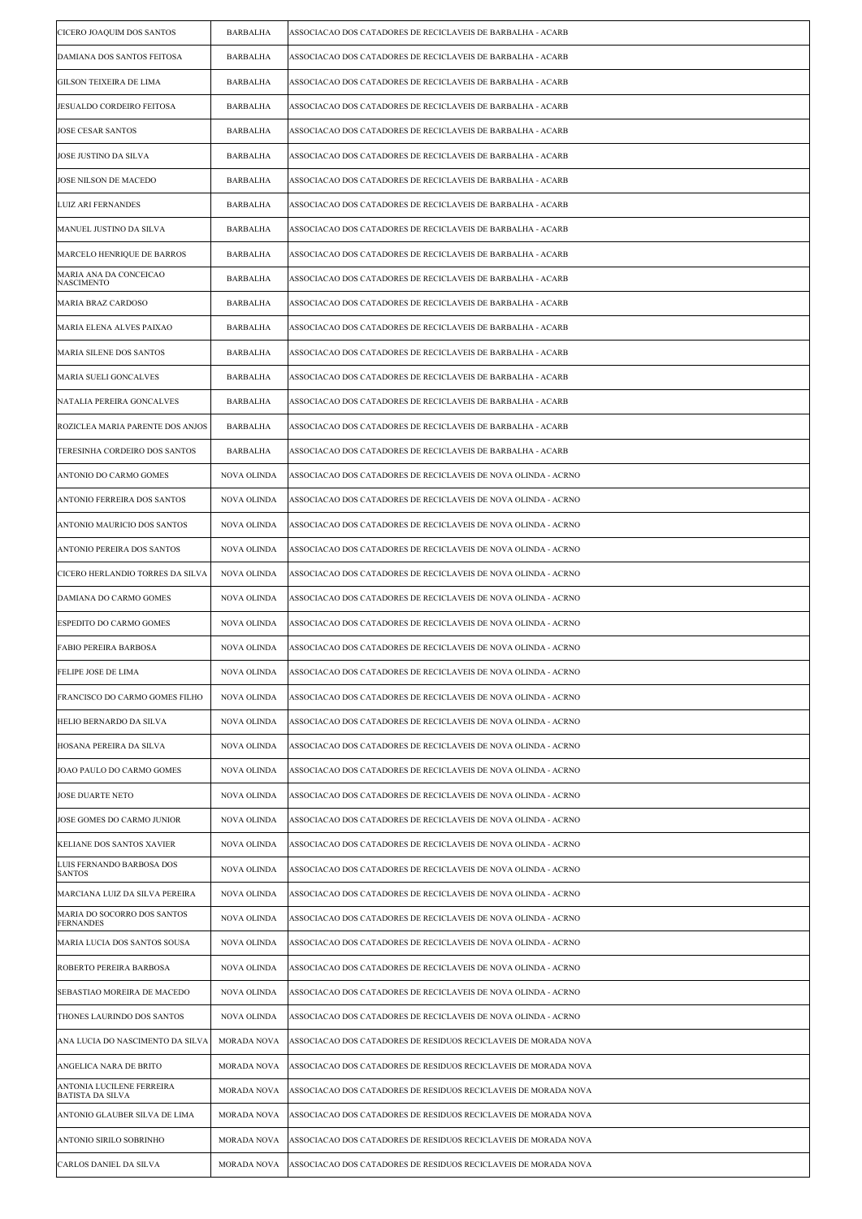| | | |
|---|---|---|
| CICERO JOAQUIM DOS SANTOS | BARBALHA | ASSOCIACAO DOS CATADORES DE RECICLAVEIS DE BARBALHA - ACARB |
| DAMIANA DOS SANTOS FEITOSA | BARBALHA | ASSOCIACAO DOS CATADORES DE RECICLAVEIS DE BARBALHA - ACARB |
| GILSON TEIXEIRA DE LIMA | BARBALHA | ASSOCIACAO DOS CATADORES DE RECICLAVEIS DE BARBALHA - ACARB |
| JESUALDO CORDEIRO FEITOSA | BARBALHA | ASSOCIACAO DOS CATADORES DE RECICLAVEIS DE BARBALHA - ACARB |
| JOSE CESAR SANTOS | BARBALHA | ASSOCIACAO DOS CATADORES DE RECICLAVEIS DE BARBALHA - ACARB |
| JOSE JUSTINO DA SILVA | BARBALHA | ASSOCIACAO DOS CATADORES DE RECICLAVEIS DE BARBALHA - ACARB |
| JOSE NILSON DE MACEDO | BARBALHA | ASSOCIACAO DOS CATADORES DE RECICLAVEIS DE BARBALHA - ACARB |
| LUIZ ARI FERNANDES | BARBALHA | ASSOCIACAO DOS CATADORES DE RECICLAVEIS DE BARBALHA - ACARB |
| MANUEL JUSTINO DA SILVA | BARBALHA | ASSOCIACAO DOS CATADORES DE RECICLAVEIS DE BARBALHA - ACARB |
| MARCELO HENRIQUE DE BARROS | BARBALHA | ASSOCIACAO DOS CATADORES DE RECICLAVEIS DE BARBALHA - ACARB |
| MARIA ANA DA CONCEICAO NASCIMENTO | BARBALHA | ASSOCIACAO DOS CATADORES DE RECICLAVEIS DE BARBALHA - ACARB |
| MARIA BRAZ CARDOSO | BARBALHA | ASSOCIACAO DOS CATADORES DE RECICLAVEIS DE BARBALHA - ACARB |
| MARIA ELENA ALVES PAIXAO | BARBALHA | ASSOCIACAO DOS CATADORES DE RECICLAVEIS DE BARBALHA - ACARB |
| MARIA SILENE DOS SANTOS | BARBALHA | ASSOCIACAO DOS CATADORES DE RECICLAVEIS DE BARBALHA - ACARB |
| MARIA SUELI GONCALVES | BARBALHA | ASSOCIACAO DOS CATADORES DE RECICLAVEIS DE BARBALHA - ACARB |
| NATALIA PEREIRA GONCALVES | BARBALHA | ASSOCIACAO DOS CATADORES DE RECICLAVEIS DE BARBALHA - ACARB |
| ROZICLEA MARIA PARENTE DOS ANJOS | BARBALHA | ASSOCIACAO DOS CATADORES DE RECICLAVEIS DE BARBALHA - ACARB |
| TERESINHA CORDEIRO DOS SANTOS | BARBALHA | ASSOCIACAO DOS CATADORES DE RECICLAVEIS DE BARBALHA - ACARB |
| ANTONIO DO CARMO GOMES | NOVA OLINDA | ASSOCIACAO DOS CATADORES DE RECICLAVEIS DE NOVA OLINDA - ACRNO |
| ANTONIO FERREIRA DOS SANTOS | NOVA OLINDA | ASSOCIACAO DOS CATADORES DE RECICLAVEIS DE NOVA OLINDA - ACRNO |
| ANTONIO MAURICIO DOS SANTOS | NOVA OLINDA | ASSOCIACAO DOS CATADORES DE RECICLAVEIS DE NOVA OLINDA - ACRNO |
| ANTONIO PEREIRA DOS SANTOS | NOVA OLINDA | ASSOCIACAO DOS CATADORES DE RECICLAVEIS DE NOVA OLINDA - ACRNO |
| CICERO HERLANDIO TORRES DA SILVA | NOVA OLINDA | ASSOCIACAO DOS CATADORES DE RECICLAVEIS DE NOVA OLINDA - ACRNO |
| DAMIANA DO CARMO GOMES | NOVA OLINDA | ASSOCIACAO DOS CATADORES DE RECICLAVEIS DE NOVA OLINDA - ACRNO |
| ESPEDITO DO CARMO GOMES | NOVA OLINDA | ASSOCIACAO DOS CATADORES DE RECICLAVEIS DE NOVA OLINDA - ACRNO |
| FABIO PEREIRA BARBOSA | NOVA OLINDA | ASSOCIACAO DOS CATADORES DE RECICLAVEIS DE NOVA OLINDA - ACRNO |
| FELIPE JOSE DE LIMA | NOVA OLINDA | ASSOCIACAO DOS CATADORES DE RECICLAVEIS DE NOVA OLINDA - ACRNO |
| FRANCISCO DO CARMO GOMES FILHO | NOVA OLINDA | ASSOCIACAO DOS CATADORES DE RECICLAVEIS DE NOVA OLINDA - ACRNO |
| HELIO BERNARDO DA SILVA | NOVA OLINDA | ASSOCIACAO DOS CATADORES DE RECICLAVEIS DE NOVA OLINDA - ACRNO |
| HOSANA PEREIRA DA SILVA | NOVA OLINDA | ASSOCIACAO DOS CATADORES DE RECICLAVEIS DE NOVA OLINDA - ACRNO |
| JOAO PAULO DO CARMO GOMES | NOVA OLINDA | ASSOCIACAO DOS CATADORES DE RECICLAVEIS DE NOVA OLINDA - ACRNO |
| JOSE DUARTE NETO | NOVA OLINDA | ASSOCIACAO DOS CATADORES DE RECICLAVEIS DE NOVA OLINDA - ACRNO |
| JOSE GOMES DO CARMO JUNIOR | NOVA OLINDA | ASSOCIACAO DOS CATADORES DE RECICLAVEIS DE NOVA OLINDA - ACRNO |
| KELIANE DOS SANTOS XAVIER | NOVA OLINDA | ASSOCIACAO DOS CATADORES DE RECICLAVEIS DE NOVA OLINDA - ACRNO |
| LUIS FERNANDO BARBOSA DOS SANTOS | NOVA OLINDA | ASSOCIACAO DOS CATADORES DE RECICLAVEIS DE NOVA OLINDA - ACRNO |
| MARCIANA LUIZ DA SILVA PEREIRA | NOVA OLINDA | ASSOCIACAO DOS CATADORES DE RECICLAVEIS DE NOVA OLINDA - ACRNO |
| MARIA DO SOCORRO DOS SANTOS FERNANDES | NOVA OLINDA | ASSOCIACAO DOS CATADORES DE RECICLAVEIS DE NOVA OLINDA - ACRNO |
| MARIA LUCIA DOS SANTOS SOUSA | NOVA OLINDA | ASSOCIACAO DOS CATADORES DE RECICLAVEIS DE NOVA OLINDA - ACRNO |
| ROBERTO PEREIRA BARBOSA | NOVA OLINDA | ASSOCIACAO DOS CATADORES DE RECICLAVEIS DE NOVA OLINDA - ACRNO |
| SEBASTIAO MOREIRA DE MACEDO | NOVA OLINDA | ASSOCIACAO DOS CATADORES DE RECICLAVEIS DE NOVA OLINDA - ACRNO |
| THONES LAURINDO DOS SANTOS | NOVA OLINDA | ASSOCIACAO DOS CATADORES DE RECICLAVEIS DE NOVA OLINDA - ACRNO |
| ANA LUCIA DO NASCIMENTO DA SILVA | MORADA NOVA | ASSOCIACAO DOS CATADORES DE RESIDUOS RECICLAVEIS DE MORADA NOVA |
| ANGELICA NARA DE BRITO | MORADA NOVA | ASSOCIACAO DOS CATADORES DE RESIDUOS RECICLAVEIS DE MORADA NOVA |
| ANTONIA LUCILENE FERREIRA BATISTA DA SILVA | MORADA NOVA | ASSOCIACAO DOS CATADORES DE RESIDUOS RECICLAVEIS DE MORADA NOVA |
| ANTONIO GLAUBER SILVA DE LIMA | MORADA NOVA | ASSOCIACAO DOS CATADORES DE RESIDUOS RECICLAVEIS DE MORADA NOVA |
| ANTONIO SIRILO SOBRINHO | MORADA NOVA | ASSOCIACAO DOS CATADORES DE RESIDUOS RECICLAVEIS DE MORADA NOVA |
| CARLOS DANIEL DA SILVA | MORADA NOVA | ASSOCIACAO DOS CATADORES DE RESIDUOS RECICLAVEIS DE MORADA NOVA |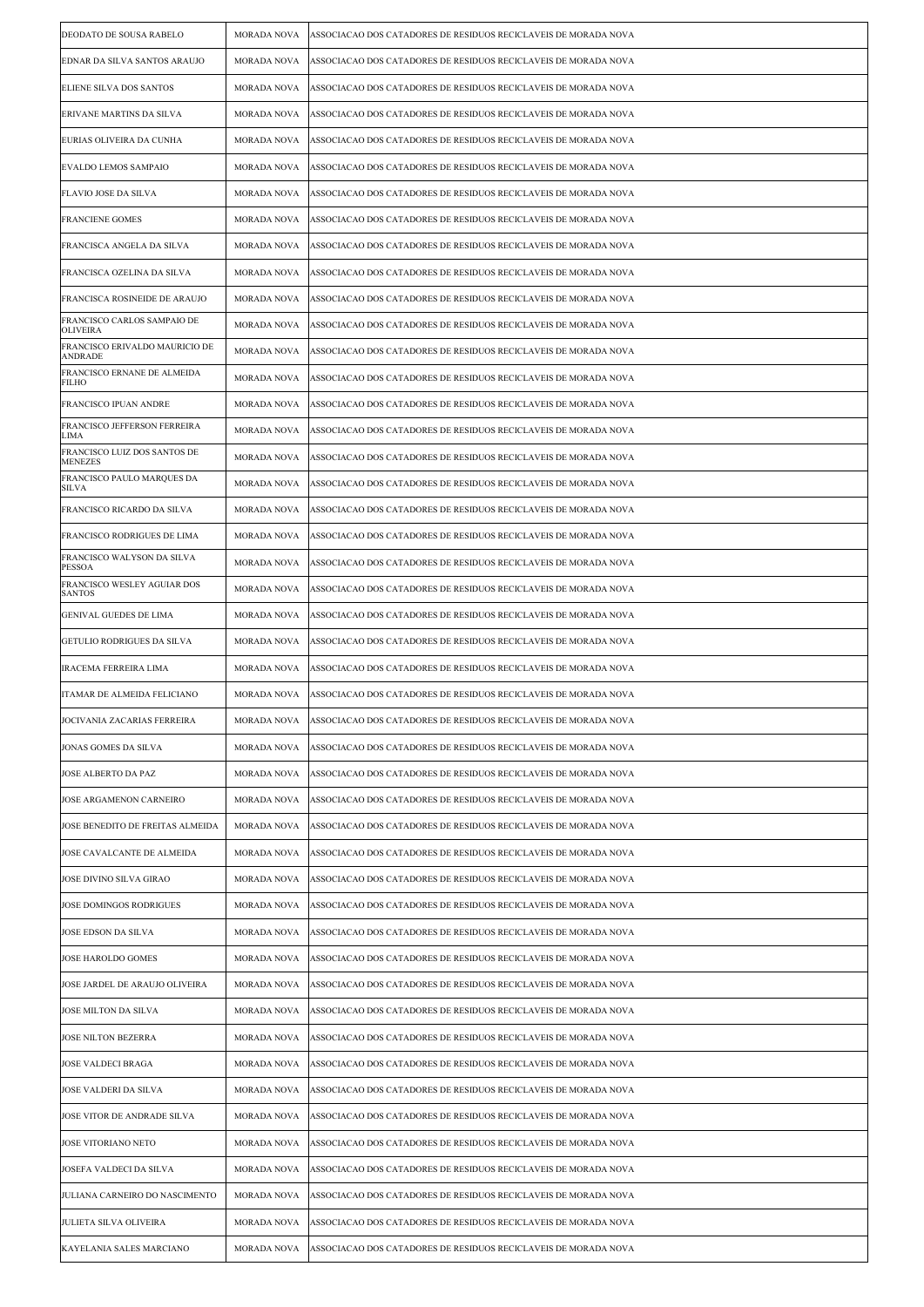| | | |
|---|---|---|
| DEODATO DE SOUSA RABELO | MORADA NOVA | ASSOCIACAO DOS CATADORES DE RESIDUOS RECICLAVEIS DE MORADA NOVA |
| EDNAR DA SILVA SANTOS ARAUJO | MORADA NOVA | ASSOCIACAO DOS CATADORES DE RESIDUOS RECICLAVEIS DE MORADA NOVA |
| ELIENE SILVA DOS SANTOS | MORADA NOVA | ASSOCIACAO DOS CATADORES DE RESIDUOS RECICLAVEIS DE MORADA NOVA |
| ERIVANE MARTINS DA SILVA | MORADA NOVA | ASSOCIACAO DOS CATADORES DE RESIDUOS RECICLAVEIS DE MORADA NOVA |
| EURIAS OLIVEIRA DA CUNHA | MORADA NOVA | ASSOCIACAO DOS CATADORES DE RESIDUOS RECICLAVEIS DE MORADA NOVA |
| EVALDO LEMOS SAMPAIO | MORADA NOVA | ASSOCIACAO DOS CATADORES DE RESIDUOS RECICLAVEIS DE MORADA NOVA |
| FLAVIO JOSE DA SILVA | MORADA NOVA | ASSOCIACAO DOS CATADORES DE RESIDUOS RECICLAVEIS DE MORADA NOVA |
| FRANCIENE GOMES | MORADA NOVA | ASSOCIACAO DOS CATADORES DE RESIDUOS RECICLAVEIS DE MORADA NOVA |
| FRANCISCA ANGELA DA SILVA | MORADA NOVA | ASSOCIACAO DOS CATADORES DE RESIDUOS RECICLAVEIS DE MORADA NOVA |
| FRANCISCA OZELINA DA SILVA | MORADA NOVA | ASSOCIACAO DOS CATADORES DE RESIDUOS RECICLAVEIS DE MORADA NOVA |
| FRANCISCA ROSINEIDE DE ARAUJO | MORADA NOVA | ASSOCIACAO DOS CATADORES DE RESIDUOS RECICLAVEIS DE MORADA NOVA |
| FRANCISCO CARLOS SAMPAIO DE OLIVEIRA | MORADA NOVA | ASSOCIACAO DOS CATADORES DE RESIDUOS RECICLAVEIS DE MORADA NOVA |
| FRANCISCO ERIVALDO MAURICIO DE ANDRADE | MORADA NOVA | ASSOCIACAO DOS CATADORES DE RESIDUOS RECICLAVEIS DE MORADA NOVA |
| FRANCISCO ERNANE DE ALMEIDA FILHO | MORADA NOVA | ASSOCIACAO DOS CATADORES DE RESIDUOS RECICLAVEIS DE MORADA NOVA |
| FRANCISCO IPUAN ANDRE | MORADA NOVA | ASSOCIACAO DOS CATADORES DE RESIDUOS RECICLAVEIS DE MORADA NOVA |
| FRANCISCO JEFFERSON FERREIRA LIMA | MORADA NOVA | ASSOCIACAO DOS CATADORES DE RESIDUOS RECICLAVEIS DE MORADA NOVA |
| FRANCISCO LUIZ DOS SANTOS DE MENEZES | MORADA NOVA | ASSOCIACAO DOS CATADORES DE RESIDUOS RECICLAVEIS DE MORADA NOVA |
| FRANCISCO PAULO MARQUES DA SILVA | MORADA NOVA | ASSOCIACAO DOS CATADORES DE RESIDUOS RECICLAVEIS DE MORADA NOVA |
| FRANCISCO RICARDO DA SILVA | MORADA NOVA | ASSOCIACAO DOS CATADORES DE RESIDUOS RECICLAVEIS DE MORADA NOVA |
| FRANCISCO RODRIGUES DE LIMA | MORADA NOVA | ASSOCIACAO DOS CATADORES DE RESIDUOS RECICLAVEIS DE MORADA NOVA |
| FRANCISCO WALYSON DA SILVA PESSOA | MORADA NOVA | ASSOCIACAO DOS CATADORES DE RESIDUOS RECICLAVEIS DE MORADA NOVA |
| FRANCISCO WESLEY AGUIAR DOS SANTOS | MORADA NOVA | ASSOCIACAO DOS CATADORES DE RESIDUOS RECICLAVEIS DE MORADA NOVA |
| GENIVAL GUEDES DE LIMA | MORADA NOVA | ASSOCIACAO DOS CATADORES DE RESIDUOS RECICLAVEIS DE MORADA NOVA |
| GETULIO RODRIGUES DA SILVA | MORADA NOVA | ASSOCIACAO DOS CATADORES DE RESIDUOS RECICLAVEIS DE MORADA NOVA |
| IRACEMA FERREIRA LIMA | MORADA NOVA | ASSOCIACAO DOS CATADORES DE RESIDUOS RECICLAVEIS DE MORADA NOVA |
| ITAMAR DE ALMEIDA FELICIANO | MORADA NOVA | ASSOCIACAO DOS CATADORES DE RESIDUOS RECICLAVEIS DE MORADA NOVA |
| JOCIVANIA ZACARIAS FERREIRA | MORADA NOVA | ASSOCIACAO DOS CATADORES DE RESIDUOS RECICLAVEIS DE MORADA NOVA |
| JONAS GOMES DA SILVA | MORADA NOVA | ASSOCIACAO DOS CATADORES DE RESIDUOS RECICLAVEIS DE MORADA NOVA |
| JOSE ALBERTO DA PAZ | MORADA NOVA | ASSOCIACAO DOS CATADORES DE RESIDUOS RECICLAVEIS DE MORADA NOVA |
| JOSE ARGAMENON CARNEIRO | MORADA NOVA | ASSOCIACAO DOS CATADORES DE RESIDUOS RECICLAVEIS DE MORADA NOVA |
| JOSE BENEDITO DE FREITAS ALMEIDA | MORADA NOVA | ASSOCIACAO DOS CATADORES DE RESIDUOS RECICLAVEIS DE MORADA NOVA |
| JOSE CAVALCANTE DE ALMEIDA | MORADA NOVA | ASSOCIACAO DOS CATADORES DE RESIDUOS RECICLAVEIS DE MORADA NOVA |
| JOSE DIVINO SILVA GIRAO | MORADA NOVA | ASSOCIACAO DOS CATADORES DE RESIDUOS RECICLAVEIS DE MORADA NOVA |
| JOSE DOMINGOS RODRIGUES | MORADA NOVA | ASSOCIACAO DOS CATADORES DE RESIDUOS RECICLAVEIS DE MORADA NOVA |
| JOSE EDSON DA SILVA | MORADA NOVA | ASSOCIACAO DOS CATADORES DE RESIDUOS RECICLAVEIS DE MORADA NOVA |
| JOSE HAROLDO GOMES | MORADA NOVA | ASSOCIACAO DOS CATADORES DE RESIDUOS RECICLAVEIS DE MORADA NOVA |
| JOSE JARDEL DE ARAUJO OLIVEIRA | MORADA NOVA | ASSOCIACAO DOS CATADORES DE RESIDUOS RECICLAVEIS DE MORADA NOVA |
| JOSE MILTON DA SILVA | MORADA NOVA | ASSOCIACAO DOS CATADORES DE RESIDUOS RECICLAVEIS DE MORADA NOVA |
| JOSE NILTON BEZERRA | MORADA NOVA | ASSOCIACAO DOS CATADORES DE RESIDUOS RECICLAVEIS DE MORADA NOVA |
| JOSE VALDECI BRAGA | MORADA NOVA | ASSOCIACAO DOS CATADORES DE RESIDUOS RECICLAVEIS DE MORADA NOVA |
| JOSE VALDERI DA SILVA | MORADA NOVA | ASSOCIACAO DOS CATADORES DE RESIDUOS RECICLAVEIS DE MORADA NOVA |
| JOSE VITOR DE ANDRADE SILVA | MORADA NOVA | ASSOCIACAO DOS CATADORES DE RESIDUOS RECICLAVEIS DE MORADA NOVA |
| JOSE VITORIANO NETO | MORADA NOVA | ASSOCIACAO DOS CATADORES DE RESIDUOS RECICLAVEIS DE MORADA NOVA |
| JOSEFA VALDECI DA SILVA | MORADA NOVA | ASSOCIACAO DOS CATADORES DE RESIDUOS RECICLAVEIS DE MORADA NOVA |
| JULIANA CARNEIRO DO NASCIMENTO | MORADA NOVA | ASSOCIACAO DOS CATADORES DE RESIDUOS RECICLAVEIS DE MORADA NOVA |
| JULIETA SILVA OLIVEIRA | MORADA NOVA | ASSOCIACAO DOS CATADORES DE RESIDUOS RECICLAVEIS DE MORADA NOVA |
| KAYELANIA SALES MARCIANO | MORADA NOVA | ASSOCIACAO DOS CATADORES DE RESIDUOS RECICLAVEIS DE MORADA NOVA |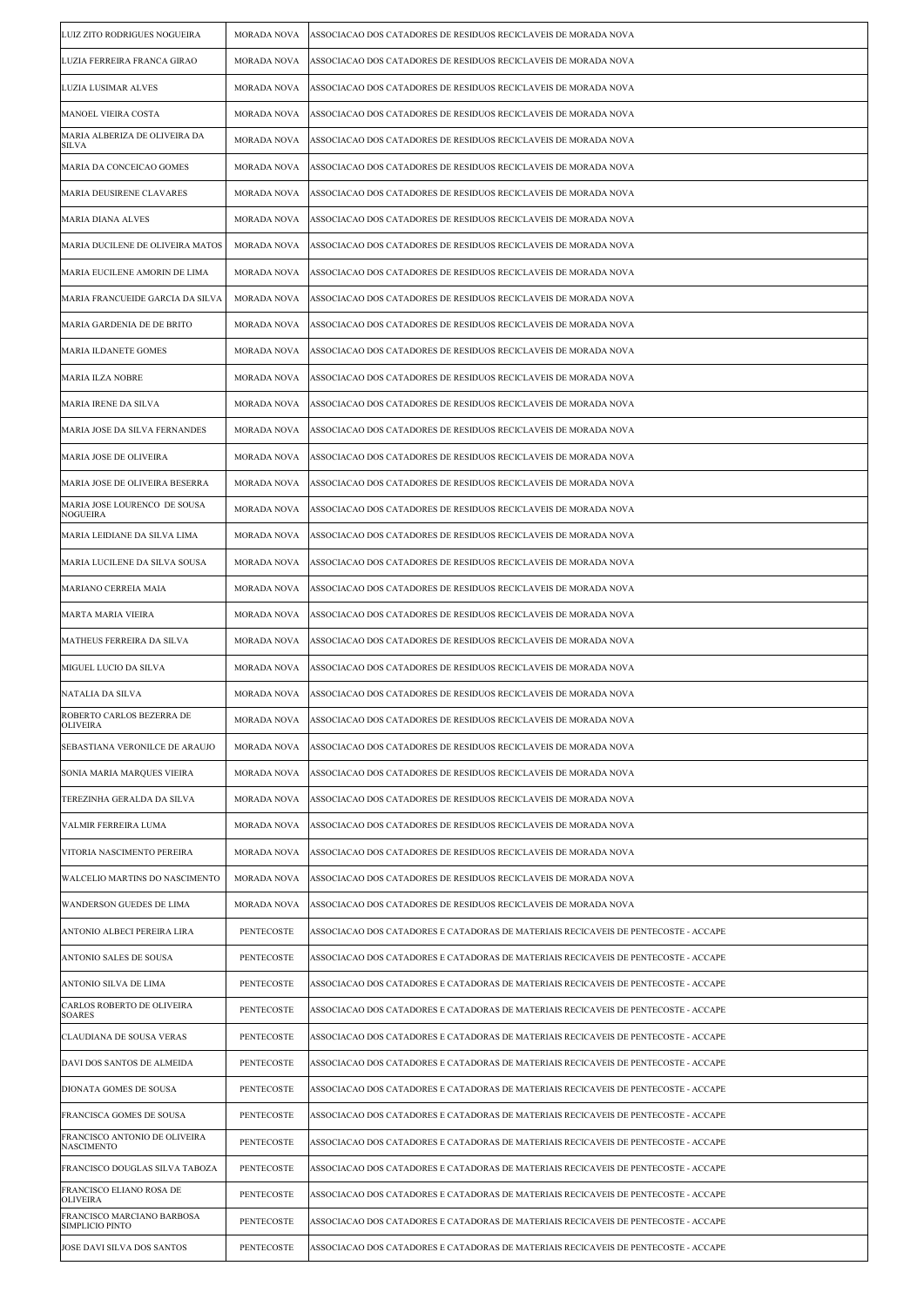| | | |
|---|---|---|
| LUIZ ZITO RODRIGUES NOGUEIRA | MORADA NOVA | ASSOCIACAO DOS CATADORES DE RESIDUOS RECICLAVEIS DE MORADA NOVA |
| LUZIA FERREIRA FRANCA GIRAO | MORADA NOVA | ASSOCIACAO DOS CATADORES DE RESIDUOS RECICLAVEIS DE MORADA NOVA |
| LUZIA LUSIMAR ALVES | MORADA NOVA | ASSOCIACAO DOS CATADORES DE RESIDUOS RECICLAVEIS DE MORADA NOVA |
| MANOEL VIEIRA COSTA | MORADA NOVA | ASSOCIACAO DOS CATADORES DE RESIDUOS RECICLAVEIS DE MORADA NOVA |
| MARIA ALBERIZA DE OLIVEIRA DA SILVA | MORADA NOVA | ASSOCIACAO DOS CATADORES DE RESIDUOS RECICLAVEIS DE MORADA NOVA |
| MARIA DA CONCEICAO GOMES | MORADA NOVA | ASSOCIACAO DOS CATADORES DE RESIDUOS RECICLAVEIS DE MORADA NOVA |
| MARIA DEUSIRENE CLAVARES | MORADA NOVA | ASSOCIACAO DOS CATADORES DE RESIDUOS RECICLAVEIS DE MORADA NOVA |
| MARIA DIANA ALVES | MORADA NOVA | ASSOCIACAO DOS CATADORES DE RESIDUOS RECICLAVEIS DE MORADA NOVA |
| MARIA DUCILENE DE OLIVEIRA MATOS | MORADA NOVA | ASSOCIACAO DOS CATADORES DE RESIDUOS RECICLAVEIS DE MORADA NOVA |
| MARIA EUCILENE AMORIN DE LIMA | MORADA NOVA | ASSOCIACAO DOS CATADORES DE RESIDUOS RECICLAVEIS DE MORADA NOVA |
| MARIA FRANCUEIDE GARCIA DA SILVA | MORADA NOVA | ASSOCIACAO DOS CATADORES DE RESIDUOS RECICLAVEIS DE MORADA NOVA |
| MARIA GARDENIA DE DE BRITO | MORADA NOVA | ASSOCIACAO DOS CATADORES DE RESIDUOS RECICLAVEIS DE MORADA NOVA |
| MARIA ILDANETE GOMES | MORADA NOVA | ASSOCIACAO DOS CATADORES DE RESIDUOS RECICLAVEIS DE MORADA NOVA |
| MARIA ILZA NOBRE | MORADA NOVA | ASSOCIACAO DOS CATADORES DE RESIDUOS RECICLAVEIS DE MORADA NOVA |
| MARIA IRENE DA SILVA | MORADA NOVA | ASSOCIACAO DOS CATADORES DE RESIDUOS RECICLAVEIS DE MORADA NOVA |
| MARIA JOSE DA SILVA FERNANDES | MORADA NOVA | ASSOCIACAO DOS CATADORES DE RESIDUOS RECICLAVEIS DE MORADA NOVA |
| MARIA JOSE DE OLIVEIRA | MORADA NOVA | ASSOCIACAO DOS CATADORES DE RESIDUOS RECICLAVEIS DE MORADA NOVA |
| MARIA JOSE DE OLIVEIRA BESERRA | MORADA NOVA | ASSOCIACAO DOS CATADORES DE RESIDUOS RECICLAVEIS DE MORADA NOVA |
| MARIA JOSE LOURENCO DE SOUSA NOGUEIRA | MORADA NOVA | ASSOCIACAO DOS CATADORES DE RESIDUOS RECICLAVEIS DE MORADA NOVA |
| MARIA LEIDIANE DA SILVA LIMA | MORADA NOVA | ASSOCIACAO DOS CATADORES DE RESIDUOS RECICLAVEIS DE MORADA NOVA |
| MARIA LUCILENE DA SILVA SOUSA | MORADA NOVA | ASSOCIACAO DOS CATADORES DE RESIDUOS RECICLAVEIS DE MORADA NOVA |
| MARIANO CERREIA MAIA | MORADA NOVA | ASSOCIACAO DOS CATADORES DE RESIDUOS RECICLAVEIS DE MORADA NOVA |
| MARTA MARIA VIEIRA | MORADA NOVA | ASSOCIACAO DOS CATADORES DE RESIDUOS RECICLAVEIS DE MORADA NOVA |
| MATHEUS FERRFIRA DA SILVA | MORADA NOVA | ASSOCIACAO DOS CATADORES DE RESIDUOS RECICLAVEIS DE MORADA NOVA |
| MIGUEL LUCIO DA SILVA | MORADA NOVA | ASSOCIACAO DOS CATADORES DE RESIDUOS RECICLAVEIS DE MORADA NOVA |
| NATALIA DA SILVA | MORADA NOVA | ASSOCIACAO DOS CATADORES DE RESIDUOS RECICLAVEIS DE MORADA NOVA |
| ROBERTO CARLOS BEZERRA DE OLIVEIRA | MORADA NOVA | ASSOCIACAO DOS CATADORES DE RESIDUOS RECICLAVEIS DE MORADA NOVA |
| SEBASTIANA VERONILCE DE ARAUJO | MORADA NOVA | ASSOCIACAO DOS CATADORES DE RESIDUOS RECICLAVEIS DE MORADA NOVA |
| SONIA MARIA MARQUES VIEIRA | MORADA NOVA | ASSOCIACAO DOS CATADORES DE RESIDUOS RECICLAVEIS DE MORADA NOVA |
| TEREZINHA GERALDA DA SILVA | MORADA NOVA | ASSOCIACAO DOS CATADORES DE RESIDUOS RECICLAVEIS DE MORADA NOVA |
| VALMIR FERREIRA LUMA | MORADA NOVA | ASSOCIACAO DOS CATADORES DE RESIDUOS RECICLAVEIS DE MORADA NOVA |
| VITORIA NASCIMENTO PEREIRA | MORADA NOVA | ASSOCIACAO DOS CATADORES DE RESIDUOS RECICLAVEIS DE MORADA NOVA |
| WALCELIO MARTINS DO NASCIMENTO | MORADA NOVA | ASSOCIACAO DOS CATADORES DE RESIDUOS RECICLAVEIS DE MORADA NOVA |
| WANDERSON GUEDES DE LIMA | MORADA NOVA | ASSOCIACAO DOS CATADORES DE RESIDUOS RECICLAVEIS DE MORADA NOVA |
| ANTONIO ALBECI PEREIRA LIRA | PENTECOSTE | ASSOCIACAO DOS CATADORES E CATADORAS DE MATERIAIS RECICAVEIS DE PENTECOSTE - ACCAPE |
| ANTONIO SALES DE SOUSA | PENTECOSTE | ASSOCIACAO DOS CATADORES E CATADORAS DE MATERIAIS RECICAVEIS DE PENTECOSTE - ACCAPE |
| ANTONIO SILVA DE LIMA | PENTECOSTE | ASSOCIACAO DOS CATADORES E CATADORAS DE MATERIAIS RECICAVEIS DE PENTECOSTE - ACCAPE |
| CARLOS ROBERTO DE OLIVEIRA SOARES | PENTECOSTE | ASSOCIACAO DOS CATADORES E CATADORAS DE MATERIAIS RECICAVEIS DE PENTECOSTE - ACCAPE |
| CLAUDIANA DE SOUSA VERAS | PENTECOSTE | ASSOCIACAO DOS CATADORES E CATADORAS DE MATERIAIS RECICAVEIS DE PENTECOSTE - ACCAPE |
| DAVI DOS SANTOS DE ALMEIDA | PENTECOSTE | ASSOCIACAO DOS CATADORES E CATADORAS DE MATERIAIS RECICAVEIS DE PENTECOSTE - ACCAPE |
| DIONATA GOMES DE SOUSA | PENTECOSTE | ASSOCIACAO DOS CATADORES E CATADORAS DE MATERIAIS RECICAVEIS DE PENTECOSTE - ACCAPE |
| FRANCISCA GOMES DE SOUSA | PENTECOSTE | ASSOCIACAO DOS CATADORES E CATADORAS DE MATERIAIS RECICAVEIS DE PENTECOSTE - ACCAPE |
| FRANCISCO ANTONIO DE OLIVEIRA NASCIMENTO | PENTECOSTE | ASSOCIACAO DOS CATADORES E CATADORAS DE MATERIAIS RECICAVEIS DE PENTECOSTE - ACCAPE |
| FRANCISCO DOUGLAS SILVA TABOZA | PENTECOSTE | ASSOCIACAO DOS CATADORES E CATADORAS DE MATERIAIS RECICAVEIS DE PENTECOSTE - ACCAPE |
| FRANCISCO ELIANO ROSA DE OLIVEIRA | PENTECOSTE | ASSOCIACAO DOS CATADORES E CATADORAS DE MATERIAIS RECICAVEIS DE PENTECOSTE - ACCAPE |
| FRANCISCO MARCIANO BARBOSA SIMPLICIO PINTO | PENTECOSTE | ASSOCIACAO DOS CATADORES E CATADORAS DE MATERIAIS RECICAVEIS DE PENTECOSTE - ACCAPE |
| JOSE DAVI SILVA DOS SANTOS | PENTECOSTE | ASSOCIACAO DOS CATADORES E CATADORAS DE MATERIAIS RECICAVEIS DE PENTECOSTE - ACCAPE |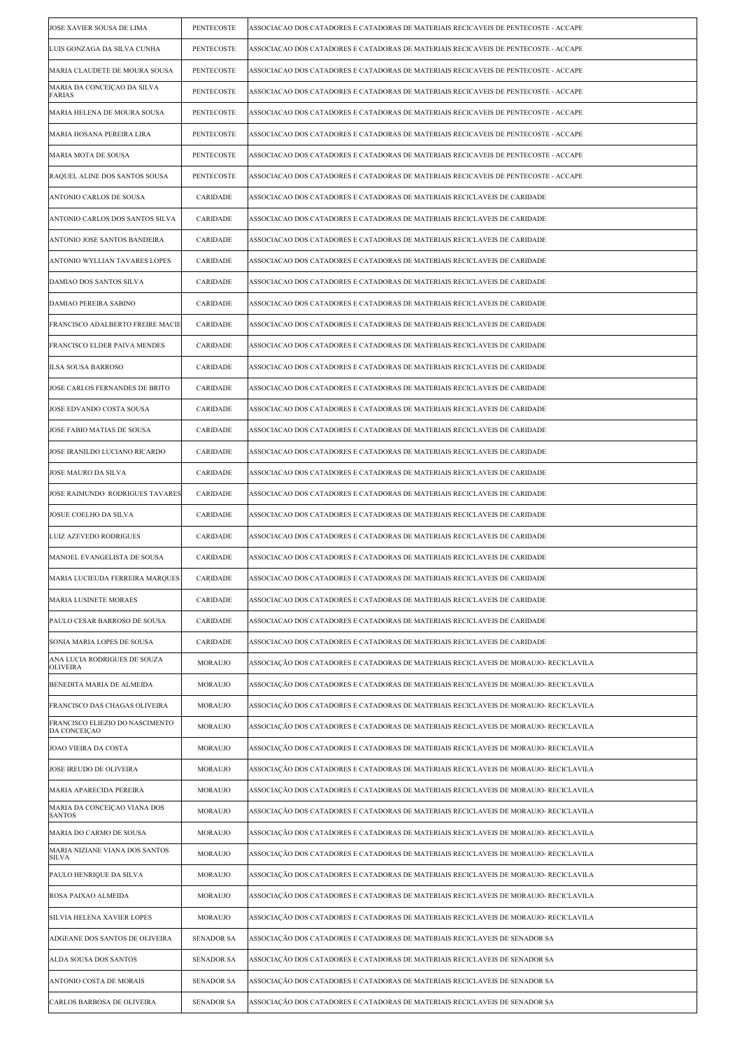| | | |
|---|---|---|
| JOSE XAVIER SOUSA DE LIMA | PENTECOSTE | ASSOCIACAO DOS CATADORES E CATADORAS DE MATERIAIS RECICAVEIS DE PENTECOSTE - ACCAPE |
| LUIS GONZAGA DA SILVA CUNHA | PENTECOSTE | ASSOCIACAO DOS CATADORES E CATADORAS DE MATERIAIS RECICAVEIS DE PENTECOSTE - ACCAPE |
| MARIA CLAUDETE DE MOURA SOUSA | PENTECOSTE | ASSOCIACAO DOS CATADORES E CATADORAS DE MATERIAIS RECICAVEIS DE PENTECOSTE - ACCAPE |
| MARIA DA CONCEIÇAO DA SILVA FARIAS | PENTECOSTE | ASSOCIACAO DOS CATADORES E CATADORAS DE MATERIAIS RECICAVEIS DE PENTECOSTE - ACCAPE |
| MARIA HELENA DE MOURA SOUSA | PENTECOSTE | ASSOCIACAO DOS CATADORES E CATADORAS DE MATERIAIS RECICAVEIS DE PENTECOSTE - ACCAPE |
| MARIA HOSANA PEREIRA LIRA | PENTECOSTE | ASSOCIACAO DOS CATADORES E CATADORAS DE MATERIAIS RECICAVEIS DE PENTECOSTE - ACCAPE |
| MARIA MOTA DE SOUSA | PENTECOSTE | ASSOCIACAO DOS CATADORES E CATADORAS DE MATERIAIS RECICAVEIS DE PENTECOSTE - ACCAPE |
| RAQUEL ALINE DOS SANTOS SOUSA | PENTECOSTE | ASSOCIACAO DOS CATADORES E CATADORAS DE MATERIAIS RECICAVEIS DE PENTECOSTE - ACCAPE |
| ANTONIO CARLOS DE SOUSA | CARIDADE | ASSOCIACAO DOS CATADORES E CATADORAS DE MATERIAIS RECICLAVEIS DE CARIDADE |
| ANTONIO CARLOS DOS SANTOS SILVA | CARIDADE | ASSOCIACAO DOS CATADORES E CATADORAS DE MATERIAIS RECICLAVEIS DE CARIDADE |
| ANTONIO JOSE SANTOS BANDEIRA | CARIDADE | ASSOCIACAO DOS CATADORES E CATADORAS DE MATERIAIS RECICLAVEIS DE CARIDADE |
| ANTONIO WYLLIAN TAVARES LOPES | CARIDADE | ASSOCIACAO DOS CATADORES E CATADORAS DE MATERIAIS RECICLAVEIS DE CARIDADE |
| DAMIAO DOS SANTOS SILVA | CARIDADE | ASSOCIACAO DOS CATADORES E CATADORAS DE MATERIAIS RECICLAVEIS DE CARIDADE |
| DAMIAO PEREIRA SABINO | CARIDADE | ASSOCIACAO DOS CATADORES E CATADORAS DE MATERIAIS RECICLAVEIS DE CARIDADE |
| FRANCISCO ADALBERTO FREIRE MACIE | CARIDADE | ASSOCIACAO DOS CATADORES E CATADORAS DE MATERIAIS RECICLAVEIS DE CARIDADE |
| FRANCISCO ELDER PAIVA MENDES | CARIDADE | ASSOCIACAO DOS CATADORES E CATADORAS DE MATERIAIS RECICLAVEIS DE CARIDADE |
| ILSA SOUSA BARROSO | CARIDADE | ASSOCIACAO DOS CATADORES E CATADORAS DE MATERIAIS RECICLAVEIS DE CARIDADE |
| JOSE CARLOS FERNANDES DE BRITO | CARIDADE | ASSOCIACAO DOS CATADORES E CATADORAS DE MATERIAIS RECICLAVEIS DE CARIDADE |
| JOSE EDVANDO COSTA SOUSA | CARIDADE | ASSOCIACAO DOS CATADORES E CATADORAS DE MATERIAIS RECICLAVEIS DE CARIDADE |
| JOSE FABIO MATIAS DE SOUSA | CARIDADE | ASSOCIACAO DOS CATADORES E CATADORAS DE MATERIAIS RECICLAVEIS DE CARIDADE |
| JOSE IRANILDO LUCIANO RICARDO | CARIDADE | ASSOCIACAO DOS CATADORES E CATADORAS DE MATERIAIS RECICLAVEIS DE CARIDADE |
| JOSE MAURO DA SILVA | CARIDADE | ASSOCIACAO DOS CATADORES E CATADORAS DE MATERIAIS RECICLAVEIS DE CARIDADE |
| JOSE RAIMUNDO RODRIGUES TAVARES | CARIDADE | ASSOCIACAO DOS CATADORES E CATADORAS DE MATERIAIS RECICLAVEIS DE CARIDADE |
| JOSUE COELHO DA SILVA | CARIDADE | ASSOCIACAO DOS CATADORES E CATADORAS DE MATERIAIS RECICLAVEIS DE CARIDADE |
| LUIZ AZEVEDO RODRIGUES | CARIDADE | ASSOCIACAO DOS CATADORES E CATADORAS DE MATERIAIS RECICLAVEIS DE CARIDADE |
| MANOEL EVANGELISTA DE SOUSA | CARIDADE | ASSOCIACAO DOS CATADORES E CATADORAS DE MATERIAIS RECICLAVEIS DE CARIDADE |
| MARIA LUCIEUDA FERREIRA MARQUES | CARIDADE | ASSOCIACAO DOS CATADORES E CATADORAS DE MATERIAIS RECICLAVEIS DE CARIDADE |
| MARIA LUSINETE MORAES | CARIDADE | ASSOCIACAO DOS CATADORES E CATADORAS DE MATERIAIS RECICLAVEIS DE CARIDADE |
| PAULO CESAR BARROSO DE SOUSA | CARIDADE | ASSOCIACAO DOS CATADORES E CATADORAS DE MATERIAIS RECICLAVEIS DE CARIDADE |
| SONIA MARIA LOPES DE SOUSA | CARIDADE | ASSOCIACAO DOS CATADORES E CATADORAS DE MATERIAIS RECICLAVEIS DE CARIDADE |
| ANA LUCIA RODRIGUES DE SOUZA OLIVEIRA | MORAUJO | ASSOCIAÇÃO DOS CATADORES E CATADORAS DE MATERIAIS RECICLAVEIS DE MORAUJO- RECICLAVILA |
| BENEDITA MARIA DE ALMEIDA | MORAUJO | ASSOCIAÇÃO DOS CATADORES E CATADORAS DE MATERIAIS RECICLAVEIS DE MORAUJO- RECICLAVILA |
| FRANCISCO DAS CHAGAS OLIVEIRA | MORAUJO | ASSOCIAÇÃO DOS CATADORES E CATADORAS DE MATERIAIS RECICLAVEIS DE MORAUJO- RECICLAVILA |
| FRANCISCO ELIEZIO DO NASCIMENTO DA CONCEIÇAO | MORAUJO | ASSOCIAÇÃO DOS CATADORES E CATADORAS DE MATERIAIS RECICLAVEIS DE MORAUJO- RECICLAVILA |
| JOAO VIEIRA DA COSTA | MORAUJO | ASSOCIAÇÃO DOS CATADORES E CATADORAS DE MATERIAIS RECICLAVEIS DE MORAUJO- RECICLAVILA |
| JOSE IREUDO DE OLIVEIRA | MORAUJO | ASSOCIAÇÃO DOS CATADORES E CATADORAS DE MATERIAIS RECICLAVEIS DE MORAUJO- RECICLAVILA |
| MARIA APARECIDA PEREIRA | MORAUJO | ASSOCIAÇÃO DOS CATADORES E CATADORAS DE MATERIAIS RECICLAVEIS DE MORAUJO- RECICLAVILA |
| MARIA DA CONCEIÇAO VIANA DOS SANTOS | MORAUJO | ASSOCIAÇÃO DOS CATADORES E CATADORAS DE MATERIAIS RECICLAVEIS DE MORAUJO- RECICLAVILA |
| MARIA DO CARMO DE SOUSA | MORAUJO | ASSOCIAÇÃO DOS CATADORES E CATADORAS DE MATERIAIS RECICLAVEIS DE MORAUJO- RECICLAVILA |
| MARIA NIZIANE VIANA DOS SANTOS SILVA | MORAUJO | ASSOCIAÇÃO DOS CATADORES E CATADORAS DE MATERIAIS RECICLAVEIS DE MORAUJO- RECICLAVILA |
| PAULO HENRIQUE DA SILVA | MORAUJO | ASSOCIAÇÃO DOS CATADORES E CATADORAS DE MATERIAIS RECICLAVEIS DE MORAUJO- RECICLAVILA |
| ROSA PAIXAO ALMEIDA | MORAUJO | ASSOCIAÇÃO DOS CATADORES E CATADORAS DE MATERIAIS RECICLAVEIS DE MORAUJO- RECICLAVILA |
| SILVIA HELENA XAVIER LOPES | MORAUJO | ASSOCIAÇÃO DOS CATADORES E CATADORAS DE MATERIAIS RECICLAVEIS DE MORAUJO- RECICLAVILA |
| ADGEANE DOS SANTOS DE OLIVEIRA | SENADOR SA | ASSOCIAÇÃO DOS CATADORES E CATADORAS DE MATERIAIS RECICLAVEIS DE SENADOR SA |
| ALDA SOUSA DOS SANTOS | SENADOR SA | ASSOCIAÇÃO DOS CATADORES E CATADORAS DE MATERIAIS RECICLAVEIS DE SENADOR SA |
| ANTONIO COSTA DE MORAIS | SENADOR SA | ASSOCIAÇÃO DOS CATADORES E CATADORAS DE MATERIAIS RECICLAVEIS DE SENADOR SA |
| CARLOS BARBOSA DE OLIVEIRA | SENADOR SA | ASSOCIAÇÃO DOS CATADORES E CATADORAS DE MATERIAIS RECICLAVEIS DE SENADOR SA |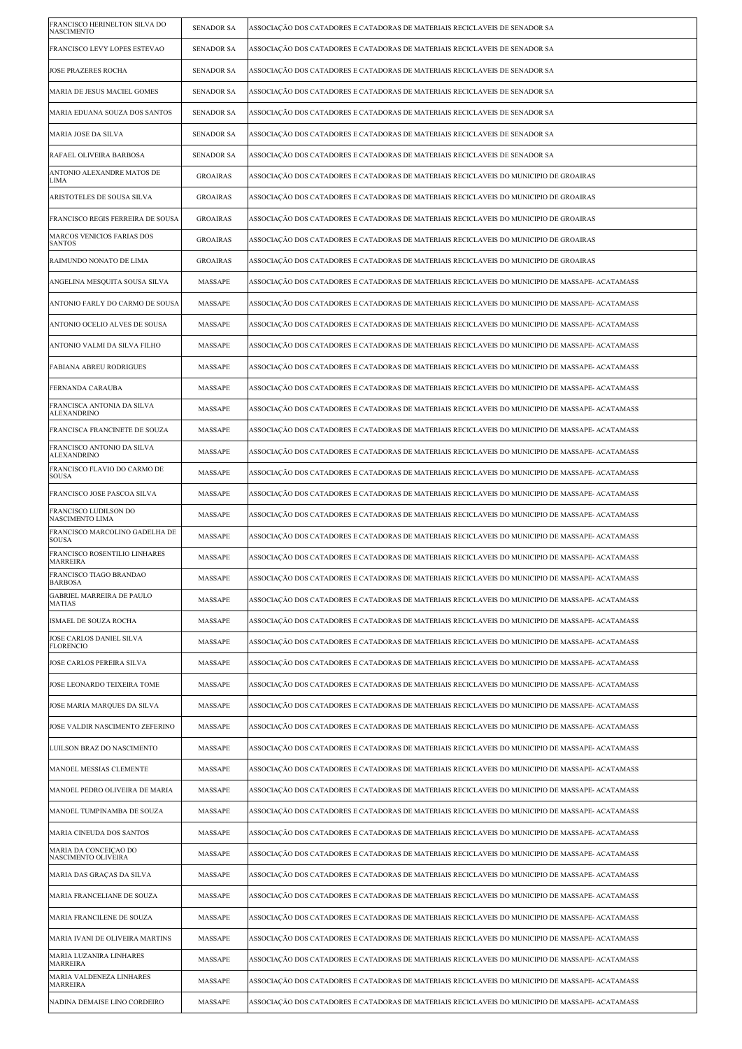| | | |
|---|---|---|
| FRANCISCO HERINELTON SILVA DO NASCIMENTO | SENADOR SA | ASSOCIAÇÃO DOS CATADORES E CATADORAS DE MATERIAIS RECICLAVEIS DE SENADOR SA |
| FRANCISCO LEVY LOPES ESTEVAO | SENADOR SA | ASSOCIAÇÃO DOS CATADORES E CATADORAS DE MATERIAIS RECICLAVEIS DE SENADOR SA |
| JOSE PRAZERES ROCHA | SENADOR SA | ASSOCIAÇÃO DOS CATADORES E CATADORAS DE MATERIAIS RECICLAVEIS DE SENADOR SA |
| MARIA DE JESUS MACIEL GOMES | SENADOR SA | ASSOCIAÇÃO DOS CATADORES E CATADORAS DE MATERIAIS RECICLAVEIS DE SENADOR SA |
| MARIA EDUANA SOUZA DOS SANTOS | SENADOR SA | ASSOCIAÇÃO DOS CATADORES E CATADORAS DE MATERIAIS RECICLAVEIS DE SENADOR SA |
| MARIA JOSE DA SILVA | SENADOR SA | ASSOCIAÇÃO DOS CATADORES E CATADORAS DE MATERIAIS RECICLAVEIS DE SENADOR SA |
| RAFAEL OLIVEIRA BARBOSA | SENADOR SA | ASSOCIAÇÃO DOS CATADORES E CATADORAS DE MATERIAIS RECICLAVEIS DE SENADOR SA |
| ANTONIO ALEXANDRE MATOS DE LIMA | GROAIRAS | ASSOCIAÇÃO DOS CATADORES E CATADORAS DE MATERIAIS RECICLAVEIS DO MUNICIPIO DE GROAIRAS |
| ARISTOTELES DE SOUSA SILVA | GROAIRAS | ASSOCIAÇÃO DOS CATADORES E CATADORAS DE MATERIAIS RECICLAVEIS DO MUNICIPIO DE GROAIRAS |
| FRANCISCO REGIS FERREIRA DE SOUSA | GROAIRAS | ASSOCIAÇÃO DOS CATADORES E CATADORAS DE MATERIAIS RECICLAVEIS DO MUNICIPIO DE GROAIRAS |
| MARCOS VENICIOS FARIAS DOS SANTOS | GROAIRAS | ASSOCIAÇÃO DOS CATADORES E CATADORAS DE MATERIAIS RECICLAVEIS DO MUNICIPIO DE GROAIRAS |
| RAIMUNDO NONATO DE LIMA | GROAIRAS | ASSOCIAÇÃO DOS CATADORES E CATADORAS DE MATERIAIS RECICLAVEIS DO MUNICIPIO DE GROAIRAS |
| ANGELINA MESQUITA SOUSA SILVA | MASSAPE | ASSOCIAÇÃO DOS CATADORES E CATADORAS DE MATERIAIS RECICLAVEIS DO MUNICIPIO DE MASSAPE- ACATAMASS |
| ANTONIO FARLY DO CARMO DE SOUSA | MASSAPE | ASSOCIAÇÃO DOS CATADORES E CATADORAS DE MATERIAIS RECICLAVEIS DO MUNICIPIO DE MASSAPE- ACATAMASS |
| ANTONIO OCELIO ALVES DE SOUSA | MASSAPE | ASSOCIAÇÃO DOS CATADORES E CATADORAS DE MATERIAIS RECICLAVEIS DO MUNICIPIO DE MASSAPE- ACATAMASS |
| ANTONIO VALMI DA SILVA FILHO | MASSAPE | ASSOCIAÇÃO DOS CATADORES E CATADORAS DE MATERIAIS RECICLAVEIS DO MUNICIPIO DE MASSAPE- ACATAMASS |
| FABIANA ABREU RODRIGUES | MASSAPE | ASSOCIAÇÃO DOS CATADORES E CATADORAS DE MATERIAIS RECICLAVEIS DO MUNICIPIO DE MASSAPE- ACATAMASS |
| FERNANDA CARAUBA | MASSAPE | ASSOCIAÇÃO DOS CATADORES E CATADORAS DE MATERIAIS RECICLAVEIS DO MUNICIPIO DE MASSAPE- ACATAMASS |
| FRANCISCA ANTONIA DA SILVA ALEXANDRINO | MASSAPE | ASSOCIAÇÃO DOS CATADORES E CATADORAS DE MATERIAIS RECICLAVEIS DO MUNICIPIO DE MASSAPE- ACATAMASS |
| FRANCISCA FRANCINETE DE SOUZA | MASSAPE | ASSOCIAÇÃO DOS CATADORES E CATADORAS DE MATERIAIS RECICLAVEIS DO MUNICIPIO DE MASSAPE- ACATAMASS |
| FRANCISCO ANTONIO DA SILVA ALEXANDRINO | MASSAPE | ASSOCIAÇÃO DOS CATADORES E CATADORAS DE MATERIAIS RECICLAVEIS DO MUNICIPIO DE MASSAPE- ACATAMASS |
| FRANCISCO FLAVIO DO CARMO DE SOUSA | MASSAPE | ASSOCIAÇÃO DOS CATADORES E CATADORAS DE MATERIAIS RECICLAVEIS DO MUNICIPIO DE MASSAPE- ACATAMASS |
| FRANCISCO JOSE PASCOA SILVA | MASSAPE | ASSOCIAÇÃO DOS CATADORES E CATADORAS DE MATERIAIS RECICLAVEIS DO MUNICIPIO DE MASSAPE- ACATAMASS |
| FRANCISCO LUDILSON DO NASCIMENTO LIMA | MASSAPE | ASSOCIAÇÃO DOS CATADORES E CATADORAS DE MATERIAIS RECICLAVEIS DO MUNICIPIO DE MASSAPE- ACATAMASS |
| FRANCISCO MARCOLINO GADELHA DE SOUSA | MASSAPE | ASSOCIAÇÃO DOS CATADORES E CATADORAS DE MATERIAIS RECICLAVEIS DO MUNICIPIO DE MASSAPE- ACATAMASS |
| FRANCISCO ROSENTILIO LINHARES MARREIRA | MASSAPE | ASSOCIAÇÃO DOS CATADORES E CATADORAS DE MATERIAIS RECICLAVEIS DO MUNICIPIO DE MASSAPE- ACATAMASS |
| FRANCISCO TIAGO BRANDAO BARBOSA | MASSAPE | ASSOCIAÇÃO DOS CATADORES E CATADORAS DE MATERIAIS RECICLAVEIS DO MUNICIPIO DE MASSAPE- ACATAMASS |
| GABRIEL MARREIRA DE PAULO MATIAS | MASSAPE | ASSOCIAÇÃO DOS CATADORES E CATADORAS DE MATERIAIS RECICLAVEIS DO MUNICIPIO DE MASSAPE- ACATAMASS |
| ISMAEL DE SOUZA ROCHA | MASSAPE | ASSOCIAÇÃO DOS CATADORES E CATADORAS DE MATERIAIS RECICLAVEIS DO MUNICIPIO DE MASSAPE- ACATAMASS |
| JOSE CARLOS DANIEL SILVA FLORENCIO | MASSAPE | ASSOCIAÇÃO DOS CATADORES E CATADORAS DE MATERIAIS RECICLAVEIS DO MUNICIPIO DE MASSAPE- ACATAMASS |
| JOSE CARLOS PEREIRA SILVA | MASSAPE | ASSOCIAÇÃO DOS CATADORES E CATADORAS DE MATERIAIS RECICLAVEIS DO MUNICIPIO DE MASSAPE- ACATAMASS |
| JOSE LEONARDO TEIXEIRA TOME | MASSAPE | ASSOCIAÇÃO DOS CATADORES E CATADORAS DE MATERIAIS RECICLAVEIS DO MUNICIPIO DE MASSAPE- ACATAMASS |
| JOSE MARIA MARQUES DA SILVA | MASSAPE | ASSOCIAÇÃO DOS CATADORES E CATADORAS DE MATERIAIS RECICLAVEIS DO MUNICIPIO DE MASSAPE- ACATAMASS |
| JOSE VALDIR NASCIMENTO ZEFERINO | MASSAPE | ASSOCIAÇÃO DOS CATADORES E CATADORAS DE MATERIAIS RECICLAVEIS DO MUNICIPIO DE MASSAPE- ACATAMASS |
| LUILSON BRAZ DO NASCIMENTO | MASSAPE | ASSOCIAÇÃO DOS CATADORES E CATADORAS DE MATERIAIS RECICLAVEIS DO MUNICIPIO DE MASSAPE- ACATAMASS |
| MANOEL MESSIAS CLEMENTE | MASSAPE | ASSOCIAÇÃO DOS CATADORES E CATADORAS DE MATERIAIS RECICLAVEIS DO MUNICIPIO DE MASSAPE- ACATAMASS |
| MANOEL PEDRO OLIVEIRA DE MARIA | MASSAPE | ASSOCIAÇÃO DOS CATADORES E CATADORAS DE MATERIAIS RECICLAVEIS DO MUNICIPIO DE MASSAPE- ACATAMASS |
| MANOEL TUMPINAMBA DE SOUZA | MASSAPE | ASSOCIAÇÃO DOS CATADORES E CATADORAS DE MATERIAIS RECICLAVEIS DO MUNICIPIO DE MASSAPE- ACATAMASS |
| MARIA CINEUDA DOS SANTOS | MASSAPE | ASSOCIAÇÃO DOS CATADORES E CATADORAS DE MATERIAIS RECICLAVEIS DO MUNICIPIO DE MASSAPE- ACATAMASS |
| MARIA DA CONCEIÇAO DO NASCIMENTO OLIVEIRA | MASSAPE | ASSOCIAÇÃO DOS CATADORES E CATADORAS DE MATERIAIS RECICLAVEIS DO MUNICIPIO DE MASSAPE- ACATAMASS |
| MARIA DAS GRAÇAS DA SILVA | MASSAPE | ASSOCIAÇÃO DOS CATADORES E CATADORAS DE MATERIAIS RECICLAVEIS DO MUNICIPIO DE MASSAPE- ACATAMASS |
| MARIA FRANCELIANE DE SOUZA | MASSAPE | ASSOCIAÇÃO DOS CATADORES E CATADORAS DE MATERIAIS RECICLAVEIS DO MUNICIPIO DE MASSAPE- ACATAMASS |
| MARIA FRANCILENE DE SOUZA | MASSAPE | ASSOCIAÇÃO DOS CATADORES E CATADORAS DE MATERIAIS RECICLAVEIS DO MUNICIPIO DE MASSAPE- ACATAMASS |
| MARIA IVANI DE OLIVEIRA MARTINS | MASSAPE | ASSOCIAÇÃO DOS CATADORES E CATADORAS DE MATERIAIS RECICLAVEIS DO MUNICIPIO DE MASSAPE- ACATAMASS |
| MARIA LUZANIRA LINHARES MARREIRA | MASSAPE | ASSOCIAÇÃO DOS CATADORES E CATADORAS DE MATERIAIS RECICLAVEIS DO MUNICIPIO DE MASSAPE- ACATAMASS |
| MARIA VALDENEZA LINHARES MARREIRA | MASSAPE | ASSOCIAÇÃO DOS CATADORES E CATADORAS DE MATERIAIS RECICLAVEIS DO MUNICIPIO DE MASSAPE- ACATAMASS |
| NADINA DEMAISE LINO CORDEIRO | MASSAPE | ASSOCIAÇÃO DOS CATADORES E CATADORAS DE MATERIAIS RECICLAVEIS DO MUNICIPIO DE MASSAPE- ACATAMASS |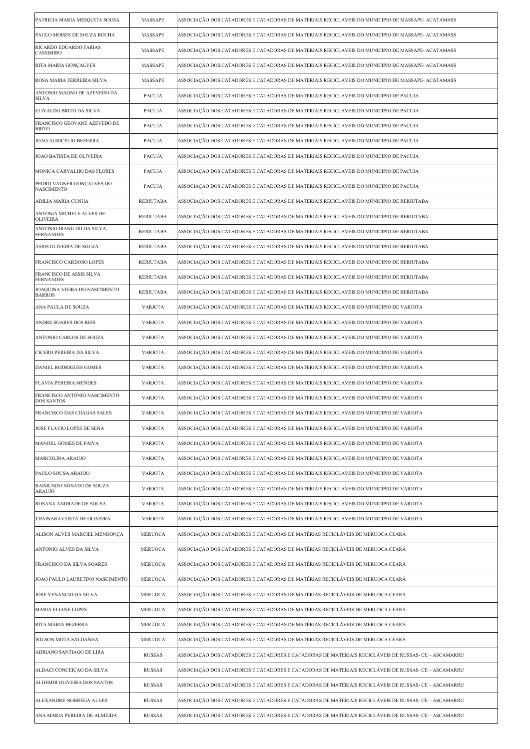| | | |
|---|---|---|
| PATRICIA MARIA MESQUITA SOUSA | MASSAPE | ASSOCIAÇÃO DOS CATADORES E CATADORAS DE MATERIAIS RECICLAVEIS DO MUNICIPIO DE MASSAPE- ACATAMASS |
| PAULO MOISES DE SOUZA ROCHA | MASSAPE | ASSOCIAÇÃO DOS CATADORES E CATADORAS DE MATERIAIS RECICLAVEIS DO MUNICIPIO DE MASSAPE- ACATAMASS |
| RICARDO EDUARDO FARIAS CASSIMIRO | MASSAPE | ASSOCIAÇÃO DOS CATADORES E CATADORAS DE MATERIAIS RECICLAVEIS DO MUNICIPIO DE MASSAPE- ACATAMASS |
| RITA MARIA GONÇALVES | MASSAPE | ASSOCIAÇÃO DOS CATADORES E CATADORAS DE MATERIAIS RECICLAVEIS DO MUNICIPIO DE MASSAPE- ACATAMASS |
| ROSA MARIA FERREIRA SILVA | MASSAPE | ASSOCIAÇÃO DOS CATADORES E CATADORAS DE MATERIAIS RECICLAVEIS DO MUNICIPIO DE MASSAPE- ACATAMASS |
| ANTONIO MAGNO DE AZEVEDO DA SILVA | PACUJA | ASSOCIAÇÃO DOS CATADORES E CATADORAS DE MATERIAIS RECICLAVEIS DO MUNICIPIO DE PACUJA |
| ELIVALDO BRITO DA SILVA | PACUJA | ASSOCIAÇÃO DOS CATADORES E CATADORAS DE MATERIAIS RECICLAVEIS DO MUNICIPIO DE PACUJA |
| FRANCISCO GEOVANE AZEVEDO DE BRITO | PACUJA | ASSOCIAÇÃO DOS CATADORES E CATADORAS DE MATERIAIS RECICLAVEIS DO MUNICIPIO DE PACUJA |
| JOAO AURICELIO BEZERRA | PACUJA | ASSOCIAÇÃO DOS CATADORES E CATADORAS DE MATERIAIS RECICLAVEIS DO MUNICIPIO DE PACUJA |
| JOAO BATISTA DE OLIVEIRA | PACUJA | ASSOCIAÇÃO DOS CATADORES E CATADORAS DE MATERIAIS RECICLAVEIS DO MUNICIPIO DE PACUJA |
| MONICA CARVALHO DAS FLORES | PACUJA | ASSOCIAÇÃO DOS CATADORES E CATADORAS DE MATERIAIS RECICLAVEIS DO MUNICIPIO DE PACUJA |
| PEDRO VAGNER GONÇALVES DO NASCIMENTO | PACUJA | ASSOCIAÇÃO DOS CATADORES E CATADORAS DE MATERIAIS RECICLAVEIS DO MUNICIPIO DE PACUJA |
| ADILIA MARIA CUNHA | RERIUTABA | ASSOCIAÇÃO DOS CATADORES E CATADORAS DE MATERIAIS RECICLAVEIS DO MUNICIPIO DE RERIUTABA |
| ANTONIA MICHELE ALVES DE OLIVEIRA | RERIUTABA | ASSOCIAÇÃO DOS CATADORES E CATADORAS DE MATERIAIS RECICLAVEIS DO MUNICIPIO DE RERIUTABA |
| ANTONIO IRANILDO DA SILVA FERNANDES | RERIUTABA | ASSOCIAÇÃO DOS CATADORES E CATADORAS DE MATERIAIS RECICLAVEIS DO MUNICIPIO DE RERIUTABA |
| ASSIS OLIVEIRA DE SOUZA | RERIUTABA | ASSOCIAÇÃO DOS CATADORES E CATADORAS DE MATERIAIS RECICLAVEIS DO MUNICIPIO DE RERIUTABA |
| FRANCISCO CARDOSO LOPES | RERIUTABA | ASSOCIAÇÃO DOS CATADORES E CATADORAS DE MATERIAIS RECICLAVEIS DO MUNICIPIO DE RERIUTABA |
| FRANCISCO DE ASSIS SILVA FERNANDES | RERIUTABA | ASSOCIAÇÃO DOS CATADORES E CATADORAS DE MATERIAIS RECICLAVEIS DO MUNICIPIO DE RERIUTABA |
| JOAQUINA VIEIRA DO NASCIMENTO BARROS | RERIUTABA | ASSOCIAÇÃO DOS CATADORES E CATADORAS DE MATERIAIS RECICLAVEIS DO MUNICIPIO DE RERIUTABA |
| ANA PAULA DE SOUZA | VARJOTA | ASSOCIAÇÃO DOS CATADORES E CATADORAS DE MATERIAIS RECICLAVEIS DO MUNICIPIO DE VARJOTA |
| ANDRE SOARES DOS REIS | VARJOTA | ASSOCIAÇÃO DOS CATADORES E CATADORAS DE MATERIAIS RECICLAVEIS DO MUNICIPIO DE VARJOTA |
| ANTONIO CARLOS DE SOUZA | VARJOTA | ASSOCIAÇÃO DOS CATADORES E CATADORAS DE MATERIAIS RECICLAVEIS DO MUNICIPIO DE VARJOTA |
| CICERO PEREIRA DA SILVA | VARJOTA | ASSOCIAÇÃO DOS CATADORES E CATADORAS DE MATERIAIS RECICLAVEIS DO MUNICIPIO DE VARJOTA |
| DANIEL RODRIGUES GOMES | VARJOTA | ASSOCIAÇÃO DOS CATADORES E CATADORAS DE MATERIAIS RECICLAVEIS DO MUNICIPIO DE VARJOTA |
| FLAVIA PEREIRA MENDES | VARJOTA | ASSOCIAÇÃO DOS CATADORES E CATADORAS DE MATERIAIS RECICLAVEIS DO MUNICIPIO DE VARJOTA |
| FRANCISCO ANTONIO NASCIMENTO DOS SANTOS | VARJOTA | ASSOCIAÇÃO DOS CATADORES E CATADORAS DE MATERIAIS RECICLAVEIS DO MUNICIPIO DE VARJOTA |
| FRANCISCO DAS CHAGAS SALES | VARJOTA | ASSOCIAÇÃO DOS CATADORES E CATADORAS DE MATERIAIS RECICLAVEIS DO MUNICIPIO DE VARJOTA |
| JOSE FLAVIO LOPES DE SENA | VARJOTA | ASSOCIAÇÃO DOS CATADORES E CATADORAS DE MATERIAIS RECICLAVEIS DO MUNICIPIO DE VARJOTA |
| MANOEL GOMES DE PAIVA | VARJOTA | ASSOCIAÇÃO DOS CATADORES E CATADORAS DE MATERIAIS RECICLAVEIS DO MUNICIPIO DE VARJOTA |
| MARCOLINA ARAUJO | VARJOTA | ASSOCIAÇÃO DOS CATADORES E CATADORAS DE MATERIAIS RECICLAVEIS DO MUNICIPIO DE VARJOTA |
| PAULO SOUSA ARAUJO | VARJOTA | ASSOCIAÇÃO DOS CATADORES E CATADORAS DE MATERIAIS RECICLAVEIS DO MUNICIPIO DE VARJOTA |
| RAIMUNDO NONATO DE SOUZA ARAUJO | VARJOTA | ASSOCIAÇÃO DOS CATADORES E CATADORAS DE MATERIAIS RECICLAVEIS DO MUNICIPIO DE VARJOTA |
| ROSANA ANDRADE DE SOUSA | VARJOTA | ASSOCIAÇÃO DOS CATADORES E CATADORAS DE MATERIAIS RECICLAVEIS DO MUNICIPIO DE VARJOTA |
| THAINARA COSTA DE OLIVEIRA | VARJOTA | ASSOCIAÇÃO DOS CATADORES E CATADORAS DE MATERIAIS RECICLAVEIS DO MUNICIPIO DE VARJOTA |
| ALISON ALVES MARCIEL MENDONÇA | MERUOCA | ASSOCIAÇÃO DOS CATADORES E CATADORAS DE MATÉRIAS RECICLÁVEIS DE MERUOCA CEARÁ |
| ANTONIO ALVES DA SILVA | MERUOCA | ASSOCIAÇÃO DOS CATADORES E CATADORAS DE MATÉRIAS RECICLÁVEIS DE MERUOCA CEARÁ |
| FRANCISCO DA SILVA SOARES | MERUOCA | ASSOCIAÇÃO DOS CATADORES E CATADORAS DE MATÉRIAS RECICLÁVEIS DE MERUOCA CEARÁ |
| JOAO PAULO LAURETINO NASCIMENTO | MERUOCA | ASSOCIAÇÃO DOS CATADORES E CATADORAS DE MATÉRIAS RECICLÁVEIS DE MERUOCA CEARÁ |
| JOSE VENANCIO DA SILVA | MERUOCA | ASSOCIAÇÃO DOS CATADORES E CATADORAS DE MATÉRIAS RECICLÁVEIS DE MERUOCA CEARÁ |
| MARIA ELIANE LOPES | MERUOCA | ASSOCIAÇÃO DOS CATADORES E CATADORAS DE MATÉRIAS RECICLÁVEIS DE MERUOCA CEARÁ |
| RITA MARIA BEZERRA | MERUOCA | ASSOCIAÇÃO DOS CATADORES E CATADORAS DE MATÉRIAS RECICLÁVEIS DE MERUOCA CEARÁ |
| WILSON MOTA SALDANHA | MERUOCA | ASSOCIAÇÃO DOS CATADORES E CATADORAS DE MATÉRIAS RECICLÁVEIS DE MERUOCA CEARÁ |
| ADRIANO SANTIAGO DE LIRA | RUSSAS | ASSOCIAÇÃO DOS CATADORES E CATADORES E CATADORAS DE MATERIAIS RECICLÁVEIS DE RUSSAS- CE – ASCAMARRU |
| ALDACI CONCEIÇAO DA SILVA | RUSSAS | ASSOCIAÇÃO DOS CATADORES E CATADORES E CATADORAS DE MATERIAIS RECICLÁVEIS DE RUSSAS- CE – ASCAMARRU |
| ALDEMIR OLIVEIRA DOS SANTOS | RUSSAS | ASSOCIAÇÃO DOS CATADORES E CATADORES E CATADORAS DE MATERIAIS RECICLÁVEIS DE RUSSAS- CE – ASCAMARRU |
| ALEXANDRE NOBREGA ALVES | RUSSAS | ASSOCIAÇÃO DOS CATADORES E CATADORES E CATADORAS DE MATERIAIS RECICLÁVEIS DE RUSSAS- CE – ASCAMARRU |
| ANA MARIA PEREIRA DE ALMEIDA | RUSSAS | ASSOCIAÇÃO DOS CATADORES E CATADORES E CATADORAS DE MATERIAIS RECICLÁVEIS DE RUSSAS- CE – ASCAMARRU |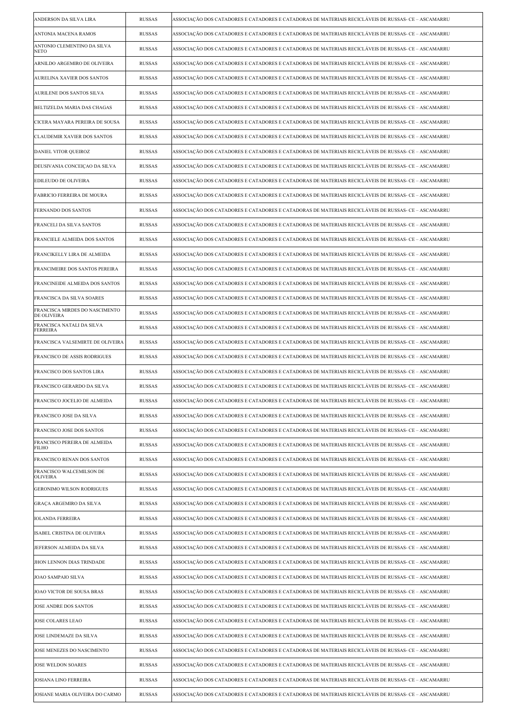| | | |
|---|---|---|
| ANDERSON DA SILVA LIRA | RUSSAS | ASSOCIAÇÃO DOS CATADORES E CATADORES E CATADORAS DE MATERIAIS RECICLÁVEIS DE RUSSAS- CE – ASCAMARRU |
| ANTONIA MACENA RAMOS | RUSSAS | ASSOCIAÇÃO DOS CATADORES E CATADORES E CATADORAS DE MATERIAIS RECICLÁVEIS DE RUSSAS- CE – ASCAMARRU |
| ANTONIO CLEMENTINO DA SILVA NETO | RUSSAS | ASSOCIAÇÃO DOS CATADORES E CATADORES E CATADORAS DE MATERIAIS RECICLÁVEIS DE RUSSAS- CE – ASCAMARRU |
| ARNILDO ARGEMIRO DE OLIVEIRA | RUSSAS | ASSOCIAÇÃO DOS CATADORES E CATADORES E CATADORAS DE MATERIAIS RECICLÁVEIS DE RUSSAS- CE – ASCAMARRU |
| AURELINA XAVIER DOS SANTOS | RUSSAS | ASSOCIAÇÃO DOS CATADORES E CATADORES E CATADORAS DE MATERIAIS RECICLÁVEIS DE RUSSAS- CE – ASCAMARRU |
| AURILENE DOS SANTOS SILVA | RUSSAS | ASSOCIAÇÃO DOS CATADORES E CATADORES E CATADORAS DE MATERIAIS RECICLÁVEIS DE RUSSAS- CE – ASCAMARRU |
| BELTIZELDA MARIA DAS CHAGAS | RUSSAS | ASSOCIAÇÃO DOS CATADORES E CATADORES E CATADORAS DE MATERIAIS RECICLÁVEIS DE RUSSAS- CE – ASCAMARRU |
| CICERA MAYARA PEREIRA DE SOUSA | RUSSAS | ASSOCIAÇÃO DOS CATADORES E CATADORES E CATADORAS DE MATERIAIS RECICLÁVEIS DE RUSSAS- CE – ASCAMARRU |
| CLAUDEMIR XAVIER DOS SANTOS | RUSSAS | ASSOCIAÇÃO DOS CATADORES E CATADORES E CATADORAS DE MATERIAIS RECICLÁVEIS DE RUSSAS- CE – ASCAMARRU |
| DANIEL VITOR QUEIROZ | RUSSAS | ASSOCIAÇÃO DOS CATADORES E CATADORES E CATADORAS DE MATERIAIS RECICLÁVEIS DE RUSSAS- CE – ASCAMARRU |
| DEUSIVANIA CONCEIÇAO DA SILVA | RUSSAS | ASSOCIAÇÃO DOS CATADORES E CATADORES E CATADORAS DE MATERIAIS RECICLÁVEIS DE RUSSAS- CE – ASCAMARRU |
| EDILEUDO DE OLIVEIRA | RUSSAS | ASSOCIAÇÃO DOS CATADORES E CATADORES E CATADORAS DE MATERIAIS RECICLÁVEIS DE RUSSAS- CE – ASCAMARRU |
| FABRICIO FERREIRA DE MOURA | RUSSAS | ASSOCIAÇÃO DOS CATADORES E CATADORES E CATADORAS DE MATERIAIS RECICLÁVEIS DE RUSSAS- CE – ASCAMARRU |
| FERNANDO DOS SANTOS | RUSSAS | ASSOCIAÇÃO DOS CATADORES E CATADORES E CATADORAS DE MATERIAIS RECICLÁVEIS DE RUSSAS- CE – ASCAMARRU |
| FRANCELI DA SILVA SANTOS | RUSSAS | ASSOCIAÇÃO DOS CATADORES E CATADORES E CATADORAS DE MATERIAIS RECICLÁVEIS DE RUSSAS- CE – ASCAMARRU |
| FRANCIELE ALMEIDA DOS SANTOS | RUSSAS | ASSOCIAÇÃO DOS CATADORES E CATADORES E CATADORAS DE MATERIAIS RECICLÁVEIS DE RUSSAS- CE – ASCAMARRU |
| FRANCIKELLY LIRA DE ALMEIDA | RUSSAS | ASSOCIAÇÃO DOS CATADORES E CATADORES E CATADORAS DE MATERIAIS RECICLÁVEIS DE RUSSAS- CE – ASCAMARRU |
| FRANCIMEIRE DOS SANTOS PEREIRA | RUSSAS | ASSOCIAÇÃO DOS CATADORES E CATADORES E CATADORAS DE MATERIAIS RECICLÁVEIS DE RUSSAS- CE – ASCAMARRU |
| FRANCINEIDE ALMEIDA DOS SANTOS | RUSSAS | ASSOCIAÇÃO DOS CATADORES E CATADORES E CATADORAS DE MATERIAIS RECICLÁVEIS DE RUSSAS- CE – ASCAMARRU |
| FRANCISCA DA SILVA SOARES | RUSSAS | ASSOCIAÇÃO DOS CATADORES E CATADORES E CATADORAS DE MATERIAIS RECICLÁVEIS DE RUSSAS- CE – ASCAMARRU |
| FRANCISCA MIRDES DO NASCIMENTO DE OLIVEIRA | RUSSAS | ASSOCIAÇÃO DOS CATADORES E CATADORES E CATADORAS DE MATERIAIS RECICLÁVEIS DE RUSSAS- CE – ASCAMARRU |
| FRANCISCA NATALI DA SILVA FERREIRA | RUSSAS | ASSOCIAÇÃO DOS CATADORES E CATADORES E CATADORAS DE MATERIAIS RECICLÁVEIS DE RUSSAS- CE – ASCAMARRU |
| FRANCISCA VALSEMIRTE DE OLIVEIRA | RUSSAS | ASSOCIAÇÃO DOS CATADORES E CATADORES E CATADORAS DE MATERIAIS RECICLÁVEIS DE RUSSAS- CE – ASCAMARRU |
| FRANCISCO DE ASSIS RODRIGUES | RUSSAS | ASSOCIAÇÃO DOS CATADORES E CATADORES E CATADORAS DE MATERIAIS RECICLÁVEIS DE RUSSAS- CE – ASCAMARRU |
| FRANCISCO DOS SANTOS LIRA | RUSSAS | ASSOCIAÇÃO DOS CATADORES E CATADORES E CATADORAS DE MATERIAIS RECICLÁVEIS DE RUSSAS- CE – ASCAMARRU |
| FRANCISCO GERARDO DA SILVA | RUSSAS | ASSOCIAÇÃO DOS CATADORES E CATADORES E CATADORAS DE MATERIAIS RECICLÁVEIS DE RUSSAS- CE – ASCAMARRU |
| FRANCISCO JOCELIO DE ALMEIDA | RUSSAS | ASSOCIAÇÃO DOS CATADORES E CATADORES E CATADORAS DE MATERIAIS RECICLÁVEIS DE RUSSAS- CE – ASCAMARRU |
| FRANCISCO JOSE DA SILVA | RUSSAS | ASSOCIAÇÃO DOS CATADORES E CATADORES E CATADORAS DE MATERIAIS RECICLÁVEIS DE RUSSAS- CE – ASCAMARRU |
| FRANCISCO JOSE DOS SANTOS | RUSSAS | ASSOCIAÇÃO DOS CATADORES E CATADORES E CATADORAS DE MATERIAIS RECICLÁVEIS DE RUSSAS- CE – ASCAMARRU |
| FRANCISCO PEREIRA DE ALMEIDA FILHO | RUSSAS | ASSOCIAÇÃO DOS CATADORES E CATADORES E CATADORAS DE MATERIAIS RECICLÁVEIS DE RUSSAS- CE – ASCAMARRU |
| FRANCISCO RENAN DOS SANTOS | RUSSAS | ASSOCIAÇÃO DOS CATADORES E CATADORES E CATADORAS DE MATERIAIS RECICLÁVEIS DE RUSSAS- CE – ASCAMARRU |
| FRANCISCO WALCEMILSON DE OLIVEIRA | RUSSAS | ASSOCIAÇÃO DOS CATADORES E CATADORES E CATADORAS DE MATERIAIS RECICLÁVEIS DE RUSSAS- CE – ASCAMARRU |
| GERONIMO WILSON RODRIGUES | RUSSAS | ASSOCIAÇÃO DOS CATADORES E CATADORES E CATADORAS DE MATERIAIS RECICLÁVEIS DE RUSSAS- CE – ASCAMARRU |
| GRAÇA ARGEMIRO DA SILVA | RUSSAS | ASSOCIAÇÃO DOS CATADORES E CATADORES E CATADORAS DE MATERIAIS RECICLÁVEIS DE RUSSAS- CE – ASCAMARRU |
| IOLANDA FERREIRA | RUSSAS | ASSOCIAÇÃO DOS CATADORES E CATADORES E CATADORAS DE MATERIAIS RECICLÁVEIS DE RUSSAS- CE – ASCAMARRU |
| ISABEL CRISTINA DE OLIVEIRA | RUSSAS | ASSOCIAÇÃO DOS CATADORES E CATADORES E CATADORAS DE MATERIAIS RECICLÁVEIS DE RUSSAS- CE – ASCAMARRU |
| JEFERSON ALMEIDA DA SILVA | RUSSAS | ASSOCIAÇÃO DOS CATADORES E CATADORES E CATADORAS DE MATERIAIS RECICLÁVEIS DE RUSSAS- CE – ASCAMARRU |
| JHON LENNON DIAS TRINDADE | RUSSAS | ASSOCIAÇÃO DOS CATADORES E CATADORES E CATADORAS DE MATERIAIS RECICLÁVEIS DE RUSSAS- CE – ASCAMARRU |
| JOAO SAMPAIO SILVA | RUSSAS | ASSOCIAÇÃO DOS CATADORES E CATADORES E CATADORAS DE MATERIAIS RECICLÁVEIS DE RUSSAS- CE – ASCAMARRU |
| JOAO VICTOR DE SOUSA BRAS | RUSSAS | ASSOCIAÇÃO DOS CATADORES E CATADORES E CATADORAS DE MATERIAIS RECICLÁVEIS DE RUSSAS- CE – ASCAMARRU |
| JOSE ANDRE DOS SANTOS | RUSSAS | ASSOCIAÇÃO DOS CATADORES E CATADORES E CATADORAS DE MATERIAIS RECICLÁVEIS DE RUSSAS- CE – ASCAMARRU |
| JOSE COLARES LEAO | RUSSAS | ASSOCIAÇÃO DOS CATADORES E CATADORES E CATADORAS DE MATERIAIS RECICLÁVEIS DE RUSSAS- CE – ASCAMARRU |
| JOSE LINDEMAZE DA SILVA | RUSSAS | ASSOCIAÇÃO DOS CATADORES E CATADORES E CATADORAS DE MATERIAIS RECICLÁVEIS DE RUSSAS- CE – ASCAMARRU |
| JOSE MENEZES DO NASCIMENTO | RUSSAS | ASSOCIAÇÃO DOS CATADORES E CATADORES E CATADORAS DE MATERIAIS RECICLÁVEIS DE RUSSAS- CE – ASCAMARRU |
| JOSE WELDON SOARES | RUSSAS | ASSOCIAÇÃO DOS CATADORES E CATADORES E CATADORAS DE MATERIAIS RECICLÁVEIS DE RUSSAS- CE – ASCAMARRU |
| JOSIANA LINO FERREIRA | RUSSAS | ASSOCIAÇÃO DOS CATADORES E CATADORES E CATADORAS DE MATERIAIS RECICLÁVEIS DE RUSSAS- CE – ASCAMARRU |
| JOSIANE MARIA OLIVEIRA DO CARMO | RUSSAS | ASSOCIAÇÃO DOS CATADORES E CATADORES E CATADORAS DE MATERIAIS RECICLÁVEIS DE RUSSAS- CE – ASCAMARRU |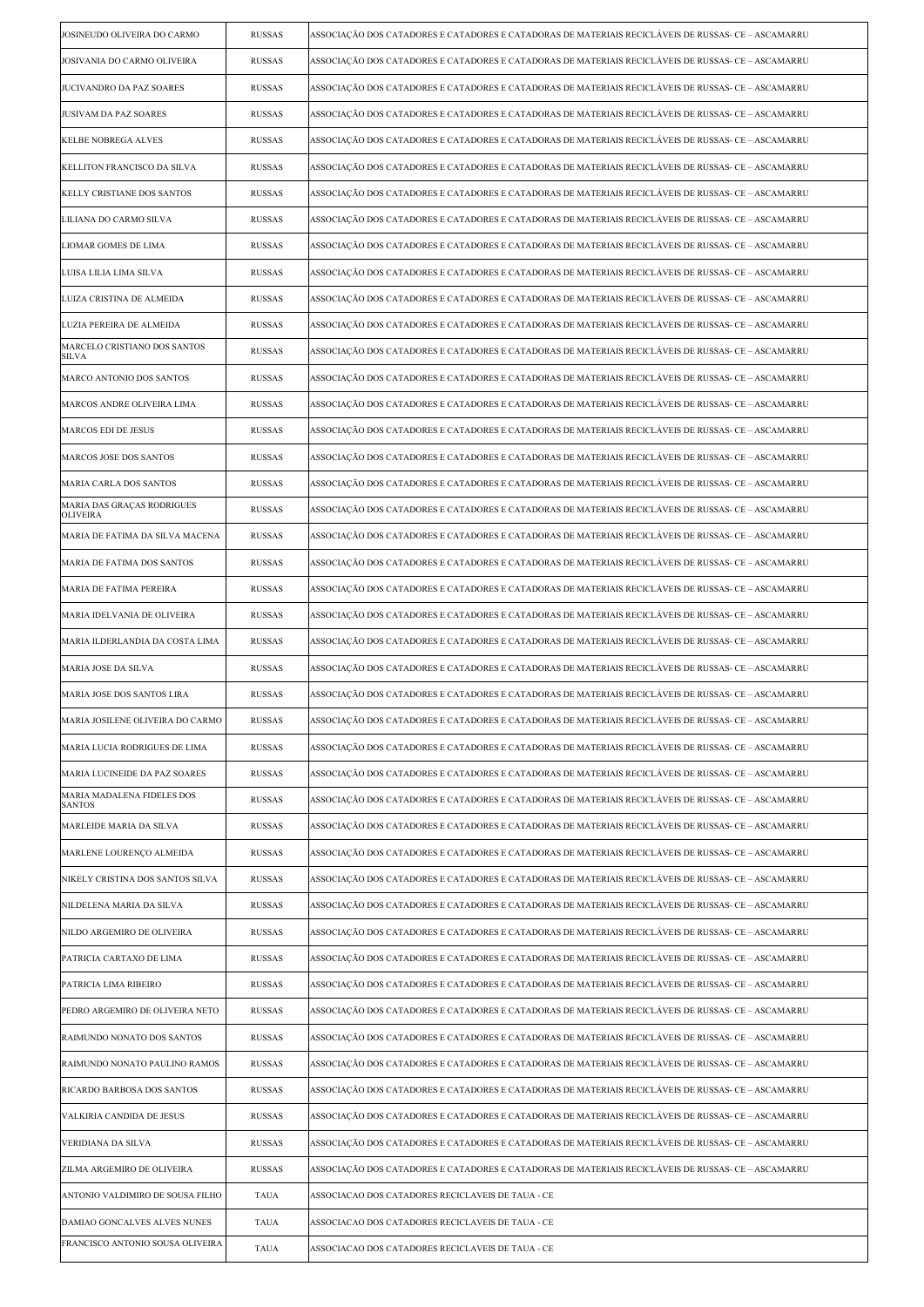| | | |
|---|---|---|
| JOSINEUDO OLIVEIRA DO CARMO | RUSSAS | ASSOCIAÇÃO DOS CATADORES E CATADORES E CATADORAS DE MATERIAIS RECICLÁVEIS DE RUSSAS- CE – ASCAMARRU |
| JOSIVANIA DO CARMO OLIVEIRA | RUSSAS | ASSOCIAÇÃO DOS CATADORES E CATADORES E CATADORAS DE MATERIAIS RECICLÁVEIS DE RUSSAS- CE – ASCAMARRU |
| JUCIVANDRO DA PAZ SOARES | RUSSAS | ASSOCIAÇÃO DOS CATADORES E CATADORES E CATADORAS DE MATERIAIS RECICLÁVEIS DE RUSSAS- CE – ASCAMARRU |
| JUSIVAM DA PAZ SOARES | RUSSAS | ASSOCIAÇÃO DOS CATADORES E CATADORES E CATADORAS DE MATERIAIS RECICLÁVEIS DE RUSSAS- CE – ASCAMARRU |
| KELBE NOBREGA ALVES | RUSSAS | ASSOCIAÇÃO DOS CATADORES E CATADORES E CATADORAS DE MATERIAIS RECICLÁVEIS DE RUSSAS- CE – ASCAMARRU |
| KELLITON FRANCISCO DA SILVA | RUSSAS | ASSOCIAÇÃO DOS CATADORES E CATADORES E CATADORAS DE MATERIAIS RECICLÁVEIS DE RUSSAS- CE – ASCAMARRU |
| KELLY CRISTIANE DOS SANTOS | RUSSAS | ASSOCIAÇÃO DOS CATADORES E CATADORES E CATADORAS DE MATERIAIS RECICLÁVEIS DE RUSSAS- CE – ASCAMARRU |
| LILIANA DO CARMO SILVA | RUSSAS | ASSOCIAÇÃO DOS CATADORES E CATADORES E CATADORAS DE MATERIAIS RECICLÁVEIS DE RUSSAS- CE – ASCAMARRU |
| LIOMAR GOMES DE LIMA | RUSSAS | ASSOCIAÇÃO DOS CATADORES E CATADORES E CATADORAS DE MATERIAIS RECICLÁVEIS DE RUSSAS- CE – ASCAMARRU |
| LUISA LILIA LIMA SILVA | RUSSAS | ASSOCIAÇÃO DOS CATADORES E CATADORES E CATADORAS DE MATERIAIS RECICLÁVEIS DE RUSSAS- CE – ASCAMARRU |
| LUIZA CRISTINA DE ALMEIDA | RUSSAS | ASSOCIAÇÃO DOS CATADORES E CATADORES E CATADORAS DE MATERIAIS RECICLÁVEIS DE RUSSAS- CE – ASCAMARRU |
| LUZIA PEREIRA DE ALMEIDA | RUSSAS | ASSOCIAÇÃO DOS CATADORES E CATADORES E CATADORAS DE MATERIAIS RECICLÁVEIS DE RUSSAS- CE – ASCAMARRU |
| MARCELO CRISTIANO DOS SANTOS SILVA | RUSSAS | ASSOCIAÇÃO DOS CATADORES E CATADORES E CATADORAS DE MATERIAIS RECICLÁVEIS DE RUSSAS- CE – ASCAMARRU |
| MARCO ANTONIO DOS SANTOS | RUSSAS | ASSOCIAÇÃO DOS CATADORES E CATADORES E CATADORAS DE MATERIAIS RECICLÁVEIS DE RUSSAS- CE – ASCAMARRU |
| MARCOS ANDRE OLIVEIRA LIMA | RUSSAS | ASSOCIAÇÃO DOS CATADORES E CATADORES E CATADORAS DE MATERIAIS RECICLÁVEIS DE RUSSAS- CE – ASCAMARRU |
| MARCOS EDI DE JESUS | RUSSAS | ASSOCIAÇÃO DOS CATADORES E CATADORES E CATADORAS DE MATERIAIS RECICLÁVEIS DE RUSSAS- CE – ASCAMARRU |
| MARCOS JOSE DOS SANTOS | RUSSAS | ASSOCIAÇÃO DOS CATADORES E CATADORES E CATADORAS DE MATERIAIS RECICLÁVEIS DE RUSSAS- CE – ASCAMARRU |
| MARIA CARLA DOS SANTOS | RUSSAS | ASSOCIAÇÃO DOS CATADORES E CATADORES E CATADORAS DE MATERIAIS RECICLÁVEIS DE RUSSAS- CE – ASCAMARRU |
| MARIA DAS GRAÇAS RODRIGUES OLIVEIRA | RUSSAS | ASSOCIAÇÃO DOS CATADORES E CATADORES E CATADORAS DE MATERIAIS RECICLÁVEIS DE RUSSAS- CE – ASCAMARRU |
| MARIA DE FATIMA DA SILVA MACENA | RUSSAS | ASSOCIAÇÃO DOS CATADORES E CATADORES E CATADORAS DE MATERIAIS RECICLÁVEIS DE RUSSAS- CE – ASCAMARRU |
| MARIA DE FATIMA DOS SANTOS | RUSSAS | ASSOCIAÇÃO DOS CATADORES E CATADORES E CATADORAS DE MATERIAIS RECICLÁVEIS DE RUSSAS- CE – ASCAMARRU |
| MARIA DE FATIMA PEREIRA | RUSSAS | ASSOCIAÇÃO DOS CATADORES E CATADORES E CATADORAS DE MATERIAIS RECICLÁVEIS DE RUSSAS- CE – ASCAMARRU |
| MARIA IDELVANIA DE OLIVEIRA | RUSSAS | ASSOCIAÇÃO DOS CATADORES E CATADORES E CATADORAS DE MATERIAIS RECICLÁVEIS DE RUSSAS- CE – ASCAMARRU |
| MARIA ILDERLANDIA DA COSTA LIMA | RUSSAS | ASSOCIAÇÃO DOS CATADORES E CATADORES E CATADORAS DE MATERIAIS RECICLÁVEIS DE RUSSAS- CE – ASCAMARRU |
| MARIA JOSE DA SILVA | RUSSAS | ASSOCIAÇÃO DOS CATADORES E CATADORES E CATADORAS DE MATERIAIS RECICLÁVEIS DE RUSSAS- CE – ASCAMARRU |
| MARIA JOSE DOS SANTOS LIRA | RUSSAS | ASSOCIAÇÃO DOS CATADORES E CATADORES E CATADORAS DE MATERIAIS RECICLÁVEIS DE RUSSAS- CE – ASCAMARRU |
| MARIA JOSILENE OLIVEIRA DO CARMO | RUSSAS | ASSOCIAÇÃO DOS CATADORES E CATADORES E CATADORAS DE MATERIAIS RECICLÁVEIS DE RUSSAS- CE – ASCAMARRU |
| MARIA LUCIA RODRIGUES DE LIMA | RUSSAS | ASSOCIAÇÃO DOS CATADORES E CATADORES E CATADORAS DE MATERIAIS RECICLÁVEIS DE RUSSAS- CE – ASCAMARRU |
| MARIA LUCINEIDE DA PAZ SOARES | RUSSAS | ASSOCIAÇÃO DOS CATADORES E CATADORES E CATADORAS DE MATERIAIS RECICLÁVEIS DE RUSSAS- CE – ASCAMARRU |
| MARIA MADALENA FIDELES DOS SANTOS | RUSSAS | ASSOCIAÇÃO DOS CATADORES E CATADORES E CATADORAS DE MATERIAIS RECICLÁVEIS DE RUSSAS- CE – ASCAMARRU |
| MARLEIDE MARIA DA SILVA | RUSSAS | ASSOCIAÇÃO DOS CATADORES E CATADORES E CATADORAS DE MATERIAIS RECICLÁVEIS DE RUSSAS- CE – ASCAMARRU |
| MARLENE LOURENÇO ALMEIDA | RUSSAS | ASSOCIAÇÃO DOS CATADORES E CATADORES E CATADORAS DE MATERIAIS RECICLÁVEIS DE RUSSAS- CE – ASCAMARRU |
| NIKELY CRISTINA DOS SANTOS SILVA | RUSSAS | ASSOCIAÇÃO DOS CATADORES E CATADORES E CATADORAS DE MATERIAIS RECICLÁVEIS DE RUSSAS- CE – ASCAMARRU |
| NILDELENA MARIA DA SILVA | RUSSAS | ASSOCIAÇÃO DOS CATADORES E CATADORES E CATADORAS DE MATERIAIS RECICLÁVEIS DE RUSSAS- CE – ASCAMARRU |
| NILDO ARGEMIRO DE OLIVEIRA | RUSSAS | ASSOCIAÇÃO DOS CATADORES E CATADORES E CATADORAS DE MATERIAIS RECICLÁVEIS DE RUSSAS- CE – ASCAMARRU |
| PATRICIA CARTAXO DE LIMA | RUSSAS | ASSOCIAÇÃO DOS CATADORES E CATADORES E CATADORAS DE MATERIAIS RECICLÁVEIS DE RUSSAS- CE – ASCAMARRU |
| PATRICIA LIMA RIBEIRO | RUSSAS | ASSOCIAÇÃO DOS CATADORES E CATADORES E CATADORAS DE MATERIAIS RECICLÁVEIS DE RUSSAS- CE – ASCAMARRU |
| PEDRO ARGEMIRO DE OLIVEIRA NETO | RUSSAS | ASSOCIAÇÃO DOS CATADORES E CATADORES E CATADORAS DE MATERIAIS RECICLÁVEIS DE RUSSAS- CE – ASCAMARRU |
| RAIMUNDO NONATO DOS SANTOS | RUSSAS | ASSOCIAÇÃO DOS CATADORES E CATADORES E CATADORAS DE MATERIAIS RECICLÁVEIS DE RUSSAS- CE – ASCAMARRU |
| RAIMUNDO NONATO PAULINO RAMOS | RUSSAS | ASSOCIAÇÃO DOS CATADORES E CATADORES E CATADORAS DE MATERIAIS RECICLÁVEIS DE RUSSAS- CE – ASCAMARRU |
| RICARDO BARBOSA DOS SANTOS | RUSSAS | ASSOCIAÇÃO DOS CATADORES E CATADORES E CATADORAS DE MATERIAIS RECICLÁVEIS DE RUSSAS- CE – ASCAMARRU |
| VALKIRIA CANDIDA DE JESUS | RUSSAS | ASSOCIAÇÃO DOS CATADORES E CATADORES E CATADORAS DE MATERIAIS RECICLÁVEIS DE RUSSAS- CE – ASCAMARRU |
| VERIDIANA DA SILVA | RUSSAS | ASSOCIAÇÃO DOS CATADORES E CATADORES E CATADORAS DE MATERIAIS RECICLÁVEIS DE RUSSAS- CE – ASCAMARRU |
| ZILMA ARGEMIRO DE OLIVEIRA | RUSSAS | ASSOCIAÇÃO DOS CATADORES E CATADORES E CATADORAS DE MATERIAIS RECICLÁVEIS DE RUSSAS- CE – ASCAMARRU |
| ANTONIO VALDIMIRO DE SOUSA FILHO | TAUA | ASSOCIACAO DOS CATADORES RECICLAVEIS DE TAUA - CE |
| DAMIAO GONCALVES ALVES NUNES | TAUA | ASSOCIACAO DOS CATADORES RECICLAVEIS DE TAUA - CE |
| FRANCISCO ANTONIO SOUSA OLIVEIRA | TAUA | ASSOCIACAO DOS CATADORES RECICLAVEIS DE TAUA - CE |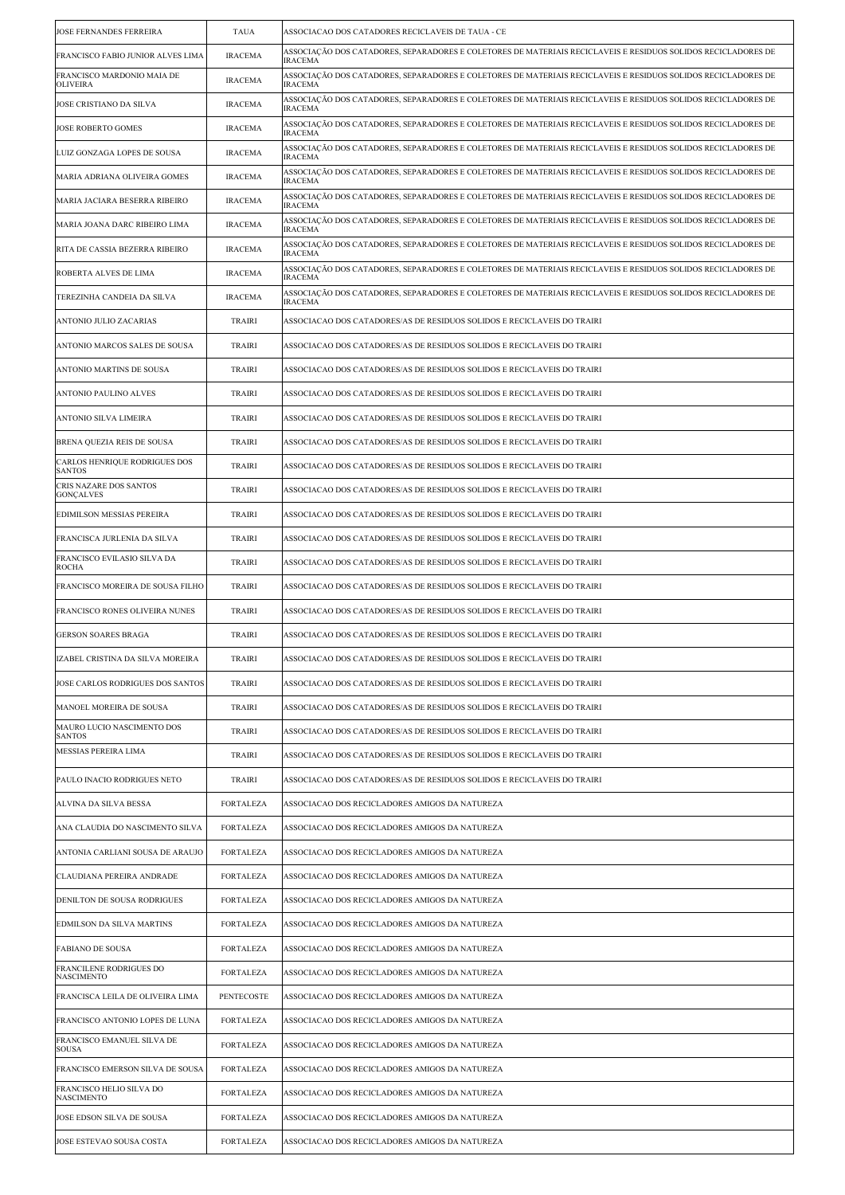| JOSE FERNANDES FERREIRA | TAUA | ASSOCIACAO DOS CATADORES RECICLAVEIS DE TAUA - CE |
|---|---|---|
| FRANCISCO FABIO JUNIOR ALVES LIMA | IRACEMA | ASSOCIAÇÃO DOS CATADORES, SEPARADORES E COLETORES DE MATERIAIS RECICLAVEIS E RESIDUOS SOLIDOS RECICLADORES DE IRACEMA |
| FRANCISCO MARDONIO MAIA DE OLIVEIRA | IRACEMA | ASSOCIAÇÃO DOS CATADORES, SEPARADORES E COLETORES DE MATERIAIS RECICLAVEIS E RESIDUOS SOLIDOS RECICLADORES DE IRACEMA |
| JOSE CRISTIANO DA SILVA | IRACEMA | ASSOCIAÇÃO DOS CATADORES, SEPARADORES E COLETORES DE MATERIAIS RECICLAVEIS E RESIDUOS SOLIDOS RECICLADORES DE IRACEMA |
| JOSE ROBERTO GOMES | IRACEMA | ASSOCIAÇÃO DOS CATADORES, SEPARADORES E COLETORES DE MATERIAIS RECICLAVEIS E RESIDUOS SOLIDOS RECICLADORES DE IRACEMA |
| LUIZ GONZAGA LOPES DE SOUSA | IRACEMA | ASSOCIAÇÃO DOS CATADORES, SEPARADORES E COLETORES DE MATERIAIS RECICLAVEIS E RESIDUOS SOLIDOS RECICLADORES DE IRACEMA |
| MARIA ADRIANA OLIVEIRA GOMES | IRACEMA | ASSOCIAÇÃO DOS CATADORES, SEPARADORES E COLETORES DE MATERIAIS RECICLAVEIS E RESIDUOS SOLIDOS RECICLADORES DE IRACEMA |
| MARIA JACIARA BESERRA RIBEIRO | IRACEMA | ASSOCIAÇÃO DOS CATADORES, SEPARADORES E COLETORES DE MATERIAIS RECICLAVEIS E RESIDUOS SOLIDOS RECICLADORES DE IRACEMA |
| MARIA JOANA DARC RIBEIRO LIMA | IRACEMA | ASSOCIAÇÃO DOS CATADORES, SEPARADORES E COLETORES DE MATERIAIS RECICLAVEIS E RESIDUOS SOLIDOS RECICLADORES DE IRACEMA |
| RITA DE CASSIA BEZERRA RIBEIRO | IRACEMA | ASSOCIAÇÃO DOS CATADORES, SEPARADORES E COLETORES DE MATERIAIS RECICLAVEIS E RESIDUOS SOLIDOS RECICLADORES DE IRACEMA |
| ROBERTA ALVES DE LIMA | IRACEMA | ASSOCIAÇÃO DOS CATADORES, SEPARADORES E COLETORES DE MATERIAIS RECICLAVEIS E RESIDUOS SOLIDOS RECICLADORES DE IRACEMA |
| TEREZINHA CANDEIA DA SILVA | IRACEMA | ASSOCIAÇÃO DOS CATADORES, SEPARADORES E COLETORES DE MATERIAIS RECICLAVEIS E RESIDUOS SOLIDOS RECICLADORES DE IRACEMA |
| ANTONIO JULIO ZACARIAS | TRAIRI | ASSOCIACAO DOS CATADORES/AS DE RESIDUOS SOLIDOS E RECICLAVEIS DO TRAIRI |
| ANTONIO MARCOS SALES DE SOUSA | TRAIRI | ASSOCIACAO DOS CATADORES/AS DE RESIDUOS SOLIDOS E RECICLAVEIS DO TRAIRI |
| ANTONIO MARTINS DE SOUSA | TRAIRI | ASSOCIACAO DOS CATADORES/AS DE RESIDUOS SOLIDOS E RECICLAVEIS DO TRAIRI |
| ANTONIO PAULINO ALVES | TRAIRI | ASSOCIACAO DOS CATADORES/AS DE RESIDUOS SOLIDOS E RECICLAVEIS DO TRAIRI |
| ANTONIO SILVA LIMEIRA | TRAIRI | ASSOCIACAO DOS CATADORES/AS DE RESIDUOS SOLIDOS E RECICLAVEIS DO TRAIRI |
| BRENA QUEZIA REIS DE SOUSA | TRAIRI | ASSOCIACAO DOS CATADORES/AS DE RESIDUOS SOLIDOS E RECICLAVEIS DO TRAIRI |
| CARLOS HENRIQUE RODRIGUES DOS SANTOS | TRAIRI | ASSOCIACAO DOS CATADORES/AS DE RESIDUOS SOLIDOS E RECICLAVEIS DO TRAIRI |
| CRIS NAZARE DOS SANTOS GONÇALVES | TRAIRI | ASSOCIACAO DOS CATADORES/AS DE RESIDUOS SOLIDOS E RECICLAVEIS DO TRAIRI |
| EDIMILSON MESSIAS PEREIRA | TRAIRI | ASSOCIACAO DOS CATADORES/AS DE RESIDUOS SOLIDOS E RECICLAVEIS DO TRAIRI |
| FRANCISCA JURLENIA DA SILVA | TRAIRI | ASSOCIACAO DOS CATADORES/AS DE RESIDUOS SOLIDOS E RECICLAVEIS DO TRAIRI |
| FRANCISCO EVILASIO SILVA DA ROCHA | TRAIRI | ASSOCIACAO DOS CATADORES/AS DE RESIDUOS SOLIDOS E RECICLAVEIS DO TRAIRI |
| FRANCISCO MOREIRA DE SOUSA FILHO | TRAIRI | ASSOCIACAO DOS CATADORES/AS DE RESIDUOS SOLIDOS E RECICLAVEIS DO TRAIRI |
| FRANCISCO RONES OLIVEIRA NUNES | TRAIRI | ASSOCIACAO DOS CATADORES/AS DE RESIDUOS SOLIDOS E RECICLAVEIS DO TRAIRI |
| GERSON SOARES BRAGA | TRAIRI | ASSOCIACAO DOS CATADORES/AS DE RESIDUOS SOLIDOS E RECICLAVEIS DO TRAIRI |
| IZABEL CRISTINA DA SILVA MOREIRA | TRAIRI | ASSOCIACAO DOS CATADORES/AS DE RESIDUOS SOLIDOS E RECICLAVEIS DO TRAIRI |
| JOSE CARLOS RODRIGUES DOS SANTOS | TRAIRI | ASSOCIACAO DOS CATADORES/AS DE RESIDUOS SOLIDOS E RECICLAVEIS DO TRAIRI |
| MANOEL MOREIRA DE SOUSA | TRAIRI | ASSOCIACAO DOS CATADORES/AS DE RESIDUOS SOLIDOS E RECICLAVEIS DO TRAIRI |
| MAURO LUCIO NASCIMENTO DOS SANTOS | TRAIRI | ASSOCIACAO DOS CATADORES/AS DE RESIDUOS SOLIDOS E RECICLAVEIS DO TRAIRI |
| MESSIAS PEREIRA LIMA | TRAIRI | ASSOCIACAO DOS CATADORES/AS DE RESIDUOS SOLIDOS E RECICLAVEIS DO TRAIRI |
| PAULO INACIO RODRIGUES NETO | TRAIRI | ASSOCIACAO DOS CATADORES/AS DE RESIDUOS SOLIDOS E RECICLAVEIS DO TRAIRI |
| ALVINA DA SILVA BESSA | FORTALEZA | ASSOCIACAO DOS RECICLADORES AMIGOS DA NATUREZA |
| ANA CLAUDIA DO NASCIMENTO SILVA | FORTALEZA | ASSOCIACAO DOS RECICLADORES AMIGOS DA NATUREZA |
| ANTONIA CARLIANI SOUSA DE ARAUJO | FORTALEZA | ASSOCIACAO DOS RECICLADORES AMIGOS DA NATUREZA |
| CLAUDIANA PEREIRA ANDRADE | FORTALEZA | ASSOCIACAO DOS RECICLADORES AMIGOS DA NATUREZA |
| DENILTON DE SOUSA RODRIGUES | FORTALEZA | ASSOCIACAO DOS RECICLADORES AMIGOS DA NATUREZA |
| EDMILSON DA SILVA MARTINS | FORTALEZA | ASSOCIACAO DOS RECICLADORES AMIGOS DA NATUREZA |
| FABIANO DE SOUSA | FORTALEZA | ASSOCIACAO DOS RECICLADORES AMIGOS DA NATUREZA |
| FRANCILENE RODRIGUES DO NASCIMENTO | FORTALEZA | ASSOCIACAO DOS RECICLADORES AMIGOS DA NATUREZA |
| FRANCISCA LEILA DE OLIVEIRA LIMA | PENTECOSTE | ASSOCIACAO DOS RECICLADORES AMIGOS DA NATUREZA |
| FRANCISCO ANTONIO LOPES DE LUNA | FORTALEZA | ASSOCIACAO DOS RECICLADORES AMIGOS DA NATUREZA |
| FRANCISCO EMANUEL SILVA DE SOUSA | FORTALEZA | ASSOCIACAO DOS RECICLADORES AMIGOS DA NATUREZA |
| FRANCISCO EMERSON SILVA DE SOUSA | FORTALEZA | ASSOCIACAO DOS RECICLADORES AMIGOS DA NATUREZA |
| FRANCISCO HELIO SILVA DO NASCIMENTO | FORTALEZA | ASSOCIACAO DOS RECICLADORES AMIGOS DA NATUREZA |
| JOSE EDSON SILVA DE SOUSA | FORTALEZA | ASSOCIACAO DOS RECICLADORES AMIGOS DA NATUREZA |
| JOSE ESTEVAO SOUSA COSTA | FORTALEZA | ASSOCIACAO DOS RECICLADORES AMIGOS DA NATUREZA |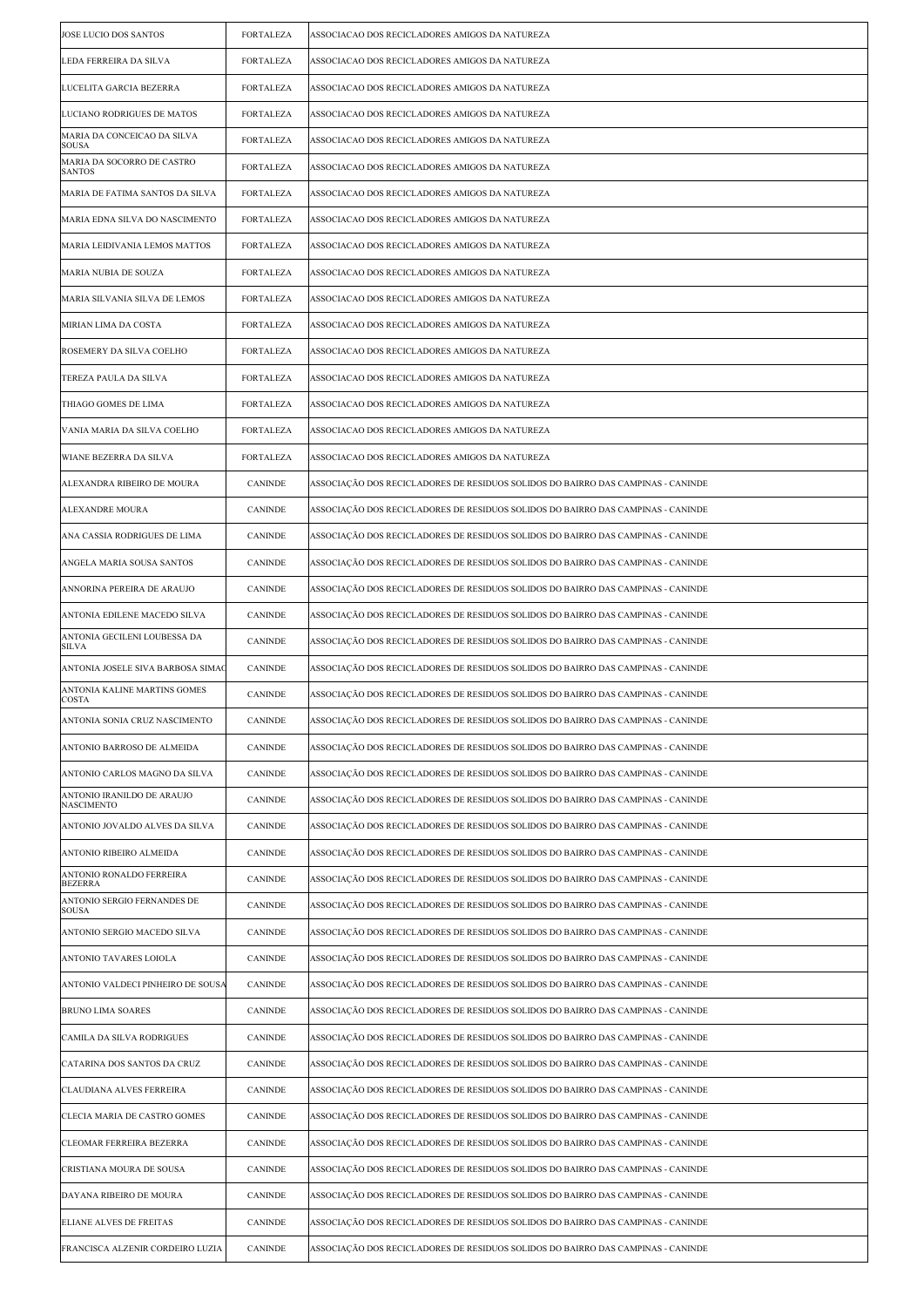| | | |
|---|---|---|
| JOSE LUCIO DOS SANTOS | FORTALEZA | ASSOCIACAO DOS RECICLADORES AMIGOS DA NATUREZA |
| LEDA FERREIRA DA SILVA | FORTALEZA | ASSOCIACAO DOS RECICLADORES AMIGOS DA NATUREZA |
| LUCELITA GARCIA BEZERRA | FORTALEZA | ASSOCIACAO DOS RECICLADORES AMIGOS DA NATUREZA |
| LUCIANO RODRIGUES DE MATOS | FORTALEZA | ASSOCIACAO DOS RECICLADORES AMIGOS DA NATUREZA |
| MARIA DA CONCEICAO DA SILVA SOUSA | FORTALEZA | ASSOCIACAO DOS RECICLADORES AMIGOS DA NATUREZA |
| MARIA DA SOCORRO DE CASTRO SANTOS | FORTALEZA | ASSOCIACAO DOS RECICLADORES AMIGOS DA NATUREZA |
| MARIA DE FATIMA SANTOS DA SILVA | FORTALEZA | ASSOCIACAO DOS RECICLADORES AMIGOS DA NATUREZA |
| MARIA EDNA SILVA DO NASCIMENTO | FORTALEZA | ASSOCIACAO DOS RECICLADORES AMIGOS DA NATUREZA |
| MARIA LEIDIVANIA LEMOS MATTOS | FORTALEZA | ASSOCIACAO DOS RECICLADORES AMIGOS DA NATUREZA |
| MARIA NUBIA DE SOUZA | FORTALEZA | ASSOCIACAO DOS RECICLADORES AMIGOS DA NATUREZA |
| MARIA SILVANIA SILVA DE LEMOS | FORTALEZA | ASSOCIACAO DOS RECICLADORES AMIGOS DA NATUREZA |
| MIRIAN LIMA DA COSTA | FORTALEZA | ASSOCIACAO DOS RECICLADORES AMIGOS DA NATUREZA |
| ROSEMERY DA SILVA COELHO | FORTALEZA | ASSOCIACAO DOS RECICLADORES AMIGOS DA NATUREZA |
| TEREZA PAULA DA SILVA | FORTALEZA | ASSOCIACAO DOS RECICLADORES AMIGOS DA NATUREZA |
| THIAGO GOMES DE LIMA | FORTALEZA | ASSOCIACAO DOS RECICLADORES AMIGOS DA NATUREZA |
| VANIA MARIA DA SILVA COELHO | FORTALEZA | ASSOCIACAO DOS RECICLADORES AMIGOS DA NATUREZA |
| WIANE BEZERRA DA SILVA | FORTALEZA | ASSOCIACAO DOS RECICLADORES AMIGOS DA NATUREZA |
| ALEXANDRA RIBEIRO DE MOURA | CANINDE | ASSOCIAÇÃO DOS RECICLADORES DE RESIDUOS SOLIDOS DO BAIRRO DAS CAMPINAS - CANINDE |
| ALEXANDRE MOURA | CANINDE | ASSOCIAÇÃO DOS RECICLADORES DE RESIDUOS SOLIDOS DO BAIRRO DAS CAMPINAS - CANINDE |
| ANA CASSIA RODRIGUES DE LIMA | CANINDE | ASSOCIAÇÃO DOS RECICLADORES DE RESIDUOS SOLIDOS DO BAIRRO DAS CAMPINAS - CANINDE |
| ANGELA MARIA SOUSA SANTOS | CANINDE | ASSOCIAÇÃO DOS RECICLADORES DE RESIDUOS SOLIDOS DO BAIRRO DAS CAMPINAS - CANINDE |
| ANNORINA PEREIRA DE ARAUJO | CANINDE | ASSOCIAÇÃO DOS RECICLADORES DE RESIDUOS SOLIDOS DO BAIRRO DAS CAMPINAS - CANINDE |
| ANTONIA EDILENE MACEDO SILVA | CANINDE | ASSOCIAÇÃO DOS RECICLADORES DE RESIDUOS SOLIDOS DO BAIRRO DAS CAMPINAS - CANINDE |
| ANTONIA GECILENI LOUBESSA DA SILVA | CANINDE | ASSOCIAÇÃO DOS RECICLADORES DE RESIDUOS SOLIDOS DO BAIRRO DAS CAMPINAS - CANINDE |
| ANTONIA JOSELE SIVA BARBOSA SIMAO | CANINDE | ASSOCIAÇÃO DOS RECICLADORES DE RESIDUOS SOLIDOS DO BAIRRO DAS CAMPINAS - CANINDE |
| ANTONIA KALINE MARTINS GOMES COSTA | CANINDE | ASSOCIAÇÃO DOS RECICLADORES DE RESIDUOS SOLIDOS DO BAIRRO DAS CAMPINAS - CANINDE |
| ANTONIA SONIA CRUZ NASCIMENTO | CANINDE | ASSOCIAÇÃO DOS RECICLADORES DE RESIDUOS SOLIDOS DO BAIRRO DAS CAMPINAS - CANINDE |
| ANTONIO BARROSO DE ALMEIDA | CANINDE | ASSOCIAÇÃO DOS RECICLADORES DE RESIDUOS SOLIDOS DO BAIRRO DAS CAMPINAS - CANINDE |
| ANTONIO CARLOS MAGNO DA SILVA | CANINDE | ASSOCIAÇÃO DOS RECICLADORES DE RESIDUOS SOLIDOS DO BAIRRO DAS CAMPINAS - CANINDE |
| ANTONIO IRANILDO DE ARAUJO NASCIMENTO | CANINDE | ASSOCIAÇÃO DOS RECICLADORES DE RESIDUOS SOLIDOS DO BAIRRO DAS CAMPINAS - CANINDE |
| ANTONIO JOVALDO ALVES DA SILVA | CANINDE | ASSOCIAÇÃO DOS RECICLADORES DE RESIDUOS SOLIDOS DO BAIRRO DAS CAMPINAS - CANINDE |
| ANTONIO RIBEIRO ALMEIDA | CANINDE | ASSOCIAÇÃO DOS RECICLADORES DE RESIDUOS SOLIDOS DO BAIRRO DAS CAMPINAS - CANINDE |
| ANTONIO RONALDO FERREIRA BEZERRA | CANINDE | ASSOCIAÇÃO DOS RECICLADORES DE RESIDUOS SOLIDOS DO BAIRRO DAS CAMPINAS - CANINDE |
| ANTONIO SERGIO FERNANDES DE SOUSA | CANINDE | ASSOCIAÇÃO DOS RECICLADORES DE RESIDUOS SOLIDOS DO BAIRRO DAS CAMPINAS - CANINDE |
| ANTONIO SERGIO MACEDO SILVA | CANINDE | ASSOCIAÇÃO DOS RECICLADORES DE RESIDUOS SOLIDOS DO BAIRRO DAS CAMPINAS - CANINDE |
| ANTONIO TAVARES LOIOLA | CANINDE | ASSOCIAÇÃO DOS RECICLADORES DE RESIDUOS SOLIDOS DO BAIRRO DAS CAMPINAS - CANINDE |
| ANTONIO VALDECI PINHEIRO DE SOUSA | CANINDE | ASSOCIAÇÃO DOS RECICLADORES DE RESIDUOS SOLIDOS DO BAIRRO DAS CAMPINAS - CANINDE |
| BRUNO LIMA SOARES | CANINDE | ASSOCIAÇÃO DOS RECICLADORES DE RESIDUOS SOLIDOS DO BAIRRO DAS CAMPINAS - CANINDE |
| CAMILA DA SILVA RODRIGUES | CANINDE | ASSOCIAÇÃO DOS RECICLADORES DE RESIDUOS SOLIDOS DO BAIRRO DAS CAMPINAS - CANINDE |
| CATARINA DOS SANTOS DA CRUZ | CANINDE | ASSOCIAÇÃO DOS RECICLADORES DE RESIDUOS SOLIDOS DO BAIRRO DAS CAMPINAS - CANINDE |
| CLAUDIANA ALVES FERREIRA | CANINDE | ASSOCIAÇÃO DOS RECICLADORES DE RESIDUOS SOLIDOS DO BAIRRO DAS CAMPINAS - CANINDE |
| CLECIA MARIA DE CASTRO GOMES | CANINDE | ASSOCIAÇÃO DOS RECICLADORES DE RESIDUOS SOLIDOS DO BAIRRO DAS CAMPINAS - CANINDE |
| CLEOMAR FERREIRA BEZERRA | CANINDE | ASSOCIAÇÃO DOS RECICLADORES DE RESIDUOS SOLIDOS DO BAIRRO DAS CAMPINAS - CANINDE |
| CRISTIANA MOURA DE SOUSA | CANINDE | ASSOCIAÇÃO DOS RECICLADORES DE RESIDUOS SOLIDOS DO BAIRRO DAS CAMPINAS - CANINDE |
| DAYANA RIBEIRO DE MOURA | CANINDE | ASSOCIAÇÃO DOS RECICLADORES DE RESIDUOS SOLIDOS DO BAIRRO DAS CAMPINAS - CANINDE |
| ELIANE ALVES DE FREITAS | CANINDE | ASSOCIAÇÃO DOS RECICLADORES DE RESIDUOS SOLIDOS DO BAIRRO DAS CAMPINAS - CANINDE |
| FRANCISCA ALZENIR CORDEIRO LUZIA | CANINDE | ASSOCIAÇÃO DOS RECICLADORES DE RESIDUOS SOLIDOS DO BAIRRO DAS CAMPINAS - CANINDE |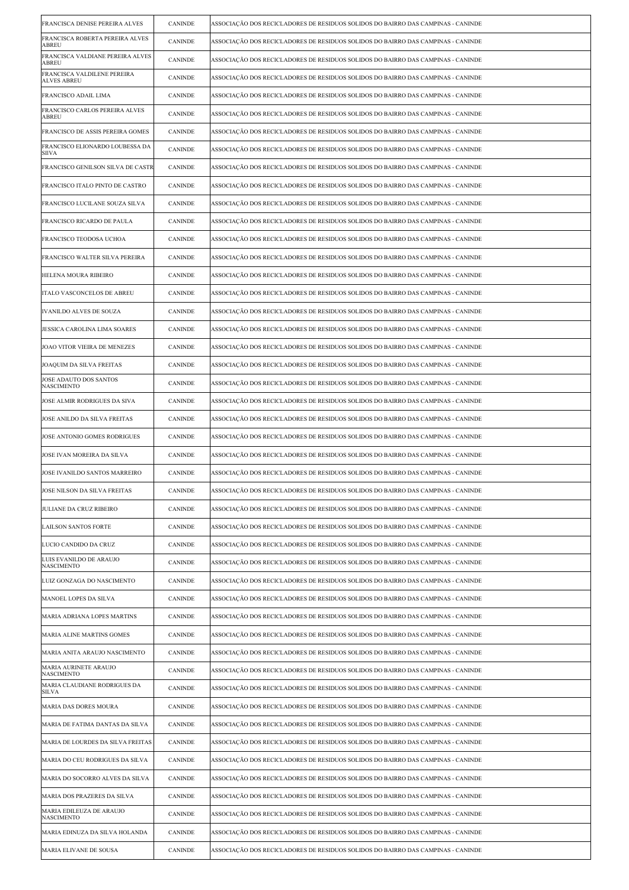| FRANCISCA DENISE PEREIRA ALVES | CANINDE | ASSOCIAÇÃO DOS RECICLADORES DE RESIDUOS SOLIDOS DO BAIRRO DAS CAMPINAS - CANINDE |
|---|---|---|
| FRANCISCA ROBERTA PEREIRA ALVES ABREU | CANINDE | ASSOCIAÇÃO DOS RECICLADORES DE RESIDUOS SOLIDOS DO BAIRRO DAS CAMPINAS - CANINDE |
| FRANCISCA VALDIANE PEREIRA ALVES ABREU | CANINDE | ASSOCIAÇÃO DOS RECICLADORES DE RESIDUOS SOLIDOS DO BAIRRO DAS CAMPINAS - CANINDE |
| FRANCISCA VALDILENE PEREIRA ALVES ABREU | CANINDE | ASSOCIAÇÃO DOS RECICLADORES DE RESIDUOS SOLIDOS DO BAIRRO DAS CAMPINAS - CANINDE |
| FRANCISCO ADAIL LIMA | CANINDE | ASSOCIAÇÃO DOS RECICLADORES DE RESIDUOS SOLIDOS DO BAIRRO DAS CAMPINAS - CANINDE |
| FRANCISCO CARLOS PEREIRA ALVES ABREU | CANINDE | ASSOCIAÇÃO DOS RECICLADORES DE RESIDUOS SOLIDOS DO BAIRRO DAS CAMPINAS - CANINDE |
| FRANCISCO DE ASSIS PEREIRA GOMES | CANINDE | ASSOCIAÇÃO DOS RECICLADORES DE RESIDUOS SOLIDOS DO BAIRRO DAS CAMPINAS - CANINDE |
| FRANCISCO ELIONARDO LOUBESSA DA SIlVA | CANINDE | ASSOCIAÇÃO DOS RECICLADORES DE RESIDUOS SOLIDOS DO BAIRRO DAS CAMPINAS - CANINDE |
| FRANCISCO GENILSON SILVA DE CASTR | CANINDE | ASSOCIAÇÃO DOS RECICLADORES DE RESIDUOS SOLIDOS DO BAIRRO DAS CAMPINAS - CANINDE |
| FRANCISCO ITALO PINTO DE CASTRO | CANINDE | ASSOCIAÇÃO DOS RECICLADORES DE RESIDUOS SOLIDOS DO BAIRRO DAS CAMPINAS - CANINDE |
| FRANCISCO LUCILANE SOUZA SILVA | CANINDE | ASSOCIAÇÃO DOS RECICLADORES DE RESIDUOS SOLIDOS DO BAIRRO DAS CAMPINAS - CANINDE |
| FRANCISCO RICARDO DE PAULA | CANINDE | ASSOCIAÇÃO DOS RECICLADORES DE RESIDUOS SOLIDOS DO BAIRRO DAS CAMPINAS - CANINDE |
| FRANCISCO TEODOSA UCHOA | CANINDE | ASSOCIAÇÃO DOS RECICLADORES DE RESIDUOS SOLIDOS DO BAIRRO DAS CAMPINAS - CANINDE |
| FRANCISCO WALTER SILVA PEREIRA | CANINDE | ASSOCIAÇÃO DOS RECICLADORES DE RESIDUOS SOLIDOS DO BAIRRO DAS CAMPINAS - CANINDE |
| HELENA MOURA RIBEIRO | CANINDE | ASSOCIAÇÃO DOS RECICLADORES DE RESIDUOS SOLIDOS DO BAIRRO DAS CAMPINAS - CANINDE |
| ITALO VASCONCELOS DE ABREU | CANINDE | ASSOCIAÇÃO DOS RECICLADORES DE RESIDUOS SOLIDOS DO BAIRRO DAS CAMPINAS - CANINDE |
| IVANILDO ALVES DE SOUZA | CANINDE | ASSOCIAÇÃO DOS RECICLADORES DE RESIDUOS SOLIDOS DO BAIRRO DAS CAMPINAS - CANINDE |
| JESSICA CAROLINA LIMA SOARES | CANINDE | ASSOCIAÇÃO DOS RECICLADORES DE RESIDUOS SOLIDOS DO BAIRRO DAS CAMPINAS - CANINDE |
| JOAO VITOR VIEIRA DE MENEZES | CANINDE | ASSOCIAÇÃO DOS RECICLADORES DE RESIDUOS SOLIDOS DO BAIRRO DAS CAMPINAS - CANINDE |
| JOAQUIM DA SILVA FREITAS | CANINDE | ASSOCIAÇÃO DOS RECICLADORES DE RESIDUOS SOLIDOS DO BAIRRO DAS CAMPINAS - CANINDE |
| JOSE ADAUTO DOS SANTOS NASCIMENTO | CANINDE | ASSOCIAÇÃO DOS RECICLADORES DE RESIDUOS SOLIDOS DO BAIRRO DAS CAMPINAS - CANINDE |
| JOSE ALMIR RODRIGUES DA SIVA | CANINDE | ASSOCIAÇÃO DOS RECICLADORES DE RESIDUOS SOLIDOS DO BAIRRO DAS CAMPINAS - CANINDE |
| JOSE ANILDO DA SILVA FREITAS | CANINDE | ASSOCIAÇÃO DOS RECICLADORES DE RESIDUOS SOLIDOS DO BAIRRO DAS CAMPINAS - CANINDE |
| JOSE ANTONIO GOMES RODRIGUES | CANINDE | ASSOCIAÇÃO DOS RECICLADORES DE RESIDUOS SOLIDOS DO BAIRRO DAS CAMPINAS - CANINDE |
| JOSE IVAN MOREIRA DA SILVA | CANINDE | ASSOCIAÇÃO DOS RECICLADORES DE RESIDUOS SOLIDOS DO BAIRRO DAS CAMPINAS - CANINDE |
| JOSE IVANILDO SANTOS MARREIRO | CANINDE | ASSOCIAÇÃO DOS RECICLADORES DE RESIDUOS SOLIDOS DO BAIRRO DAS CAMPINAS - CANINDE |
| JOSE NILSON DA SILVA FREITAS | CANINDE | ASSOCIAÇÃO DOS RECICLADORES DE RESIDUOS SOLIDOS DO BAIRRO DAS CAMPINAS - CANINDE |
| JULIANE DA CRUZ RIBEIRO | CANINDE | ASSOCIAÇÃO DOS RECICLADORES DE RESIDUOS SOLIDOS DO BAIRRO DAS CAMPINAS - CANINDE |
| LAILSON SANTOS FORTE | CANINDE | ASSOCIAÇÃO DOS RECICLADORES DE RESIDUOS SOLIDOS DO BAIRRO DAS CAMPINAS - CANINDE |
| LUCIO CANDIDO DA CRUZ | CANINDE | ASSOCIAÇÃO DOS RECICLADORES DE RESIDUOS SOLIDOS DO BAIRRO DAS CAMPINAS - CANINDE |
| LUIS EVANILDO DE ARAUJO NASCIMENTO | CANINDE | ASSOCIAÇÃO DOS RECICLADORES DE RESIDUOS SOLIDOS DO BAIRRO DAS CAMPINAS - CANINDE |
| LUIZ GONZAGA DO NASCIMENTO | CANINDE | ASSOCIAÇÃO DOS RECICLADORES DE RESIDUOS SOLIDOS DO BAIRRO DAS CAMPINAS - CANINDE |
| MANOEL LOPES DA SILVA | CANINDE | ASSOCIAÇÃO DOS RECICLADORES DE RESIDUOS SOLIDOS DO BAIRRO DAS CAMPINAS - CANINDE |
| MARIA ADRIANA LOPES MARTINS | CANINDE | ASSOCIAÇÃO DOS RECICLADORES DE RESIDUOS SOLIDOS DO BAIRRO DAS CAMPINAS - CANINDE |
| MARIA ALINE MARTINS GOMES | CANINDE | ASSOCIAÇÃO DOS RECICLADORES DE RESIDUOS SOLIDOS DO BAIRRO DAS CAMPINAS - CANINDE |
| MARIA ANITA ARAUJO NASCIMENTO | CANINDE | ASSOCIAÇÃO DOS RECICLADORES DE RESIDUOS SOLIDOS DO BAIRRO DAS CAMPINAS - CANINDE |
| MARIA AURINETE ARAUJO NASCIMENTO | CANINDE | ASSOCIAÇÃO DOS RECICLADORES DE RESIDUOS SOLIDOS DO BAIRRO DAS CAMPINAS - CANINDE |
| MARIA CLAUDIANE RODRIGUES DA SILVA | CANINDE | ASSOCIAÇÃO DOS RECICLADORES DE RESIDUOS SOLIDOS DO BAIRRO DAS CAMPINAS - CANINDE |
| MARIA DAS DORES MOURA | CANINDE | ASSOCIAÇÃO DOS RECICLADORES DE RESIDUOS SOLIDOS DO BAIRRO DAS CAMPINAS - CANINDE |
| MARIA DE FATIMA DANTAS DA SILVA | CANINDE | ASSOCIAÇÃO DOS RECICLADORES DE RESIDUOS SOLIDOS DO BAIRRO DAS CAMPINAS - CANINDE |
| MARIA DE LOURDES DA SILVA FREITAS | CANINDE | ASSOCIAÇÃO DOS RECICLADORES DE RESIDUOS SOLIDOS DO BAIRRO DAS CAMPINAS - CANINDE |
| MARIA DO CEU RODRIGUES DA SILVA | CANINDE | ASSOCIAÇÃO DOS RECICLADORES DE RESIDUOS SOLIDOS DO BAIRRO DAS CAMPINAS - CANINDE |
| MARIA DO SOCORRO ALVES DA SILVA | CANINDE | ASSOCIAÇÃO DOS RECICLADORES DE RESIDUOS SOLIDOS DO BAIRRO DAS CAMPINAS - CANINDE |
| MARIA DOS PRAZERES DA SILVA | CANINDE | ASSOCIAÇÃO DOS RECICLADORES DE RESIDUOS SOLIDOS DO BAIRRO DAS CAMPINAS - CANINDE |
| MARIA EDILEUZA DE ARAUJO NASCIMENTO | CANINDE | ASSOCIAÇÃO DOS RECICLADORES DE RESIDUOS SOLIDOS DO BAIRRO DAS CAMPINAS - CANINDE |
| MARIA EDINUZA DA SILVA HOLANDA | CANINDE | ASSOCIAÇÃO DOS RECICLADORES DE RESIDUOS SOLIDOS DO BAIRRO DAS CAMPINAS - CANINDE |
| MARIA ELIVANE DE SOUSA | CANINDE | ASSOCIAÇÃO DOS RECICLADORES DE RESIDUOS SOLIDOS DO BAIRRO DAS CAMPINAS - CANINDE |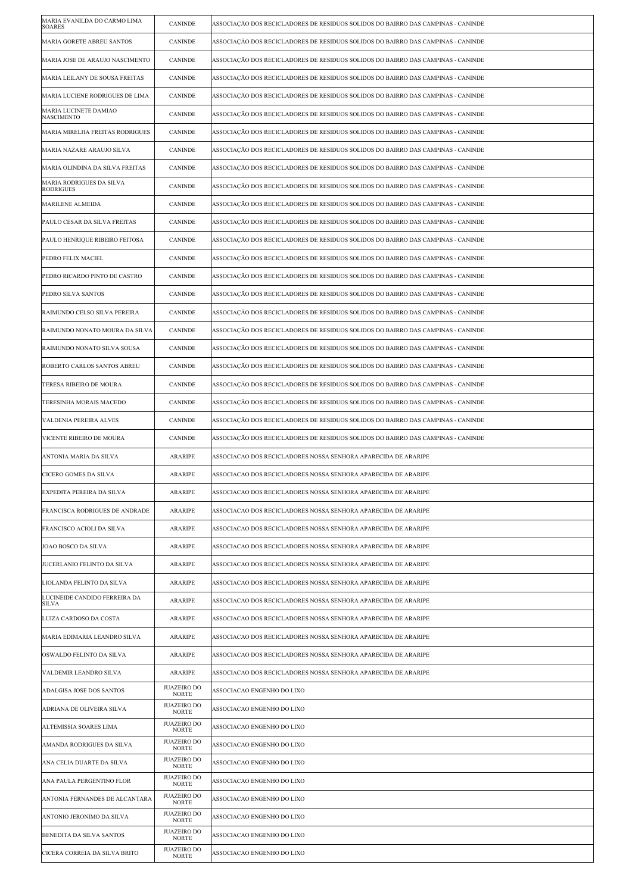| | | |
|---|---|---|
| MARIA EVANILDA DO CARMO LIMA SOARES | CANINDE | ASSOCIAÇÃO DOS RECICLADORES DE RESIDUOS SOLIDOS DO BAIRRO DAS CAMPINAS - CANINDE |
| MARIA GORETE ABREU SANTOS | CANINDE | ASSOCIAÇÃO DOS RECICLADORES DE RESIDUOS SOLIDOS DO BAIRRO DAS CAMPINAS - CANINDE |
| MARIA JOSE DE ARAUJO NASCIMENTO | CANINDE | ASSOCIAÇÃO DOS RECICLADORES DE RESIDUOS SOLIDOS DO BAIRRO DAS CAMPINAS - CANINDE |
| MARIA LEILANY DE SOUSA FREITAS | CANINDE | ASSOCIAÇÃO DOS RECICLADORES DE RESIDUOS SOLIDOS DO BAIRRO DAS CAMPINAS - CANINDE |
| MARIA LUCIENE RODRIGUES DE LIMA | CANINDE | ASSOCIAÇÃO DOS RECICLADORES DE RESIDUOS SOLIDOS DO BAIRRO DAS CAMPINAS - CANINDE |
| MARIA LUCINETE DAMIAO NASCIMENTO | CANINDE | ASSOCIAÇÃO DOS RECICLADORES DE RESIDUOS SOLIDOS DO BAIRRO DAS CAMPINAS - CANINDE |
| MARIA MIRELHA FREITAS RODRIGUES | CANINDE | ASSOCIAÇÃO DOS RECICLADORES DE RESIDUOS SOLIDOS DO BAIRRO DAS CAMPINAS - CANINDE |
| MARIA NAZARE ARAUJO SILVA | CANINDE | ASSOCIAÇÃO DOS RECICLADORES DE RESIDUOS SOLIDOS DO BAIRRO DAS CAMPINAS - CANINDE |
| MARIA OLINDINA DA SILVA FREITAS | CANINDE | ASSOCIAÇÃO DOS RECICLADORES DE RESIDUOS SOLIDOS DO BAIRRO DAS CAMPINAS - CANINDE |
| MARIA RODRIGUES DA SILVA RODRIGUES | CANINDE | ASSOCIAÇÃO DOS RECICLADORES DE RESIDUOS SOLIDOS DO BAIRRO DAS CAMPINAS - CANINDE |
| MARILENE ALMEIDA | CANINDE | ASSOCIAÇÃO DOS RECICLADORES DE RESIDUOS SOLIDOS DO BAIRRO DAS CAMPINAS - CANINDE |
| PAULO CESAR DA SILVA FREITAS | CANINDE | ASSOCIAÇÃO DOS RECICLADORES DE RESIDUOS SOLIDOS DO BAIRRO DAS CAMPINAS - CANINDE |
| PAULO HENRIQUE RIBEIRO FEITOSA | CANINDE | ASSOCIAÇÃO DOS RECICLADORES DE RESIDUOS SOLIDOS DO BAIRRO DAS CAMPINAS - CANINDE |
| PEDRO FELIX MACIEL | CANINDE | ASSOCIAÇÃO DOS RECICLADORES DE RESIDUOS SOLIDOS DO BAIRRO DAS CAMPINAS - CANINDE |
| PEDRO RICARDO PINTO DE CASTRO | CANINDE | ASSOCIAÇÃO DOS RECICLADORES DE RESIDUOS SOLIDOS DO BAIRRO DAS CAMPINAS - CANINDE |
| PEDRO SILVA SANTOS | CANINDE | ASSOCIAÇÃO DOS RECICLADORES DE RESIDUOS SOLIDOS DO BAIRRO DAS CAMPINAS - CANINDE |
| RAIMUNDO CELSO SILVA PEREIRA | CANINDE | ASSOCIAÇÃO DOS RECICLADORES DE RESIDUOS SOLIDOS DO BAIRRO DAS CAMPINAS - CANINDE |
| RAIMUNDO NONATO MOURA DA SILVA | CANINDE | ASSOCIAÇÃO DOS RECICLADORES DE RESIDUOS SOLIDOS DO BAIRRO DAS CAMPINAS - CANINDE |
| RAIMUNDO NONATO SILVA SOUSA | CANINDE | ASSOCIAÇÃO DOS RECICLADORES DE RESIDUOS SOLIDOS DO BAIRRO DAS CAMPINAS - CANINDE |
| ROBERTO CARLOS SANTOS ABREU | CANINDE | ASSOCIAÇÃO DOS RECICLADORES DE RESIDUOS SOLIDOS DO BAIRRO DAS CAMPINAS - CANINDE |
| TERESA RIBEIRO DE MOURA | CANINDE | ASSOCIAÇÃO DOS RECICLADORES DE RESIDUOS SOLIDOS DO BAIRRO DAS CAMPINAS - CANINDE |
| TERESINHA MORAIS MACEDO | CANINDE | ASSOCIAÇÃO DOS RECICLADORES DE RESIDUOS SOLIDOS DO BAIRRO DAS CAMPINAS - CANINDE |
| VALDENIA PEREIRA ALVES | CANINDE | ASSOCIAÇÃO DOS RECICLADORES DE RESIDUOS SOLIDOS DO BAIRRO DAS CAMPINAS - CANINDE |
| VICENTE RIBEIRO DE MOURA | CANINDE | ASSOCIAÇÃO DOS RECICLADORES DE RESIDUOS SOLIDOS DO BAIRRO DAS CAMPINAS - CANINDE |
| ANTONIA MARIA DA SILVA | ARARIPE | ASSOCIACAO DOS RECICLADORES NOSSA SENHORA APARECIDA DE ARARIPE |
| CICERO GOMES DA SILVA | ARARIPE | ASSOCIACAO DOS RECICLADORES NOSSA SENHORA APARECIDA DE ARARIPE |
| EXPEDITA PEREIRA DA SILVA | ARARIPE | ASSOCIACAO DOS RECICLADORES NOSSA SENHORA APARECIDA DE ARARIPE |
| FRANCISCA RODRIGUES DE ANDRADE | ARARIPE | ASSOCIACAO DOS RECICLADORES NOSSA SENHORA APARECIDA DE ARARIPE |
| FRANCISCO ACIOLI DA SILVA | ARARIPE | ASSOCIACAO DOS RECICLADORES NOSSA SENHORA APARECIDA DE ARARIPE |
| JOAO BOSCO DA SILVA | ARARIPE | ASSOCIACAO DOS RECICLADORES NOSSA SENHORA APARECIDA DE ARARIPE |
| JUCERLANIO FELINTO DA SILVA | ARARIPE | ASSOCIACAO DOS RECICLADORES NOSSA SENHORA APARECIDA DE ARARIPE |
| LIOLANDA FELINTO DA SILVA | ARARIPE | ASSOCIACAO DOS RECICLADORES NOSSA SENHORA APARECIDA DE ARARIPE |
| LUCINEIDE CANDIDO FERREIRA DA SILVA | ARARIPE | ASSOCIACAO DOS RECICLADORES NOSSA SENHORA APARECIDA DE ARARIPE |
| LUIZA CARDOSO DA COSTA | ARARIPE | ASSOCIACAO DOS RECICLADORES NOSSA SENHORA APARECIDA DE ARARIPE |
| MARIA EDIMARIA LEANDRO SILVA | ARARIPE | ASSOCIACAO DOS RECICLADORES NOSSA SENHORA APARECIDA DE ARARIPE |
| OSWALDO FELINTO DA SILVA | ARARIPE | ASSOCIACAO DOS RECICLADORES NOSSA SENHORA APARECIDA DE ARARIPE |
| VALDEMIR LEANDRO SILVA | ARARIPE | ASSOCIACAO DOS RECICLADORES NOSSA SENHORA APARECIDA DE ARARIPE |
| ADALGISA JOSE DOS SANTOS | JUAZEIRO DO NORTE | ASSOCIACAO ENGENHO DO LIXO |
| ADRIANA DE OLIVEIRA SILVA | JUAZEIRO DO NORTE | ASSOCIACAO ENGENHO DO LIXO |
| ALTEMISSIA SOARES LIMA | JUAZEIRO DO NORTE | ASSOCIACAO ENGENHO DO LIXO |
| AMANDA RODRIGUES DA SILVA | JUAZEIRO DO NORTE | ASSOCIACAO ENGENHO DO LIXO |
| ANA CELIA DUARTE DA SILVA | JUAZEIRO DO NORTE | ASSOCIACAO ENGENHO DO LIXO |
| ANA PAULA PERGENTINO FLOR | JUAZEIRO DO NORTE | ASSOCIACAO ENGENHO DO LIXO |
| ANTONIA FERNANDES DE ALCANTARA | JUAZEIRO DO NORTE | ASSOCIACAO ENGENHO DO LIXO |
| ANTONIO JERONIMO DA SILVA | JUAZEIRO DO NORTE | ASSOCIACAO ENGENHO DO LIXO |
| BENEDITA DA SILVA SANTOS | JUAZEIRO DO NORTE | ASSOCIACAO ENGENHO DO LIXO |
| CICERA CORREIA DA SILVA BRITO | JUAZEIRO DO NORTE | ASSOCIACAO ENGENHO DO LIXO |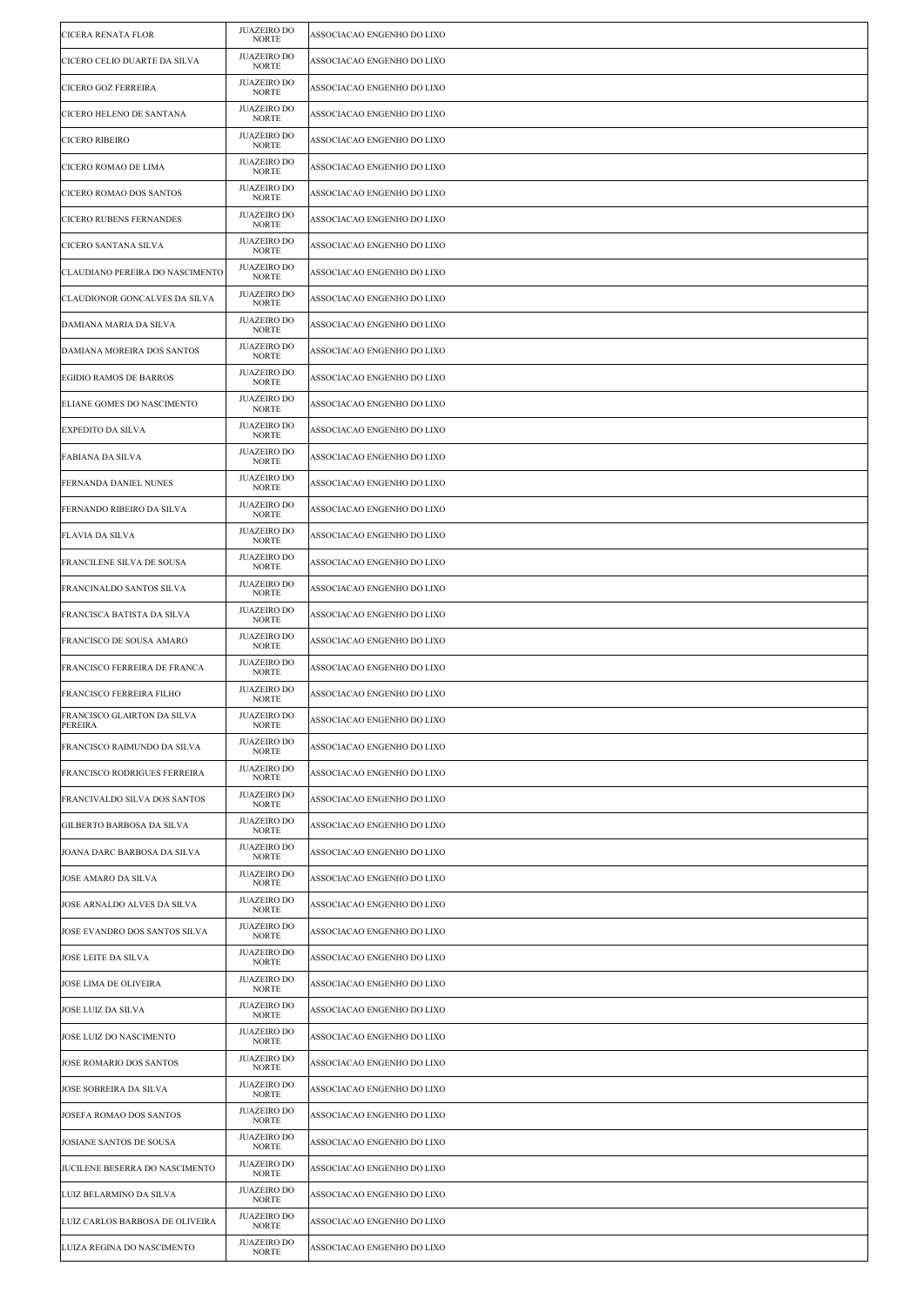| | | |
|---|---|---|
| CICERA RENATA FLOR | JUAZEIRO DO NORTE | ASSOCIACAO ENGENHO DO LIXO |
| CICERO CELIO DUARTE DA SILVA | JUAZEIRO DO NORTE | ASSOCIACAO ENGENHO DO LIXO |
| CICERO GOZ FERREIRA | JUAZEIRO DO NORTE | ASSOCIACAO ENGENHO DO LIXO |
| CICERO HELENO DE SANTANA | JUAZEIRO DO NORTE | ASSOCIACAO ENGENHO DO LIXO |
| CICERO RIBEIRO | JUAZEIRO DO NORTE | ASSOCIACAO ENGENHO DO LIXO |
| CICERO ROMAO DE LIMA | JUAZEIRO DO NORTE | ASSOCIACAO ENGENHO DO LIXO |
| CICERO ROMAO DOS SANTOS | JUAZEIRO DO NORTE | ASSOCIACAO ENGENHO DO LIXO |
| CICERO RUBENS FERNANDES | JUAZEIRO DO NORTE | ASSOCIACAO ENGENHO DO LIXO |
| CICERO SANTANA SILVA | JUAZEIRO DO NORTE | ASSOCIACAO ENGENHO DO LIXO |
| CLAUDIANO PEREIRA DO NASCIMENTO | JUAZEIRO DO NORTE | ASSOCIACAO ENGENHO DO LIXO |
| CLAUDIONOR GONCALVES DA SILVA | JUAZEIRO DO NORTE | ASSOCIACAO ENGENHO DO LIXO |
| DAMIANA MARIA DA SILVA | JUAZEIRO DO NORTE | ASSOCIACAO ENGENHO DO LIXO |
| DAMIANA MOREIRA DOS SANTOS | JUAZEIRO DO NORTE | ASSOCIACAO ENGENHO DO LIXO |
| EGIDIO RAMOS DE BARROS | JUAZEIRO DO NORTE | ASSOCIACAO ENGENHO DO LIXO |
| ELIANE GOMES DO NASCIMENTO | JUAZEIRO DO NORTE | ASSOCIACAO ENGENHO DO LIXO |
| EXPEDITO DA SILVA | JUAZEIRO DO NORTE | ASSOCIACAO ENGENHO DO LIXO |
| FABIANA DA SILVA | JUAZEIRO DO NORTE | ASSOCIACAO ENGENHO DO LIXO |
| FERNANDA DANIEL NUNES | JUAZEIRO DO NORTE | ASSOCIACAO ENGENHO DO LIXO |
| FERNANDO RIBEIRO DA SILVA | JUAZEIRO DO NORTE | ASSOCIACAO ENGENHO DO LIXO |
| FLAVIA DA SILVA | JUAZEIRO DO NORTE | ASSOCIACAO ENGENHO DO LIXO |
| FRANCILENE SILVA DE SOUSA | JUAZEIRO DO NORTE | ASSOCIACAO ENGENHO DO LIXO |
| FRANCINALDO SANTOS SILVA | JUAZEIRO DO NORTE | ASSOCIACAO ENGENHO DO LIXO |
| FRANCISCA BATISTA DA SILVA | JUAZEIRO DO NORTE | ASSOCIACAO ENGENHO DO LIXO |
| FRANCISCO DE SOUSA AMARO | JUAZEIRO DO NORTE | ASSOCIACAO ENGENHO DO LIXO |
| FRANCISCO FERREIRA DE FRANCA | JUAZEIRO DO NORTE | ASSOCIACAO ENGENHO DO LIXO |
| FRANCISCO FERREIRA FILHO | JUAZEIRO DO NORTE | ASSOCIACAO ENGENHO DO LIXO |
| FRANCISCO GLAIRTON DA SILVA PEREIRA | JUAZEIRO DO NORTE | ASSOCIACAO ENGENHO DO LIXO |
| FRANCISCO RAIMUNDO DA SILVA | JUAZEIRO DO NORTE | ASSOCIACAO ENGENHO DO LIXO |
| FRANCISCO RODRIGUES FERREIRA | JUAZEIRO DO NORTE | ASSOCIACAO ENGENHO DO LIXO |
| FRANCIVALDO SILVA DOS SANTOS | JUAZEIRO DO NORTE | ASSOCIACAO ENGENHO DO LIXO |
| GILBERTO BARBOSA DA SILVA | JUAZEIRO DO NORTE | ASSOCIACAO ENGENHO DO LIXO |
| JOANA DARC BARBOSA DA SILVA | JUAZEIRO DO NORTE | ASSOCIACAO ENGENHO DO LIXO |
| JOSE AMARO DA SILVA | JUAZEIRO DO NORTE | ASSOCIACAO ENGENHO DO LIXO |
| JOSE ARNALDO ALVES DA SILVA | JUAZEIRO DO NORTE | ASSOCIACAO ENGENHO DO LIXO |
| JOSE EVANDRO DOS SANTOS SILVA | JUAZEIRO DO NORTE | ASSOCIACAO ENGENHO DO LIXO |
| JOSE LEITE DA SILVA | JUAZEIRO DO NORTE | ASSOCIACAO ENGENHO DO LIXO |
| JOSE LIMA DE OLIVEIRA | JUAZEIRO DO NORTE | ASSOCIACAO ENGENHO DO LIXO |
| JOSE LUIZ DA SILVA | JUAZEIRO DO NORTE | ASSOCIACAO ENGENHO DO LIXO |
| JOSE LUIZ DO NASCIMENTO | JUAZEIRO DO NORTE | ASSOCIACAO ENGENHO DO LIXO |
| JOSE ROMARIO DOS SANTOS | JUAZEIRO DO NORTE | ASSOCIACAO ENGENHO DO LIXO |
| JOSE SOBREIRA DA SILVA | JUAZEIRO DO NORTE | ASSOCIACAO ENGENHO DO LIXO |
| JOSEFA ROMAO DOS SANTOS | JUAZEIRO DO NORTE | ASSOCIACAO ENGENHO DO LIXO |
| JOSIANE SANTOS DE SOUSA | JUAZEIRO DO NORTE | ASSOCIACAO ENGENHO DO LIXO |
| JUCILENE BESERRA DO NASCIMENTO | JUAZEIRO DO NORTE | ASSOCIACAO ENGENHO DO LIXO |
| LUIZ BELARMINO DA SILVA | JUAZEIRO DO NORTE | ASSOCIACAO ENGENHO DO LIXO |
| LUIZ CARLOS BARBOSA DE OLIVEIRA | JUAZEIRO DO NORTE | ASSOCIACAO ENGENHO DO LIXO |
| LUIZA REGINA DO NASCIMENTO | JUAZEIRO DO NORTE | ASSOCIACAO ENGENHO DO LIXO |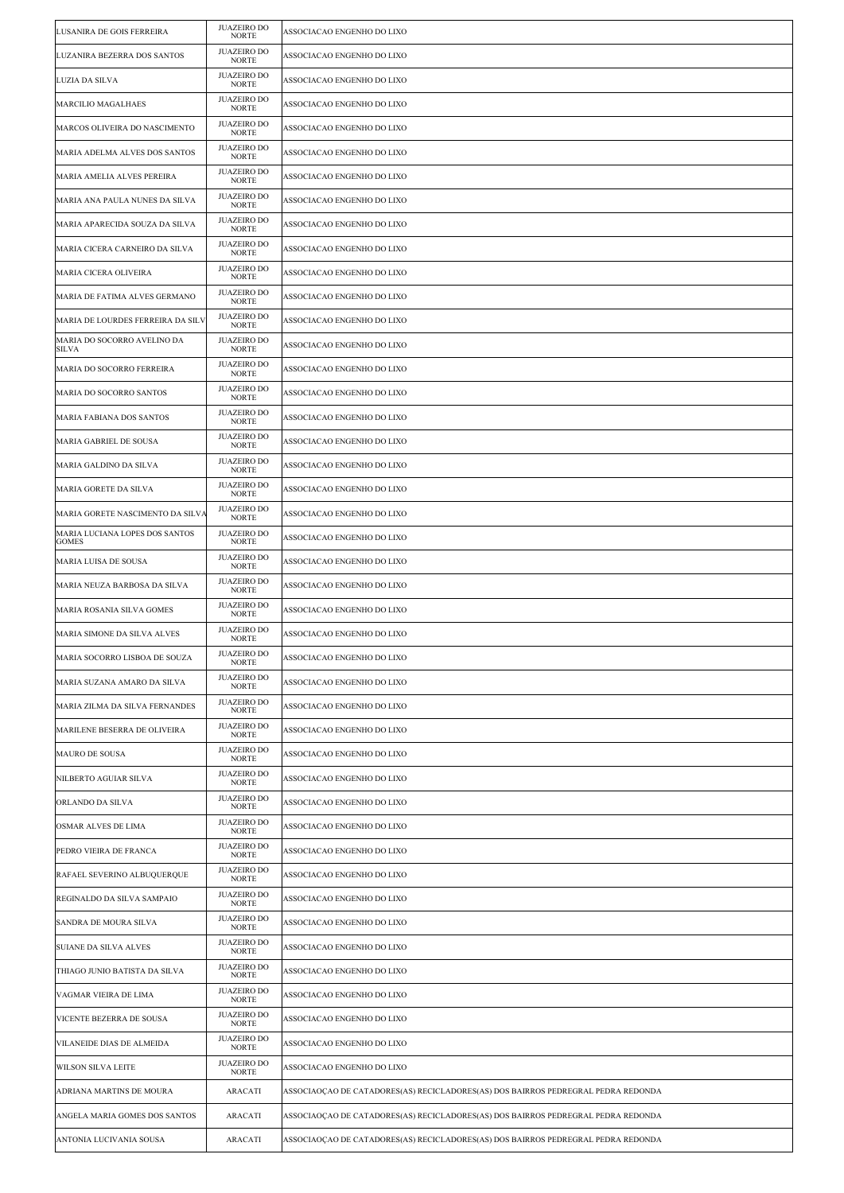| | | |
|---|---|---|
| LUSANIRA DE GOIS FERREIRA | JUAZEIRO DO NORTE | ASSOCIACAO ENGENHO DO LIXO |
| LUZANIRA BEZERRA DOS SANTOS | JUAZEIRO DO NORTE | ASSOCIACAO ENGENHO DO LIXO |
| LUZIA DA SILVA | JUAZEIRO DO NORTE | ASSOCIACAO ENGENHO DO LIXO |
| MARCILIO MAGALHAES | JUAZEIRO DO NORTE | ASSOCIACAO ENGENHO DO LIXO |
| MARCOS OLIVEIRA DO NASCIMENTO | JUAZEIRO DO NORTE | ASSOCIACAO ENGENHO DO LIXO |
| MARIA ADELMA ALVES DOS SANTOS | JUAZEIRO DO NORTE | ASSOCIACAO ENGENHO DO LIXO |
| MARIA AMELIA ALVES PEREIRA | JUAZEIRO DO NORTE | ASSOCIACAO ENGENHO DO LIXO |
| MARIA ANA PAULA NUNES DA SILVA | JUAZEIRO DO NORTE | ASSOCIACAO ENGENHO DO LIXO |
| MARIA APARECIDA SOUZA DA SILVA | JUAZEIRO DO NORTE | ASSOCIACAO ENGENHO DO LIXO |
| MARIA CICERA CARNEIRO DA SILVA | JUAZEIRO DO NORTE | ASSOCIACAO ENGENHO DO LIXO |
| MARIA CICERA OLIVEIRA | JUAZEIRO DO NORTE | ASSOCIACAO ENGENHO DO LIXO |
| MARIA DE FATIMA ALVES GERMANO | JUAZEIRO DO NORTE | ASSOCIACAO ENGENHO DO LIXO |
| MARIA DE LOURDES FERREIRA DA SILV | JUAZEIRO DO NORTE | ASSOCIACAO ENGENHO DO LIXO |
| MARIA DO SOCORRO AVELINO DA SILVA | JUAZEIRO DO NORTE | ASSOCIACAO ENGENHO DO LIXO |
| MARIA DO SOCORRO FERREIRA | JUAZEIRO DO NORTE | ASSOCIACAO ENGENHO DO LIXO |
| MARIA DO SOCORRO SANTOS | JUAZEIRO DO NORTE | ASSOCIACAO ENGENHO DO LIXO |
| MARIA FABIANA DOS SANTOS | JUAZEIRO DO NORTE | ASSOCIACAO ENGENHO DO LIXO |
| MARIA GABRIEL DE SOUSA | JUAZEIRO DO NORTE | ASSOCIACAO ENGENHO DO LIXO |
| MARIA GALDINO DA SILVA | JUAZEIRO DO NORTE | ASSOCIACAO ENGENHO DO LIXO |
| MARIA GORETE DA SILVA | JUAZEIRO DO NORTE | ASSOCIACAO ENGENHO DO LIXO |
| MARIA GORETE NASCIMENTO DA SILVA | JUAZEIRO DO NORTE | ASSOCIACAO ENGENHO DO LIXO |
| MARIA LUCIANA LOPES DOS SANTOS GOMES | JUAZEIRO DO NORTE | ASSOCIACAO ENGENHO DO LIXO |
| MARIA LUISA DE SOUSA | JUAZEIRO DO NORTE | ASSOCIACAO ENGENHO DO LIXO |
| MARIA NEUZA BARBOSA DA SILVA | JUAZEIRO DO NORTE | ASSOCIACAO ENGENHO DO LIXO |
| MARIA ROSANIA SILVA GOMES | JUAZEIRO DO NORTE | ASSOCIACAO ENGENHO DO LIXO |
| MARIA SIMONE DA SILVA ALVES | JUAZEIRO DO NORTE | ASSOCIACAO ENGENHO DO LIXO |
| MARIA SOCORRO LISBOA DE SOUZA | JUAZEIRO DO NORTE | ASSOCIACAO ENGENHO DO LIXO |
| MARIA SUZANA AMARO DA SILVA | JUAZEIRO DO NORTE | ASSOCIACAO ENGENHO DO LIXO |
| MARIA ZILMA DA SILVA FERNANDES | JUAZEIRO DO NORTE | ASSOCIACAO ENGENHO DO LIXO |
| MARILENE BESERRA DE OLIVEIRA | JUAZEIRO DO NORTE | ASSOCIACAO ENGENHO DO LIXO |
| MAURO DE SOUSA | JUAZEIRO DO NORTE | ASSOCIACAO ENGENHO DO LIXO |
| NILBERTO AGUIAR SILVA | JUAZEIRO DO NORTE | ASSOCIACAO ENGENHO DO LIXO |
| ORLANDO DA SILVA | JUAZEIRO DO NORTE | ASSOCIACAO ENGENHO DO LIXO |
| OSMAR ALVES DE LIMA | JUAZEIRO DO NORTE | ASSOCIACAO ENGENHO DO LIXO |
| PEDRO VIEIRA DE FRANCA | JUAZEIRO DO NORTE | ASSOCIACAO ENGENHO DO LIXO |
| RAFAEL SEVERINO ALBUQUERQUE | JUAZEIRO DO NORTE | ASSOCIACAO ENGENHO DO LIXO |
| REGINALDO DA SILVA SAMPAIO | JUAZEIRO DO NORTE | ASSOCIACAO ENGENHO DO LIXO |
| SANDRA DE MOURA SILVA | JUAZEIRO DO NORTE | ASSOCIACAO ENGENHO DO LIXO |
| SUIANE DA SILVA ALVES | JUAZEIRO DO NORTE | ASSOCIACAO ENGENHO DO LIXO |
| THIAGO JUNIO BATISTA DA SILVA | JUAZEIRO DO NORTE | ASSOCIACAO ENGENHO DO LIXO |
| VAGMAR VIEIRA DE LIMA | JUAZEIRO DO NORTE | ASSOCIACAO ENGENHO DO LIXO |
| VICENTE BEZERRA DE SOUSA | JUAZEIRO DO NORTE | ASSOCIACAO ENGENHO DO LIXO |
| VILANEIDE DIAS DE ALMEIDA | JUAZEIRO DO NORTE | ASSOCIACAO ENGENHO DO LIXO |
| WILSON SILVA LEITE | JUAZEIRO DO NORTE | ASSOCIACAO ENGENHO DO LIXO |
| ADRIANA MARTINS DE MOURA | ARACATI | ASSOCIAOÇAO DE CATADORES(AS) RECICLADORES(AS) DOS BAIRROS PEDREGRAL PEDRA REDONDA |
| ANGELA MARIA GOMES DOS SANTOS | ARACATI | ASSOCIAOÇAO DE CATADORES(AS) RECICLADORES(AS) DOS BAIRROS PEDREGRAL PEDRA REDONDA |
| ANTONIA LUCIVANIA SOUSA | ARACATI | ASSOCIAOÇAO DE CATADORES(AS) RECICLADORES(AS) DOS BAIRROS PEDREGRAL PEDRA REDONDA |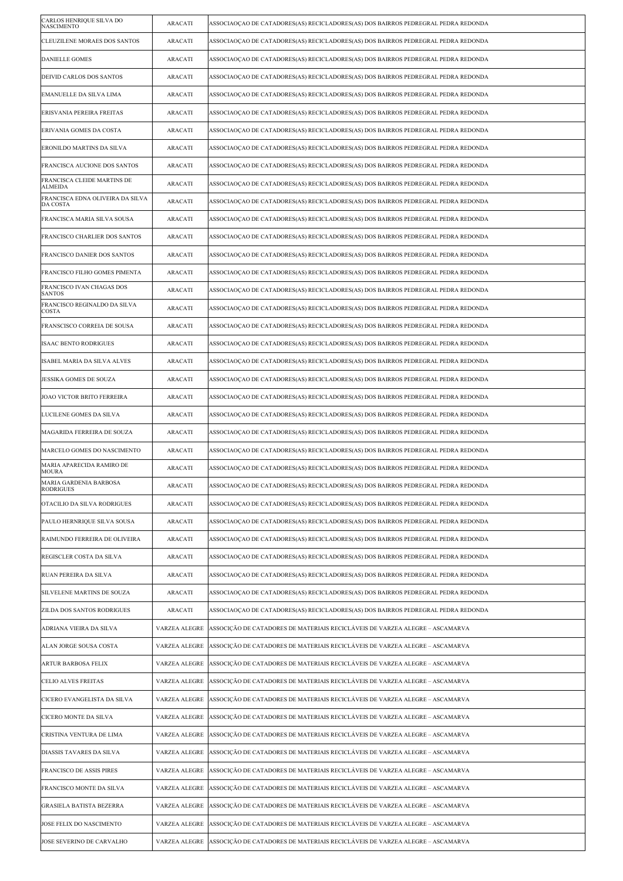| | | |
|---|---|---|
| CARLOS HENRIQUE SILVA DO NASCIMENTO | ARACATI | ASSOCIAOÇAO DE CATADORES(AS) RECICLADORES(AS) DOS BAIRROS PEDREGRAL PEDRA REDONDA |
| CLEUZILENE MORAES DOS SANTOS | ARACATI | ASSOCIAOÇAO DE CATADORES(AS) RECICLADORES(AS) DOS BAIRROS PEDREGRAL PEDRA REDONDA |
| DANIELLE GOMES | ARACATI | ASSOCIAOÇAO DE CATADORES(AS) RECICLADORES(AS) DOS BAIRROS PEDREGRAL PEDRA REDONDA |
| DEIVID CARLOS DOS SANTOS | ARACATI | ASSOCIAOÇAO DE CATADORES(AS) RECICLADORES(AS) DOS BAIRROS PEDREGRAL PEDRA REDONDA |
| EMANUELLE DA SILVA LIMA | ARACATI | ASSOCIAOÇAO DE CATADORES(AS) RECICLADORES(AS) DOS BAIRROS PEDREGRAL PEDRA REDONDA |
| ERISVANIA PEREIRA FREITAS | ARACATI | ASSOCIAOÇAO DE CATADORES(AS) RECICLADORES(AS) DOS BAIRROS PEDREGRAL PEDRA REDONDA |
| ERIVANIA GOMES DA COSTA | ARACATI | ASSOCIAOÇAO DE CATADORES(AS) RECICLADORES(AS) DOS BAIRROS PEDREGRAL PEDRA REDONDA |
| ERONILDO MARTINS DA SILVA | ARACATI | ASSOCIAOÇAO DE CATADORES(AS) RECICLADORES(AS) DOS BAIRROS PEDREGRAL PEDRA REDONDA |
| FRANCISCA AUCIONE DOS SANTOS | ARACATI | ASSOCIAOÇAO DE CATADORES(AS) RECICLADORES(AS) DOS BAIRROS PEDREGRAL PEDRA REDONDA |
| FRANCISCA CLEIDE MARTINS DE ALMEIDA | ARACATI | ASSOCIAOÇAO DE CATADORES(AS) RECICLADORES(AS) DOS BAIRROS PEDREGRAL PEDRA REDONDA |
| FRANCISCA EDNA OLIVEIRA DA SILVA DA COSTA | ARACATI | ASSOCIAOÇAO DE CATADORES(AS) RECICLADORES(AS) DOS BAIRROS PEDREGRAL PEDRA REDONDA |
| FRANCISCA MARIA SILVA SOUSA | ARACATI | ASSOCIAOÇAO DE CATADORES(AS) RECICLADORES(AS) DOS BAIRROS PEDREGRAL PEDRA REDONDA |
| FRANCISCO CHARLIER DOS SANTOS | ARACATI | ASSOCIAOÇAO DE CATADORES(AS) RECICLADORES(AS) DOS BAIRROS PEDREGRAL PEDRA REDONDA |
| FRANCISCO DANIER DOS SANTOS | ARACATI | ASSOCIAOÇAO DE CATADORES(AS) RECICLADORES(AS) DOS BAIRROS PEDREGRAL PEDRA REDONDA |
| FRANCISCO FILHO GOMES PIMENTA | ARACATI | ASSOCIAOÇAO DE CATADORES(AS) RECICLADORES(AS) DOS BAIRROS PEDREGRAL PEDRA REDONDA |
| FRANCISCO IVAN CHAGAS DOS SANTOS | ARACATI | ASSOCIAOÇAO DE CATADORES(AS) RECICLADORES(AS) DOS BAIRROS PEDREGRAL PEDRA REDONDA |
| FRANCISCO REGINALDO DA SILVA COSTA | ARACATI | ASSOCIAOÇAO DE CATADORES(AS) RECICLADORES(AS) DOS BAIRROS PEDREGRAL PEDRA REDONDA |
| FRANSCISCO CORREIA DE SOUSA | ARACATI | ASSOCIAOÇAO DE CATADORES(AS) RECICLADORES(AS) DOS BAIRROS PEDREGRAL PEDRA REDONDA |
| ISAAC BENTO RODRIGUES | ARACATI | ASSOCIAOÇAO DE CATADORES(AS) RECICLADORES(AS) DOS BAIRROS PEDREGRAL PEDRA REDONDA |
| ISABEL MARIA DA SILVA ALVES | ARACATI | ASSOCIAOÇAO DE CATADORES(AS) RECICLADORES(AS) DOS BAIRROS PEDREGRAL PEDRA REDONDA |
| JESSIKA GOMES DE SOUZA | ARACATI | ASSOCIAOÇAO DE CATADORES(AS) RECICLADORES(AS) DOS BAIRROS PEDREGRAL PEDRA REDONDA |
| JOAO VICTOR BRITO FERREIRA | ARACATI | ASSOCIAOÇAO DE CATADORES(AS) RECICLADORES(AS) DOS BAIRROS PEDREGRAL PEDRA REDONDA |
| LUCILENE GOMES DA SILVA | ARACATI | ASSOCIAOÇAO DE CATADORES(AS) RECICLADORES(AS) DOS BAIRROS PEDREGRAL PEDRA REDONDA |
| MAGARIDA FERREIRA DE SOUZA | ARACATI | ASSOCIAOÇAO DE CATADORES(AS) RECICLADORES(AS) DOS BAIRROS PEDREGRAL PEDRA REDONDA |
| MARCELO GOMES DO NASCIMENTO | ARACATI | ASSOCIAOÇAO DE CATADORES(AS) RECICLADORES(AS) DOS BAIRROS PEDREGRAL PEDRA REDONDA |
| MARIA APARECIDA RAMIRO DE MOURA | ARACATI | ASSOCIAOÇAO DE CATADORES(AS) RECICLADORES(AS) DOS BAIRROS PEDREGRAL PEDRA REDONDA |
| MARIA GARDENIA BARBOSA RODRIGUES | ARACATI | ASSOCIAOÇAO DE CATADORES(AS) RECICLADORES(AS) DOS BAIRROS PEDREGRAL PEDRA REDONDA |
| OTACILIO DA SILVA RODRIGUES | ARACATI | ASSOCIAOÇAO DE CATADORES(AS) RECICLADORES(AS) DOS BAIRROS PEDREGRAL PEDRA REDONDA |
| PAULO HERNRIQUE SILVA SOUSA | ARACATI | ASSOCIAOÇAO DE CATADORES(AS) RECICLADORES(AS) DOS BAIRROS PEDREGRAL PEDRA REDONDA |
| RAIMUNDO FERREIRA DE OLIVEIRA | ARACATI | ASSOCIAOÇAO DE CATADORES(AS) RECICLADORES(AS) DOS BAIRROS PEDREGRAL PEDRA REDONDA |
| REGISCLER COSTA DA SILVA | ARACATI | ASSOCIAOÇAO DE CATADORES(AS) RECICLADORES(AS) DOS BAIRROS PEDREGRAL PEDRA REDONDA |
| RUAN PEREIRA DA SILVA | ARACATI | ASSOCIAOÇAO DE CATADORES(AS) RECICLADORES(AS) DOS BAIRROS PEDREGRAL PEDRA REDONDA |
| SILVELENE MARTINS DE SOUZA | ARACATI | ASSOCIAOÇAO DE CATADORES(AS) RECICLADORES(AS) DOS BAIRROS PEDREGRAL PEDRA REDONDA |
| ZILDA DOS SANTOS RODRIGUES | ARACATI | ASSOCIAOÇAO DE CATADORES(AS) RECICLADORES(AS) DOS BAIRROS PEDREGRAL PEDRA REDONDA |
| ADRIANA VIEIRA DA SILVA | VARZEA ALEGRE | ASSOCIÇÃO DE CATADORES DE MATERIAIS RECICLÁVEIS DE VARZEA ALEGRE – ASCAMARVA |
| ALAN JORGE SOUSA COSTA | VARZEA ALEGRE | ASSOCIÇÃO DE CATADORES DE MATERIAIS RECICLÁVEIS DE VARZEA ALEGRE – ASCAMARVA |
| ARTUR BARBOSA FELIX | VARZEA ALEGRE | ASSOCIÇÃO DE CATADORES DE MATERIAIS RECICLÁVEIS DE VARZEA ALEGRE – ASCAMARVA |
| CELIO ALVES FREITAS | VARZEA ALEGRE | ASSOCIÇÃO DE CATADORES DE MATERIAIS RECICLÁVEIS DE VARZEA ALEGRE – ASCAMARVA |
| CICERO EVANGELISTA DA SILVA | VARZEA ALEGRE | ASSOCIÇÃO DE CATADORES DE MATERIAIS RECICLÁVEIS DE VARZEA ALEGRE – ASCAMARVA |
| CICERO MONTE DA SILVA | VARZEA ALEGRE | ASSOCIÇÃO DE CATADORES DE MATERIAIS RECICLÁVEIS DE VARZEA ALEGRE – ASCAMARVA |
| CRISTINA VENTURA DE LIMA | VARZEA ALEGRE | ASSOCIÇÃO DE CATADORES DE MATERIAIS RECICLÁVEIS DE VARZEA ALEGRE – ASCAMARVA |
| DIASSIS TAVARES DA SILVA | VARZEA ALEGRE | ASSOCIÇÃO DE CATADORES DE MATERIAIS RECICLÁVEIS DE VARZEA ALEGRE – ASCAMARVA |
| FRANCISCO DE ASSIS PIRES | VARZEA ALEGRE | ASSOCIÇÃO DE CATADORES DE MATERIAIS RECICLÁVEIS DE VARZEA ALEGRE – ASCAMARVA |
| FRANCISCO MONTE DA SILVA | VARZEA ALEGRE | ASSOCIÇÃO DE CATADORES DE MATERIAIS RECICLÁVEIS DE VARZEA ALEGRE – ASCAMARVA |
| GRASIELA BATISTA BEZERRA | VARZEA ALEGRE | ASSOCIÇÃO DE CATADORES DE MATERIAIS RECICLÁVEIS DE VARZEA ALEGRE – ASCAMARVA |
| JOSE FELIX DO NASCIMENTO | VARZEA ALEGRE | ASSOCIÇÃO DE CATADORES DE MATERIAIS RECICLÁVEIS DE VARZEA ALEGRE – ASCAMARVA |
| JOSE SEVERINO DE CARVALHO | VARZEA ALEGRE | ASSOCIÇÃO DE CATADORES DE MATERIAIS RECICLÁVEIS DE VARZEA ALEGRE – ASCAMARVA |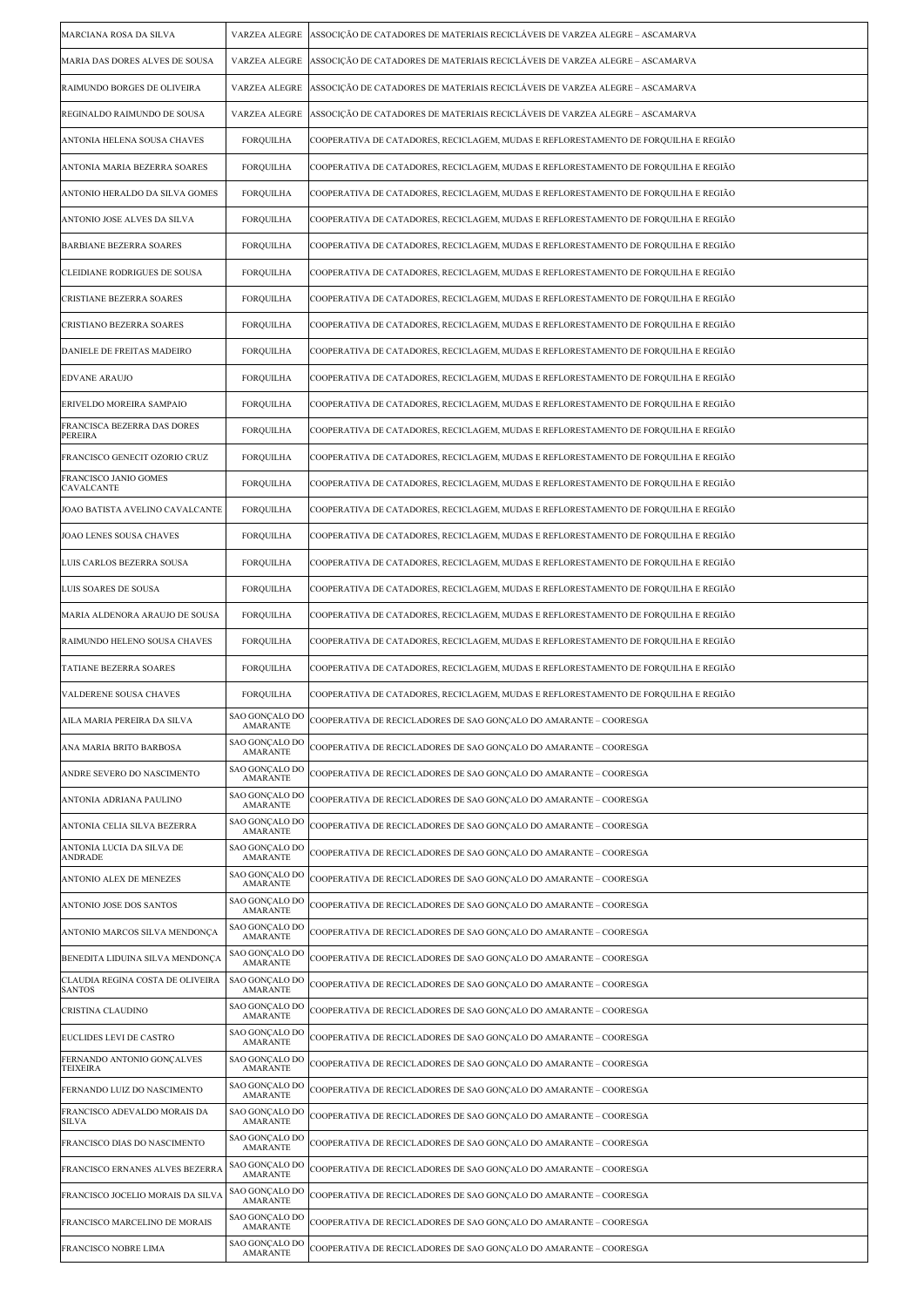| | | |
|---|---|---|
| MARCIANA ROSA DA SILVA | VARZEA ALEGRE | ASSOCIÇÃO DE CATADORES DE MATERIAIS RECICLÁVEIS DE VARZEA ALEGRE – ASCAMARVA |
| MARIA DAS DORES ALVES DE SOUSA | VARZEA ALEGRE | ASSOCIÇÃO DE CATADORES DE MATERIAIS RECICLÁVEIS DE VARZEA ALEGRE – ASCAMARVA |
| RAIMUNDO BORGES DE OLIVEIRA | VARZEA ALEGRE | ASSOCIÇÃO DE CATADORES DE MATERIAIS RECICLÁVEIS DE VARZEA ALEGRE – ASCAMARVA |
| REGINALDO RAIMUNDO DE SOUSA | VARZEA ALEGRE | ASSOCIÇÃO DE CATADORES DE MATERIAIS RECICLÁVEIS DE VARZEA ALEGRE – ASCAMARVA |
| ANTONIA HELENA SOUSA CHAVES | FORQUILHA | COOPERATIVA DE CATADORES, RECICLAGEM, MUDAS E REFLORESTAMENTO DE FORQUILHA E REGIÃO |
| ANTONIA MARIA BEZERRA SOARES | FORQUILHA | COOPERATIVA DE CATADORES, RECICLAGEM, MUDAS E REFLORESTAMENTO DE FORQUILHA E REGIÃO |
| ANTONIO HERALDO DA SILVA GOMES | FORQUILHA | COOPERATIVA DE CATADORES, RECICLAGEM, MUDAS E REFLORESTAMENTO DE FORQUILHA E REGIÃO |
| ANTONIO JOSE ALVES DA SILVA | FORQUILHA | COOPERATIVA DE CATADORES, RECICLAGEM, MUDAS E REFLORESTAMENTO DE FORQUILHA E REGIÃO |
| BARBIANE BEZERRA SOARES | FORQUILHA | COOPERATIVA DE CATADORES, RECICLAGEM, MUDAS E REFLORESTAMENTO DE FORQUILHA E REGIÃO |
| CLEIDIANE RODRIGUES DE SOUSA | FORQUILHA | COOPERATIVA DE CATADORES, RECICLAGEM, MUDAS E REFLORESTAMENTO DE FORQUILHA E REGIÃO |
| CRISTIANE BEZERRA SOARES | FORQUILHA | COOPERATIVA DE CATADORES, RECICLAGEM, MUDAS E REFLORESTAMENTO DE FORQUILHA E REGIÃO |
| CRISTIANO BEZERRA SOARES | FORQUILHA | COOPERATIVA DE CATADORES, RECICLAGEM, MUDAS E REFLORESTAMENTO DE FORQUILHA E REGIÃO |
| DANIELE DE FREITAS MADEIRO | FORQUILHA | COOPERATIVA DE CATADORES, RECICLAGEM, MUDAS E REFLORESTAMENTO DE FORQUILHA E REGIÃO |
| EDVANE ARAUJO | FORQUILHA | COOPERATIVA DE CATADORES, RECICLAGEM, MUDAS E REFLORESTAMENTO DE FORQUILHA E REGIÃO |
| ERIVELDO MOREIRA SAMPAIO | FORQUILHA | COOPERATIVA DE CATADORES, RECICLAGEM, MUDAS E REFLORESTAMENTO DE FORQUILHA E REGIÃO |
| FRANCISCA BEZERRA DAS DORES PEREIRA | FORQUILHA | COOPERATIVA DE CATADORES, RECICLAGEM, MUDAS E REFLORESTAMENTO DE FORQUILHA E REGIÃO |
| FRANCISCO GENECIT OZORIO CRUZ | FORQUILHA | COOPERATIVA DE CATADORES, RECICLAGEM, MUDAS E REFLORESTAMENTO DE FORQUILHA E REGIÃO |
| FRANCISCO JANIO GOMES CAVALCANTE | FORQUILHA | COOPERATIVA DE CATADORES, RECICLAGEM, MUDAS E REFLORESTAMENTO DE FORQUILHA E REGIÃO |
| JOAO BATISTA AVELINO CAVALCANTE | FORQUILHA | COOPERATIVA DE CATADORES, RECICLAGEM, MUDAS E REFLORESTAMENTO DE FORQUILHA E REGIÃO |
| JOAO LENES SOUSA CHAVES | FORQUILHA | COOPERATIVA DE CATADORES, RECICLAGEM, MUDAS E REFLORESTAMENTO DE FORQUILHA E REGIÃO |
| LUIS CARLOS BEZERRA SOUSA | FORQUILHA | COOPERATIVA DE CATADORES, RECICLAGEM, MUDAS E REFLORESTAMENTO DE FORQUILHA E REGIÃO |
| LUIS SOARES DE SOUSA | FORQUILHA | COOPERATIVA DE CATADORES, RECICLAGEM, MUDAS E REFLORESTAMENTO DE FORQUILHA E REGIÃO |
| MARIA ALDENORA ARAUJO DE SOUSA | FORQUILHA | COOPERATIVA DE CATADORES, RECICLAGEM, MUDAS E REFLORESTAMENTO DE FORQUILHA E REGIÃO |
| RAIMUNDO HELENO SOUSA CHAVES | FORQUILHA | COOPERATIVA DE CATADORES, RECICLAGEM, MUDAS E REFLORESTAMENTO DE FORQUILHA E REGIÃO |
| TATIANE BEZERRA SOARES | FORQUILHA | COOPERATIVA DE CATADORES, RECICLAGEM, MUDAS E REFLORESTAMENTO DE FORQUILHA E REGIÃO |
| VALDERENE SOUSA CHAVES | FORQUILHA | COOPERATIVA DE CATADORES, RECICLAGEM, MUDAS E REFLORESTAMENTO DE FORQUILHA E REGIÃO |
| AILA MARIA PEREIRA DA SILVA | SAO GONÇALO DO AMARANTE | COOPERATIVA DE RECICLADORES DE SAO GONÇALO DO AMARANTE – COORESGA |
| ANA MARIA BRITO BARBOSA | SAO GONÇALO DO AMARANTE | COOPERATIVA DE RECICLADORES DE SAO GONÇALO DO AMARANTE – COORESGA |
| ANDRE SEVERO DO NASCIMENTO | SAO GONÇALO DO AMARANTE | COOPERATIVA DE RECICLADORES DE SAO GONÇALO DO AMARANTE – COORESGA |
| ANTONIA ADRIANA PAULINO | SAO GONÇALO DO AMARANTE | COOPERATIVA DE RECICLADORES DE SAO GONÇALO DO AMARANTE – COORESGA |
| ANTONIA CELIA SILVA BEZERRA | SAO GONÇALO DO AMARANTE | COOPERATIVA DE RECICLADORES DE SAO GONÇALO DO AMARANTE – COORESGA |
| ANTONIA LUCIA DA SILVA DE ANDRADE | SAO GONÇALO DO AMARANTE | COOPERATIVA DE RECICLADORES DE SAO GONÇALO DO AMARANTE – COORESGA |
| ANTONIO ALEX DE MENEZES | SAO GONÇALO DO AMARANTE | COOPERATIVA DE RECICLADORES DE SAO GONÇALO DO AMARANTE – COORESGA |
| ANTONIO JOSE DOS SANTOS | SAO GONÇALO DO AMARANTE | COOPERATIVA DE RECICLADORES DE SAO GONÇALO DO AMARANTE – COORESGA |
| ANTONIO MARCOS SILVA MENDONÇA | SAO GONÇALO DO AMARANTE | COOPERATIVA DE RECICLADORES DE SAO GONÇALO DO AMARANTE – COORESGA |
| BENEDITA LIDUINA SILVA MENDONÇA | SAO GONÇALO DO AMARANTE | COOPERATIVA DE RECICLADORES DE SAO GONÇALO DO AMARANTE – COORESGA |
| CLAUDIA REGINA COSTA DE OLIVEIRA SANTOS | SAO GONÇALO DO AMARANTE | COOPERATIVA DE RECICLADORES DE SAO GONÇALO DO AMARANTE – COORESGA |
| CRISTINA CLAUDINO | SAO GONÇALO DO AMARANTE | COOPERATIVA DE RECICLADORES DE SAO GONÇALO DO AMARANTE – COORESGA |
| EUCLIDES LEVI DE CASTRO | SAO GONÇALO DO AMARANTE | COOPERATIVA DE RECICLADORES DE SAO GONÇALO DO AMARANTE – COORESGA |
| FERNANDO ANTONIO GONÇALVES TEIXEIRA | SAO GONÇALO DO AMARANTE | COOPERATIVA DE RECICLADORES DE SAO GONÇALO DO AMARANTE – COORESGA |
| FERNANDO LUIZ DO NASCIMENTO | SAO GONÇALO DO AMARANTE | COOPERATIVA DE RECICLADORES DE SAO GONÇALO DO AMARANTE – COORESGA |
| FRANCISCO ADEVALDO MORAIS DA SILVA | SAO GONÇALO DO AMARANTE | COOPERATIVA DE RECICLADORES DE SAO GONÇALO DO AMARANTE – COORESGA |
| FRANCISCO DIAS DO NASCIMENTO | SAO GONÇALO DO AMARANTE | COOPERATIVA DE RECICLADORES DE SAO GONÇALO DO AMARANTE – COORESGA |
| FRANCISCO ERNANES ALVES BEZERRA | SAO GONÇALO DO AMARANTE | COOPERATIVA DE RECICLADORES DE SAO GONÇALO DO AMARANTE – COORESGA |
| FRANCISCO JOCELIO MORAIS DA SILVA | SAO GONÇALO DO AMARANTE | COOPERATIVA DE RECICLADORES DE SAO GONÇALO DO AMARANTE – COORESGA |
| FRANCISCO MARCELINO DE MORAIS | SAO GONÇALO DO AMARANTE | COOPERATIVA DE RECICLADORES DE SAO GONÇALO DO AMARANTE – COORESGA |
| FRANCISCO NOBRE LIMA | SAO GONÇALO DO AMARANTE | COOPERATIVA DE RECICLADORES DE SAO GONÇALO DO AMARANTE – COORESGA |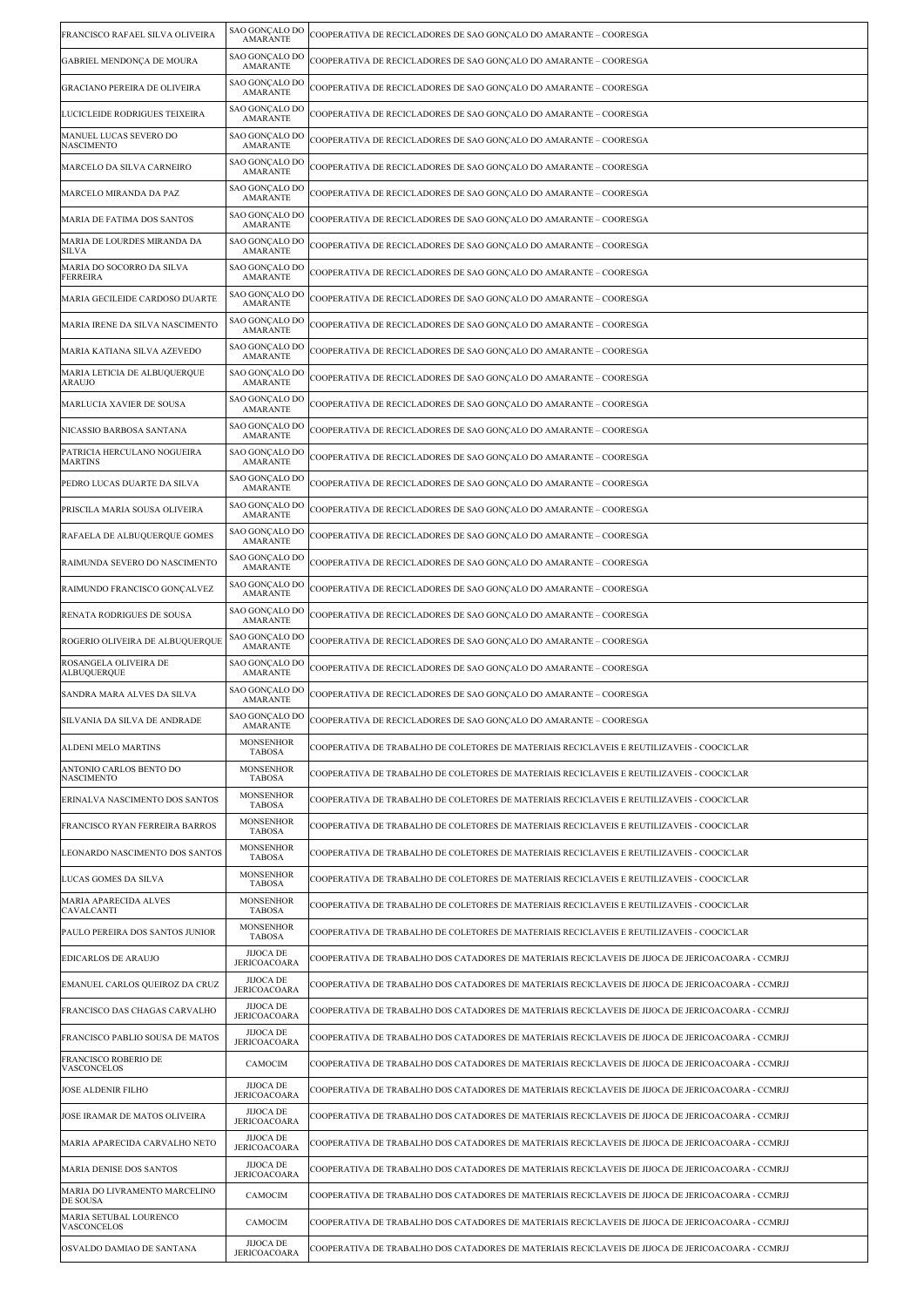| | | |
|---|---|---|
| FRANCISCO RAFAEL SILVA OLIVEIRA | SAO GONÇALO DO AMARANTE | COOPERATIVA DE RECICLADORES DE SAO GONÇALO DO AMARANTE – COORESGA |
| GABRIEL MENDONÇA DE MOURA | SAO GONÇALO DO AMARANTE | COOPERATIVA DE RECICLADORES DE SAO GONÇALO DO AMARANTE – COORESGA |
| GRACIANO PEREIRA DE OLIVEIRA | SAO GONÇALO DO AMARANTE | COOPERATIVA DE RECICLADORES DE SAO GONÇALO DO AMARANTE – COORESGA |
| LUCICLEIDE RODRIGUES TEIXEIRA | SAO GONÇALO DO AMARANTE | COOPERATIVA DE RECICLADORES DE SAO GONÇALO DO AMARANTE – COORESGA |
| MANUEL LUCAS SEVERO DO NASCIMENTO | SAO GONÇALO DO AMARANTE | COOPERATIVA DE RECICLADORES DE SAO GONÇALO DO AMARANTE – COORESGA |
| MARCELO DA SILVA CARNEIRO | SAO GONÇALO DO AMARANTE | COOPERATIVA DE RECICLADORES DE SAO GONÇALO DO AMARANTE – COORESGA |
| MARCELO MIRANDA DA PAZ | SAO GONÇALO DO AMARANTE | COOPERATIVA DE RECICLADORES DE SAO GONÇALO DO AMARANTE – COORESGA |
| MARIA DE FATIMA DOS SANTOS | SAO GONÇALO DO AMARANTE | COOPERATIVA DE RECICLADORES DE SAO GONÇALO DO AMARANTE – COORESGA |
| MARIA DE LOURDES MIRANDA DA SILVA | SAO GONÇALO DO AMARANTE | COOPERATIVA DE RECICLADORES DE SAO GONÇALO DO AMARANTE – COORESGA |
| MARIA DO SOCORRO DA SILVA FERREIRA | SAO GONÇALO DO AMARANTE | COOPERATIVA DE RECICLADORES DE SAO GONÇALO DO AMARANTE – COORESGA |
| MARIA GECILEIDE CARDOSO DUARTE | SAO GONÇALO DO AMARANTE | COOPERATIVA DE RECICLADORES DE SAO GONÇALO DO AMARANTE – COORESGA |
| MARIA IRENE DA SILVA NASCIMENTO | SAO GONÇALO DO AMARANTE | COOPERATIVA DE RECICLADORES DE SAO GONÇALO DO AMARANTE – COORESGA |
| MARIA KATIANA SILVA AZEVEDO | SAO GONÇALO DO AMARANTE | COOPERATIVA DE RECICLADORES DE SAO GONÇALO DO AMARANTE – COORESGA |
| MARIA LETICIA DE ALBUQUERQUE ARAUJO | SAO GONÇALO DO AMARANTE | COOPERATIVA DE RECICLADORES DE SAO GONÇALO DO AMARANTE – COORESGA |
| MARLUCIA XAVIER DE SOUSA | SAO GONÇALO DO AMARANTE | COOPERATIVA DE RECICLADORES DE SAO GONÇALO DO AMARANTE – COORESGA |
| NICASSIO BARBOSA SANTANA | SAO GONÇALO DO AMARANTE | COOPERATIVA DE RECICLADORES DE SAO GONÇALO DO AMARANTE – COORESGA |
| PATRICIA HERCULANO NOGUEIRA MARTINS | SAO GONÇALO DO AMARANTE | COOPERATIVA DE RECICLADORES DE SAO GONÇALO DO AMARANTE – COORESGA |
| PEDRO LUCAS DUARTE DA SILVA | SAO GONÇALO DO AMARANTE | COOPERATIVA DE RECICLADORES DE SAO GONÇALO DO AMARANTE – COORESGA |
| PRISCILA MARIA SOUSA OLIVEIRA | SAO GONÇALO DO AMARANTE | COOPERATIVA DE RECICLADORES DE SAO GONÇALO DO AMARANTE – COORESGA |
| RAFAELA DE ALBUQUERQUE GOMES | SAO GONÇALO DO AMARANTE | COOPERATIVA DE RECICLADORES DE SAO GONÇALO DO AMARANTE – COORESGA |
| RAIMUNDA SEVERO DO NASCIMENTO | SAO GONÇALO DO AMARANTE | COOPERATIVA DE RECICLADORES DE SAO GONÇALO DO AMARANTE – COORESGA |
| RAIMUNDO FRANCISCO GONÇALVEZ | SAO GONÇALO DO AMARANTE | COOPERATIVA DE RECICLADORES DE SAO GONÇALO DO AMARANTE – COORESGA |
| RENATA RODRIGUES DE SOUSA | SAO GONÇALO DO AMARANTE | COOPERATIVA DE RECICLADORES DE SAO GONÇALO DO AMARANTE – COORESGA |
| ROGERIO OLIVEIRA DE ALBUQUERQUE | SAO GONÇALO DO AMARANTE | COOPERATIVA DE RECICLADORES DE SAO GONÇALO DO AMARANTE – COORESGA |
| ROSANGELA OLIVEIRA DE ALBUQUERQUE | SAO GONÇALO DO AMARANTE | COOPERATIVA DE RECICLADORES DE SAO GONÇALO DO AMARANTE – COORESGA |
| SANDRA MARA ALVES DA SILVA | SAO GONÇALO DO AMARANTE | COOPERATIVA DE RECICLADORES DE SAO GONÇALO DO AMARANTE – COORESGA |
| SILVANIA DA SILVA DE ANDRADE | SAO GONÇALO DO AMARANTE | COOPERATIVA DE RECICLADORES DE SAO GONÇALO DO AMARANTE – COORESGA |
| ALDENI MELO MARTINS | MONSENHOR TABOSA | COOPERATIVA DE TRABALHO DE COLETORES DE MATERIAIS RECICLAVEIS E REUTILIZAVEIS - COOCICLAR |
| ANTONIO CARLOS BENTO DO NASCIMENTO | MONSENHOR TABOSA | COOPERATIVA DE TRABALHO DE COLETORES DE MATERIAIS RECICLAVEIS E REUTILIZAVEIS - COOCICLAR |
| ERINALVA NASCIMENTO DOS SANTOS | MONSENHOR TABOSA | COOPERATIVA DE TRABALHO DE COLETORES DE MATERIAIS RECICLAVEIS E REUTILIZAVEIS - COOCICLAR |
| FRANCISCO RYAN FERREIRA BARROS | MONSENHOR TABOSA | COOPERATIVA DE TRABALHO DE COLETORES DE MATERIAIS RECICLAVEIS E REUTILIZAVEIS - COOCICLAR |
| LEONARDO NASCIMENTO DOS SANTOS | MONSENHOR TABOSA | COOPERATIVA DE TRABALHO DE COLETORES DE MATERIAIS RECICLAVEIS E REUTILIZAVEIS - COOCICLAR |
| LUCAS GOMES DA SILVA | MONSENHOR TABOSA | COOPERATIVA DE TRABALHO DE COLETORES DE MATERIAIS RECICLAVEIS E REUTILIZAVEIS - COOCICLAR |
| MARIA APARECIDA ALVES CAVALCANTI | MONSENHOR TABOSA | COOPERATIVA DE TRABALHO DE COLETORES DE MATERIAIS RECICLAVEIS E REUTILIZAVEIS - COOCICLAR |
| PAULO PEREIRA DOS SANTOS JUNIOR | MONSENHOR TABOSA | COOPERATIVA DE TRABALHO DE COLETORES DE MATERIAIS RECICLAVEIS E REUTILIZAVEIS - COOCICLAR |
| EDICARLOS DE ARAUJO | JIJOCA DE JERICOACOARA | COOPERATIVA DE TRABALHO DOS CATADORES DE MATERIAIS RECICLAVEIS DE JIJOCA DE JERICOACOARA - CCMRJJ |
| EMANUEL CARLOS QUEIROZ DA CRUZ | JIJOCA DE JERICOACOARA | COOPERATIVA DE TRABALHO DOS CATADORES DE MATERIAIS RECICLAVEIS DE JIJOCA DE JERICOACOARA - CCMRJJ |
| FRANCISCO DAS CHAGAS CARVALHO | JIJOCA DE JERICOACOARA | COOPERATIVA DE TRABALHO DOS CATADORES DE MATERIAIS RECICLAVEIS DE JIJOCA DE JERICOACOARA - CCMRJJ |
| FRANCISCO PABLIO SOUSA DE MATOS | JIJOCA DE JERICOACOARA | COOPERATIVA DE TRABALHO DOS CATADORES DE MATERIAIS RECICLAVEIS DE JIJOCA DE JERICOACOARA - CCMRJJ |
| FRANCISCO ROBERIO DE VASCONCELOS | CAMOCIM | COOPERATIVA DE TRABALHO DOS CATADORES DE MATERIAIS RECICLAVEIS DE JIJOCA DE JERICOACOARA - CCMRJJ |
| JOSE ALDENIR FILHO | JIJOCA DE JERICOACOARA | COOPERATIVA DE TRABALHO DOS CATADORES DE MATERIAIS RECICLAVEIS DE JIJOCA DE JERICOACOARA - CCMRJJ |
| JOSE IRAMAR DE MATOS OLIVEIRA | JIJOCA DE JERICOACOARA | COOPERATIVA DE TRABALHO DOS CATADORES DE MATERIAIS RECICLAVEIS DE JIJOCA DE JERICOACOARA - CCMRJJ |
| MARIA APARECIDA CARVALHO NETO | JIJOCA DE JERICOACOARA | COOPERATIVA DE TRABALHO DOS CATADORES DE MATERIAIS RECICLAVEIS DE JIJOCA DE JERICOACOARA - CCMRJJ |
| MARIA DENISE DOS SANTOS | JIJOCA DE JERICOACOARA | COOPERATIVA DE TRABALHO DOS CATADORES DE MATERIAIS RECICLAVEIS DE JIJOCA DE JERICOACOARA - CCMRJJ |
| MARIA DO LIVRAMENTO MARCELINO DE SOUSA | CAMOCIM | COOPERATIVA DE TRABALHO DOS CATADORES DE MATERIAIS RECICLAVEIS DE JIJOCA DE JERICOACOARA - CCMRJJ |
| MARIA SETUBAL LOURENCO VASCONCELOS | CAMOCIM | COOPERATIVA DE TRABALHO DOS CATADORES DE MATERIAIS RECICLAVEIS DE JIJOCA DE JERICOACOARA - CCMRJJ |
| OSVALDO DAMIAO DE SANTANA | JIJOCA DE JERICOACOARA | COOPERATIVA DE TRABALHO DOS CATADORES DE MATERIAIS RECICLAVEIS DE JIJOCA DE JERICOACOARA - CCMRJJ |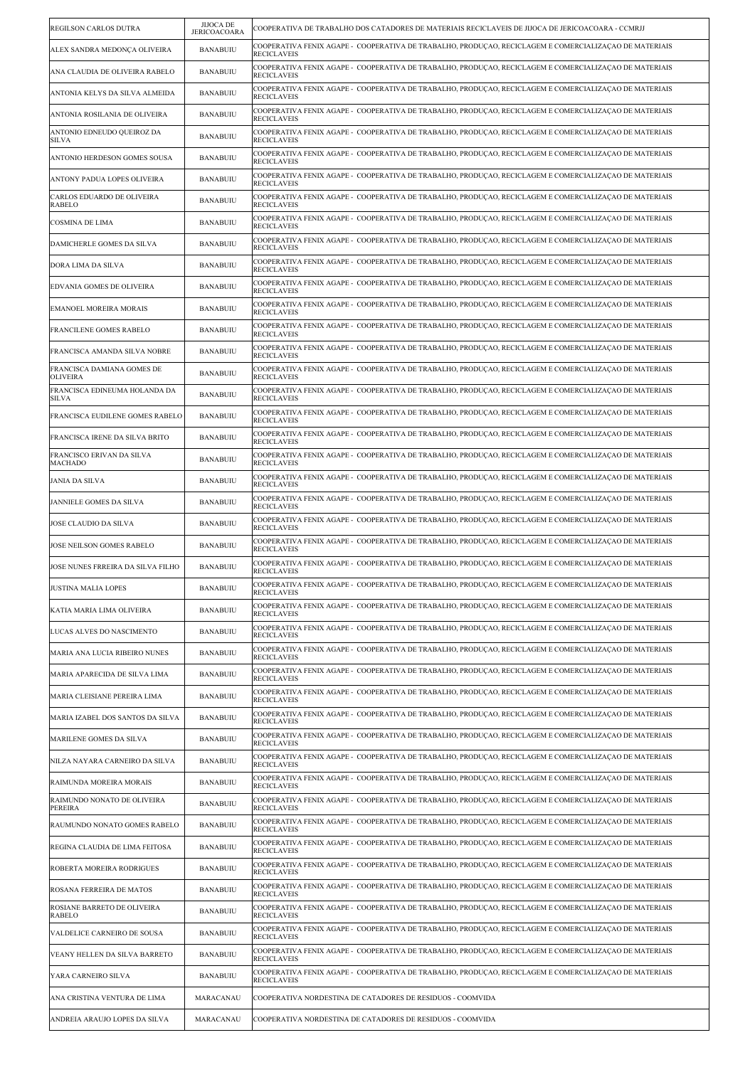| REGILSON CARLOS DUTRA | JIJOCA DE JERICOACOARA | COOPERATIVA DE TRABALHO DOS CATADORES DE MATERIAIS RECICLAVEIS DE JIJOCA DE JERICOACOARA - CCMRJJ |
|---|---|---|
| ALEX SANDRA MEDONÇA OLIVEIRA | BANABUIU | COOPERATIVA FENIX AGAPE - COOPERATIVA DE TRABALHO, PRODUÇAO, RECICLAGEM E COMERCIALIZAÇAO DE MATERIAIS RECICLAVEIS |
| ANA CLAUDIA DE OLIVEIRA RABELO | BANABUIU | COOPERATIVA FENIX AGAPE - COOPERATIVA DE TRABALHO, PRODUÇAO, RECICLAGEM E COMERCIALIZAÇAO DE MATERIAIS RECICLAVEIS |
| ANTONIA KELYS DA SILVA ALMEIDA | BANABUIU | COOPERATIVA FENIX AGAPE - COOPERATIVA DE TRABALHO, PRODUÇAO, RECICLAGEM E COMERCIALIZAÇAO DE MATERIAIS RECICLAVEIS |
| ANTONIA ROSILANIA DE OLIVEIRA | BANABUIU | COOPERATIVA FENIX AGAPE - COOPERATIVA DE TRABALHO, PRODUÇAO, RECICLAGEM E COMERCIALIZAÇAO DE MATERIAIS RECICLAVEIS |
| ANTONIO EDNEUDO QUEIROZ DA SILVA | BANABUIU | COOPERATIVA FENIX AGAPE - COOPERATIVA DE TRABALHO, PRODUÇAO, RECICLAGEM E COMERCIALIZAÇAO DE MATERIAIS RECICLAVEIS |
| ANTONIO HERDESON GOMES SOUSA | BANABUIU | COOPERATIVA FENIX AGAPE - COOPERATIVA DE TRABALHO, PRODUÇAO, RECICLAGEM E COMERCIALIZAÇAO DE MATERIAIS RECICLAVEIS |
| ANTONY PADUA LOPES OLIVEIRA | BANABUIU | COOPERATIVA FENIX AGAPE - COOPERATIVA DE TRABALHO, PRODUÇAO, RECICLAGEM E COMERCIALIZAÇAO DE MATERIAIS RECICLAVEIS |
| CARLOS EDUARDO DE OLIVEIRA RABELO | BANABUIU | COOPERATIVA FENIX AGAPE - COOPERATIVA DE TRABALHO, PRODUÇAO, RECICLAGEM E COMERCIALIZAÇAO DE MATERIAIS RECICLAVEIS |
| COSMINA DE LIMA | BANABUIU | COOPERATIVA FENIX AGAPE - COOPERATIVA DE TRABALHO, PRODUÇAO, RECICLAGEM E COMERCIALIZAÇAO DE MATERIAIS RECICLAVEIS |
| DAMICHERLE GOMES DA SILVA | BANABUIU | COOPERATIVA FENIX AGAPE - COOPERATIVA DE TRABALHO, PRODUÇAO, RECICLAGEM E COMERCIALIZAÇAO DE MATERIAIS RECICLAVEIS |
| DORA LIMA DA SILVA | BANABUIU | COOPERATIVA FENIX AGAPE - COOPERATIVA DE TRABALHO, PRODUÇAO, RECICLAGEM E COMERCIALIZAÇAO DE MATERIAIS RECICLAVEIS |
| EDVANIA GOMES DE OLIVEIRA | BANABUIU | COOPERATIVA FENIX AGAPE - COOPERATIVA DE TRABALHO, PRODUÇAO, RECICLAGEM E COMERCIALIZAÇAO DE MATERIAIS RECICLAVEIS |
| EMANOEL MOREIRA MORAIS | BANABUIU | COOPERATIVA FENIX AGAPE - COOPERATIVA DE TRABALHO, PRODUÇAO, RECICLAGEM E COMERCIALIZAÇAO DE MATERIAIS RECICLAVEIS |
| FRANCILENE GOMES RABELO | BANABUIU | COOPERATIVA FENIX AGAPE - COOPERATIVA DE TRABALHO, PRODUÇAO, RECICLAGEM E COMERCIALIZAÇAO DE MATERIAIS RECICLAVEIS |
| FRANCISCA AMANDA SILVA NOBRE | BANABUIU | COOPERATIVA FENIX AGAPE - COOPERATIVA DE TRABALHO, PRODUÇAO, RECICLAGEM E COMERCIALIZAÇAO DE MATERIAIS RECICLAVEIS |
| FRANCISCA DAMIANA GOMES DE OLIVEIRA | BANABUIU | COOPERATIVA FENIX AGAPE - COOPERATIVA DE TRABALHO, PRODUÇAO, RECICLAGEM E COMERCIALIZAÇAO DE MATERIAIS RECICLAVEIS |
| FRANCISCA EDINEUMA HOLANDA DA SILVA | BANABUIU | COOPERATIVA FENIX AGAPE - COOPERATIVA DE TRABALHO, PRODUÇAO, RECICLAGEM E COMERCIALIZAÇAO DE MATERIAIS RECICLAVEIS |
| FRANCISCA EUDILENE GOMES RABELO | BANABUIU | COOPERATIVA FENIX AGAPE - COOPERATIVA DE TRABALHO, PRODUÇAO, RECICLAGEM E COMERCIALIZAÇAO DE MATERIAIS RECICLAVEIS |
| FRANCISCA IRENE DA SILVA BRITO | BANABUIU | COOPERATIVA FENIX AGAPE - COOPERATIVA DE TRABALHO, PRODUÇAO, RECICLAGEM E COMERCIALIZAÇAO DE MATERIAIS RECICLAVEIS |
| FRANCISCO ERIVAN DA SILVA MACHADO | BANABUIU | COOPERATIVA FENIX AGAPE - COOPERATIVA DE TRABALHO, PRODUÇAO, RECICLAGEM E COMERCIALIZAÇAO DE MATERIAIS RECICLAVEIS |
| JANIA DA SILVA | BANABUIU | COOPERATIVA FENIX AGAPE - COOPERATIVA DE TRABALHO, PRODUÇAO, RECICLAGEM E COMERCIALIZAÇAO DE MATERIAIS RECICLAVEIS |
| JANNIELE GOMES DA SILVA | BANABUIU | COOPERATIVA FENIX AGAPE - COOPERATIVA DE TRABALHO, PRODUÇAO, RECICLAGEM E COMERCIALIZAÇAO DE MATERIAIS RECICLAVEIS |
| JOSE CLAUDIO DA SILVA | BANABUIU | COOPERATIVA FENIX AGAPE - COOPERATIVA DE TRABALHO, PRODUÇAO, RECICLAGEM E COMERCIALIZAÇAO DE MATERIAIS RECICLAVEIS |
| JOSE NEILSON GOMES RABELO | BANABUIU | COOPERATIVA FENIX AGAPE - COOPERATIVA DE TRABALHO, PRODUÇAO, RECICLAGEM E COMERCIALIZAÇAO DE MATERIAIS RECICLAVEIS |
| JOSE NUNES FRREIRA DA SILVA FILHO | BANABUIU | COOPERATIVA FENIX AGAPE - COOPERATIVA DE TRABALHO, PRODUÇAO, RECICLAGEM E COMERCIALIZAÇAO DE MATERIAIS RECICLAVEIS |
| JUSTINA MALIA LOPES | BANABUIU | COOPERATIVA FENIX AGAPE - COOPERATIVA DE TRABALHO, PRODUÇAO, RECICLAGEM E COMERCIALIZAÇAO DE MATERIAIS RECICLAVEIS |
| KATIA MARIA LIMA OLIVEIRA | BANABUIU | COOPERATIVA FENIX AGAPE - COOPERATIVA DE TRABALHO, PRODUÇAO, RECICLAGEM E COMERCIALIZAÇAO DE MATERIAIS RECICLAVEIS |
| LUCAS ALVES DO NASCIMENTO | BANABUIU | COOPERATIVA FENIX AGAPE - COOPERATIVA DE TRABALHO, PRODUÇAO, RECICLAGEM E COMERCIALIZAÇAO DE MATERIAIS RECICLAVEIS |
| MARIA ANA LUCIA RIBEIRO NUNES | BANABUIU | COOPERATIVA FENIX AGAPE - COOPERATIVA DE TRABALHO, PRODUÇAO, RECICLAGEM E COMERCIALIZAÇAO DE MATERIAIS RECICLAVEIS |
| MARIA APARECIDA DE SILVA LIMA | BANABUIU | COOPERATIVA FENIX AGAPE - COOPERATIVA DE TRABALHO, PRODUÇAO, RECICLAGEM E COMERCIALIZAÇAO DE MATERIAIS RECICLAVEIS |
| MARIA CLEISIANE PEREIRA LIMA | BANABUIU | COOPERATIVA FENIX AGAPE - COOPERATIVA DE TRABALHO, PRODUÇAO, RECICLAGEM E COMERCIALIZAÇAO DE MATERIAIS RECICLAVEIS |
| MARIA IZABEL DOS SANTOS DA SILVA | BANABUIU | COOPERATIVA FENIX AGAPE - COOPERATIVA DE TRABALHO, PRODUÇAO, RECICLAGEM E COMERCIALIZAÇAO DE MATERIAIS RECICLAVEIS |
| MARILENE GOMES DA SILVA | BANABUIU | COOPERATIVA FENIX AGAPE - COOPERATIVA DE TRABALHO, PRODUÇAO, RECICLAGEM E COMERCIALIZAÇAO DE MATERIAIS RECICLAVEIS |
| NILZA NAYARA CARNEIRO DA SILVA | BANABUIU | COOPERATIVA FENIX AGAPE - COOPERATIVA DE TRABALHO, PRODUÇAO, RECICLAGEM E COMERCIALIZAÇAO DE MATERIAIS RECICLAVEIS |
| RAIMUNDA MOREIRA MORAIS | BANABUIU | COOPERATIVA FENIX AGAPE - COOPERATIVA DE TRABALHO, PRODUÇAO, RECICLAGEM E COMERCIALIZAÇAO DE MATERIAIS RECICLAVEIS |
| RAIMUNDO NONATO DE OLIVEIRA PEREIRA | BANABUIU | COOPERATIVA FENIX AGAPE - COOPERATIVA DE TRABALHO, PRODUÇAO, RECICLAGEM E COMERCIALIZAÇAO DE MATERIAIS RECICLAVEIS |
| RAUMUNDO NONATO GOMES RABELO | BANABUIU | COOPERATIVA FENIX AGAPE - COOPERATIVA DE TRABALHO, PRODUÇAO, RECICLAGEM E COMERCIALIZAÇAO DE MATERIAIS RECICLAVEIS |
| REGINA CLAUDIA DE LIMA FEITOSA | BANABUIU | COOPERATIVA FENIX AGAPE - COOPERATIVA DE TRABALHO, PRODUÇAO, RECICLAGEM E COMERCIALIZAÇAO DE MATERIAIS RECICLAVEIS |
| ROBERTA MOREIRA RODRIGUES | BANABUIU | COOPERATIVA FENIX AGAPE - COOPERATIVA DE TRABALHO, PRODUÇAO, RECICLAGEM E COMERCIALIZAÇAO DE MATERIAIS RECICLAVEIS |
| ROSANA FERREIRA DE MATOS | BANABUIU | COOPERATIVA FENIX AGAPE - COOPERATIVA DE TRABALHO, PRODUÇAO, RECICLAGEM E COMERCIALIZAÇAO DE MATERIAIS RECICLAVEIS |
| ROSIANE BARRETO DE OLIVEIRA RABELO | BANABUIU | COOPERATIVA FENIX AGAPE - COOPERATIVA DE TRABALHO, PRODUÇAO, RECICLAGEM E COMERCIALIZAÇAO DE MATERIAIS RECICLAVEIS |
| VALDELICE CARNEIRO DE SOUSA | BANABUIU | COOPERATIVA FENIX AGAPE - COOPERATIVA DE TRABALHO, PRODUÇAO, RECICLAGEM E COMERCIALIZAÇAO DE MATERIAIS RECICLAVEIS |
| VEANY HELLEN DA SILVA BARRETO | BANABUIU | COOPERATIVA FENIX AGAPE - COOPERATIVA DE TRABALHO, PRODUÇAO, RECICLAGEM E COMERCIALIZAÇAO DE MATERIAIS RECICLAVEIS |
| YARA CARNEIRO SILVA | BANABUIU | COOPERATIVA FENIX AGAPE - COOPERATIVA DE TRABALHO, PRODUÇAO, RECICLAGEM E COMERCIALIZAÇAO DE MATERIAIS RECICLAVEIS |
| ANA CRISTINA VENTURA DE LIMA | MARACANAU | COOPERATIVA NORDESTINA DE CATADORES DE RESIDUOS - COOMVIDA |
| ANDREIA ARAUJO LOPES DA SILVA | MARACANAU | COOPERATIVA NORDESTINA DE CATADORES DE RESIDUOS - COOMVIDA |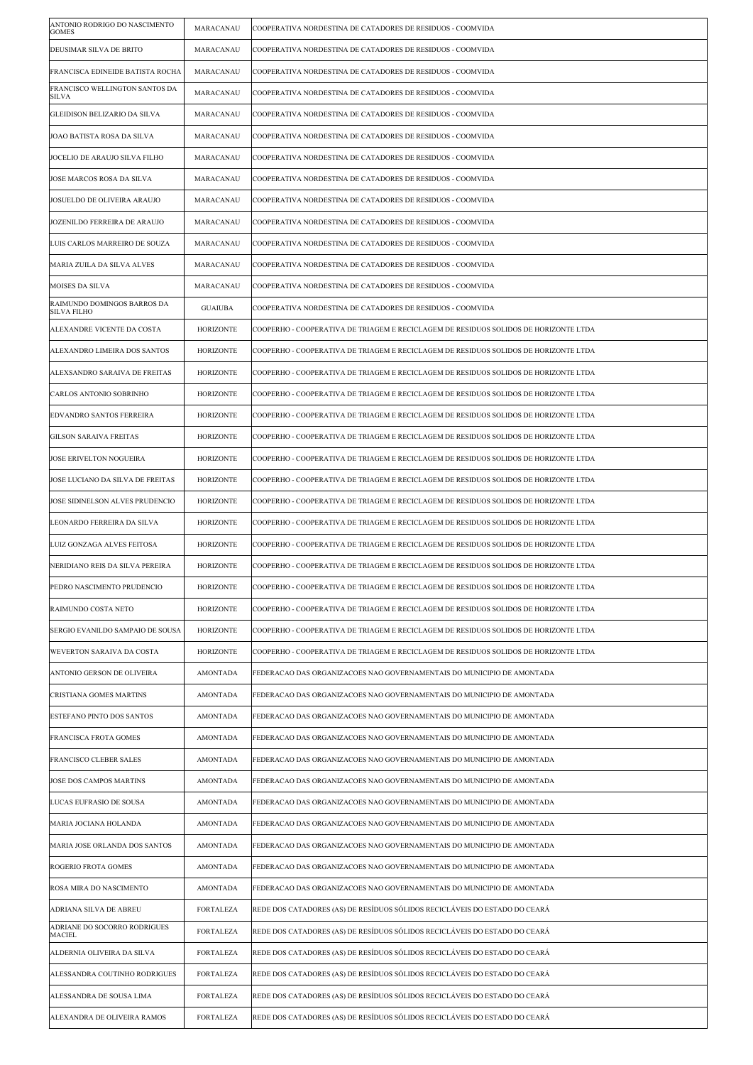| | | |
|---|---|---|
| ANTONIO RODRIGO DO NASCIMENTO GOMES | MARACANAU | COOPERATIVA NORDESTINA DE CATADORES DE RESIDUOS - COOMVIDA |
| DEUSIMAR SILVA DE BRITO | MARACANAU | COOPERATIVA NORDESTINA DE CATADORES DE RESIDUOS - COOMVIDA |
| FRANCISCA EDINEIDE BATISTA ROCHA | MARACANAU | COOPERATIVA NORDESTINA DE CATADORES DE RESIDUOS - COOMVIDA |
| FRANCISCO WELLINGTON SANTOS DA SILVA | MARACANAU | COOPERATIVA NORDESTINA DE CATADORES DE RESIDUOS - COOMVIDA |
| GLEIDISON BELIZARIO DA SILVA | MARACANAU | COOPERATIVA NORDESTINA DE CATADORES DE RESIDUOS - COOMVIDA |
| JOAO BATISTA ROSA DA SILVA | MARACANAU | COOPERATIVA NORDESTINA DE CATADORES DE RESIDUOS - COOMVIDA |
| JOCELIO DE ARAUJO SILVA FILHO | MARACANAU | COOPERATIVA NORDESTINA DE CATADORES DE RESIDUOS - COOMVIDA |
| JOSE MARCOS ROSA DA SILVA | MARACANAU | COOPERATIVA NORDESTINA DE CATADORES DE RESIDUOS - COOMVIDA |
| JOSUELDO DE OLIVEIRA ARAUJO | MARACANAU | COOPERATIVA NORDESTINA DE CATADORES DE RESIDUOS - COOMVIDA |
| JOZENILDO FERREIRA DE ARAUJO | MARACANAU | COOPERATIVA NORDESTINA DE CATADORES DE RESIDUOS - COOMVIDA |
| LUIS CARLOS MARREIRO DE SOUZA | MARACANAU | COOPERATIVA NORDESTINA DE CATADORES DE RESIDUOS - COOMVIDA |
| MARIA ZUILA DA SILVA ALVES | MARACANAU | COOPERATIVA NORDESTINA DE CATADORES DE RESIDUOS - COOMVIDA |
| MOISES DA SILVA | MARACANAU | COOPERATIVA NORDESTINA DE CATADORES DE RESIDUOS - COOMVIDA |
| RAIMUNDO DOMINGOS BARROS DA SILVA FILHO | GUAIUBA | COOPERATIVA NORDESTINA DE CATADORES DE RESIDUOS - COOMVIDA |
| ALEXANDRE VICENTE DA COSTA | HORIZONTE | COOPERHO - COOPERATIVA DE TRIAGEM E RECICLAGEM DE RESIDUOS SOLIDOS DE HORIZONTE LTDA |
| ALEXANDRO LIMEIRA DOS SANTOS | HORIZONTE | COOPERHO - COOPERATIVA DE TRIAGEM E RECICLAGEM DE RESIDUOS SOLIDOS DE HORIZONTE LTDA |
| ALEXSANDRO SARAIVA DE FREITAS | HORIZONTE | COOPERHO - COOPERATIVA DE TRIAGEM E RECICLAGEM DE RESIDUOS SOLIDOS DE HORIZONTE LTDA |
| CARLOS ANTONIO SOBRINHO | HORIZONTE | COOPERHO - COOPERATIVA DE TRIAGEM E RECICLAGEM DE RESIDUOS SOLIDOS DE HORIZONTE LTDA |
| EDVANDRO SANTOS FERREIRA | HORIZONTE | COOPERHO - COOPERATIVA DE TRIAGEM E RECICLAGEM DE RESIDUOS SOLIDOS DE HORIZONTE LTDA |
| GILSON SARAIVA FREITAS | HORIZONTE | COOPERHO - COOPERATIVA DE TRIAGEM E RECICLAGEM DE RESIDUOS SOLIDOS DE HORIZONTE LTDA |
| JOSE ERIVELTON NOGUEIRA | HORIZONTE | COOPERHO - COOPERATIVA DE TRIAGEM E RECICLAGEM DE RESIDUOS SOLIDOS DE HORIZONTE LTDA |
| JOSE LUCIANO DA SILVA DE FREITAS | HORIZONTE | COOPERHO - COOPERATIVA DE TRIAGEM E RECICLAGEM DE RESIDUOS SOLIDOS DE HORIZONTE LTDA |
| JOSE SIDINELSON ALVES PRUDENCIO | HORIZONTE | COOPERHO - COOPERATIVA DE TRIAGEM E RECICLAGEM DE RESIDUOS SOLIDOS DE HORIZONTE LTDA |
| LEONARDO FERREIRA DA SILVA | HORIZONTE | COOPERHO - COOPERATIVA DE TRIAGEM E RECICLAGEM DE RESIDUOS SOLIDOS DE HORIZONTE LTDA |
| LUIZ GONZAGA ALVES FEITOSA | HORIZONTE | COOPERHO - COOPERATIVA DE TRIAGEM E RECICLAGEM DE RESIDUOS SOLIDOS DE HORIZONTE LTDA |
| NERIDIANO REIS DA SILVA PEREIRA | HORIZONTE | COOPERHO - COOPERATIVA DE TRIAGEM E RECICLAGEM DE RESIDUOS SOLIDOS DE HORIZONTE LTDA |
| PEDRO NASCIMENTO PRUDENCIO | HORIZONTE | COOPERHO - COOPERATIVA DE TRIAGEM E RECICLAGEM DE RESIDUOS SOLIDOS DE HORIZONTE LTDA |
| RAIMUNDO COSTA NETO | HORIZONTE | COOPERHO - COOPERATIVA DE TRIAGEM E RECICLAGEM DE RESIDUOS SOLIDOS DE HORIZONTE LTDA |
| SERGIO EVANILDO SAMPAIO DE SOUSA | HORIZONTE | COOPERHO - COOPERATIVA DE TRIAGEM E RECICLAGEM DE RESIDUOS SOLIDOS DE HORIZONTE LTDA |
| WEVERTON SARAIVA DA COSTA | HORIZONTE | COOPERHO - COOPERATIVA DE TRIAGEM E RECICLAGEM DE RESIDUOS SOLIDOS DE HORIZONTE LTDA |
| ANTONIO GERSON DE OLIVEIRA | AMONTADA | FEDERACAO DAS ORGANIZACOES NAO GOVERNAMENTAIS DO MUNICIPIO DE AMONTADA |
| CRISTIANA GOMES MARTINS | AMONTADA | FEDERACAO DAS ORGANIZACOES NAO GOVERNAMENTAIS DO MUNICIPIO DE AMONTADA |
| ESTEFANO PINTO DOS SANTOS | AMONTADA | FEDERACAO DAS ORGANIZACOES NAO GOVERNAMENTAIS DO MUNICIPIO DE AMONTADA |
| FRANCISCA FROTA GOMES | AMONTADA | FEDERACAO DAS ORGANIZACOES NAO GOVERNAMENTAIS DO MUNICIPIO DE AMONTADA |
| FRANCISCO CLEBER SALES | AMONTADA | FEDERACAO DAS ORGANIZACOES NAO GOVERNAMENTAIS DO MUNICIPIO DE AMONTADA |
| JOSE DOS CAMPOS MARTINS | AMONTADA | FEDERACAO DAS ORGANIZACOES NAO GOVERNAMENTAIS DO MUNICIPIO DE AMONTADA |
| LUCAS EUFRASIO DE SOUSA | AMONTADA | FEDERACAO DAS ORGANIZACOES NAO GOVERNAMENTAIS DO MUNICIPIO DE AMONTADA |
| MARIA JOCIANA HOLANDA | AMONTADA | FEDERACAO DAS ORGANIZACOES NAO GOVERNAMENTAIS DO MUNICIPIO DE AMONTADA |
| MARIA JOSE ORLANDA DOS SANTOS | AMONTADA | FEDERACAO DAS ORGANIZACOES NAO GOVERNAMENTAIS DO MUNICIPIO DE AMONTADA |
| ROGERIO FROTA GOMES | AMONTADA | FEDERACAO DAS ORGANIZACOES NAO GOVERNAMENTAIS DO MUNICIPIO DE AMONTADA |
| ROSA MIRA DO NASCIMENTO | AMONTADA | FEDERACAO DAS ORGANIZACOES NAO GOVERNAMENTAIS DO MUNICIPIO DE AMONTADA |
| ADRIANA SILVA DE ABREU | FORTALEZA | REDE DOS CATADORES (AS) DE RESÍDUOS SÓLIDOS RECICLÁVEIS DO ESTADO DO CEARÁ |
| ADRIANE DO SOCORRO RODRIGUES MACIEL | FORTALEZA | REDE DOS CATADORES (AS) DE RESÍDUOS SÓLIDOS RECICLÁVEIS DO ESTADO DO CEARÁ |
| ALDERNIA OLIVEIRA DA SILVA | FORTALEZA | REDE DOS CATADORES (AS) DE RESÍDUOS SÓLIDOS RECICLÁVEIS DO ESTADO DO CEARÁ |
| ALESSANDRA COUTINHO RODRIGUES | FORTALEZA | REDE DOS CATADORES (AS) DE RESÍDUOS SÓLIDOS RECICLÁVEIS DO ESTADO DO CEARÁ |
| ALESSANDRA DE SOUSA LIMA | FORTALEZA | REDE DOS CATADORES (AS) DE RESÍDUOS SÓLIDOS RECICLÁVEIS DO ESTADO DO CEARÁ |
| ALEXANDRA DE OLIVEIRA RAMOS | FORTALEZA | REDE DOS CATADORES (AS) DE RESÍDUOS SÓLIDOS RECICLÁVEIS DO ESTADO DO CEARÁ |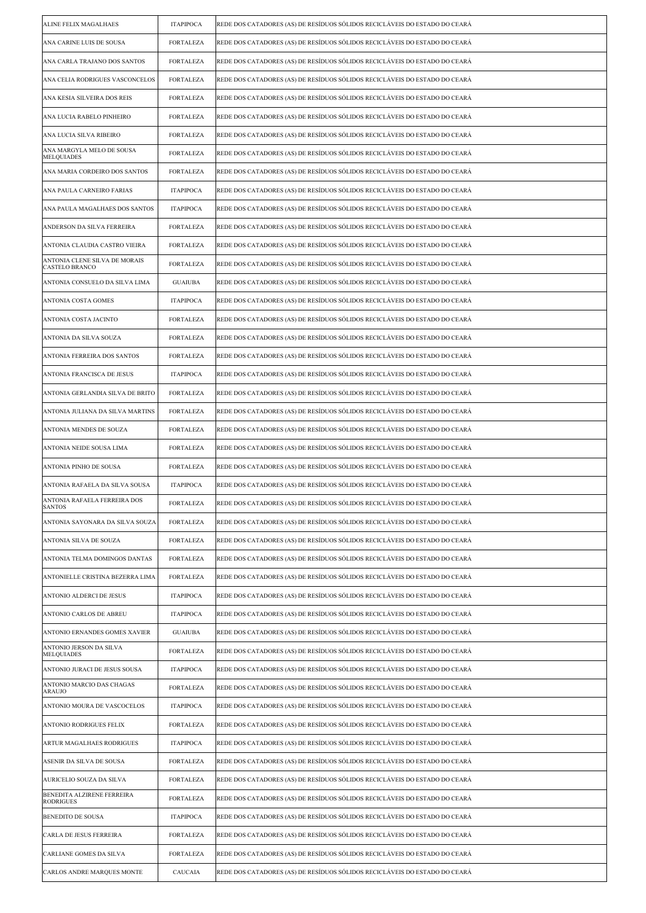| | | |
|---|---|---|
| ALINE FELIX MAGALHAES | ITAPIPOCA | REDE DOS CATADORES (AS) DE RESÍDUOS SÓLIDOS RECICLÁVEIS DO ESTADO DO CEARÁ |
| ANA CARINE LUIS DE SOUSA | FORTALEZA | REDE DOS CATADORES (AS) DE RESÍDUOS SÓLIDOS RECICLÁVEIS DO ESTADO DO CEARÁ |
| ANA CARLA TRAJANO DOS SANTOS | FORTALEZA | REDE DOS CATADORES (AS) DE RESÍDUOS SÓLIDOS RECICLÁVEIS DO ESTADO DO CEARÁ |
| ANA CELIA RODRIGUES VASCONCELOS | FORTALEZA | REDE DOS CATADORES (AS) DE RESÍDUOS SÓLIDOS RECICLÁVEIS DO ESTADO DO CEARÁ |
| ANA KESIA SILVEIRA DOS REIS | FORTALEZA | REDE DOS CATADORES (AS) DE RESÍDUOS SÓLIDOS RECICLÁVEIS DO ESTADO DO CEARÁ |
| ANA LUCIA RABELO PINHEIRO | FORTALEZA | REDE DOS CATADORES (AS) DE RESÍDUOS SÓLIDOS RECICLÁVEIS DO ESTADO DO CEARÁ |
| ANA LUCIA SILVA RIBEIRO | FORTALEZA | REDE DOS CATADORES (AS) DE RESÍDUOS SÓLIDOS RECICLÁVEIS DO ESTADO DO CEARÁ |
| ANA MARGYLA MELO DE SOUSA MELQUIADES | FORTALEZA | REDE DOS CATADORES (AS) DE RESÍDUOS SÓLIDOS RECICLÁVEIS DO ESTADO DO CEARÁ |
| ANA MARIA CORDEIRO DOS SANTOS | FORTALEZA | REDE DOS CATADORES (AS) DE RESÍDUOS SÓLIDOS RECICLÁVEIS DO ESTADO DO CEARÁ |
| ANA PAULA CARNEIRO FARIAS | ITAPIPOCA | REDE DOS CATADORES (AS) DE RESÍDUOS SÓLIDOS RECICLÁVEIS DO ESTADO DO CEARÁ |
| ANA PAULA MAGALHAES DOS SANTOS | ITAPIPOCA | REDE DOS CATADORES (AS) DE RESÍDUOS SÓLIDOS RECICLÁVEIS DO ESTADO DO CEARÁ |
| ANDERSON DA SILVA FERREIRA | FORTALEZA | REDE DOS CATADORES (AS) DE RESÍDUOS SÓLIDOS RECICLÁVEIS DO ESTADO DO CEARÁ |
| ANTONIA CLAUDIA CASTRO VIEIRA | FORTALEZA | REDE DOS CATADORES (AS) DE RESÍDUOS SÓLIDOS RECICLÁVEIS DO ESTADO DO CEARÁ |
| ANTONIA CLENE SILVA DE MORAIS CASTELO BRANCO | FORTALEZA | REDE DOS CATADORES (AS) DE RESÍDUOS SÓLIDOS RECICLÁVEIS DO ESTADO DO CEARÁ |
| ANTONIA CONSUELO DA SILVA LIMA | GUAIUBA | REDE DOS CATADORES (AS) DE RESÍDUOS SÓLIDOS RECICLÁVEIS DO ESTADO DO CEARÁ |
| ANTONIA COSTA GOMES | ITAPIPOCA | REDE DOS CATADORES (AS) DE RESÍDUOS SÓLIDOS RECICLÁVEIS DO ESTADO DO CEARÁ |
| ANTONIA COSTA JACINTO | FORTALEZA | REDE DOS CATADORES (AS) DE RESÍDUOS SÓLIDOS RECICLÁVEIS DO ESTADO DO CEARÁ |
| ANTONIA DA SILVA SOUZA | FORTALEZA | REDE DOS CATADORES (AS) DE RESÍDUOS SÓLIDOS RECICLÁVEIS DO ESTADO DO CEARÁ |
| ANTONIA FERREIRA DOS SANTOS | FORTALEZA | REDE DOS CATADORES (AS) DE RESÍDUOS SÓLIDOS RECICLÁVEIS DO ESTADO DO CEARÁ |
| ANTONIA FRANCISCA DE JESUS | ITAPIPOCA | REDE DOS CATADORES (AS) DE RESÍDUOS SÓLIDOS RECICLÁVEIS DO ESTADO DO CEARÁ |
| ANTONIA GERLANDIA SILVA DE BRITO | FORTALEZA | REDE DOS CATADORES (AS) DE RESÍDUOS SÓLIDOS RECICLÁVEIS DO ESTADO DO CEARÁ |
| ANTONIA JULIANA DA SILVA MARTINS | FORTALEZA | REDE DOS CATADORES (AS) DE RESÍDUOS SÓLIDOS RECICLÁVEIS DO ESTADO DO CEARÁ |
| ANTONIA MENDES DE SOUZA | FORTALEZA | REDE DOS CATADORES (AS) DE RESÍDUOS SÓLIDOS RECICLÁVEIS DO ESTADO DO CEARÁ |
| ANTONIA NEIDE SOUSA LIMA | FORTALEZA | REDE DOS CATADORES (AS) DE RESÍDUOS SÓLIDOS RECICLÁVEIS DO ESTADO DO CEARÁ |
| ANTONIA PINHO DE SOUSA | FORTALEZA | REDE DOS CATADORES (AS) DE RESÍDUOS SÓLIDOS RECICLÁVEIS DO ESTADO DO CEARÁ |
| ANTONIA RAFAELA DA SILVA SOUSA | ITAPIPOCA | REDE DOS CATADORES (AS) DE RESÍDUOS SÓLIDOS RECICLÁVEIS DO ESTADO DO CEARÁ |
| ANTONIA RAFAELA FERREIRA DOS SANTOS | FORTALEZA | REDE DOS CATADORES (AS) DE RESÍDUOS SÓLIDOS RECICLÁVEIS DO ESTADO DO CEARÁ |
| ANTONIA SAYONARA DA SILVA SOUZA | FORTALEZA | REDE DOS CATADORES (AS) DE RESÍDUOS SÓLIDOS RECICLÁVEIS DO ESTADO DO CEARÁ |
| ANTONIA SILVA DE SOUZA | FORTALEZA | REDE DOS CATADORES (AS) DE RESÍDUOS SÓLIDOS RECICLÁVEIS DO ESTADO DO CEARÁ |
| ANTONIA TELMA DOMINGOS DANTAS | FORTALEZA | REDE DOS CATADORES (AS) DE RESÍDUOS SÓLIDOS RECICLÁVEIS DO ESTADO DO CEARÁ |
| ANTONIELLE CRISTINA BEZERRA LIMA | FORTALEZA | REDE DOS CATADORES (AS) DE RESÍDUOS SÓLIDOS RECICLÁVEIS DO ESTADO DO CEARÁ |
| ANTONIO ALDERCI DE JESUS | ITAPIPOCA | REDE DOS CATADORES (AS) DE RESÍDUOS SÓLIDOS RECICLÁVEIS DO ESTADO DO CEARÁ |
| ANTONIO CARLOS DE ABREU | ITAPIPOCA | REDE DOS CATADORES (AS) DE RESÍDUOS SÓLIDOS RECICLÁVEIS DO ESTADO DO CEARÁ |
| ANTONIO ERNANDES GOMES XAVIER | GUAIUBA | REDE DOS CATADORES (AS) DE RESÍDUOS SÓLIDOS RECICLÁVEIS DO ESTADO DO CEARÁ |
| ANTONIO JERSON DA SILVA MELQUIADES | FORTALEZA | REDE DOS CATADORES (AS) DE RESÍDUOS SÓLIDOS RECICLÁVEIS DO ESTADO DO CEARÁ |
| ANTONIO JURACI DE JESUS SOUSA | ITAPIPOCA | REDE DOS CATADORES (AS) DE RESÍDUOS SÓLIDOS RECICLÁVEIS DO ESTADO DO CEARÁ |
| ANTONIO MARCIO DAS CHAGAS ARAUJO | FORTALEZA | REDE DOS CATADORES (AS) DE RESÍDUOS SÓLIDOS RECICLÁVEIS DO ESTADO DO CEARÁ |
| ANTONIO MOURA DE VASCOCELOS | ITAPIPOCA | REDE DOS CATADORES (AS) DE RESÍDUOS SÓLIDOS RECICLÁVEIS DO ESTADO DO CEARÁ |
| ANTONIO RODRIGUES FELIX | FORTALEZA | REDE DOS CATADORES (AS) DE RESÍDUOS SÓLIDOS RECICLÁVEIS DO ESTADO DO CEARÁ |
| ARTUR MAGALHAES RODRIGUES | ITAPIPOCA | REDE DOS CATADORES (AS) DE RESÍDUOS SÓLIDOS RECICLÁVEIS DO ESTADO DO CEARÁ |
| ASENIR DA SILVA DE SOUSA | FORTALEZA | REDE DOS CATADORES (AS) DE RESÍDUOS SÓLIDOS RECICLÁVEIS DO ESTADO DO CEARÁ |
| AURICELIO SOUZA DA SILVA | FORTALEZA | REDE DOS CATADORES (AS) DE RESÍDUOS SÓLIDOS RECICLÁVEIS DO ESTADO DO CEARÁ |
| BENEDITA ALZIRENE FERREIRA RODRIGUES | FORTALEZA | REDE DOS CATADORES (AS) DE RESÍDUOS SÓLIDOS RECICLÁVEIS DO ESTADO DO CEARÁ |
| BENEDITO DE SOUSA | ITAPIPOCA | REDE DOS CATADORES (AS) DE RESÍDUOS SÓLIDOS RECICLÁVEIS DO ESTADO DO CEARÁ |
| CARLA DE JESUS FERREIRA | FORTALEZA | REDE DOS CATADORES (AS) DE RESÍDUOS SÓLIDOS RECICLÁVEIS DO ESTADO DO CEARÁ |
| CARLIANE GOMES DA SILVA | FORTALEZA | REDE DOS CATADORES (AS) DE RESÍDUOS SÓLIDOS RECICLÁVEIS DO ESTADO DO CEARÁ |
| CARLOS ANDRE MARQUES MONTE | CAUCAIA | REDE DOS CATADORES (AS) DE RESÍDUOS SÓLIDOS RECICLÁVEIS DO ESTADO DO CEARÁ |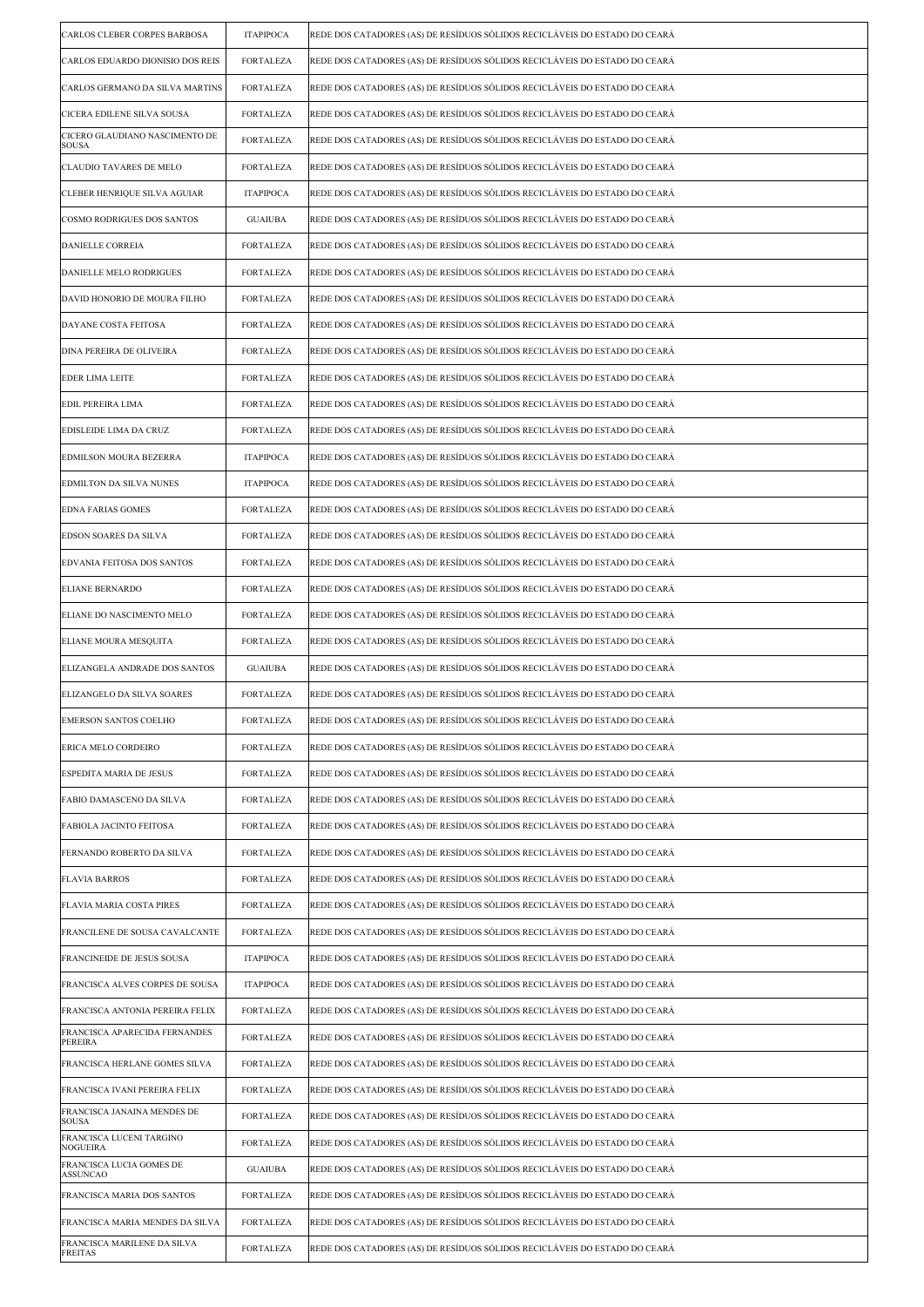| | | |
|---|---|---|
| CARLOS CLEBER CORPES BARBOSA | ITAPIPOCA | REDE DOS CATADORES (AS) DE RESÍDUOS SÓLIDOS RECICLÁVEIS DO ESTADO DO CEARÁ |
| CARLOS EDUARDO DIONISIO DOS REIS | FORTALEZA | REDE DOS CATADORES (AS) DE RESÍDUOS SÓLIDOS RECICLÁVEIS DO ESTADO DO CEARÁ |
| CARLOS GERMANO DA SILVA MARTINS | FORTALEZA | REDE DOS CATADORES (AS) DE RESÍDUOS SÓLIDOS RECICLÁVEIS DO ESTADO DO CEARÁ |
| CICERA EDILENE SILVA SOUSA | FORTALEZA | REDE DOS CATADORES (AS) DE RESÍDUOS SÓLIDOS RECICLÁVEIS DO ESTADO DO CEARÁ |
| CICERO GLAUDIANO NASCIMENTO DE SOUSA | FORTALEZA | REDE DOS CATADORES (AS) DE RESÍDUOS SÓLIDOS RECICLÁVEIS DO ESTADO DO CEARÁ |
| CLAUDIO TAVARES DE MELO | FORTALEZA | REDE DOS CATADORES (AS) DE RESÍDUOS SÓLIDOS RECICLÁVEIS DO ESTADO DO CEARÁ |
| CLEBER HENRIQUE SILVA AGUIAR | ITAPIPOCA | REDE DOS CATADORES (AS) DE RESÍDUOS SÓLIDOS RECICLÁVEIS DO ESTADO DO CEARÁ |
| COSMO RODRIGUES DOS SANTOS | GUAIUBA | REDE DOS CATADORES (AS) DE RESÍDUOS SÓLIDOS RECICLÁVEIS DO ESTADO DO CEARÁ |
| DANIELLE CORREIA | FORTALEZA | REDE DOS CATADORES (AS) DE RESÍDUOS SÓLIDOS RECICLÁVEIS DO ESTADO DO CEARÁ |
| DANIELLE MELO RODRIGUES | FORTALEZA | REDE DOS CATADORES (AS) DE RESÍDUOS SÓLIDOS RECICLÁVEIS DO ESTADO DO CEARÁ |
| DAVID HONORIO DE MOURA FILHO | FORTALEZA | REDE DOS CATADORES (AS) DE RESÍDUOS SÓLIDOS RECICLÁVEIS DO ESTADO DO CEARÁ |
| DAYANE COSTA FEITOSA | FORTALEZA | REDE DOS CATADORES (AS) DE RESÍDUOS SÓLIDOS RECICLÁVEIS DO ESTADO DO CEARÁ |
| DINA PEREIRA DE OLIVEIRA | FORTALEZA | REDE DOS CATADORES (AS) DE RESÍDUOS SÓLIDOS RECICLÁVEIS DO ESTADO DO CEARÁ |
| EDER LIMA LEITE | FORTALEZA | REDE DOS CATADORES (AS) DE RESÍDUOS SÓLIDOS RECICLÁVEIS DO ESTADO DO CEARÁ |
| EDIL PEREIRA LIMA | FORTALEZA | REDE DOS CATADORES (AS) DE RESÍDUOS SÓLIDOS RECICLÁVEIS DO ESTADO DO CEARÁ |
| EDISLEIDE LIMA DA CRUZ | FORTALEZA | REDE DOS CATADORES (AS) DE RESÍDUOS SÓLIDOS RECICLÁVEIS DO ESTADO DO CEARÁ |
| EDMILSON MOURA BEZERRA | ITAPIPOCA | REDE DOS CATADORES (AS) DE RESÍDUOS SÓLIDOS RECICLÁVEIS DO ESTADO DO CEARÁ |
| EDMILTON DA SILVA NUNES | ITAPIPOCA | REDE DOS CATADORES (AS) DE RESÍDUOS SÓLIDOS RECICLÁVEIS DO ESTADO DO CEARÁ |
| EDNA FARIAS GOMES | FORTALEZA | REDE DOS CATADORES (AS) DE RESÍDUOS SÓLIDOS RECICLÁVEIS DO ESTADO DO CEARÁ |
| EDSON SOARES DA SILVA | FORTALEZA | REDE DOS CATADORES (AS) DE RESÍDUOS SÓLIDOS RECICLÁVEIS DO ESTADO DO CEARÁ |
| EDVANIA FEITOSA DOS SANTOS | FORTALEZA | REDE DOS CATADORES (AS) DE RESÍDUOS SÓLIDOS RECICLÁVEIS DO ESTADO DO CEARÁ |
| ELIANE BERNARDO | FORTALEZA | REDE DOS CATADORES (AS) DE RESÍDUOS SÓLIDOS RECICLÁVEIS DO ESTADO DO CEARÁ |
| ELIANE DO NASCIMENTO MELO | FORTALEZA | REDE DOS CATADORES (AS) DE RESÍDUOS SÓLIDOS RECICLÁVEIS DO ESTADO DO CEARÁ |
| ELIANE MOURA MESQUITA | FORTALEZA | REDE DOS CATADORES (AS) DE RESÍDUOS SÓLIDOS RECICLÁVEIS DO ESTADO DO CEARÁ |
| ELIZANGELA ANDRADE DOS SANTOS | GUAIUBA | REDE DOS CATADORES (AS) DE RESÍDUOS SÓLIDOS RECICLÁVEIS DO ESTADO DO CEARÁ |
| ELIZANGELO DA SILVA SOARES | FORTALEZA | REDE DOS CATADORES (AS) DE RESÍDUOS SÓLIDOS RECICLÁVEIS DO ESTADO DO CEARÁ |
| EMERSON SANTOS COELHO | FORTALEZA | REDE DOS CATADORES (AS) DE RESÍDUOS SÓLIDOS RECICLÁVEIS DO ESTADO DO CEARÁ |
| ERICA MELO CORDEIRO | FORTALEZA | REDE DOS CATADORES (AS) DE RESÍDUOS SÓLIDOS RECICLÁVEIS DO ESTADO DO CEARÁ |
| ESPEDITA MARIA DE JESUS | FORTALEZA | REDE DOS CATADORES (AS) DE RESÍDUOS SÓLIDOS RECICLÁVEIS DO ESTADO DO CEARÁ |
| FABIO DAMASCENO DA SILVA | FORTALEZA | REDE DOS CATADORES (AS) DE RESÍDUOS SÓLIDOS RECICLÁVEIS DO ESTADO DO CEARÁ |
| FABIOLA JACINTO FEITOSA | FORTALEZA | REDE DOS CATADORES (AS) DE RESÍDUOS SÓLIDOS RECICLÁVEIS DO ESTADO DO CEARÁ |
| FERNANDO ROBERTO DA SILVA | FORTALEZA | REDE DOS CATADORES (AS) DE RESÍDUOS SÓLIDOS RECICLÁVEIS DO ESTADO DO CEARÁ |
| FLAVIA BARROS | FORTALEZA | REDE DOS CATADORES (AS) DE RESÍDUOS SÓLIDOS RECICLÁVEIS DO ESTADO DO CEARÁ |
| FLAVIA MARIA COSTA PIRES | FORTALEZA | REDE DOS CATADORES (AS) DE RESÍDUOS SÓLIDOS RECICLÁVEIS DO ESTADO DO CEARÁ |
| FRANCILENE DE SOUSA CAVALCANTE | FORTALEZA | REDE DOS CATADORES (AS) DE RESÍDUOS SÓLIDOS RECICLÁVEIS DO ESTADO DO CEARÁ |
| FRANCINEIDE DE JESUS SOUSA | ITAPIPOCA | REDE DOS CATADORES (AS) DE RESÍDUOS SÓLIDOS RECICLÁVEIS DO ESTADO DO CEARÁ |
| FRANCISCA ALVES CORPES DE SOUSA | ITAPIPOCA | REDE DOS CATADORES (AS) DE RESÍDUOS SÓLIDOS RECICLÁVEIS DO ESTADO DO CEARÁ |
| FRANCISCA ANTONIA PEREIRA FELIX | FORTALEZA | REDE DOS CATADORES (AS) DE RESÍDUOS SÓLIDOS RECICLÁVEIS DO ESTADO DO CEARÁ |
| FRANCISCA APARECIDA FERNANDES PEREIRA | FORTALEZA | REDE DOS CATADORES (AS) DE RESÍDUOS SÓLIDOS RECICLÁVEIS DO ESTADO DO CEARÁ |
| FRANCISCA HERLANE GOMES SILVA | FORTALEZA | REDE DOS CATADORES (AS) DE RESÍDUOS SÓLIDOS RECICLÁVEIS DO ESTADO DO CEARÁ |
| FRANCISCA IVANI PEREIRA FELIX | FORTALEZA | REDE DOS CATADORES (AS) DE RESÍDUOS SÓLIDOS RECICLÁVEIS DO ESTADO DO CEARÁ |
| FRANCISCA JANAINA MENDES DE SOUSA | FORTALEZA | REDE DOS CATADORES (AS) DE RESÍDUOS SÓLIDOS RECICLÁVEIS DO ESTADO DO CEARÁ |
| FRANCISCA LUCENI TARGINO NOGUEIRA | FORTALEZA | REDE DOS CATADORES (AS) DE RESÍDUOS SÓLIDOS RECICLÁVEIS DO ESTADO DO CEARÁ |
| FRANCISCA LUCIA GOMES DE ASSUNCAO | GUAIUBA | REDE DOS CATADORES (AS) DE RESÍDUOS SÓLIDOS RECICLÁVEIS DO ESTADO DO CEARÁ |
| FRANCISCA MARIA DOS SANTOS | FORTALEZA | REDE DOS CATADORES (AS) DE RESÍDUOS SÓLIDOS RECICLÁVEIS DO ESTADO DO CEARÁ |
| FRANCISCA MARIA MENDES DA SILVA | FORTALEZA | REDE DOS CATADORES (AS) DE RESÍDUOS SÓLIDOS RECICLÁVEIS DO ESTADO DO CEARÁ |
| FRANCISCA MARILENE DA SILVA FREITAS | FORTALEZA | REDE DOS CATADORES (AS) DE RESÍDUOS SÓLIDOS RECICLÁVEIS DO ESTADO DO CEARÁ |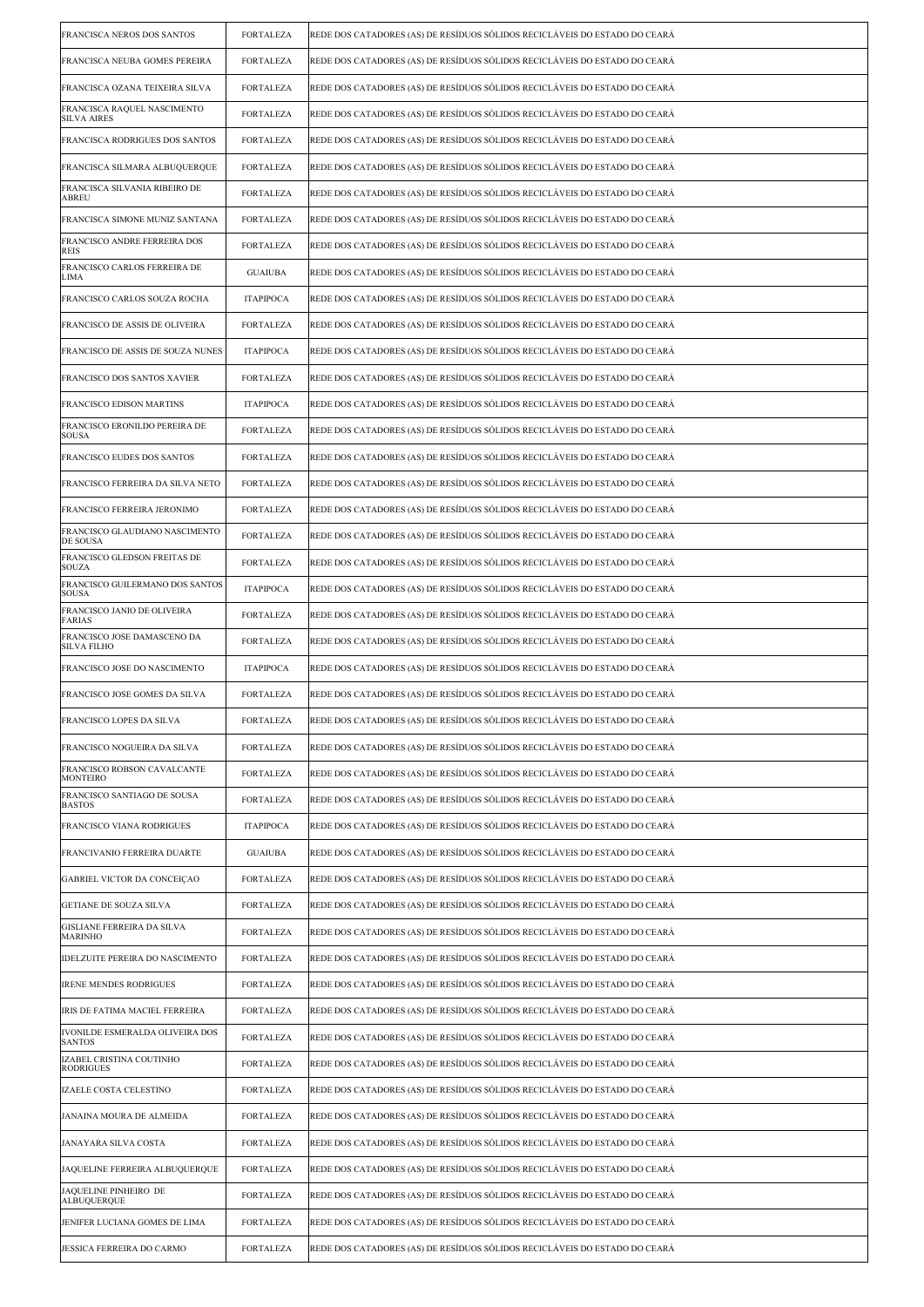| | | |
|---|---|---|
| FRANCISCA NEROS DOS SANTOS | FORTALEZA | REDE DOS CATADORES (AS) DE RESÍDUOS SÓLIDOS RECICLÁVEIS DO ESTADO DO CEARÁ |
| FRANCISCA NEUBA GOMES PEREIRA | FORTALEZA | REDE DOS CATADORES (AS) DE RESÍDUOS SÓLIDOS RECICLÁVEIS DO ESTADO DO CEARÁ |
| FRANCISCA OZANA TEIXEIRA SILVA | FORTALEZA | REDE DOS CATADORES (AS) DE RESÍDUOS SÓLIDOS RECICLÁVEIS DO ESTADO DO CEARÁ |
| FRANCISCA RAQUEL NASCIMENTO SILVA AIRES | FORTALEZA | REDE DOS CATADORES (AS) DE RESÍDUOS SÓLIDOS RECICLÁVEIS DO ESTADO DO CEARÁ |
| FRANCISCA RODRIGUES DOS SANTOS | FORTALEZA | REDE DOS CATADORES (AS) DE RESÍDUOS SÓLIDOS RECICLÁVEIS DO ESTADO DO CEARÁ |
| FRANCISCA SILMARA ALBUQUERQUE | FORTALEZA | REDE DOS CATADORES (AS) DE RESÍDUOS SÓLIDOS RECICLÁVEIS DO ESTADO DO CEARÁ |
| FRANCISCA SILVANIA RIBEIRO DE ABREU | FORTALEZA | REDE DOS CATADORES (AS) DE RESÍDUOS SÓLIDOS RECICLÁVEIS DO ESTADO DO CEARÁ |
| FRANCISCA SIMONE MUNIZ SANTANA | FORTALEZA | REDE DOS CATADORES (AS) DE RESÍDUOS SÓLIDOS RECICLÁVEIS DO ESTADO DO CEARÁ |
| FRANCISCO ANDRE FERREIRA DOS REIS | FORTALEZA | REDE DOS CATADORES (AS) DE RESÍDUOS SÓLIDOS RECICLÁVEIS DO ESTADO DO CEARÁ |
| FRANCISCO CARLOS FERREIRA DE LIMA | GUAIUBA | REDE DOS CATADORES (AS) DE RESÍDUOS SÓLIDOS RECICLÁVEIS DO ESTADO DO CEARÁ |
| FRANCISCO CARLOS SOUZA ROCHA | ITAPIPOCA | REDE DOS CATADORES (AS) DE RESÍDUOS SÓLIDOS RECICLÁVEIS DO ESTADO DO CEARÁ |
| FRANCISCO DE ASSIS DE OLIVEIRA | FORTALEZA | REDE DOS CATADORES (AS) DE RESÍDUOS SÓLIDOS RECICLÁVEIS DO ESTADO DO CEARÁ |
| FRANCISCO DE ASSIS DE SOUZA NUNES | ITAPIPOCA | REDE DOS CATADORES (AS) DE RESÍDUOS SÓLIDOS RECICLÁVEIS DO ESTADO DO CEARÁ |
| FRANCISCO DOS SANTOS XAVIER | FORTALEZA | REDE DOS CATADORES (AS) DE RESÍDUOS SÓLIDOS RECICLÁVEIS DO ESTADO DO CEARÁ |
| FRANCISCO EDISON MARTINS | ITAPIPOCA | REDE DOS CATADORES (AS) DE RESÍDUOS SÓLIDOS RECICLÁVEIS DO ESTADO DO CEARÁ |
| FRANCISCO ERONILDO PEREIRA DE SOUSA | FORTALEZA | REDE DOS CATADORES (AS) DE RESÍDUOS SÓLIDOS RECICLÁVEIS DO ESTADO DO CEARÁ |
| FRANCISCO EUDES DOS SANTOS | FORTALEZA | REDE DOS CATADORES (AS) DE RESÍDUOS SÓLIDOS RECICLÁVEIS DO ESTADO DO CEARÁ |
| FRANCISCO FERREIRA DA SILVA NETO | FORTALEZA | REDE DOS CATADORES (AS) DE RESÍDUOS SÓLIDOS RECICLÁVEIS DO ESTADO DO CEARÁ |
| FRANCISCO FERREIRA JERONIMO | FORTALEZA | REDE DOS CATADORES (AS) DE RESÍDUOS SÓLIDOS RECICLÁVEIS DO ESTADO DO CEARÁ |
| FRANCISCO GLAUDIANO NASCIMENTO DE SOUSA | FORTALEZA | REDE DOS CATADORES (AS) DE RESÍDUOS SÓLIDOS RECICLÁVEIS DO ESTADO DO CEARÁ |
| FRANCISCO GLEDSON FREITAS DE SOUZA | FORTALEZA | REDE DOS CATADORES (AS) DE RESÍDUOS SÓLIDOS RECICLÁVEIS DO ESTADO DO CEARÁ |
| FRANCISCO GUILERMANO DOS SANTOS SOUSA | ITAPIPOCA | REDE DOS CATADORES (AS) DE RESÍDUOS SÓLIDOS RECICLÁVEIS DO ESTADO DO CEARÁ |
| FRANCISCO JANIO DE OLIVEIRA FARIAS | FORTALEZA | REDE DOS CATADORES (AS) DE RESÍDUOS SÓLIDOS RECICLÁVEIS DO ESTADO DO CEARÁ |
| FRANCISCO JOSE DAMASCENO DA SILVA FILHO | FORTALEZA | REDE DOS CATADORES (AS) DE RESÍDUOS SÓLIDOS RECICLÁVEIS DO ESTADO DO CEARÁ |
| FRANCISCO JOSE DO NASCIMENTO | ITAPIPOCA | REDE DOS CATADORES (AS) DE RESÍDUOS SÓLIDOS RECICLÁVEIS DO ESTADO DO CEARÁ |
| FRANCISCO JOSE GOMES DA SILVA | FORTALEZA | REDE DOS CATADORES (AS) DE RESÍDUOS SÓLIDOS RECICLÁVEIS DO ESTADO DO CEARÁ |
| FRANCISCO LOPES DA SILVA | FORTALEZA | REDE DOS CATADORES (AS) DE RESÍDUOS SÓLIDOS RECICLÁVEIS DO ESTADO DO CEARÁ |
| FRANCISCO NOGUEIRA DA SILVA | FORTALEZA | REDE DOS CATADORES (AS) DE RESÍDUOS SÓLIDOS RECICLÁVEIS DO ESTADO DO CEARÁ |
| FRANCISCO ROBSON CAVALCANTE MONTEIRO | FORTALEZA | REDE DOS CATADORES (AS) DE RESÍDUOS SÓLIDOS RECICLÁVEIS DO ESTADO DO CEARÁ |
| FRANCISCO SANTIAGO DE SOUSA BASTOS | FORTALEZA | REDE DOS CATADORES (AS) DE RESÍDUOS SÓLIDOS RECICLÁVEIS DO ESTADO DO CEARÁ |
| FRANCISCO VIANA RODRIGUES | ITAPIPOCA | REDE DOS CATADORES (AS) DE RESÍDUOS SÓLIDOS RECICLÁVEIS DO ESTADO DO CEARÁ |
| FRANCIVANIO FERREIRA DUARTE | GUAIUBA | REDE DOS CATADORES (AS) DE RESÍDUOS SÓLIDOS RECICLÁVEIS DO ESTADO DO CEARÁ |
| GABRIEL VICTOR DA CONCEIÇAO | FORTALEZA | REDE DOS CATADORES (AS) DE RESÍDUOS SÓLIDOS RECICLÁVEIS DO ESTADO DO CEARÁ |
| GETIANE DE SOUZA SILVA | FORTALEZA | REDE DOS CATADORES (AS) DE RESÍDUOS SÓLIDOS RECICLÁVEIS DO ESTADO DO CEARÁ |
| GISLIANE FERREIRA DA SILVA MARINHO | FORTALEZA | REDE DOS CATADORES (AS) DE RESÍDUOS SÓLIDOS RECICLÁVEIS DO ESTADO DO CEARÁ |
| IDELZUITE PEREIRA DO NASCIMENTO | FORTALEZA | REDE DOS CATADORES (AS) DE RESÍDUOS SÓLIDOS RECICLÁVEIS DO ESTADO DO CEARÁ |
| IRENE MENDES RODRIGUES | FORTALEZA | REDE DOS CATADORES (AS) DE RESÍDUOS SÓLIDOS RECICLÁVEIS DO ESTADO DO CEARÁ |
| IRIS DE FATIMA MACIEL FERREIRA | FORTALEZA | REDE DOS CATADORES (AS) DE RESÍDUOS SÓLIDOS RECICLÁVEIS DO ESTADO DO CEARÁ |
| IVONILDE ESMERALDA OLIVEIRA DOS SANTOS | FORTALEZA | REDE DOS CATADORES (AS) DE RESÍDUOS SÓLIDOS RECICLÁVEIS DO ESTADO DO CEARÁ |
| IZABEL CRISTINA COUTINHO RODRIGUES | FORTALEZA | REDE DOS CATADORES (AS) DE RESÍDUOS SÓLIDOS RECICLÁVEIS DO ESTADO DO CEARÁ |
| IZAELE COSTA CELESTINO | FORTALEZA | REDE DOS CATADORES (AS) DE RESÍDUOS SÓLIDOS RECICLÁVEIS DO ESTADO DO CEARÁ |
| JANAINA MOURA DE ALMEIDA | FORTALEZA | REDE DOS CATADORES (AS) DE RESÍDUOS SÓLIDOS RECICLÁVEIS DO ESTADO DO CEARÁ |
| JANAYARA SILVA COSTA | FORTALEZA | REDE DOS CATADORES (AS) DE RESÍDUOS SÓLIDOS RECICLÁVEIS DO ESTADO DO CEARÁ |
| JAQUELINE FERREIRA ALBUQUERQUE | FORTALEZA | REDE DOS CATADORES (AS) DE RESÍDUOS SÓLIDOS RECICLÁVEIS DO ESTADO DO CEARÁ |
| JAQUELINE PINHEIRO DE ALBUQUERQUE | FORTALEZA | REDE DOS CATADORES (AS) DE RESÍDUOS SÓLIDOS RECICLÁVEIS DO ESTADO DO CEARÁ |
| JENIFER LUCIANA GOMES DE LIMA | FORTALEZA | REDE DOS CATADORES (AS) DE RESÍDUOS SÓLIDOS RECICLÁVEIS DO ESTADO DO CEARÁ |
| JESSICA FERREIRA DO CARMO | FORTALEZA | REDE DOS CATADORES (AS) DE RESÍDUOS SÓLIDOS RECICLÁVEIS DO ESTADO DO CEARÁ |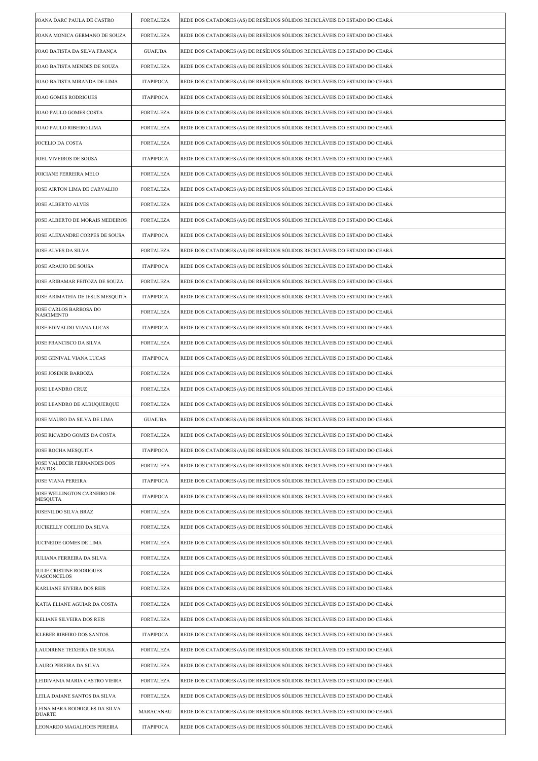| | | |
|---|---|---|
| JOANA DARC PAULA DE CASTRO | FORTALEZA | REDE DOS CATADORES (AS) DE RESÍDUOS SÓLIDOS RECICLÁVEIS DO ESTADO DO CEARÁ |
| JOANA MONICA GERMANO DE SOUZA | FORTALEZA | REDE DOS CATADORES (AS) DE RESÍDUOS SÓLIDOS RECICLÁVEIS DO ESTADO DO CEARÁ |
| JOAO BATISTA DA SILVA FRANÇA | GUAIUBA | REDE DOS CATADORES (AS) DE RESÍDUOS SÓLIDOS RECICLÁVEIS DO ESTADO DO CEARÁ |
| JOAO BATISTA MENDES DE SOUZA | FORTALEZA | REDE DOS CATADORES (AS) DE RESÍDUOS SÓLIDOS RECICLÁVEIS DO ESTADO DO CEARÁ |
| JOAO BATISTA MIRANDA DE LIMA | ITAPIPOCA | REDE DOS CATADORES (AS) DE RESÍDUOS SÓLIDOS RECICLÁVEIS DO ESTADO DO CEARÁ |
| JOAO GOMES RODRIGUES | ITAPIPOCA | REDE DOS CATADORES (AS) DE RESÍDUOS SÓLIDOS RECICLÁVEIS DO ESTADO DO CEARÁ |
| JOAO PAULO GOMES COSTA | FORTALEZA | REDE DOS CATADORES (AS) DE RESÍDUOS SÓLIDOS RECICLÁVEIS DO ESTADO DO CEARÁ |
| JOAO PAULO RIBEIRO LIMA | FORTALEZA | REDE DOS CATADORES (AS) DE RESÍDUOS SÓLIDOS RECICLÁVEIS DO ESTADO DO CEARÁ |
| JOCELIO DA COSTA | FORTALEZA | REDE DOS CATADORES (AS) DE RESÍDUOS SÓLIDOS RECICLÁVEIS DO ESTADO DO CEARÁ |
| JOEL VIVEIROS DE SOUSA | ITAPIPOCA | REDE DOS CATADORES (AS) DE RESÍDUOS SÓLIDOS RECICLÁVEIS DO ESTADO DO CEARÁ |
| JOICIANE FERREIRA MELO | FORTALEZA | REDE DOS CATADORES (AS) DE RESÍDUOS SÓLIDOS RECICLÁVEIS DO ESTADO DO CEARÁ |
| JOSE AIRTON LIMA DE CARVALHO | FORTALEZA | REDE DOS CATADORES (AS) DE RESÍDUOS SÓLIDOS RECICLÁVEIS DO ESTADO DO CEARÁ |
| JOSE ALBERTO ALVES | FORTALEZA | REDE DOS CATADORES (AS) DE RESÍDUOS SÓLIDOS RECICLÁVEIS DO ESTADO DO CEARÁ |
| JOSE ALBERTO DE MORAIS MEDEIROS | FORTALEZA | REDE DOS CATADORES (AS) DE RESÍDUOS SÓLIDOS RECICLÁVEIS DO ESTADO DO CEARÁ |
| JOSE ALEXANDRE CORPES DE SOUSA | ITAPIPOCA | REDE DOS CATADORES (AS) DE RESÍDUOS SÓLIDOS RECICLÁVEIS DO ESTADO DO CEARÁ |
| JOSE ALVES DA SILVA | FORTALEZA | REDE DOS CATADORES (AS) DE RESÍDUOS SÓLIDOS RECICLÁVEIS DO ESTADO DO CEARÁ |
| JOSE ARAUJO DE SOUSA | ITAPIPOCA | REDE DOS CATADORES (AS) DE RESÍDUOS SÓLIDOS RECICLÁVEIS DO ESTADO DO CEARÁ |
| JOSE ARIBAMAR FEITOZA DE SOUZA | FORTALEZA | REDE DOS CATADORES (AS) DE RESÍDUOS SÓLIDOS RECICLÁVEIS DO ESTADO DO CEARÁ |
| JOSE ARIMATEIA DE JESUS MESQUITA | ITAPIPOCA | REDE DOS CATADORES (AS) DE RESÍDUOS SÓLIDOS RECICLÁVEIS DO ESTADO DO CEARÁ |
| JOSE CARLOS BARBOSA DO NASCIMENTO | FORTALEZA | REDE DOS CATADORES (AS) DE RESÍDUOS SÓLIDOS RECICLÁVEIS DO ESTADO DO CEARÁ |
| JOSE EDIVALDO VIANA LUCAS | ITAPIPOCA | REDE DOS CATADORES (AS) DE RESÍDUOS SÓLIDOS RECICLÁVEIS DO ESTADO DO CEARÁ |
| JOSE FRANCISCO DA SILVA | FORTALEZA | REDE DOS CATADORES (AS) DE RESÍDUOS SÓLIDOS RECICLÁVEIS DO ESTADO DO CEARÁ |
| JOSE GENIVAL VIANA LUCAS | ITAPIPOCA | REDE DOS CATADORES (AS) DE RESÍDUOS SÓLIDOS RECICLÁVEIS DO ESTADO DO CEARÁ |
| JOSE JOSENIR BARBOZA | FORTALEZA | REDE DOS CATADORES (AS) DE RESÍDUOS SÓLIDOS RECICLÁVEIS DO ESTADO DO CEARÁ |
| JOSE LEANDRO CRUZ | FORTALEZA | REDE DOS CATADORES (AS) DE RESÍDUOS SÓLIDOS RECICLÁVEIS DO ESTADO DO CEARÁ |
| JOSE LEANDRO DE ALBUQUERQUE | FORTALEZA | REDE DOS CATADORES (AS) DE RESÍDUOS SÓLIDOS RECICLÁVEIS DO ESTADO DO CEARÁ |
| JOSE MAURO DA SILVA DE LIMA | GUAIUBA | REDE DOS CATADORES (AS) DE RESÍDUOS SÓLIDOS RECICLÁVEIS DO ESTADO DO CEARÁ |
| JOSE RICARDO GOMES DA COSTA | FORTALEZA | REDE DOS CATADORES (AS) DE RESÍDUOS SÓLIDOS RECICLÁVEIS DO ESTADO DO CEARÁ |
| JOSE ROCHA MESQUITA | ITAPIPOCA | REDE DOS CATADORES (AS) DE RESÍDUOS SÓLIDOS RECICLÁVEIS DO ESTADO DO CEARÁ |
| JOSE VALDECIR FERNANDES DOS SANTOS | FORTALEZA | REDE DOS CATADORES (AS) DE RESÍDUOS SÓLIDOS RECICLÁVEIS DO ESTADO DO CEARÁ |
| JOSE VIANA PEREIRA | ITAPIPOCA | REDE DOS CATADORES (AS) DE RESÍDUOS SÓLIDOS RECICLÁVEIS DO ESTADO DO CEARÁ |
| JOSE WELLINGTON CARNEIRO DE MESQUITA | ITAPIPOCA | REDE DOS CATADORES (AS) DE RESÍDUOS SÓLIDOS RECICLÁVEIS DO ESTADO DO CEARÁ |
| JOSENILDO SILVA BRAZ | FORTALEZA | REDE DOS CATADORES (AS) DE RESÍDUOS SÓLIDOS RECICLÁVEIS DO ESTADO DO CEARÁ |
| JUCIKELLY COELHO DA SILVA | FORTALEZA | REDE DOS CATADORES (AS) DE RESÍDUOS SÓLIDOS RECICLÁVEIS DO ESTADO DO CEARÁ |
| JUCINEIDE GOMES DE LIMA | FORTALEZA | REDE DOS CATADORES (AS) DE RESÍDUOS SÓLIDOS RECICLÁVEIS DO ESTADO DO CEARÁ |
| JULIANA FERREIRA DA SILVA | FORTALEZA | REDE DOS CATADORES (AS) DE RESÍDUOS SÓLIDOS RECICLÁVEIS DO ESTADO DO CEARÁ |
| JULIE CRISTINE RODRIGUES VASCONCELOS | FORTALEZA | REDE DOS CATADORES (AS) DE RESÍDUOS SÓLIDOS RECICLÁVEIS DO ESTADO DO CEARÁ |
| KARLIANE SIVEIRA DOS REIS | FORTALEZA | REDE DOS CATADORES (AS) DE RESÍDUOS SÓLIDOS RECICLÁVEIS DO ESTADO DO CEARÁ |
| KATIA ELIANE AGUIAR DA COSTA | FORTALEZA | REDE DOS CATADORES (AS) DE RESÍDUOS SÓLIDOS RECICLÁVEIS DO ESTADO DO CEARÁ |
| KELIANE SILVEIRA DOS REIS | FORTALEZA | REDE DOS CATADORES (AS) DE RESÍDUOS SÓLIDOS RECICLÁVEIS DO ESTADO DO CEARÁ |
| KLEBER RIBEIRO DOS SANTOS | ITAPIPOCA | REDE DOS CATADORES (AS) DE RESÍDUOS SÓLIDOS RECICLÁVEIS DO ESTADO DO CEARÁ |
| LAUDIRENE TEIXEIRA DE SOUSA | FORTALEZA | REDE DOS CATADORES (AS) DE RESÍDUOS SÓLIDOS RECICLÁVEIS DO ESTADO DO CEARÁ |
| LAURO PEREIRA DA SILVA | FORTALEZA | REDE DOS CATADORES (AS) DE RESÍDUOS SÓLIDOS RECICLÁVEIS DO ESTADO DO CEARÁ |
| LEIDIVANIA MARIA CASTRO VIEIRA | FORTALEZA | REDE DOS CATADORES (AS) DE RESÍDUOS SÓLIDOS RECICLÁVEIS DO ESTADO DO CEARÁ |
| LEILA DAIANE SANTOS DA SILVA | FORTALEZA | REDE DOS CATADORES (AS) DE RESÍDUOS SÓLIDOS RECICLÁVEIS DO ESTADO DO CEARÁ |
| LEINA MARA RODRIGUES DA SILVA DUARTE | MARACANAU | REDE DOS CATADORES (AS) DE RESÍDUOS SÓLIDOS RECICLÁVEIS DO ESTADO DO CEARÁ |
| LEONARDO MAGALHOES PEREIRA | ITAPIPOCA | REDE DOS CATADORES (AS) DE RESÍDUOS SÓLIDOS RECICLÁVEIS DO ESTADO DO CEARÁ |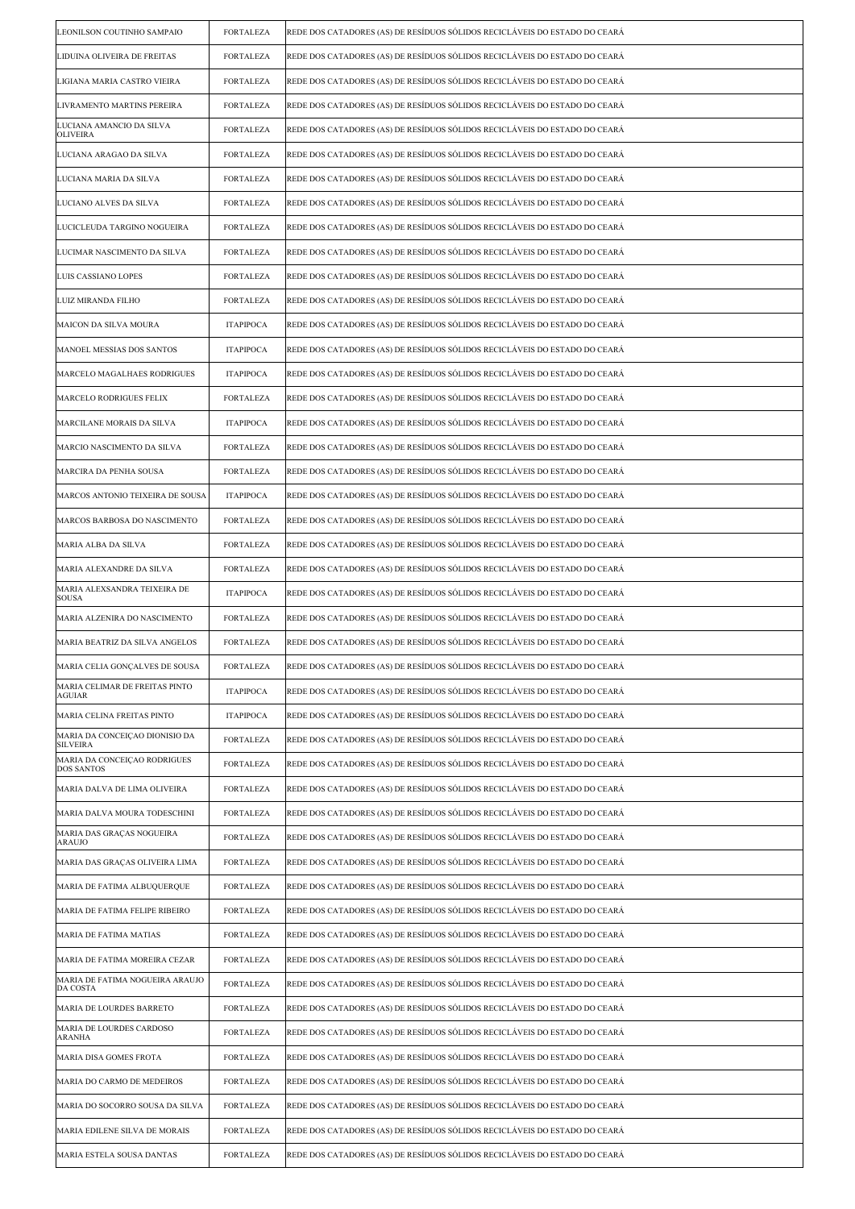| | | |
|---|---|---|
| LEONILSON COUTINHO SAMPAIO | FORTALEZA | REDE DOS CATADORES (AS) DE RESÍDUOS SÓLIDOS RECICLÁVEIS DO ESTADO DO CEARÁ |
| LIDUINA OLIVEIRA DE FREITAS | FORTALEZA | REDE DOS CATADORES (AS) DE RESÍDUOS SÓLIDOS RECICLÁVEIS DO ESTADO DO CEARÁ |
| LIGIANA MARIA CASTRO VIEIRA | FORTALEZA | REDE DOS CATADORES (AS) DE RESÍDUOS SÓLIDOS RECICLÁVEIS DO ESTADO DO CEARÁ |
| LIVRAMENTO MARTINS PEREIRA | FORTALEZA | REDE DOS CATADORES (AS) DE RESÍDUOS SÓLIDOS RECICLÁVEIS DO ESTADO DO CEARÁ |
| LUCIANA AMANCIO DA SILVA OLIVEIRA | FORTALEZA | REDE DOS CATADORES (AS) DE RESÍDUOS SÓLIDOS RECICLÁVEIS DO ESTADO DO CEARÁ |
| LUCIANA ARAGAO DA SILVA | FORTALEZA | REDE DOS CATADORES (AS) DE RESÍDUOS SÓLIDOS RECICLÁVEIS DO ESTADO DO CEARÁ |
| LUCIANA MARIA DA SILVA | FORTALEZA | REDE DOS CATADORES (AS) DE RESÍDUOS SÓLIDOS RECICLÁVEIS DO ESTADO DO CEARÁ |
| LUCIANO ALVES DA SILVA | FORTALEZA | REDE DOS CATADORES (AS) DE RESÍDUOS SÓLIDOS RECICLÁVEIS DO ESTADO DO CEARÁ |
| LUCICLEUDA TARGINO NOGUEIRA | FORTALEZA | REDE DOS CATADORES (AS) DE RESÍDUOS SÓLIDOS RECICLÁVEIS DO ESTADO DO CEARÁ |
| LUCIMAR NASCIMENTO DA SILVA | FORTALEZA | REDE DOS CATADORES (AS) DE RESÍDUOS SÓLIDOS RECICLÁVEIS DO ESTADO DO CEARÁ |
| LUIS CASSIANO LOPES | FORTALEZA | REDE DOS CATADORES (AS) DE RESÍDUOS SÓLIDOS RECICLÁVEIS DO ESTADO DO CEARÁ |
| LUIZ MIRANDA FILHO | FORTALEZA | REDE DOS CATADORES (AS) DE RESÍDUOS SÓLIDOS RECICLÁVEIS DO ESTADO DO CEARÁ |
| MAICON DA SILVA MOURA | ITAPIPOCA | REDE DOS CATADORES (AS) DE RESÍDUOS SÓLIDOS RECICLÁVEIS DO ESTADO DO CEARÁ |
| MANOEL MESSIAS DOS SANTOS | ITAPIPOCA | REDE DOS CATADORES (AS) DE RESÍDUOS SÓLIDOS RECICLÁVEIS DO ESTADO DO CEARÁ |
| MARCELO MAGALHAES RODRIGUES | ITAPIPOCA | REDE DOS CATADORES (AS) DE RESÍDUOS SÓLIDOS RECICLÁVEIS DO ESTADO DO CEARÁ |
| MARCELO RODRIGUES FELIX | FORTALEZA | REDE DOS CATADORES (AS) DE RESÍDUOS SÓLIDOS RECICLÁVEIS DO ESTADO DO CEARÁ |
| MARCILANE MORAIS DA SILVA | ITAPIPOCA | REDE DOS CATADORES (AS) DE RESÍDUOS SÓLIDOS RECICLÁVEIS DO ESTADO DO CEARÁ |
| MARCIO NASCIMENTO DA SILVA | FORTALEZA | REDE DOS CATADORES (AS) DE RESÍDUOS SÓLIDOS RECICLÁVEIS DO ESTADO DO CEARÁ |
| MARCIRA DA PENHA SOUSA | FORTALEZA | REDE DOS CATADORES (AS) DE RESÍDUOS SÓLIDOS RECICLÁVEIS DO ESTADO DO CEARÁ |
| MARCOS ANTONIO TEIXEIRA DE SOUSA | ITAPIPOCA | REDE DOS CATADORES (AS) DE RESÍDUOS SÓLIDOS RECICLÁVEIS DO ESTADO DO CEARÁ |
| MARCOS BARBOSA DO NASCIMENTO | FORTALEZA | REDE DOS CATADORES (AS) DE RESÍDUOS SÓLIDOS RECICLÁVEIS DO ESTADO DO CEARÁ |
| MARIA ALBA DA SILVA | FORTALEZA | REDE DOS CATADORES (AS) DE RESÍDUOS SÓLIDOS RECICLÁVEIS DO ESTADO DO CEARÁ |
| MARIA ALEXANDRE DA SILVA | FORTALEZA | REDE DOS CATADORES (AS) DE RESÍDUOS SÓLIDOS RECICLÁVEIS DO ESTADO DO CEARÁ |
| MARIA ALEXSANDRA TEIXEIRA DE SOUSA | ITAPIPOCA | REDE DOS CATADORES (AS) DE RESÍDUOS SÓLIDOS RECICLÁVEIS DO ESTADO DO CEARÁ |
| MARIA ALZENIRA DO NASCIMENTO | FORTALEZA | REDE DOS CATADORES (AS) DE RESÍDUOS SÓLIDOS RECICLÁVEIS DO ESTADO DO CEARÁ |
| MARIA BEATRIZ DA SILVA ANGELOS | FORTALEZA | REDE DOS CATADORES (AS) DE RESÍDUOS SÓLIDOS RECICLÁVEIS DO ESTADO DO CEARÁ |
| MARIA CELIA GONÇALVES DE SOUSA | FORTALEZA | REDE DOS CATADORES (AS) DE RESÍDUOS SÓLIDOS RECICLÁVEIS DO ESTADO DO CEARÁ |
| MARIA CELIMAR DE FREITAS PINTO AGUIAR | ITAPIPOCA | REDE DOS CATADORES (AS) DE RESÍDUOS SÓLIDOS RECICLÁVEIS DO ESTADO DO CEARÁ |
| MARIA CELINA FREITAS PINTO | ITAPIPOCA | REDE DOS CATADORES (AS) DE RESÍDUOS SÓLIDOS RECICLÁVEIS DO ESTADO DO CEARÁ |
| MARIA DA CONCEIÇAO DIONISIO DA SILVEIRA | FORTALEZA | REDE DOS CATADORES (AS) DE RESÍDUOS SÓLIDOS RECICLÁVEIS DO ESTADO DO CEARÁ |
| MARIA DA CONCEIÇAO RODRIGUES DOS SANTOS | FORTALEZA | REDE DOS CATADORES (AS) DE RESÍDUOS SÓLIDOS RECICLÁVEIS DO ESTADO DO CEARÁ |
| MARIA DALVA DE LIMA OLIVEIRA | FORTALEZA | REDE DOS CATADORES (AS) DE RESÍDUOS SÓLIDOS RECICLÁVEIS DO ESTADO DO CEARÁ |
| MARIA DALVA MOURA TODESCHINI | FORTALEZA | REDE DOS CATADORES (AS) DE RESÍDUOS SÓLIDOS RECICLÁVEIS DO ESTADO DO CEARÁ |
| MARIA DAS GRAÇAS NOGUEIRA ARAUJO | FORTALEZA | REDE DOS CATADORES (AS) DE RESÍDUOS SÓLIDOS RECICLÁVEIS DO ESTADO DO CEARÁ |
| MARIA DAS GRAÇAS OLIVEIRA LIMA | FORTALEZA | REDE DOS CATADORES (AS) DE RESÍDUOS SÓLIDOS RECICLÁVEIS DO ESTADO DO CEARÁ |
| MARIA DE FATIMA ALBUQUERQUE | FORTALEZA | REDE DOS CATADORES (AS) DE RESÍDUOS SÓLIDOS RECICLÁVEIS DO ESTADO DO CEARÁ |
| MARIA DE FATIMA FELIPE RIBEIRO | FORTALEZA | REDE DOS CATADORES (AS) DE RESÍDUOS SÓLIDOS RECICLÁVEIS DO ESTADO DO CEARÁ |
| MARIA DE FATIMA MATIAS | FORTALEZA | REDE DOS CATADORES (AS) DE RESÍDUOS SÓLIDOS RECICLÁVEIS DO ESTADO DO CEARÁ |
| MARIA DE FATIMA MOREIRA CEZAR | FORTALEZA | REDE DOS CATADORES (AS) DE RESÍDUOS SÓLIDOS RECICLÁVEIS DO ESTADO DO CEARÁ |
| MARIA DE FATIMA NOGUEIRA ARAUJO DA COSTA | FORTALEZA | REDE DOS CATADORES (AS) DE RESÍDUOS SÓLIDOS RECICLÁVEIS DO ESTADO DO CEARÁ |
| MARIA DE LOURDES BARRETO | FORTALEZA | REDE DOS CATADORES (AS) DE RESÍDUOS SÓLIDOS RECICLÁVEIS DO ESTADO DO CEARÁ |
| MARIA DE LOURDES CARDOSO ARANHA | FORTALEZA | REDE DOS CATADORES (AS) DE RESÍDUOS SÓLIDOS RECICLÁVEIS DO ESTADO DO CEARÁ |
| MARIA DISA GOMES FROTA | FORTALEZA | REDE DOS CATADORES (AS) DE RESÍDUOS SÓLIDOS RECICLÁVEIS DO ESTADO DO CEARÁ |
| MARIA DO CARMO DE MEDEIROS | FORTALEZA | REDE DOS CATADORES (AS) DE RESÍDUOS SÓLIDOS RECICLÁVEIS DO ESTADO DO CEARÁ |
| MARIA DO SOCORRO SOUSA DA SILVA | FORTALEZA | REDE DOS CATADORES (AS) DE RESÍDUOS SÓLIDOS RECICLÁVEIS DO ESTADO DO CEARÁ |
| MARIA EDILENE SILVA DE MORAIS | FORTALEZA | REDE DOS CATADORES (AS) DE RESÍDUOS SÓLIDOS RECICLÁVEIS DO ESTADO DO CEARÁ |
| MARIA ESTELA SOUSA DANTAS | FORTALEZA | REDE DOS CATADORES (AS) DE RESÍDUOS SÓLIDOS RECICLÁVEIS DO ESTADO DO CEARÁ |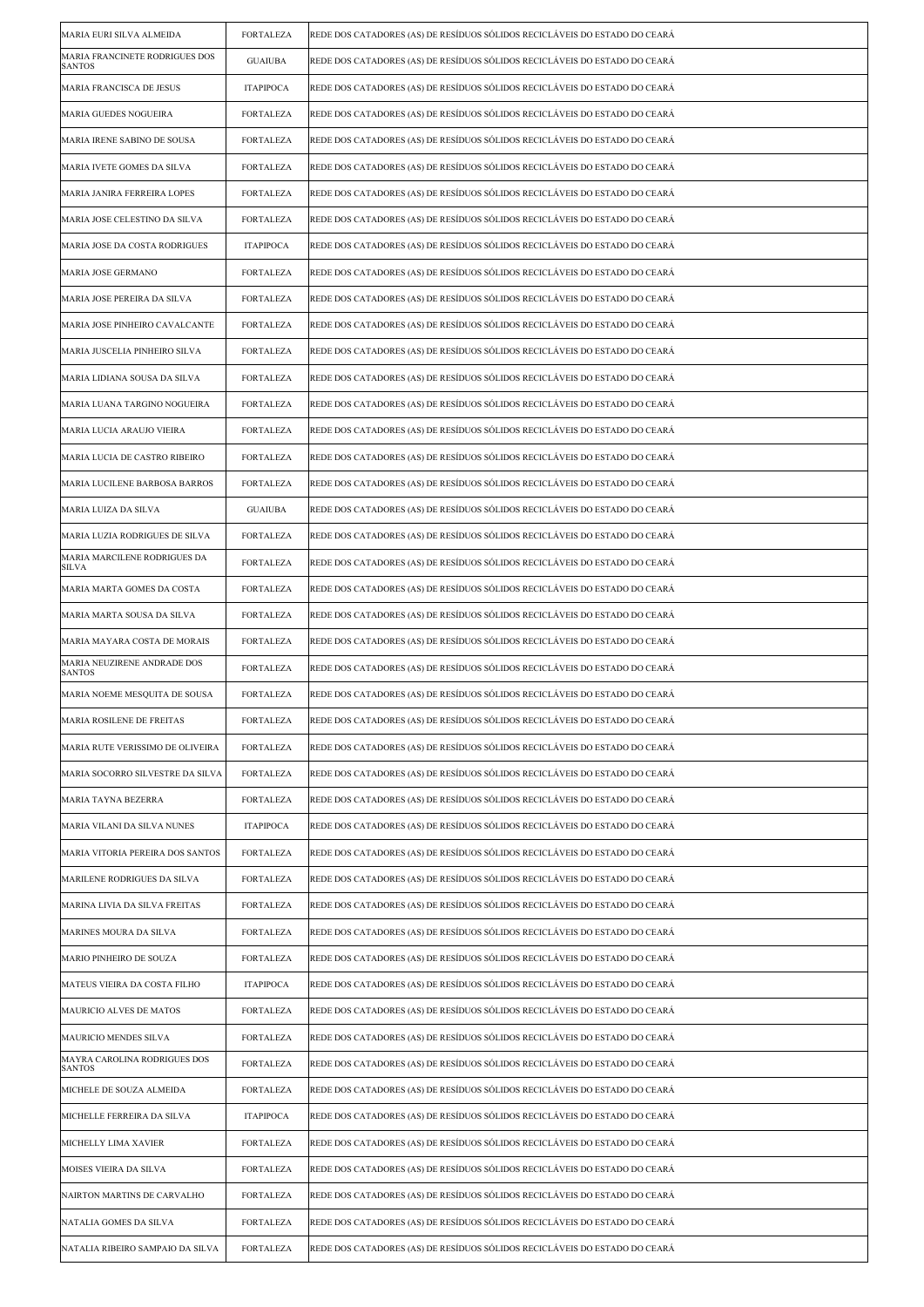| MARIA EURI SILVA ALMEIDA | FORTALEZA | REDE DOS CATADORES (AS) DE RESÍDUOS SÓLIDOS RECICLÁVEIS DO ESTADO DO CEARÁ |
|---|---|---|
| MARIA FRANCINETE RODRIGUES DOS SANTOS | GUAIUBA | REDE DOS CATADORES (AS) DE RESÍDUOS SÓLIDOS RECICLÁVEIS DO ESTADO DO CEARÁ |
| MARIA FRANCISCA DE JESUS | ITAPIPOCA | REDE DOS CATADORES (AS) DE RESÍDUOS SÓLIDOS RECICLÁVEIS DO ESTADO DO CEARÁ |
| MARIA GUEDES NOGUEIRA | FORTALEZA | REDE DOS CATADORES (AS) DE RESÍDUOS SÓLIDOS RECICLÁVEIS DO ESTADO DO CEARÁ |
| MARIA IRENE SABINO DE SOUSA | FORTALEZA | REDE DOS CATADORES (AS) DE RESÍDUOS SÓLIDOS RECICLÁVEIS DO ESTADO DO CEARÁ |
| MARIA IVETE GOMES DA SILVA | FORTALEZA | REDE DOS CATADORES (AS) DE RESÍDUOS SÓLIDOS RECICLÁVEIS DO ESTADO DO CEARÁ |
| MARIA JANIRA FERREIRA LOPES | FORTALEZA | REDE DOS CATADORES (AS) DE RESÍDUOS SÓLIDOS RECICLÁVEIS DO ESTADO DO CEARÁ |
| MARIA JOSE CELESTINO DA SILVA | FORTALEZA | REDE DOS CATADORES (AS) DE RESÍDUOS SÓLIDOS RECICLÁVEIS DO ESTADO DO CEARÁ |
| MARIA JOSE DA COSTA RODRIGUES | ITAPIPOCA | REDE DOS CATADORES (AS) DE RESÍDUOS SÓLIDOS RECICLÁVEIS DO ESTADO DO CEARÁ |
| MARIA JOSE GERMANO | FORTALEZA | REDE DOS CATADORES (AS) DE RESÍDUOS SÓLIDOS RECICLÁVEIS DO ESTADO DO CEARÁ |
| MARIA JOSE PEREIRA DA SILVA | FORTALEZA | REDE DOS CATADORES (AS) DE RESÍDUOS SÓLIDOS RECICLÁVEIS DO ESTADO DO CEARÁ |
| MARIA JOSE PINHEIRO CAVALCANTE | FORTALEZA | REDE DOS CATADORES (AS) DE RESÍDUOS SÓLIDOS RECICLÁVEIS DO ESTADO DO CEARÁ |
| MARIA JUSCELIA PINHEIRO SILVA | FORTALEZA | REDE DOS CATADORES (AS) DE RESÍDUOS SÓLIDOS RECICLÁVEIS DO ESTADO DO CEARÁ |
| MARIA LIDIANA SOUSA DA SILVA | FORTALEZA | REDE DOS CATADORES (AS) DE RESÍDUOS SÓLIDOS RECICLÁVEIS DO ESTADO DO CEARÁ |
| MARIA LUANA TARGINO NOGUEIRA | FORTALEZA | REDE DOS CATADORES (AS) DE RESÍDUOS SÓLIDOS RECICLÁVEIS DO ESTADO DO CEARÁ |
| MARIA LUCIA ARAUJO VIEIRA | FORTALEZA | REDE DOS CATADORES (AS) DE RESÍDUOS SÓLIDOS RECICLÁVEIS DO ESTADO DO CEARÁ |
| MARIA LUCIA DE CASTRO RIBEIRO | FORTALEZA | REDE DOS CATADORES (AS) DE RESÍDUOS SÓLIDOS RECICLÁVEIS DO ESTADO DO CEARÁ |
| MARIA LUCILENE BARBOSA BARROS | FORTALEZA | REDE DOS CATADORES (AS) DE RESÍDUOS SÓLIDOS RECICLÁVEIS DO ESTADO DO CEARÁ |
| MARIA LUIZA DA SILVA | GUAIUBA | REDE DOS CATADORES (AS) DE RESÍDUOS SÓLIDOS RECICLÁVEIS DO ESTADO DO CEARÁ |
| MARIA LUZIA RODRIGUES DE SILVA | FORTALEZA | REDE DOS CATADORES (AS) DE RESÍDUOS SÓLIDOS RECICLÁVEIS DO ESTADO DO CEARÁ |
| MARIA MARCILENE RODRIGUES DA SILVA | FORTALEZA | REDE DOS CATADORES (AS) DE RESÍDUOS SÓLIDOS RECICLÁVEIS DO ESTADO DO CEARÁ |
| MARIA MARTA GOMES DA COSTA | FORTALEZA | REDE DOS CATADORES (AS) DE RESÍDUOS SÓLIDOS RECICLÁVEIS DO ESTADO DO CEARÁ |
| MARIA MARTA SOUSA DA SILVA | FORTALEZA | REDE DOS CATADORES (AS) DE RESÍDUOS SÓLIDOS RECICLÁVEIS DO ESTADO DO CEARÁ |
| MARIA MAYARA COSTA DE MORAIS | FORTALEZA | REDE DOS CATADORES (AS) DE RESÍDUOS SÓLIDOS RECICLÁVEIS DO ESTADO DO CEARÁ |
| MARIA NEUZIRENE ANDRADE DOS SANTOS | FORTALEZA | REDE DOS CATADORES (AS) DE RESÍDUOS SÓLIDOS RECICLÁVEIS DO ESTADO DO CEARÁ |
| MARIA NOEME MESQUITA DE SOUSA | FORTALEZA | REDE DOS CATADORES (AS) DE RESÍDUOS SÓLIDOS RECICLÁVEIS DO ESTADO DO CEARÁ |
| MARIA ROSILENE DE FREITAS | FORTALEZA | REDE DOS CATADORES (AS) DE RESÍDUOS SÓLIDOS RECICLÁVEIS DO ESTADO DO CEARÁ |
| MARIA RUTE VERISSIMO DE OLIVEIRA | FORTALEZA | REDE DOS CATADORES (AS) DE RESÍDUOS SÓLIDOS RECICLÁVEIS DO ESTADO DO CEARÁ |
| MARIA SOCORRO SILVESTRE DA SILVA | FORTALEZA | REDE DOS CATADORES (AS) DE RESÍDUOS SÓLIDOS RECICLÁVEIS DO ESTADO DO CEARÁ |
| MARIA TAYNA BEZERRA | FORTALEZA | REDE DOS CATADORES (AS) DE RESÍDUOS SÓLIDOS RECICLÁVEIS DO ESTADO DO CEARÁ |
| MARIA VILANI DA SILVA NUNES | ITAPIPOCA | REDE DOS CATADORES (AS) DE RESÍDUOS SÓLIDOS RECICLÁVEIS DO ESTADO DO CEARÁ |
| MARIA VITORIA PEREIRA DOS SANTOS | FORTALEZA | REDE DOS CATADORES (AS) DE RESÍDUOS SÓLIDOS RECICLÁVEIS DO ESTADO DO CEARÁ |
| MARILENE RODRIGUES DA SILVA | FORTALEZA | REDE DOS CATADORES (AS) DE RESÍDUOS SÓLIDOS RECICLÁVEIS DO ESTADO DO CEARÁ |
| MARINA LIVIA DA SILVA FREITAS | FORTALEZA | REDE DOS CATADORES (AS) DE RESÍDUOS SÓLIDOS RECICLÁVEIS DO ESTADO DO CEARÁ |
| MARINES MOURA DA SILVA | FORTALEZA | REDE DOS CATADORES (AS) DE RESÍDUOS SÓLIDOS RECICLÁVEIS DO ESTADO DO CEARÁ |
| MARIO PINHEIRO DE SOUZA | FORTALEZA | REDE DOS CATADORES (AS) DE RESÍDUOS SÓLIDOS RECICLÁVEIS DO ESTADO DO CEARÁ |
| MATEUS VIEIRA DA COSTA FILHO | ITAPIPOCA | REDE DOS CATADORES (AS) DE RESÍDUOS SÓLIDOS RECICLÁVEIS DO ESTADO DO CEARÁ |
| MAURICIO ALVES DE MATOS | FORTALEZA | REDE DOS CATADORES (AS) DE RESÍDUOS SÓLIDOS RECICLÁVEIS DO ESTADO DO CEARÁ |
| MAURICIO MENDES SILVA | FORTALEZA | REDE DOS CATADORES (AS) DE RESÍDUOS SÓLIDOS RECICLÁVEIS DO ESTADO DO CEARÁ |
| MAYRA CAROLINA RODRIGUES DOS SANTOS | FORTALEZA | REDE DOS CATADORES (AS) DE RESÍDUOS SÓLIDOS RECICLÁVEIS DO ESTADO DO CEARÁ |
| MICHELE DE SOUZA ALMEIDA | FORTALEZA | REDE DOS CATADORES (AS) DE RESÍDUOS SÓLIDOS RECICLÁVEIS DO ESTADO DO CEARÁ |
| MICHELLE FERREIRA DA SILVA | ITAPIPOCA | REDE DOS CATADORES (AS) DE RESÍDUOS SÓLIDOS RECICLÁVEIS DO ESTADO DO CEARÁ |
| MICHELLY LIMA XAVIER | FORTALEZA | REDE DOS CATADORES (AS) DE RESÍDUOS SÓLIDOS RECICLÁVEIS DO ESTADO DO CEARÁ |
| MOISES VIEIRA DA SILVA | FORTALEZA | REDE DOS CATADORES (AS) DE RESÍDUOS SÓLIDOS RECICLÁVEIS DO ESTADO DO CEARÁ |
| NAIRTON MARTINS DE CARVALHO | FORTALEZA | REDE DOS CATADORES (AS) DE RESÍDUOS SÓLIDOS RECICLÁVEIS DO ESTADO DO CEARÁ |
| NATALIA GOMES DA SILVA | FORTALEZA | REDE DOS CATADORES (AS) DE RESÍDUOS SÓLIDOS RECICLÁVEIS DO ESTADO DO CEARÁ |
| NATALIA RIBEIRO SAMPAIO DA SILVA | FORTALEZA | REDE DOS CATADORES (AS) DE RESÍDUOS SÓLIDOS RECICLÁVEIS DO ESTADO DO CEARÁ |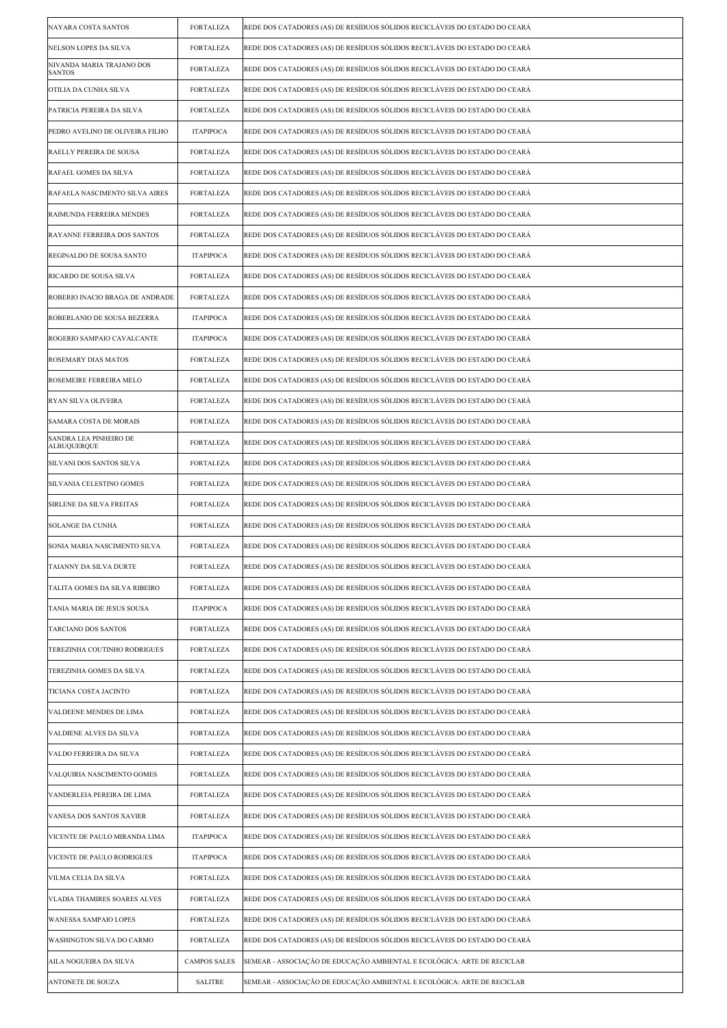| NAYARA COSTA SANTOS | FORTALEZA | REDE DOS CATADORES (AS) DE RESÍDUOS SÓLIDOS RECICLÁVEIS DO ESTADO DO CEARÁ |
|---|---|---|
| NELSON LOPES DA SILVA | FORTALEZA | REDE DOS CATADORES (AS) DE RESÍDUOS SÓLIDOS RECICLÁVEIS DO ESTADO DO CEARÁ |
| NIVANDA MARIA TRAJANO DOS SANTOS | FORTALEZA | REDE DOS CATADORES (AS) DE RESÍDUOS SÓLIDOS RECICLÁVEIS DO ESTADO DO CEARÁ |
| OTILIA DA CUNHA SILVA | FORTALEZA | REDE DOS CATADORES (AS) DE RESÍDUOS SÓLIDOS RECICLÁVEIS DO ESTADO DO CEARÁ |
| PATRICIA PEREIRA DA SILVA | FORTALEZA | REDE DOS CATADORES (AS) DE RESÍDUOS SÓLIDOS RECICLÁVEIS DO ESTADO DO CEARÁ |
| PEDRO AVELINO DE OLIVEIRA FILHO | ITAPIPOCA | REDE DOS CATADORES (AS) DE RESÍDUOS SÓLIDOS RECICLÁVEIS DO ESTADO DO CEARÁ |
| RAELLY PEREIRA DE SOUSA | FORTALEZA | REDE DOS CATADORES (AS) DE RESÍDUOS SÓLIDOS RECICLÁVEIS DO ESTADO DO CEARÁ |
| RAFAEL GOMES DA SILVA | FORTALEZA | REDE DOS CATADORES (AS) DE RESÍDUOS SÓLIDOS RECICLÁVEIS DO ESTADO DO CEARÁ |
| RAFAELA NASCIMENTO SILVA AIRES | FORTALEZA | REDE DOS CATADORES (AS) DE RESÍDUOS SÓLIDOS RECICLÁVEIS DO ESTADO DO CEARÁ |
| RAIMUNDA FERREIRA MENDES | FORTALEZA | REDE DOS CATADORES (AS) DE RESÍDUOS SÓLIDOS RECICLÁVEIS DO ESTADO DO CEARÁ |
| RAYANNE FERREIRA DOS SANTOS | FORTALEZA | REDE DOS CATADORES (AS) DE RESÍDUOS SÓLIDOS RECICLÁVEIS DO ESTADO DO CEARÁ |
| REGINALDO DE SOUSA SANTO | ITAPIPOCA | REDE DOS CATADORES (AS) DE RESÍDUOS SÓLIDOS RECICLÁVEIS DO ESTADO DO CEARÁ |
| RICARDO DE SOUSA SILVA | FORTALEZA | REDE DOS CATADORES (AS) DE RESÍDUOS SÓLIDOS RECICLÁVEIS DO ESTADO DO CEARÁ |
| ROBERIO INACIO BRAGA DE ANDRADE | FORTALEZA | REDE DOS CATADORES (AS) DE RESÍDUOS SÓLIDOS RECICLÁVEIS DO ESTADO DO CEARÁ |
| ROBERLANIO DE SOUSA BEZERRA | ITAPIPOCA | REDE DOS CATADORES (AS) DE RESÍDUOS SÓLIDOS RECICLÁVEIS DO ESTADO DO CEARÁ |
| ROGERIO SAMPAIO CAVALCANTE | ITAPIPOCA | REDE DOS CATADORES (AS) DE RESÍDUOS SÓLIDOS RECICLÁVEIS DO ESTADO DO CEARÁ |
| ROSEMARY DIAS MATOS | FORTALEZA | REDE DOS CATADORES (AS) DE RESÍDUOS SÓLIDOS RECICLÁVEIS DO ESTADO DO CEARÁ |
| ROSEMEIRE FERREIRA MELO | FORTALEZA | REDE DOS CATADORES (AS) DE RESÍDUOS SÓLIDOS RECICLÁVEIS DO ESTADO DO CEARÁ |
| RYAN SILVA OLIVEIRA | FORTALEZA | REDE DOS CATADORES (AS) DE RESÍDUOS SÓLIDOS RECICLÁVEIS DO ESTADO DO CEARÁ |
| SAMARA COSTA DE MORAIS | FORTALEZA | REDE DOS CATADORES (AS) DE RESÍDUOS SÓLIDOS RECICLÁVEIS DO ESTADO DO CEARÁ |
| SANDRA LEA PINHEIRO DE ALBUQUERQUE | FORTALEZA | REDE DOS CATADORES (AS) DE RESÍDUOS SÓLIDOS RECICLÁVEIS DO ESTADO DO CEARÁ |
| SILVANI DOS SANTOS SILVA | FORTALEZA | REDE DOS CATADORES (AS) DE RESÍDUOS SÓLIDOS RECICLÁVEIS DO ESTADO DO CEARÁ |
| SILVANIA CELESTINO GOMES | FORTALEZA | REDE DOS CATADORES (AS) DE RESÍDUOS SÓLIDOS RECICLÁVEIS DO ESTADO DO CEARÁ |
| SIRLENE DA SILVA FREITAS | FORTALEZA | REDE DOS CATADORES (AS) DE RESÍDUOS SÓLIDOS RECICLÁVEIS DO ESTADO DO CEARÁ |
| SOLANGE DA CUNHA | FORTALEZA | REDE DOS CATADORES (AS) DE RESÍDUOS SÓLIDOS RECICLÁVEIS DO ESTADO DO CEARÁ |
| SONIA MARIA NASCIMENTO SILVA | FORTALEZA | REDE DOS CATADORES (AS) DE RESÍDUOS SÓLIDOS RECICLÁVEIS DO ESTADO DO CEARÁ |
| TAIANNY DA SILVA DURTE | FORTALEZA | REDE DOS CATADORES (AS) DE RESÍDUOS SÓLIDOS RECICLÁVEIS DO ESTADO DO CEARÁ |
| TALITA GOMES DA SILVA RIBEIRO | FORTALEZA | REDE DOS CATADORES (AS) DE RESÍDUOS SÓLIDOS RECICLÁVEIS DO ESTADO DO CEARÁ |
| TANIA MARIA DE JESUS SOUSA | ITAPIPOCA | REDE DOS CATADORES (AS) DE RESÍDUOS SÓLIDOS RECICLÁVEIS DO ESTADO DO CEARÁ |
| TARCIANO DOS SANTOS | FORTALEZA | REDE DOS CATADORES (AS) DE RESÍDUOS SÓLIDOS RECICLÁVEIS DO ESTADO DO CEARÁ |
| TEREZINHA COUTINHO RODRIGUES | FORTALEZA | REDE DOS CATADORES (AS) DE RESÍDUOS SÓLIDOS RECICLÁVEIS DO ESTADO DO CEARÁ |
| TEREZINHA GOMES DA SILVA | FORTALEZA | REDE DOS CATADORES (AS) DE RESÍDUOS SÓLIDOS RECICLÁVEIS DO ESTADO DO CEARÁ |
| TICIANA COSTA JACINTO | FORTALEZA | REDE DOS CATADORES (AS) DE RESÍDUOS SÓLIDOS RECICLÁVEIS DO ESTADO DO CEARÁ |
| VALDEENE MENDES DE LIMA | FORTALEZA | REDE DOS CATADORES (AS) DE RESÍDUOS SÓLIDOS RECICLÁVEIS DO ESTADO DO CEARÁ |
| VALDIENE ALVES DA SILVA | FORTALEZA | REDE DOS CATADORES (AS) DE RESÍDUOS SÓLIDOS RECICLÁVEIS DO ESTADO DO CEARÁ |
| VALDO FERREIRA DA SILVA | FORTALEZA | REDE DOS CATADORES (AS) DE RESÍDUOS SÓLIDOS RECICLÁVEIS DO ESTADO DO CEARÁ |
| VALQUIRIA NASCIMENTO GOMES | FORTALEZA | REDE DOS CATADORES (AS) DE RESÍDUOS SÓLIDOS RECICLÁVEIS DO ESTADO DO CEARÁ |
| VANDERLEIA PEREIRA DE LIMA | FORTALEZA | REDE DOS CATADORES (AS) DE RESÍDUOS SÓLIDOS RECICLÁVEIS DO ESTADO DO CEARÁ |
| VANESA DOS SANTOS XAVIER | FORTALEZA | REDE DOS CATADORES (AS) DE RESÍDUOS SÓLIDOS RECICLÁVEIS DO ESTADO DO CEARÁ |
| VICENTE DE PAULO MIRANDA LIMA | ITAPIPOCA | REDE DOS CATADORES (AS) DE RESÍDUOS SÓLIDOS RECICLÁVEIS DO ESTADO DO CEARÁ |
| VICENTE DE PAULO RODRIGUES | ITAPIPOCA | REDE DOS CATADORES (AS) DE RESÍDUOS SÓLIDOS RECICLÁVEIS DO ESTADO DO CEARÁ |
| VILMA CELIA DA SILVA | FORTALEZA | REDE DOS CATADORES (AS) DE RESÍDUOS SÓLIDOS RECICLÁVEIS DO ESTADO DO CEARÁ |
| VLADIA THAMIRES SOARES ALVES | FORTALEZA | REDE DOS CATADORES (AS) DE RESÍDUOS SÓLIDOS RECICLÁVEIS DO ESTADO DO CEARÁ |
| WANESSA SAMPAIO LOPES | FORTALEZA | REDE DOS CATADORES (AS) DE RESÍDUOS SÓLIDOS RECICLÁVEIS DO ESTADO DO CEARÁ |
| WASHINGTON SILVA DO CARMO | FORTALEZA | REDE DOS CATADORES (AS) DE RESÍDUOS SÓLIDOS RECICLÁVEIS DO ESTADO DO CEARÁ |
| AILA NOGUEIRA DA SILVA | CAMPOS SALES | SEMEAR - ASSOCIAÇÃO DE EDUCAÇÃO AMBIENTAL E ECOLÓGICA: ARTE DE RECICLAR |
| ANTONETE DE SOUZA | SALITRE | SEMEAR - ASSOCIAÇÃO DE EDUCAÇÃO AMBIENTAL E ECOLÓGICA: ARTE DE RECICLAR |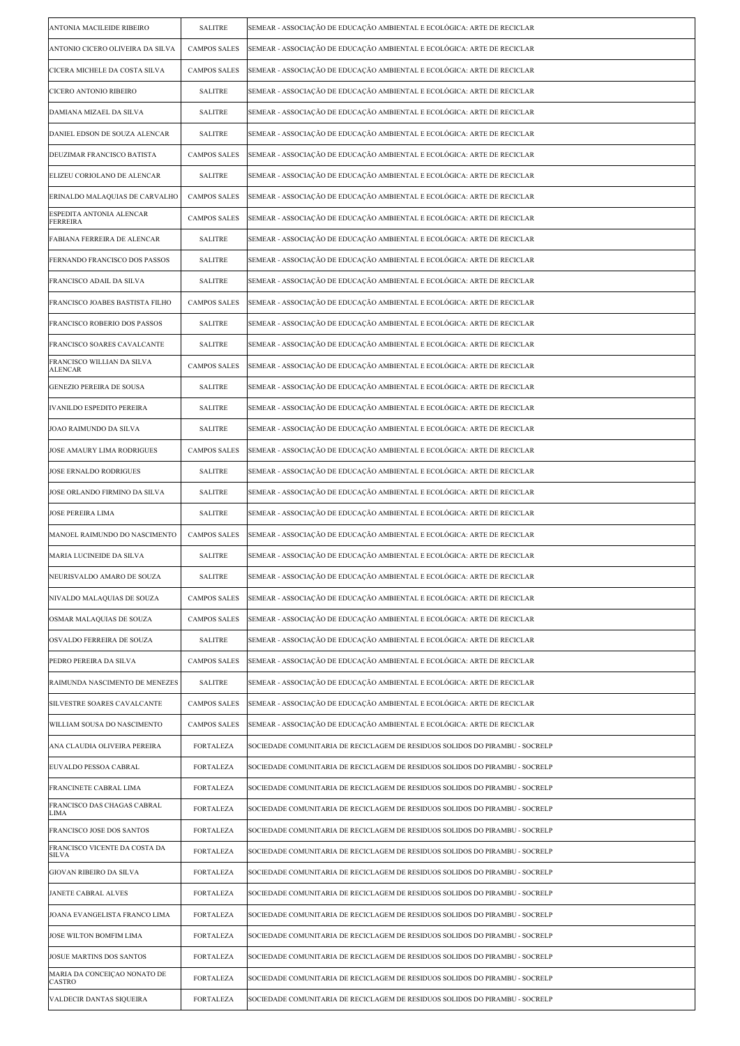| | | |
|---|---|---|
| ANTONIA MACILEIDE RIBEIRO | SALITRE | SEMEAR - ASSOCIAÇÃO DE EDUCAÇÃO AMBIENTAL E ECOLÓGICA: ARTE DE RECICLAR |
| ANTONIO CICERO OLIVEIRA DA SILVA | CAMPOS SALES | SEMEAR - ASSOCIAÇÃO DE EDUCAÇÃO AMBIENTAL E ECOLÓGICA: ARTE DE RECICLAR |
| CICERA MICHELE DA COSTA SILVA | CAMPOS SALES | SEMEAR - ASSOCIAÇÃO DE EDUCAÇÃO AMBIENTAL E ECOLÓGICA: ARTE DE RECICLAR |
| CICERO ANTONIO RIBEIRO | SALITRE | SEMEAR - ASSOCIAÇÃO DE EDUCAÇÃO AMBIENTAL E ECOLÓGICA: ARTE DE RECICLAR |
| DAMIANA MIZAEL DA SILVA | SALITRE | SEMEAR - ASSOCIAÇÃO DE EDUCAÇÃO AMBIENTAL E ECOLÓGICA: ARTE DE RECICLAR |
| DANIEL EDSON DE SOUZA ALENCAR | SALITRE | SEMEAR - ASSOCIAÇÃO DE EDUCAÇÃO AMBIENTAL E ECOLÓGICA: ARTE DE RECICLAR |
| DEUZIMAR FRANCISCO BATISTA | CAMPOS SALES | SEMEAR - ASSOCIAÇÃO DE EDUCAÇÃO AMBIENTAL E ECOLÓGICA: ARTE DE RECICLAR |
| ELIZEU CORIOLANO DE ALENCAR | SALITRE | SEMEAR - ASSOCIAÇÃO DE EDUCAÇÃO AMBIENTAL E ECOLÓGICA: ARTE DE RECICLAR |
| ERINALDO MALAQUIAS DE CARVALHO | CAMPOS SALES | SEMEAR - ASSOCIAÇÃO DE EDUCAÇÃO AMBIENTAL E ECOLÓGICA: ARTE DE RECICLAR |
| ESPEDITA ANTONIA ALENCAR FERREIRA | CAMPOS SALES | SEMEAR - ASSOCIAÇÃO DE EDUCAÇÃO AMBIENTAL E ECOLÓGICA: ARTE DE RECICLAR |
| FABIANA FERREIRA DE ALENCAR | SALITRE | SEMEAR - ASSOCIAÇÃO DE EDUCAÇÃO AMBIENTAL E ECOLÓGICA: ARTE DE RECICLAR |
| FERNANDO FRANCISCO DOS PASSOS | SALITRE | SEMEAR - ASSOCIAÇÃO DE EDUCAÇÃO AMBIENTAL E ECOLÓGICA: ARTE DE RECICLAR |
| FRANCISCO ADAIL DA SILVA | SALITRE | SEMEAR - ASSOCIAÇÃO DE EDUCAÇÃO AMBIENTAL E ECOLÓGICA: ARTE DE RECICLAR |
| FRANCISCO JOABES BASTISTA FILHO | CAMPOS SALES | SEMEAR - ASSOCIAÇÃO DE EDUCAÇÃO AMBIENTAL E ECOLÓGICA: ARTE DE RECICLAR |
| FRANCISCO ROBERIO DOS PASSOS | SALITRE | SEMEAR - ASSOCIAÇÃO DE EDUCAÇÃO AMBIENTAL E ECOLÓGICA: ARTE DE RECICLAR |
| FRANCISCO SOARES CAVALCANTE | SALITRE | SEMEAR - ASSOCIAÇÃO DE EDUCAÇÃO AMBIENTAL E ECOLÓGICA: ARTE DE RECICLAR |
| FRANCISCO WILLIAN DA SILVA ALENCAR | CAMPOS SALES | SEMEAR - ASSOCIAÇÃO DE EDUCAÇÃO AMBIENTAL E ECOLÓGICA: ARTE DE RECICLAR |
| GENEZIO PEREIRA DE SOUSA | SALITRE | SEMEAR - ASSOCIAÇÃO DE EDUCAÇÃO AMBIENTAL E ECOLÓGICA: ARTE DE RECICLAR |
| IVANILDO ESPEDITO PEREIRA | SALITRE | SEMEAR - ASSOCIAÇÃO DE EDUCAÇÃO AMBIENTAL E ECOLÓGICA: ARTE DE RECICLAR |
| JOAO RAIMUNDO DA SILVA | SALITRE | SEMEAR - ASSOCIAÇÃO DE EDUCAÇÃO AMBIENTAL E ECOLÓGICA: ARTE DE RECICLAR |
| JOSE AMAURY LIMA RODRIGUES | CAMPOS SALES | SEMEAR - ASSOCIAÇÃO DE EDUCAÇÃO AMBIENTAL E ECOLÓGICA: ARTE DE RECICLAR |
| JOSE ERNALDO RODRIGUES | SALITRE | SEMEAR - ASSOCIAÇÃO DE EDUCAÇÃO AMBIENTAL E ECOLÓGICA: ARTE DE RECICLAR |
| JOSE ORLANDO FIRMINO DA SILVA | SALITRE | SEMEAR - ASSOCIAÇÃO DE EDUCAÇÃO AMBIENTAL E ECOLÓGICA: ARTE DE RECICLAR |
| JOSE PEREIRA LIMA | SALITRE | SEMEAR - ASSOCIAÇÃO DE EDUCAÇÃO AMBIENTAL E ECOLÓGICA: ARTE DE RECICLAR |
| MANOEL RAIMUNDO DO NASCIMENTO | CAMPOS SALES | SEMEAR - ASSOCIAÇÃO DE EDUCAÇÃO AMBIENTAL E ECOLÓGICA: ARTE DE RECICLAR |
| MARIA LUCINEIDE DA SILVA | SALITRE | SEMEAR - ASSOCIAÇÃO DE EDUCAÇÃO AMBIENTAL E ECOLÓGICA: ARTE DE RECICLAR |
| NEURISVALDO AMARO DE SOUZA | SALITRE | SEMEAR - ASSOCIAÇÃO DE EDUCAÇÃO AMBIENTAL E ECOLÓGICA: ARTE DE RECICLAR |
| NIVALDO MALAQUIAS DE SOUZA | CAMPOS SALES | SEMEAR - ASSOCIAÇÃO DE EDUCAÇÃO AMBIENTAL E ECOLÓGICA: ARTE DE RECICLAR |
| OSMAR MALAQUIAS DE SOUZA | CAMPOS SALES | SEMEAR - ASSOCIAÇÃO DE EDUCAÇÃO AMBIENTAL E ECOLÓGICA: ARTE DE RECICLAR |
| OSVALDO FERREIRA DE SOUZA | SALITRE | SEMEAR - ASSOCIAÇÃO DE EDUCAÇÃO AMBIENTAL E ECOLÓGICA: ARTE DE RECICLAR |
| PEDRO PEREIRA DA SILVA | CAMPOS SALES | SEMEAR - ASSOCIAÇÃO DE EDUCAÇÃO AMBIENTAL E ECOLÓGICA: ARTE DE RECICLAR |
| RAIMUNDA NASCIMENTO DE MENEZES | SALITRE | SEMEAR - ASSOCIAÇÃO DE EDUCAÇÃO AMBIENTAL E ECOLÓGICA: ARTE DE RECICLAR |
| SILVESTRE SOARES CAVALCANTE | CAMPOS SALES | SEMEAR - ASSOCIAÇÃO DE EDUCAÇÃO AMBIENTAL E ECOLÓGICA: ARTE DE RECICLAR |
| WILLIAM SOUSA DO NASCIMENTO | CAMPOS SALES | SEMEAR - ASSOCIAÇÃO DE EDUCAÇÃO AMBIENTAL E ECOLÓGICA: ARTE DE RECICLAR |
| ANA CLAUDIA OLIVEIRA PEREIRA | FORTALEZA | SOCIEDADE COMUNITARIA DE RECICLAGEM DE RESIDUOS SOLIDOS DO PIRAMBU - SOCRELP |
| EUVALDO PESSOA CABRAL | FORTALEZA | SOCIEDADE COMUNITARIA DE RECICLAGEM DE RESIDUOS SOLIDOS DO PIRAMBU - SOCRELP |
| FRANCINETE CABRAL LIMA | FORTALEZA | SOCIEDADE COMUNITARIA DE RECICLAGEM DE RESIDUOS SOLIDOS DO PIRAMBU - SOCRELP |
| FRANCISCO DAS CHAGAS CABRAL LIMA | FORTALEZA | SOCIEDADE COMUNITARIA DE RECICLAGEM DE RESIDUOS SOLIDOS DO PIRAMBU - SOCRELP |
| FRANCISCO JOSE DOS SANTOS | FORTALEZA | SOCIEDADE COMUNITARIA DE RECICLAGEM DE RESIDUOS SOLIDOS DO PIRAMBU - SOCRELP |
| FRANCISCO VICENTE DA COSTA DA SILVA | FORTALEZA | SOCIEDADE COMUNITARIA DE RECICLAGEM DE RESIDUOS SOLIDOS DO PIRAMBU - SOCRELP |
| GIOVAN RIBEIRO DA SILVA | FORTALEZA | SOCIEDADE COMUNITARIA DE RECICLAGEM DE RESIDUOS SOLIDOS DO PIRAMBU - SOCRELP |
| JANETE CABRAL ALVES | FORTALEZA | SOCIEDADE COMUNITARIA DE RECICLAGEM DE RESIDUOS SOLIDOS DO PIRAMBU - SOCRELP |
| JOANA EVANGELISTA FRANCO LIMA | FORTALEZA | SOCIEDADE COMUNITARIA DE RECICLAGEM DE RESIDUOS SOLIDOS DO PIRAMBU - SOCRELP |
| JOSE WILTON BOMFIM LIMA | FORTALEZA | SOCIEDADE COMUNITARIA DE RECICLAGEM DE RESIDUOS SOLIDOS DO PIRAMBU - SOCRELP |
| JOSUE MARTINS DOS SANTOS | FORTALEZA | SOCIEDADE COMUNITARIA DE RECICLAGEM DE RESIDUOS SOLIDOS DO PIRAMBU - SOCRELP |
| MARIA DA CONCEIÇAO NONATO DE CASTRO | FORTALEZA | SOCIEDADE COMUNITARIA DE RECICLAGEM DE RESIDUOS SOLIDOS DO PIRAMBU - SOCRELP |
| VALDECIR DANTAS SIQUEIRA | FORTALEZA | SOCIEDADE COMUNITARIA DE RECICLAGEM DE RESIDUOS SOLIDOS DO PIRAMBU - SOCRELP |